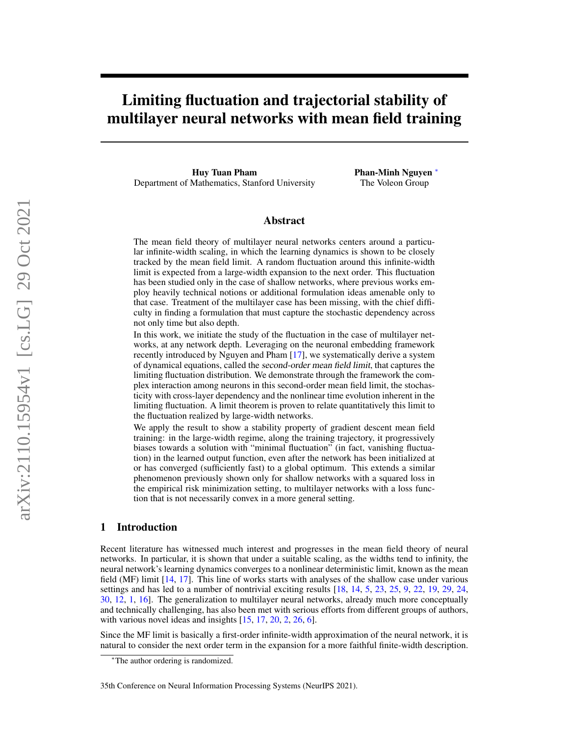# Limiting fluctuation and trajectorial stability of multilayer neural networks with mean field training

**Huy Tuan Pham**
Department of Mathematics, Stanford University

**Phan-Minh Nguyen** *
The Voleon Group

## Abstract

The mean field theory of multilayer neural networks centers around a particular infinite-width scaling, in which the learning dynamics is shown to be closely tracked by the mean field limit. A random fluctuation around this infinite-width limit is expected from a large-width expansion to the next order. This fluctuation has been studied only in the case of shallow networks, where previous works employ heavily technical notions or additional formulation ideas amenable only to that case. Treatment of the multilayer case has been missing, with the chief difficulty in finding a formulation that must capture the stochastic dependency across not only time but also depth.

In this work, we initiate the study of the fluctuation in the case of multilayer networks, at any network depth. Leveraging on the neuronal embedding framework recently introduced by Nguyen and Pham [17], we systematically derive a system of dynamical equations, called the *second-order mean field limit*, that captures the limiting fluctuation distribution. We demonstrate through the framework the complex interaction among neurons in this second-order mean field limit, the stochasticity with cross-layer dependency and the nonlinear time evolution inherent in the limiting fluctuation. A limit theorem is proven to relate quantitatively this limit to the fluctuation realized by large-width networks.

We apply the result to show a stability property of gradient descent mean field training: in the large-width regime, along the training trajectory, it progressively biases towards a solution with "minimal fluctuation" (in fact, vanishing fluctuation) in the learned output function, even after the network has been initialized at or has converged (sufficiently fast) to a global optimum. This extends a similar phenomenon previously shown only for shallow networks with a squared loss in the empirical risk minimization setting, to multilayer networks with a loss function that is not necessarily convex in a more general setting.

## 1 Introduction

Recent literature has witnessed much interest and progresses in the mean field theory of neural networks. In particular, it is shown that under a suitable scaling, as the widths tend to infinity, the neural network's learning dynamics converges to a nonlinear deterministic limit, known as the mean field (MF) limit [14, 17]. This line of works starts with analyses of the shallow case under various settings and has led to a number of nontrivial exciting results [18, 14, 5, 23, 25, 9, 22, 19, 29, 24, 30, 12, 1, 16]. The generalization to multilayer neural networks, already much more conceptually and technically challenging, has also been met with serious efforts from different groups of authors, with various novel ideas and insights [15, 17, 20, 2, 26, 6].

Since the MF limit is basically a first-order infinite-width approximation of the neural network, it is natural to consider the next order term in the expansion for a more faithful finite-width description.

*The author ordering is randomized.

35th Conference on Neural Information Processing Systems (NeurIPS 2021).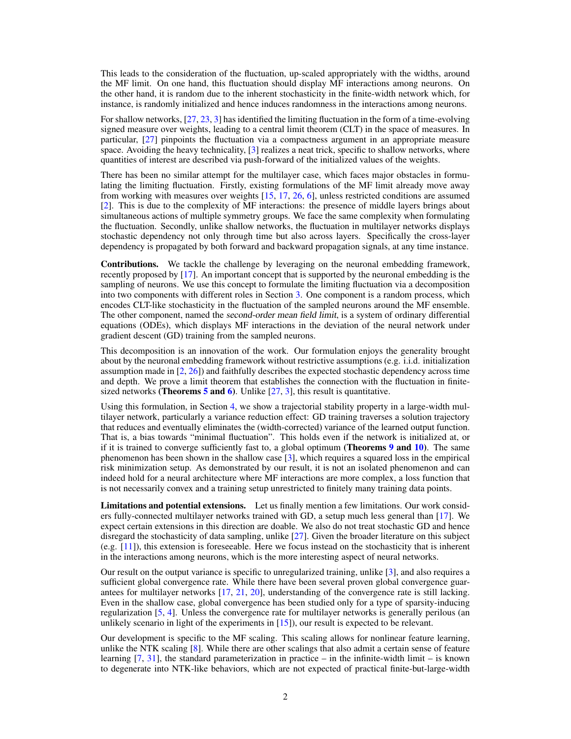This leads to the consideration of the fluctuation, up-scaled appropriately with the widths, around the MF limit. On one hand, this fluctuation should display MF interactions among neurons. On the other hand, it is random due to the inherent stochasticity in the finite-width network which, for instance, is randomly initialized and hence induces randomness in the interactions among neurons.

For shallow networks, [27, 23, 3] has identified the limiting fluctuation in the form of a time-evolving signed measure over weights, leading to a central limit theorem (CLT) in the space of measures. In particular, [27] pinpoints the fluctuation via a compactness argument in an appropriate measure space. Avoiding the heavy technicality, [3] realizes a neat trick, specific to shallow networks, where quantities of interest are described via push-forward of the initialized values of the weights.

There has been no similar attempt for the multilayer case, which faces major obstacles in formulating the limiting fluctuation. Firstly, existing formulations of the MF limit already move away from working with measures over weights [15, 17, 26, 6], unless restricted conditions are assumed [2]. This is due to the complexity of MF interactions: the presence of middle layers brings about simultaneous actions of multiple symmetry groups. We face the same complexity when formulating the fluctuation. Secondly, unlike shallow networks, the fluctuation in multilayer networks displays stochastic dependency not only through time but also across layers. Specifically the cross-layer dependency is propagated by both forward and backward propagation signals, at any time instance.

**Contributions.** We tackle the challenge by leveraging on the neuronal embedding framework, recently proposed by [17]. An important concept that is supported by the neuronal embedding is the sampling of neurons. We use this concept to formulate the limiting fluctuation via a decomposition into two components with different roles in Section 3. One component is a random process, which encodes CLT-like stochasticity in the fluctuation of the sampled neurons around the MF ensemble. The other component, named the *second-order mean field limit*, is a system of ordinary differential equations (ODEs), which displays MF interactions in the deviation of the neural network under gradient descent (GD) training from the sampled neurons.

This decomposition is an innovation of the work. Our formulation enjoys the generality brought about by the neuronal embedding framework without restrictive assumptions (e.g. i.i.d. initialization assumption made in [2, 26]) and faithfully describes the expected stochastic dependency across time and depth. We prove a limit theorem that establishes the connection with the fluctuation in finite-sized networks (**Theorems 5 and 6**). Unlike [27, 3], this result is quantitative.

Using this formulation, in Section 4, we show a trajectorial stability property in a large-width multilayer network, particularly a variance reduction effect: GD training traverses a solution trajectory that reduces and eventually eliminates the (width-corrected) variance of the learned output function. That is, a bias towards "minimal fluctuation". This holds even if the network is initialized at, or if it is trained to converge sufficiently fast to, a global optimum (**Theorems 9 and 10**). The same phenomenon has been shown in the shallow case [3], which requires a squared loss in the empirical risk minimization setup. As demonstrated by our result, it is not an isolated phenomenon and can indeed hold for a neural architecture where MF interactions are more complex, a loss function that is not necessarily convex and a training setup unrestricted to finitely many training data points.

**Limitations and potential extensions.** Let us finally mention a few limitations. Our work considers fully-connected multilayer networks trained with GD, a setup much less general than [17]. We expect certain extensions in this direction are doable. We also do not treat stochastic GD and hence disregard the stochasticity of data sampling, unlike [27]. Given the broader literature on this subject (e.g. [11]), this extension is foreseeable. Here we focus instead on the stochasticity that is inherent in the interactions among neurons, which is the more interesting aspect of neural networks.

Our result on the output variance is specific to unregularized training, unlike [3], and also requires a sufficient global convergence rate. While there have been several proven global convergence guarantees for multilayer networks [17, 21, 20], understanding of the convergence rate is still lacking. Even in the shallow case, global convergence has been studied only for a type of sparsity-inducing regularization [5, 4]. Unless the convergence rate for multilayer networks is generally perilous (an unlikely scenario in light of the experiments in [15]), our result is expected to be relevant.

Our development is specific to the MF scaling. This scaling allows for nonlinear feature learning, unlike the NTK scaling [8]. While there are other scalings that also admit a certain sense of feature learning [7, 31], the standard parameterization in practice – in the infinite-width limit – is known to degenerate into NTK-like behaviors, which are not expected of practical finite-but-large-width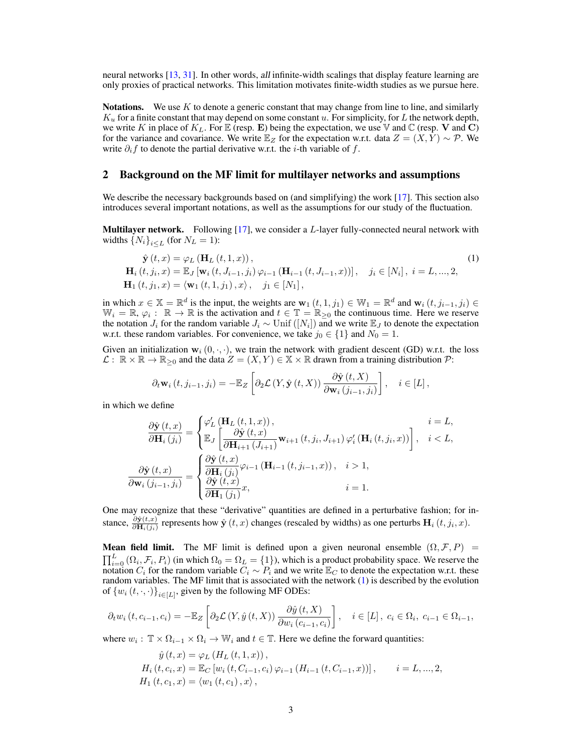neural networks [13, 31]. In other words, *all* infinite-width scalings that display feature learning are only proxies of practical networks. This limitation motivates finite-width studies as we pursue here.

**Notations.** We use $K$ to denote a generic constant that may change from line to line, and similarly $K_u$ for a finite constant that may depend on some constant $u$. For simplicity, for $L$ the network depth, we write $K$ in place of $K_L$. For $\mathbb{E}$ (resp. $\mathbf{E}$) being the expectation, we use $\mathbb{V}$ and $\mathbb{C}$ (resp. $\mathbf{V}$ and $\mathbf{C}$) for the variance and covariance. We write $\mathbb{E}_Z$ for the expectation w.r.t. data $Z = (X, Y) \sim \mathcal{P}$. We write $\partial_i f$ to denote the partial derivative w.r.t. the $i$-th variable of $f$.

## 2 Background on the MF limit for multilayer networks and assumptions

We describe the necessary backgrounds based on (and simplifying) the work [17]. This section also introduces several important notations, as well as the assumptions for our study of the fluctuation.

**Multilayer network.** Following [17], we consider a $L$-layer fully-connected neural network with widths $\{N_i\}_{i \le L}$ (for $N_L = 1$):

$$\begin{aligned}
\hat{\mathbf{y}}(t, x) &= \varphi_L(\mathbf{H}_L(t, 1, x)), \\
\mathbf{H}_i(t, j_i, x) &= \mathbb{E}_J[\mathbf{w}_i(t, J_{i-1}, j_i)\, \varphi_{i-1}(\mathbf{H}_{i-1}(t, J_{i-1}, x))], \quad j_i \in [N_i], \; i = L, ..., 2, \\
\mathbf{H}_1(t, j_1, x) &= \langle \mathbf{w}_1(t, 1, j_1), x \rangle, \quad j_1 \in [N_1],
\end{aligned} \tag{1}$$

in which $x \in \mathbb{X} = \mathbb{R}^d$ is the input, the weights are $\mathbf{w}_1(t, 1, j_1) \in \mathbb{W}_1 = \mathbb{R}^d$ and $\mathbf{w}_i(t, j_{i-1}, j_i) \in \mathbb{W}_i = \mathbb{R}$, $\varphi_i : \mathbb{R} \to \mathbb{R}$ is the activation and $t \in \mathbb{T} = \mathbb{R}_{\ge 0}$ the continuous time. Here we reserve the notation $J_i$ for the random variable $J_i \sim \text{Unif}([N_i])$ and we write $\mathbb{E}_J$ to denote the expectation w.r.t. these random variables. For convenience, we take $j_0 \in \{1\}$ and $N_0 = 1$.

Given an initialization $\mathbf{w}_i(0, \cdot, \cdot)$, we train the network with gradient descent (GD) w.r.t. the loss $\mathcal{L} : \mathbb{R} \times \mathbb{R} \to \mathbb{R}_{\ge 0}$ and the data $Z = (X, Y) \in \mathbb{X} \times \mathbb{R}$ drawn from a training distribution $\mathcal{P}$:

$$\partial_t \mathbf{w}_i(t, j_{i-1}, j_i) = -\mathbb{E}_Z\left[\partial_2 \mathcal{L}(Y, \hat{\mathbf{y}}(t, X)) \frac{\partial \hat{\mathbf{y}}(t, X)}{\partial \mathbf{w}_i(j_{i-1}, j_i)}\right], \quad i \in [L],$$

in which we define

$$\frac{\partial \hat{\mathbf{y}}(t, x)}{\partial \mathbf{H}_i(j_i)} = \begin{cases} \varphi_L'(\mathbf{H}_L(t, 1, x)), & i = L, \\ \mathbb{E}_J\left[\dfrac{\partial \hat{\mathbf{y}}(t, x)}{\partial \mathbf{H}_{i+1}(J_{i+1})} \mathbf{w}_{i+1}(t, j_i, J_{i+1})\, \varphi_i'(\mathbf{H}_i(t, j_i, x))\right], & i < L, \end{cases}$$

$$\frac{\partial \hat{\mathbf{y}}(t, x)}{\partial \mathbf{w}_i(j_{i-1}, j_i)} = \begin{cases} \dfrac{\partial \hat{\mathbf{y}}(t, x)}{\partial \mathbf{H}_i(j_i)} \varphi_{i-1}(\mathbf{H}_{i-1}(t, j_{i-1}, x)), & i > 1, \\ \dfrac{\partial \hat{\mathbf{y}}(t, x)}{\partial \mathbf{H}_1(j_1)} x, & i = 1. \end{cases}$$

One may recognize that these "derivative" quantities are defined in a perturbative fashion; for instance, $\frac{\partial \hat{\mathbf{y}}(t,x)}{\partial \mathbf{H}_i(j_i)}$ represents how $\hat{\mathbf{y}}(t, x)$ changes (rescaled by widths) as one perturbs $\mathbf{H}_i(t, j_i, x)$.

**Mean field limit.** The MF limit is defined upon a given neuronal ensemble $(\Omega, \mathcal{F}, P) = \prod_{i=0}^{L} (\Omega_i, \mathcal{F}_i, P_i)$ (in which $\Omega_0 = \Omega_L = \{1\}$), which is a product probability space. We reserve the notation $C_i$ for the random variable $C_i \sim P_i$ and we write $\mathbb{E}_C$ to denote the expectation w.r.t. these random variables. The MF limit that is associated with the network (1) is described by the evolution of $\{w_i(t, \cdot, \cdot)\}_{i \in [L]}$, given by the following MF ODEs:

$$\partial_t w_i(t, c_{i-1}, c_i) = -\mathbb{E}_Z\left[\partial_2 \mathcal{L}(Y, \hat{y}(t, X)) \frac{\partial \hat{y}(t, X)}{\partial w_i(c_{i-1}, c_i)}\right], \quad i \in [L], \; c_i \in \Omega_i, \; c_{i-1} \in \Omega_{i-1},$$

where $w_i : \mathbb{T} \times \Omega_{i-1} \times \Omega_i \to \mathbb{W}_i$ and $t \in \mathbb{T}$. Here we define the forward quantities:

$$\begin{aligned}
\hat{y}(t, x) &= \varphi_L(H_L(t, 1, x)), \\
H_i(t, c_i, x) &= \mathbb{E}_C[w_i(t, C_{i-1}, c_i)\, \varphi_{i-1}(H_{i-1}(t, C_{i-1}, x))], \qquad i = L, ..., 2, \\
H_1(t, c_1, x) &= \langle w_1(t, c_1), x \rangle,
\end{aligned}$$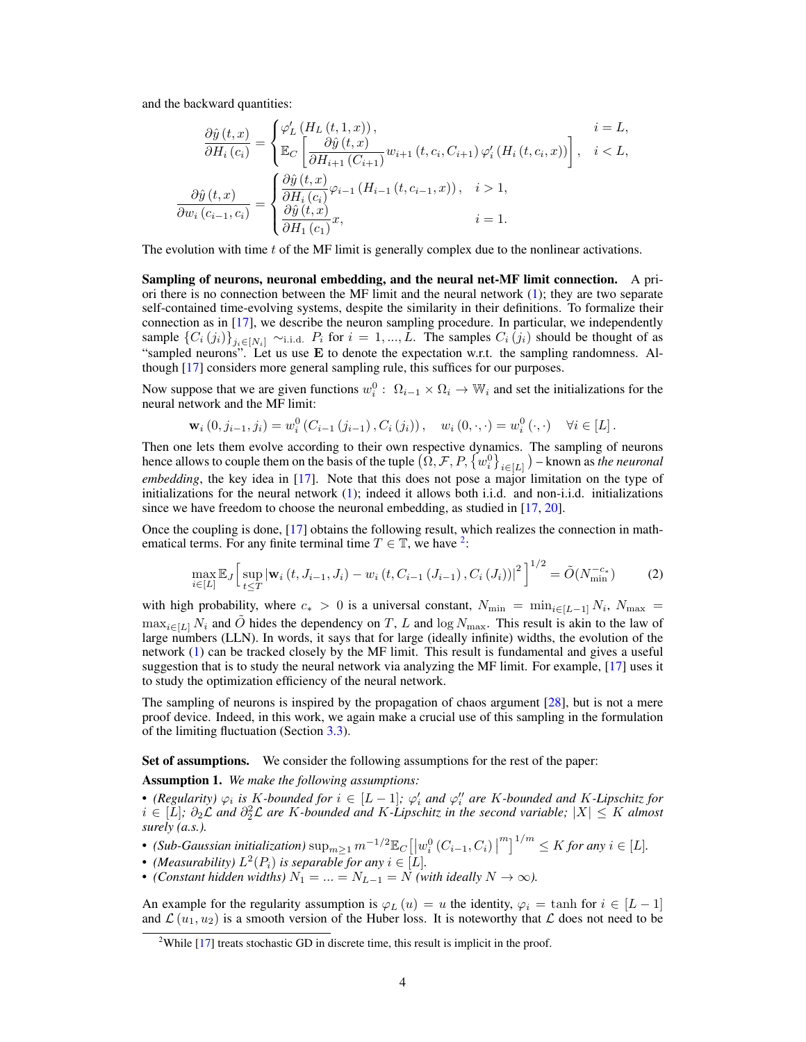and the backward quantities:

$$
\frac{\partial \hat{y}(t,x)}{\partial H_i(c_i)} = \begin{cases} \varphi_L'\left(H_L(t,1,x)\right), & i = L, \\ \mathbb{E}_C\left[\dfrac{\partial \hat{y}(t,x)}{\partial H_{i+1}(C_{i+1})} w_{i+1}(t, c_i, C_{i+1}) \varphi_i'\left(H_i(t, c_i, x)\right)\right], & i < L, \end{cases}
$$

$$
\frac{\partial \hat{y}(t,x)}{\partial w_i(c_{i-1}, c_i)} = \begin{cases} \dfrac{\partial \hat{y}(t,x)}{\partial H_i(c_i)} \varphi_{i-1}\left(H_{i-1}(t, c_{i-1}, x)\right), & i > 1, \\ \dfrac{\partial \hat{y}(t,x)}{\partial H_1(c_1)} x, & i = 1. \end{cases}
$$

The evolution with time $t$ of the MF limit is generally complex due to the nonlinear activations.

**Sampling of neurons, neuronal embedding, and the neural net-MF limit connection.** A priori there is no connection between the MF limit and the neural network (1); they are two separate self-contained time-evolving systems, despite the similarity in their definitions. To formalize their connection as in [17], we describe the neuron sampling procedure. In particular, we independently sample $\{C_i(j_i)\}_{j_i \in [N_i]} \sim_{\text{i.i.d.}} P_i$ for $i = 1, ..., L$. The samples $C_i(j_i)$ should be thought of as "sampled neurons". Let us use $\mathbf{E}$ to denote the expectation w.r.t. the sampling randomness. Although [17] considers more general sampling rule, this suffices for our purposes.

Now suppose that we are given functions $w_i^0 : \Omega_{i-1} \times \Omega_i \to \mathbb{W}_i$ and set the initializations for the neural network and the MF limit:

$$
\mathbf{w}_i(0, j_{i-1}, j_i) = w_i^0\left(C_{i-1}(j_{i-1}), C_i(j_i)\right), \quad w_i(0, \cdot, \cdot) = w_i^0(\cdot, \cdot) \quad \forall i \in [L].
$$

Then one lets them evolve according to their own respective dynamics. The sampling of neurons hence allows to couple them on the basis of the tuple $\left(\Omega, \mathcal{F}, P, \{w_i^0\}_{i \in [L]}\right)$ – known as *the neuronal embedding*, the key idea in [17]. Note that this does not pose a major limitation on the type of initializations for the neural network (1); indeed it allows both i.i.d. and non-i.i.d. initializations since we have freedom to choose the neuronal embedding, as studied in [17, 20].

Once the coupling is done, [17] obtains the following result, which realizes the connection in mathematical terms. For any finite terminal time $T \in \mathbb{T}$, we have [2]:

$$
\max_{i \in [L]} \mathbb{E}_J\left[\sup_{t \le T} \left|\mathbf{w}_i(t, J_{i-1}, J_i) - w_i\left(t, C_{i-1}(J_{i-1}), C_i(J_i)\right)\right|^2\right]^{1/2} = \tilde{O}(N_{\min}^{-c_*}) \tag{2}
$$

with high probability, where $c_* > 0$ is a universal constant, $N_{\min} = \min_{i \in [L-1]} N_i$, $N_{\max} = \max_{i \in [L]} N_i$ and $\tilde{O}$ hides the dependency on $T$, $L$ and $\log N_{\max}$. This result is akin to the law of large numbers (LLN). In words, it says that for large (ideally infinite) widths, the evolution of the network (1) can be tracked closely by the MF limit. This result is fundamental and gives a useful suggestion that is to study the neural network via analyzing the MF limit. For example, [17] uses it to study the optimization efficiency of the neural network.

The sampling of neurons is inspired by the propagation of chaos argument [28], but is not a mere proof device. Indeed, in this work, we again make a crucial use of this sampling in the formulation of the limiting fluctuation (Section 3.3).

**Set of assumptions.** We consider the following assumptions for the rest of the paper:

**Assumption 1.** *We make the following assumptions:*

- *(Regularity) $\varphi_i$ is $K$-bounded for $i \in [L-1]$; $\varphi_i'$ and $\varphi_i''$ are $K$-bounded and $K$-Lipschitz for $i \in [L]$; $\partial_2 \mathcal{L}$ and $\partial_2^2 \mathcal{L}$ are $K$-bounded and $K$-Lipschitz in the second variable; $|X| \le K$ almost surely (a.s.).*
- *(Sub-Gaussian initialization) $\sup_{m \ge 1} m^{-1/2} \mathbb{E}_C\left[\left|w_i^0(C_{i-1}, C_i)\right|^m\right]^{1/m} \le K$ for any $i \in [L]$.*
- *(Measurability) $L^2(P_i)$ is separable for any $i \in [L]$.*
- *(Constant hidden widths) $N_1 = ... = N_{L-1} = N$ (with ideally $N \to \infty$).*

An example for the regularity assumption is $\varphi_L(u) = u$ the identity, $\varphi_i = \tanh$ for $i \in [L-1]$ and $\mathcal{L}(u_1, u_2)$ is a smooth version of the Huber loss. It is noteworthy that $\mathcal{L}$ does not need to be

[2] While [17] treats stochastic GD in discrete time, this result is implicit in the proof.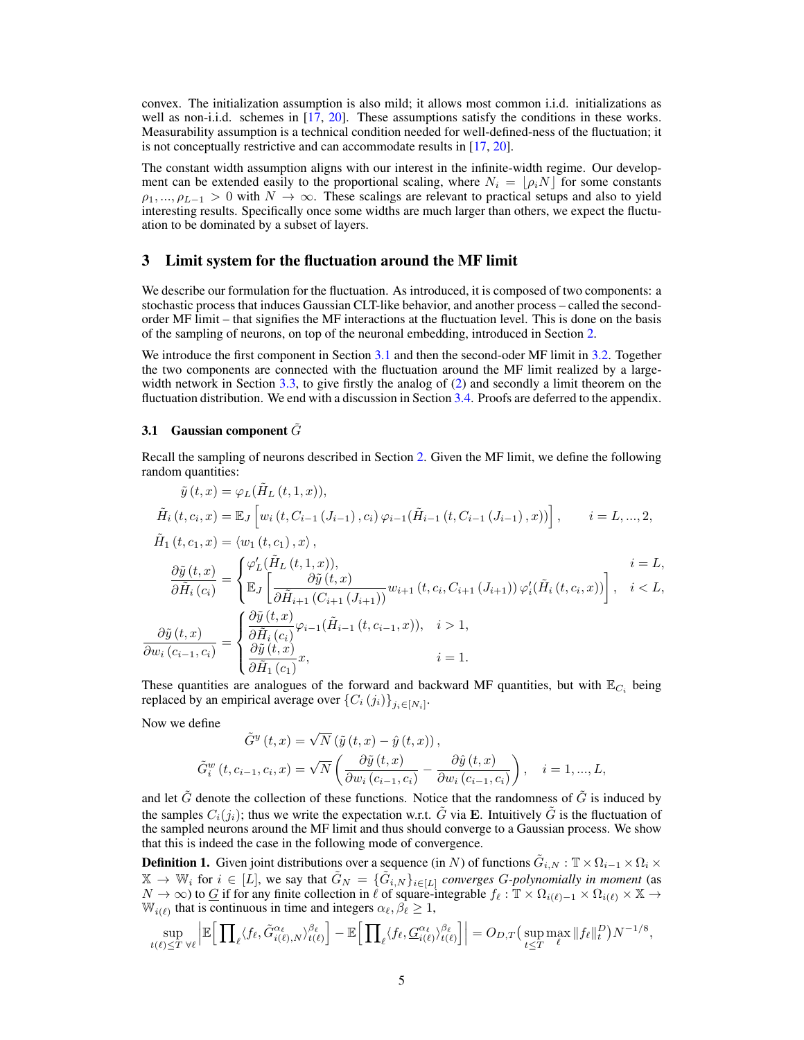convex. The initialization assumption is also mild; it allows most common i.i.d. initializations as well as non-i.i.d. schemes in [17, 20]. These assumptions satisfy the conditions in these works. Measurability assumption is a technical condition needed for well-defined-ness of the fluctuation; it is not conceptually restrictive and can accommodate results in [17, 20].

The constant width assumption aligns with our interest in the infinite-width regime. Our development can be extended easily to the proportional scaling, where $N_i = \lfloor \rho_i N \rfloor$ for some constants $\rho_1, ..., \rho_{L-1} > 0$ with $N \to \infty$. These scalings are relevant to practical setups and also to yield interesting results. Specifically once some widths are much larger than others, we expect the fluctuation to be dominated by a subset of layers.

## 3 Limit system for the fluctuation around the MF limit

We describe our formulation for the fluctuation. As introduced, it is composed of two components: a stochastic process that induces Gaussian CLT-like behavior, and another process – called the second-order MF limit – that signifies the MF interactions at the fluctuation level. This is done on the basis of the sampling of neurons, on top of the neuronal embedding, introduced in Section 2.

We introduce the first component in Section 3.1 and then the second-oder MF limit in 3.2. Together the two components are connected with the fluctuation around the MF limit realized by a large-width network in Section 3.3, to give firstly the analog of (2) and secondly a limit theorem on the fluctuation distribution. We end with a discussion in Section 3.4. Proofs are deferred to the appendix.

### 3.1 Gaussian component $\tilde{G}$

Recall the sampling of neurons described in Section 2. Given the MF limit, we define the following random quantities:

$$
\begin{aligned}
\tilde{y}(t,x) &= \varphi_L(\tilde{H}_L(t,1,x)), \\
\tilde{H}_i(t,c_i,x) &= \mathbb{E}_J\left[w_i(t,C_{i-1}(J_{i-1}),c_i)\,\varphi_{i-1}(\tilde{H}_{i-1}(t,C_{i-1}(J_{i-1}),x))\right], \qquad i=L,...,2, \\
\tilde{H}_1(t,c_1,x) &= \langle w_1(t,c_1),x\rangle, \\
\frac{\partial \tilde{y}(t,x)}{\partial \tilde{H}_i(c_i)} &= \begin{cases} \varphi_L'(\tilde{H}_L(t,1,x)), & i=L, \\ \mathbb{E}_J\left[\dfrac{\partial \tilde{y}(t,x)}{\partial \tilde{H}_{i+1}(C_{i+1}(J_{i+1}))}w_{i+1}(t,c_i,C_{i+1}(J_{i+1}))\,\varphi_i'(\tilde{H}_i(t,c_i,x))\right], & i<L, \end{cases} \\
\frac{\partial \tilde{y}(t,x)}{\partial w_i(c_{i-1},c_i)} &= \begin{cases} \dfrac{\partial \tilde{y}(t,x)}{\partial \tilde{H}_i(c_i)}\varphi_{i-1}(\tilde{H}_{i-1}(t,c_{i-1},x)), & i>1, \\ \dfrac{\partial \tilde{y}(t,x)}{\partial \tilde{H}_1(c_1)}x, & i=1. \end{cases}
\end{aligned}
$$

These quantities are analogues of the forward and backward MF quantities, but with $\mathbb{E}_{C_i}$ being replaced by an empirical average over $\{C_i(j_i)\}_{j_i\in[N_i]}$.

Now we define

$$
\begin{aligned}
\tilde{G}^y(t,x) &= \sqrt{N}\left(\tilde{y}(t,x)-\hat{y}(t,x)\right), \\
\tilde{G}_i^w(t,c_{i-1},c_i,x) &= \sqrt{N}\left(\frac{\partial \tilde{y}(t,x)}{\partial w_i(c_{i-1},c_i)}-\frac{\partial \hat{y}(t,x)}{\partial w_i(c_{i-1},c_i)}\right), \quad i=1,...,L,
\end{aligned}
$$

and let $\tilde{G}$ denote the collection of these functions. Notice that the randomness of $\tilde{G}$ is induced by the samples $C_i(j_i)$; thus we write the expectation w.r.t. $\tilde{G}$ via $\mathbf{E}$. Intuitively $\tilde{G}$ is the fluctuation of the sampled neurons around the MF limit and thus should converge to a Gaussian process. We show that this is indeed the case in the following mode of convergence.

**Definition 1.** Given joint distributions over a sequence (in $N$) of functions $\tilde{G}_{i,N}:\mathbb{T}\times\Omega_{i-1}\times\Omega_i\times\mathbb{X}\to\mathbb{W}_i$ for $i\in[L]$, we say that $\tilde{G}_N=\{\tilde{G}_{i,N}\}_{i\in[L]}$ *converges G-polynomially in moment* (as $N\to\infty$) to $\underline{G}$ if for any finite collection in $\ell$ of square-integrable $f_\ell:\mathbb{T}\times\Omega_{i(\ell)-1}\times\Omega_{i(\ell)}\times\mathbb{X}\to\mathbb{W}_{i(\ell)}$ that is continuous in time and integers $\alpha_\ell,\beta_\ell\geq 1$,

$$
\sup_{t(\ell)\leq T\ \forall \ell}\left|\mathbb{E}\Big[\prod_\ell\langle f_\ell,\tilde{G}^{\alpha_\ell}_{i(\ell),N}\rangle^{\beta_\ell}_{t(\ell)}\Big]-\mathbb{E}\Big[\prod_\ell\langle f_\ell,\underline{G}^{\alpha_\ell}_{i(\ell)}\rangle^{\beta_\ell}_{t(\ell)}\Big]\right| = O_{D,T}\big(\sup_{t\leq T}\max_\ell\|f_\ell\|_t^D\big)N^{-1/8},
$$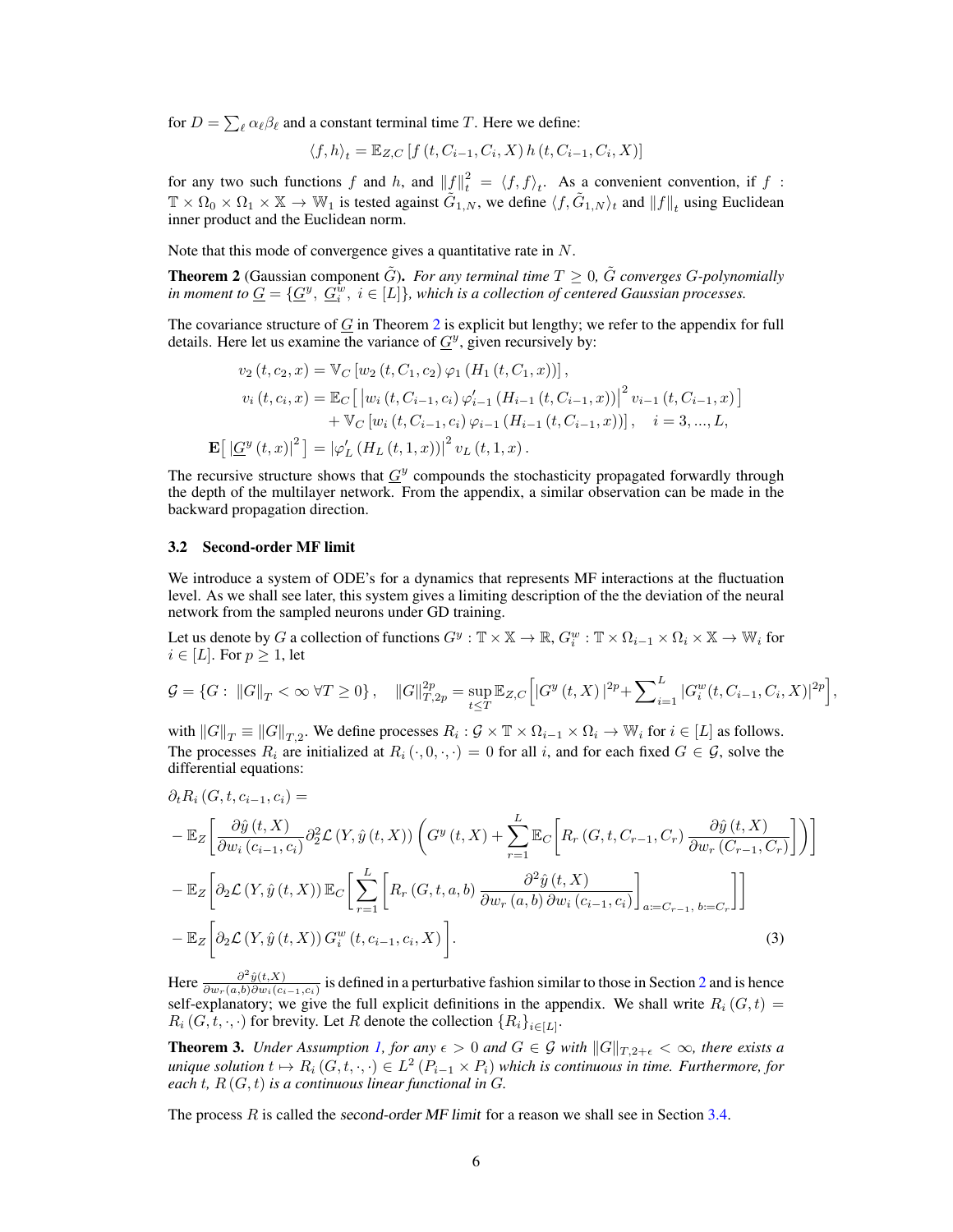for $D = \sum_\ell \alpha_\ell \beta_\ell$ and a constant terminal time $T$. Here we define:

$$\langle f, h \rangle_t = \mathbb{E}_{Z,C}\left[ f\left(t, C_{i-1}, C_i, X\right) h\left(t, C_{i-1}, C_i, X\right) \right]$$

for any two such functions $f$ and $h$, and $\|f\|_t^2 = \langle f, f \rangle_t$. As a convenient convention, if $f : \mathbb{T} \times \Omega_0 \times \Omega_1 \times \mathbb{X} \to \mathbb{W}_1$ is tested against $\tilde{G}_{1,N}$, we define $\langle f, \tilde{G}_{1,N} \rangle_t$ and $\|f\|_t$ using Euclidean inner product and the Euclidean norm.

Note that this mode of convergence gives a quantitative rate in $N$.

**Theorem 2** (Gaussian component $\tilde{G}$). *For any terminal time $T \geq 0$, $\tilde{G}$ converges G-polynomially in moment to $\underline{G} = \{\underline{G}^y,\ \underline{G}_i^w,\ i \in [L]\}$, which is a collection of centered Gaussian processes.*

The covariance structure of $\underline{G}$ in Theorem 2 is explicit but lengthy; we refer to the appendix for full details. Here let us examine the variance of $\underline{G}^y$, given recursively by:

$$
\begin{aligned}
v_2\left(t, c_2, x\right) &= \mathbb{V}_C\left[ w_2\left(t, C_1, c_2\right) \varphi_1\left(H_1\left(t, C_1, x\right)\right) \right], \\
v_i\left(t, c_i, x\right) &= \mathbb{E}_C\left[ \left| w_i\left(t, C_{i-1}, c_i\right) \varphi_{i-1}'\left(H_{i-1}\left(t, C_{i-1}, x\right)\right) \right|^2 v_{i-1}\left(t, C_{i-1}, x\right) \right] \\
&\quad + \mathbb{V}_C\left[ w_i\left(t, C_{i-1}, c_i\right) \varphi_{i-1}\left(H_{i-1}\left(t, C_{i-1}, x\right)\right) \right], \quad i = 3, ..., L, \\
\mathbf{E}\left[ \left| \underline{G}^y\left(t, x\right) \right|^2 \right] &= \left| \varphi_L'\left(H_L\left(t, 1, x\right)\right) \right|^2 v_L\left(t, 1, x\right).
\end{aligned}
$$

The recursive structure shows that $\underline{G}^y$ compounds the stochasticity propagated forwardly through the depth of the multilayer network. From the appendix, a similar observation can be made in the backward propagation direction.

### 3.2 Second-order MF limit

We introduce a system of ODE's for a dynamics that represents MF interactions at the fluctuation level. As we shall see later, this system gives a limiting description of the the deviation of the neural network from the sampled neurons under GD training.

Let us denote by $G$ a collection of functions $G^y : \mathbb{T} \times \mathbb{X} \to \mathbb{R}$, $G_i^w : \mathbb{T} \times \Omega_{i-1} \times \Omega_i \times \mathbb{X} \to \mathbb{W}_i$ for $i \in [L]$. For $p \geq 1$, let

$$\mathcal{G} = \left\{ G : \ \|G\|_T < \infty \ \forall T \geq 0 \right\}, \quad \|G\|_{T,2p}^{2p} = \sup_{t \leq T} \mathbb{E}_{Z,C}\Big[ \left| G^y\left(t, X\right) \right|^{2p} + \sum\nolimits_{i=1}^L \left| G_i^w(t, C_{i-1}, C_i, X) \right|^{2p} \Big],$$

with $\|G\|_T \equiv \|G\|_{T,2}$. We define processes $R_i : \mathcal{G} \times \mathbb{T} \times \Omega_{i-1} \times \Omega_i \to \mathbb{W}_i$ for $i \in [L]$ as follows. The processes $R_i$ are initialized at $R_i\left(\cdot, 0, \cdot, \cdot\right) = 0$ for all $i$, and for each fixed $G \in \mathcal{G}$, solve the differential equations:

$$
\begin{aligned}
&\partial_t R_i\left(G, t, c_{i-1}, c_i\right) = \\
&- \mathbb{E}_Z\bigg[ \frac{\partial \hat{y}\left(t, X\right)}{\partial w_i\left(c_{i-1}, c_i\right)} \partial_2^2 \mathcal{L}\left(Y, \hat{y}\left(t, X\right)\right) \bigg( G^y\left(t, X\right) + \sum_{r=1}^L \mathbb{E}_C\bigg[ R_r\left(G, t, C_{r-1}, C_r\right) \frac{\partial \hat{y}\left(t, X\right)}{\partial w_r\left(C_{r-1}, C_r\right)} \bigg] \bigg) \bigg] \\
&- \mathbb{E}_Z\bigg[ \partial_2 \mathcal{L}\left(Y, \hat{y}\left(t, X\right)\right) \mathbb{E}_C\bigg[ \sum_{r=1}^L \bigg[ R_r\left(G, t, a, b\right) \frac{\partial^2 \hat{y}\left(t, X\right)}{\partial w_r\left(a, b\right) \partial w_i\left(c_{i-1}, c_i\right)} \bigg]_{a := C_{r-1},\ b := C_r} \bigg] \bigg] \\
&- \mathbb{E}_Z\bigg[ \partial_2 \mathcal{L}\left(Y, \hat{y}\left(t, X\right)\right) G_i^w\left(t, c_{i-1}, c_i, X\right) \bigg].
\end{aligned} \tag{3}
$$

Here $\frac{\partial^2 \hat{y}(t,X)}{\partial w_r(a,b) \partial w_i(c_{i-1},c_i)}$ is defined in a perturbative fashion similar to those in Section 2 and is hence self-explanatory; we give the full explicit definitions in the appendix. We shall write $R_i\left(G, t\right) = R_i\left(G, t, \cdot, \cdot\right)$ for brevity. Let $R$ denote the collection $\left\{R_i\right\}_{i \in [L]}$.

**Theorem 3.** *Under Assumption 1, for any $\epsilon > 0$ and $G \in \mathcal{G}$ with $\|G\|_{T,2+\epsilon} < \infty$, there exists a unique solution $t \mapsto R_i\left(G, t, \cdot, \cdot\right) \in L^2\left(P_{i-1} \times P_i\right)$ which is continuous in time. Furthermore, for each $t$, $R\left(G, t\right)$ is a continuous linear functional in $G$.*

The process $R$ is called the *second-order MF limit* for a reason we shall see in Section 3.4.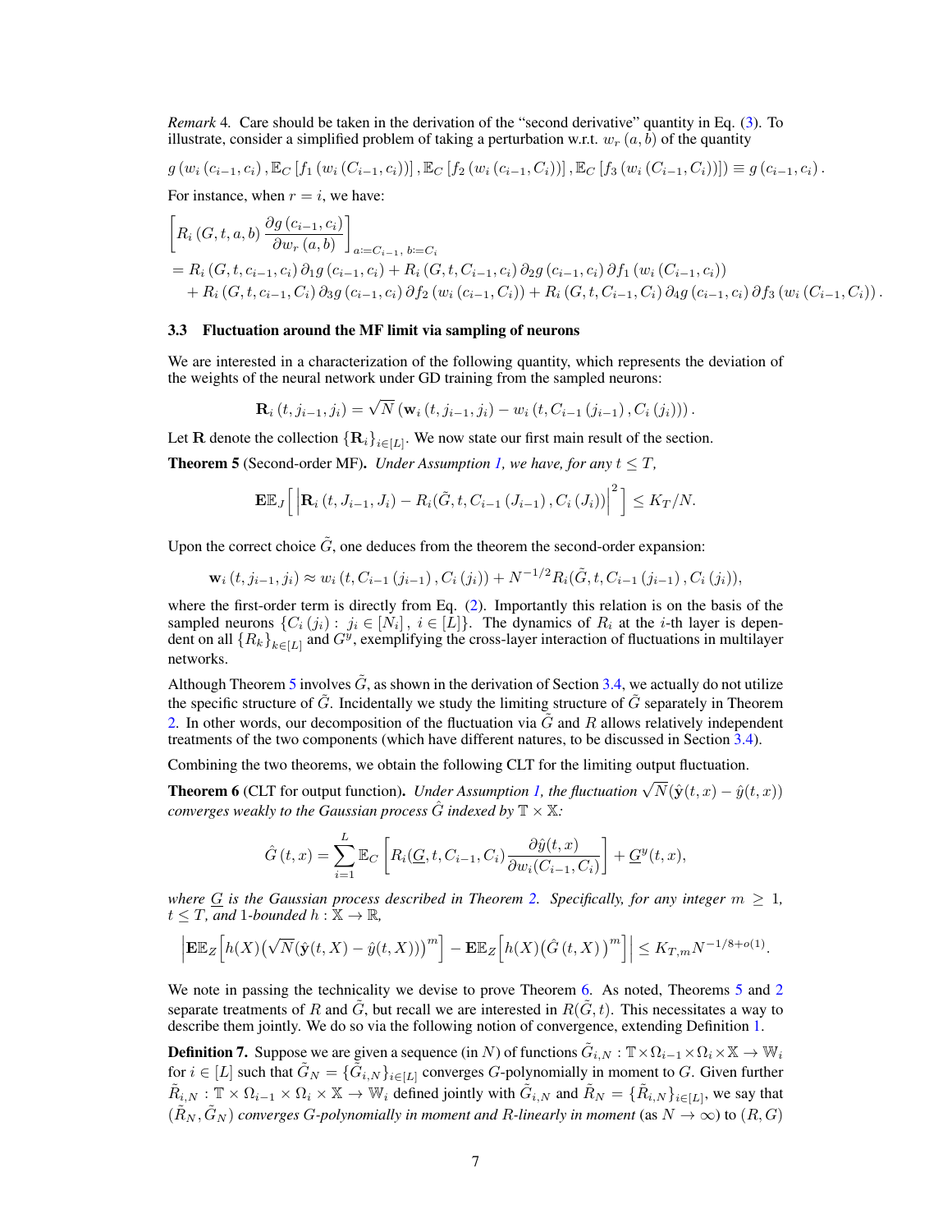*Remark* 4. Care should be taken in the derivation of the "second derivative" quantity in Eq. (3). To illustrate, consider a simplified problem of taking a perturbation w.r.t. $w_r(a,b)$ of the quantity

$$g\left(w_i\left(c_{i-1},c_i\right),\mathbb{E}_C\left[f_1\left(w_i\left(C_{i-1},c_i\right)\right)\right],\mathbb{E}_C\left[f_2\left(w_i\left(c_{i-1},C_i\right)\right)\right],\mathbb{E}_C\left[f_3\left(w_i\left(C_{i-1},C_i\right)\right)\right]\right)\equiv g\left(c_{i-1},c_i\right).$$

For instance, when $r=i$, we have:

$$\begin{aligned}
&\left[R_i\left(G,t,a,b\right)\frac{\partial g\left(c_{i-1},c_i\right)}{\partial w_r\left(a,b\right)}\right]_{a:=C_{i-1},\ b:=C_i}\\
&=R_i\left(G,t,c_{i-1},c_i\right)\partial_1 g\left(c_{i-1},c_i\right)+R_i\left(G,t,C_{i-1},c_i\right)\partial_2 g\left(c_{i-1},c_i\right)\partial f_1\left(w_i\left(C_{i-1},c_i\right)\right)\\
&\quad+R_i\left(G,t,c_{i-1},C_i\right)\partial_3 g\left(c_{i-1},c_i\right)\partial f_2\left(w_i\left(c_{i-1},C_i\right)\right)+R_i\left(G,t,C_{i-1},C_i\right)\partial_4 g\left(c_{i-1},c_i\right)\partial f_3\left(w_i\left(C_{i-1},C_i\right)\right).
\end{aligned}$$

### 3.3 Fluctuation around the MF limit via sampling of neurons

We are interested in a characterization of the following quantity, which represents the deviation of the weights of the neural network under GD training from the sampled neurons:

$$\mathbf{R}_i\left(t,j_{i-1},j_i\right)=\sqrt{N}\left(\mathbf{w}_i\left(t,j_{i-1},j_i\right)-w_i\left(t,C_{i-1}\left(j_{i-1}\right),C_i\left(j_i\right)\right)\right).$$

Let $\mathbf{R}$ denote the collection $\{\mathbf{R}_i\}_{i\in[L]}$. We now state our first main result of the section.

**Theorem 5** (Second-order MF). *Under Assumption 1, we have, for any $t\le T$,*

$$\mathbf{E}\mathbb{E}_J\left[\left|\mathbf{R}_i\left(t,J_{i-1},J_i\right)-R_i(\tilde{G},t,C_{i-1}\left(J_{i-1}\right),C_i\left(J_i\right))\right|^2\right]\le K_T/N.$$

Upon the correct choice $\tilde{G}$, one deduces from the theorem the second-order expansion:

$$\mathbf{w}_i\left(t,j_{i-1},j_i\right)\approx w_i\left(t,C_{i-1}\left(j_{i-1}\right),C_i\left(j_i\right)\right)+N^{-1/2}R_i(\tilde{G},t,C_{i-1}\left(j_{i-1}\right),C_i\left(j_i\right)),$$

where the first-order term is directly from Eq. (2). Importantly this relation is on the basis of the sampled neurons $\{C_i\left(j_i\right): j_i\in[N_i],\ i\in[L]\}$. The dynamics of $R_i$ at the $i$-th layer is dependent on all $\{R_k\}_{k\in[L]}$ and $G^y$, exemplifying the cross-layer interaction of fluctuations in multilayer networks.

Although Theorem 5 involves $\tilde{G}$, as shown in the derivation of Section 3.4, we actually do not utilize the specific structure of $\tilde{G}$. Incidentally we study the limiting structure of $\tilde{G}$ separately in Theorem 2. In other words, our decomposition of the fluctuation via $\tilde{G}$ and $R$ allows relatively independent treatments of the two components (which have different natures, to be discussed in Section 3.4).

Combining the two theorems, we obtain the following CLT for the limiting output fluctuation.

**Theorem 6** (CLT for output function). *Under Assumption 1, the fluctuation $\sqrt{N}(\hat{\mathbf{y}}(t,x)-\hat{y}(t,x))$ converges weakly to the Gaussian process $\hat{G}$ indexed by $\mathbb{T}\times\mathbb{X}$:*

$$\hat{G}\left(t,x\right)=\sum_{i=1}^{L}\mathbb{E}_C\left[R_i(\underline{G},t,C_{i-1},C_i)\frac{\partial\hat{y}(t,x)}{\partial w_i(C_{i-1},C_i)}\right]+\underline{G}^y(t,x),$$

*where $\underline{G}$ is the Gaussian process described in Theorem 2. Specifically, for any integer $m\ge 1$, $t\le T$, and 1-bounded $h:\mathbb{X}\to\mathbb{R}$,*

$$\left|\mathbf{E}\mathbb{E}_Z\left[h(X)\left(\sqrt{N}(\hat{\mathbf{y}}(t,X)-\hat{y}(t,X))\right)^m\right]-\mathbf{E}\mathbb{E}_Z\left[h(X)\left(\hat{G}\left(t,X\right)\right)^m\right]\right|\le K_{T,m}N^{-1/8+o(1)}.$$

We note in passing the technicality we devise to prove Theorem 6. As noted, Theorems 5 and 2 separate treatments of $R$ and $\tilde{G}$, but recall we are interested in $R(\tilde{G},t)$. This necessitates a way to describe them jointly. We do so via the following notion of convergence, extending Definition 1.

**Definition 7.** Suppose we are given a sequence (in $N$) of functions $\tilde{G}_{i,N}:\mathbb{T}\times\Omega_{i-1}\times\Omega_i\times\mathbb{X}\to\mathbb{W}_i$ for $i\in[L]$ such that $\tilde{G}_N=\{\tilde{G}_{i,N}\}_{i\in[L]}$ converges $G$-polynomially in moment to $G$. Given further $\tilde{R}_{i,N}:\mathbb{T}\times\Omega_{i-1}\times\Omega_i\times\mathbb{X}\to\mathbb{W}_i$ defined jointly with $\tilde{G}_{i,N}$ and $\tilde{R}_N=\{\tilde{R}_{i,N}\}_{i\in[L]}$, we say that $(\tilde{R}_N,\tilde{G}_N)$ *converges $G$-polynomially in moment and $R$-linearly in moment* (as $N\to\infty$) to $(R,G)$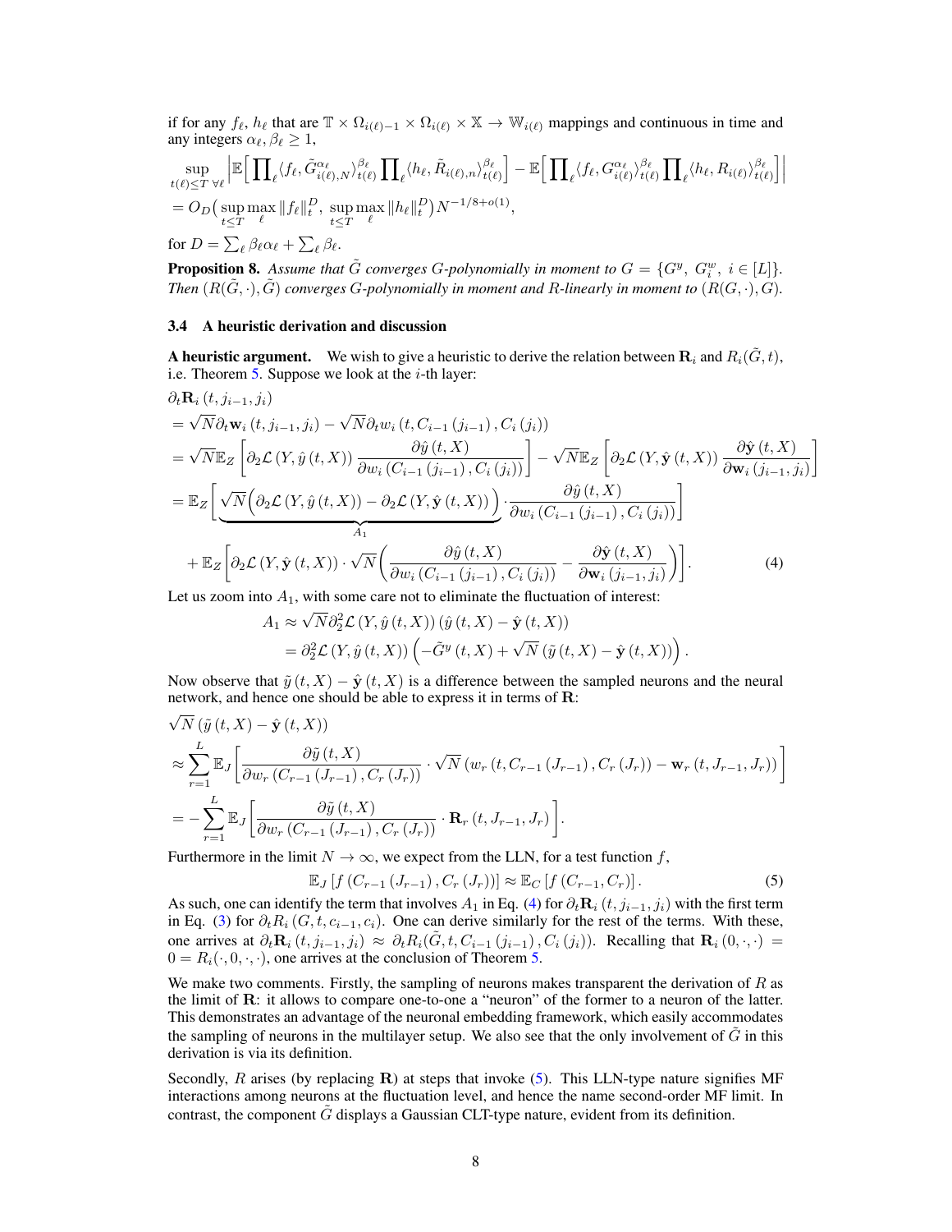if for any $f_\ell$, $h_\ell$ that are $\mathbb{T} \times \Omega_{i(\ell)-1} \times \Omega_{i(\ell)} \times \mathbb{X} \to \mathbb{W}_{i(\ell)}$ mappings and continuous in time and any integers $\alpha_\ell, \beta_\ell \geq 1$,

$$
\begin{aligned}
&\sup_{t(\ell) \leq T \ \forall \ell} \left| \mathbb{E}\Big[ \prod_\ell \langle f_\ell, \tilde{G}^{\alpha_\ell}_{i(\ell),N} \rangle^{\beta_\ell}_{t(\ell)} \prod_\ell \langle h_\ell, \tilde{R}_{i(\ell),n} \rangle^{\beta_\ell}_{t(\ell)} \Big] - \mathbb{E}\Big[ \prod_\ell \langle f_\ell, G^{\alpha_\ell}_{i(\ell)} \rangle^{\beta_\ell}_{t(\ell)} \prod_\ell \langle h_\ell, R_{i(\ell)} \rangle^{\beta_\ell}_{t(\ell)} \Big] \right| \\
&= O_D\big( \sup_{t \leq T} \max_\ell \| f_\ell \|^D_t, \ \sup_{t \leq T} \max_\ell \| h_\ell \|^D_t \big) N^{-1/8+o(1)},
\end{aligned}
$$

for $D = \sum_\ell \beta_\ell \alpha_\ell + \sum_\ell \beta_\ell$.

**Proposition 8.** *Assume that $\tilde{G}$ converges $G$-polynomially in moment to $G = \{G^y, \ G^w_i, \ i \in [L]\}$. Then $(R(\tilde{G}, \cdot), \tilde{G})$ converges $G$-polynomially in moment and $R$-linearly in moment to $(R(G, \cdot), G)$.*

### 3.4 A heuristic derivation and discussion

**A heuristic argument.** We wish to give a heuristic to derive the relation between $\mathbf{R}_i$ and $R_i(\tilde{G}, t)$, i.e. Theorem 5. Suppose we look at the $i$-th layer:

$$
\begin{aligned}
&\partial_t \mathbf{R}_i (t, j_{i-1}, j_i) \\
&= \sqrt{N} \partial_t \mathbf{w}_i (t, j_{i-1}, j_i) - \sqrt{N} \partial_t w_i (t, C_{i-1}(j_{i-1}), C_i(j_i)) \\
&= \sqrt{N} \mathbb{E}_Z \left[ \partial_2 \mathcal{L}(Y, \hat{y}(t, X)) \frac{\partial \hat{y}(t, X)}{\partial w_i (C_{i-1}(j_{i-1}), C_i(j_i))} \right] - \sqrt{N} \mathbb{E}_Z \left[ \partial_2 \mathcal{L}(Y, \hat{\mathbf{y}}(t, X)) \frac{\partial \hat{\mathbf{y}}(t, X)}{\partial \mathbf{w}_i (j_{i-1}, j_i)} \right] \\
&= \mathbb{E}_Z \Bigg[ \underbrace{\sqrt{N} \Big( \partial_2 \mathcal{L}(Y, \hat{y}(t, X)) - \partial_2 \mathcal{L}(Y, \hat{\mathbf{y}}(t, X)) \Big)}_{A_1} \cdot \frac{\partial \hat{y}(t, X)}{\partial w_i (C_{i-1}(j_{i-1}), C_i(j_i))} \Bigg] \\
&\quad + \mathbb{E}_Z \left[ \partial_2 \mathcal{L}(Y, \hat{\mathbf{y}}(t, X)) \cdot \sqrt{N} \Bigg( \frac{\partial \hat{y}(t, X)}{\partial w_i (C_{i-1}(j_{i-1}), C_i(j_i))} - \frac{\partial \hat{\mathbf{y}}(t, X)}{\partial \mathbf{w}_i (j_{i-1}, j_i)} \Bigg) \right]. \qquad (4)
\end{aligned}
$$

Let us zoom into $A_1$, with some care not to eliminate the fluctuation of interest:

$$
\begin{aligned}
A_1 &\approx \sqrt{N} \partial_2^2 \mathcal{L}(Y, \hat{y}(t, X)) (\hat{y}(t, X) - \hat{\mathbf{y}}(t, X)) \\
&= \partial_2^2 \mathcal{L}(Y, \hat{y}(t, X)) \left( -\tilde{G}^y(t, X) + \sqrt{N} (\tilde{y}(t, X) - \hat{\mathbf{y}}(t, X)) \right).
\end{aligned}
$$

Now observe that $\tilde{y}(t, X) - \hat{\mathbf{y}}(t, X)$ is a difference between the sampled neurons and the neural network, and hence one should be able to express it in terms of $\mathbf{R}$:

$$
\begin{aligned}
&\sqrt{N} (\tilde{y}(t, X) - \hat{\mathbf{y}}(t, X)) \\
&\approx \sum_{r=1}^{L} \mathbb{E}_J \left[ \frac{\partial \tilde{y}(t, X)}{\partial w_r (C_{r-1}(J_{r-1}), C_r(J_r))} \cdot \sqrt{N} (w_r (t, C_{r-1}(J_{r-1}), C_r(J_r)) - \mathbf{w}_r (t, J_{r-1}, J_r)) \right] \\
&= -\sum_{r=1}^{L} \mathbb{E}_J \left[ \frac{\partial \tilde{y}(t, X)}{\partial w_r (C_{r-1}(J_{r-1}), C_r(J_r))} \cdot \mathbf{R}_r (t, J_{r-1}, J_r) \right].
\end{aligned}
$$

Furthermore in the limit $N \to \infty$, we expect from the LLN, for a test function $f$,

$$
\mathbb{E}_J [f(C_{r-1}(J_{r-1}), C_r(J_r))] \approx \mathbb{E}_C [f(C_{r-1}, C_r)]. \qquad (5)
$$

As such, one can identify the term that involves $A_1$ in Eq. (4) for $\partial_t \mathbf{R}_i (t, j_{i-1}, j_i)$ with the first term in Eq. (3) for $\partial_t R_i (G, t, c_{i-1}, c_i)$. One can derive similarly for the rest of the terms. With these, one arrives at $\partial_t \mathbf{R}_i (t, j_{i-1}, j_i) \approx \partial_t R_i (\tilde{G}, t, C_{i-1}(j_{i-1}), C_i(j_i))$. Recalling that $\mathbf{R}_i (0, \cdot, \cdot) = 0 = R_i(\cdot, 0, \cdot, \cdot)$, one arrives at the conclusion of Theorem 5.

We make two comments. Firstly, the sampling of neurons makes transparent the derivation of $R$ as the limit of $\mathbf{R}$: it allows to compare one-to-one a "neuron" of the former to a neuron of the latter. This demonstrates an advantage of the neuronal embedding framework, which easily accommodates the sampling of neurons in the multilayer setup. We also see that the only involvement of $\tilde{G}$ in this derivation is via its definition.

Secondly, $R$ arises (by replacing $\mathbf{R}$) at steps that invoke (5). This LLN-type nature signifies MF interactions among neurons at the fluctuation level, and hence the name second-order MF limit. In contrast, the component $\tilde{G}$ displays a Gaussian CLT-type nature, evident from its definition.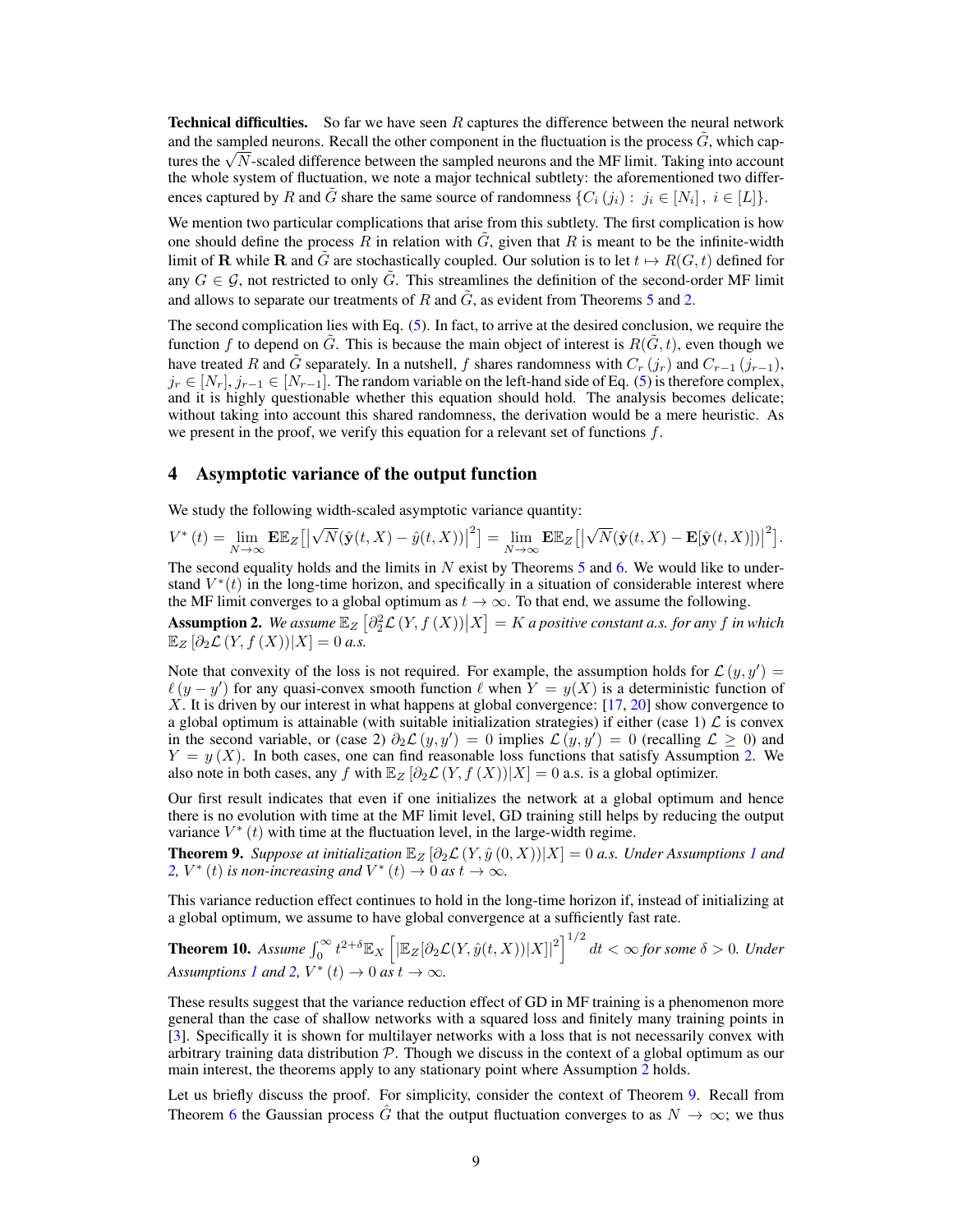**Technical difficulties.** So far we have seen $R$ captures the difference between the neural network and the sampled neurons. Recall the other component in the fluctuation is the process $\tilde{G}$, which captures the $\sqrt{N}$-scaled difference between the sampled neurons and the MF limit. Taking into account the whole system of fluctuation, we note a major technical subtlety: the aforementioned two differences captured by $R$ and $\tilde{G}$ share the same source of randomness $\{C_i(j_i) : j_i \in [N_i], i \in [L]\}$.

We mention two particular complications that arise from this subtlety. The first complication is how one should define the process $R$ in relation with $\tilde{G}$, given that $R$ is meant to be the infinite-width limit of $\mathbf{R}$ while $\mathbf{R}$ and $\tilde{G}$ are stochastically coupled. Our solution is to let $t \mapsto R(G, t)$ defined for any $G \in \mathcal{G}$, not restricted to only $\tilde{G}$. This streamlines the definition of the second-order MF limit and allows to separate our treatments of $R$ and $\tilde{G}$, as evident from Theorems 5 and 2.

The second complication lies with Eq. (5). In fact, to arrive at the desired conclusion, we require the function $f$ to depend on $\tilde{G}$. This is because the main object of interest is $R(\tilde{G}, t)$, even though we have treated $R$ and $\tilde{G}$ separately. In a nutshell, $f$ shares randomness with $C_r(j_r)$ and $C_{r-1}(j_{r-1})$, $j_r \in [N_r]$, $j_{r-1} \in [N_{r-1}]$. The random variable on the left-hand side of Eq. (5) is therefore complex, and it is highly questionable whether this equation should hold. The analysis becomes delicate; without taking into account this shared randomness, the derivation would be a mere heuristic. As we present in the proof, we verify this equation for a relevant set of functions $f$.

## 4 Asymptotic variance of the output function

We study the following width-scaled asymptotic variance quantity:

$$V^*(t) = \lim_{N\to\infty} \mathbf{E}\mathbb{E}_Z\left[\left|\sqrt{N}(\hat{\mathbf{y}}(t,X) - \hat{y}(t,X))\right|^2\right] = \lim_{N\to\infty} \mathbf{E}\mathbb{E}_Z\left[\left|\sqrt{N}(\hat{\mathbf{y}}(t,X) - \mathbf{E}[\hat{\mathbf{y}}(t,X)])\right|^2\right].$$

The second equality holds and the limits in $N$ exist by Theorems 5 and 6. We would like to understand $V^*(t)$ in the long-time horizon, and specifically in a situation of considerable interest where the MF limit converges to a global optimum as $t \to \infty$. To that end, we assume the following.

**Assumption 2.** *We assume $\mathbb{E}_Z\left[\partial_2^2 \mathcal{L}(Y, f(X)) \middle| X\right] = K$ a positive constant a.s. for any $f$ in which $\mathbb{E}_Z\left[\partial_2 \mathcal{L}(Y, f(X)) | X\right] = 0$ a.s.*

Note that convexity of the loss is not required. For example, the assumption holds for $\mathcal{L}(y, y') = \ell(y - y')$ for any quasi-convex smooth function $\ell$ when $Y = y(X)$ is a deterministic function of $X$. It is driven by our interest in what happens at global convergence: [17, 20] show convergence to a global optimum is attainable (with suitable initialization strategies) if either (case 1) $\mathcal{L}$ is convex in the second variable, or (case 2) $\partial_2 \mathcal{L}(y, y') = 0$ implies $\mathcal{L}(y, y') = 0$ (recalling $\mathcal{L} \geq 0$) and $Y = y(X)$. In both cases, one can find reasonable loss functions that satisfy Assumption 2. We also note in both cases, any $f$ with $\mathbb{E}_Z\left[\partial_2 \mathcal{L}(Y, f(X)) | X\right] = 0$ a.s. is a global optimizer.

Our first result indicates that even if one initializes the network at a global optimum and hence there is no evolution with time at the MF limit level, GD training still helps by reducing the output variance $V^*(t)$ with time at the fluctuation level, in the large-width regime.

**Theorem 9.** *Suppose at initialization $\mathbb{E}_Z\left[\partial_2 \mathcal{L}(Y, \hat{y}(0, X)) | X\right] = 0$ a.s. Under Assumptions 1 and 2, $V^*(t)$ is non-increasing and $V^*(t) \to 0$ as $t \to \infty$.*

This variance reduction effect continues to hold in the long-time horizon if, instead of initializing at a global optimum, we assume to have global convergence at a sufficiently fast rate.

**Theorem 10.** *Assume $\int_0^\infty t^{2+\delta} \mathbb{E}_X\left[\left|\mathbb{E}_Z[\partial_2 \mathcal{L}(Y, \hat{y}(t, X)) | X]\right|^2\right]^{1/2} dt < \infty$ for some $\delta > 0$. Under Assumptions 1 and 2, $V^*(t) \to 0$ as $t \to \infty$.*

These results suggest that the variance reduction effect of GD in MF training is a phenomenon more general than the case of shallow networks with a squared loss and finitely many training points in [3]. Specifically it is shown for multilayer networks with a loss that is not necessarily convex with arbitrary training data distribution $\mathcal{P}$. Though we discuss in the context of a global optimum as our main interest, the theorems apply to any stationary point where Assumption 2 holds.

Let us briefly discuss the proof. For simplicity, consider the context of Theorem 9. Recall from Theorem 6 the Gaussian process $\hat{G}$ that the output fluctuation converges to as $N \to \infty$; we thus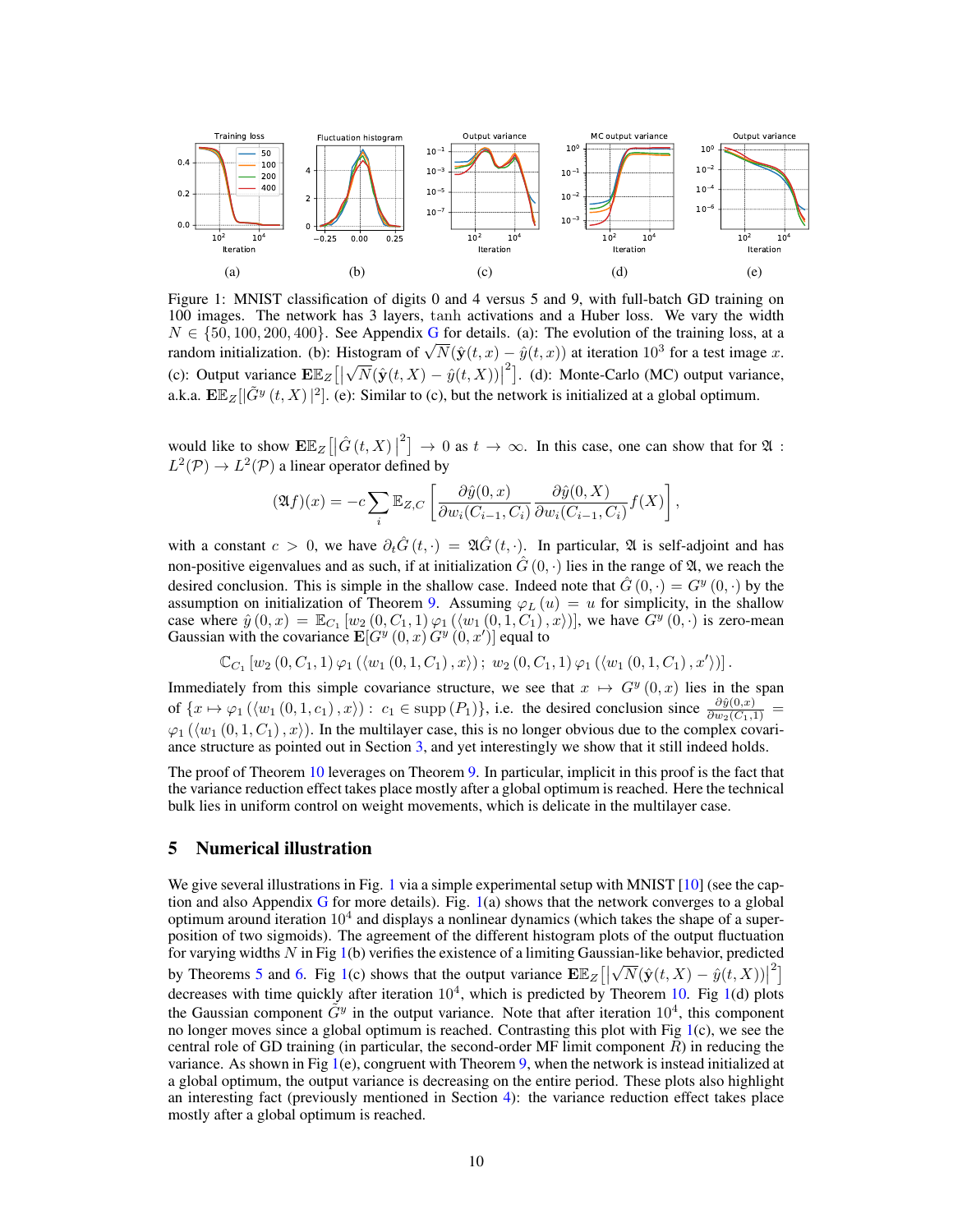Figure 1: MNIST classification of digits 0 and 4 versus 5 and 9, with full-batch GD training on 100 images. The network has 3 layers, tanh activations and a Huber loss. We vary the width $N \in \{50, 100, 200, 400\}$. See Appendix G for details. (a): The evolution of the training loss, at a random initialization. (b): Histogram of $\sqrt{N}(\hat{\mathbf{y}}(t,x) - \hat{y}(t,x))$ at iteration $10^3$ for a test image $x$. (c): Output variance $\mathbf{E}\mathbb{E}_Z\left[\left|\sqrt{N}(\hat{\mathbf{y}}(t,X) - \hat{y}(t,X))\right|^2\right]$. (d): Monte-Carlo (MC) output variance, a.k.a. $\mathbf{E}\mathbb{E}_Z[|\tilde{G}^y(t,X)|^2]$. (e): Similar to (c), but the network is initialized at a global optimum.

would like to show $\mathbf{E}\mathbb{E}_Z\left[\left|\hat{G}(t,X)\right|^2\right] \to 0$ as $t \to \infty$. In this case, one can show that for $\mathfrak{A} : L^2(\mathcal{P}) \to L^2(\mathcal{P})$ a linear operator defined by

$$(\mathfrak{A}f)(x) = -c\sum_i \mathbb{E}_{Z,C}\left[\frac{\partial \hat{y}(0,x)}{\partial w_i(C_{i-1},C_i)}\frac{\partial \hat{y}(0,X)}{\partial w_i(C_{i-1},C_i)}f(X)\right],$$

with a constant $c > 0$, we have $\partial_t \hat{G}(t,\cdot) = \mathfrak{A}\hat{G}(t,\cdot)$. In particular, $\mathfrak{A}$ is self-adjoint and has non-positive eigenvalues and as such, if at initialization $\hat{G}(0,\cdot)$ lies in the range of $\mathfrak{A}$, we reach the desired conclusion. This is simple in the shallow case. Indeed note that $\hat{G}(0,\cdot) = G^y(0,\cdot)$ by the assumption on initialization of Theorem 9. Assuming $\varphi_L(u) = u$ for simplicity, in the shallow case where $\hat{y}(0,x) = \mathbb{E}_{C_1}[w_2(0,C_1,1)\varphi_1(\langle w_1(0,1,C_1),x\rangle)]$, we have $G^y(0,\cdot)$ is zero-mean Gaussian with the covariance $\mathbf{E}[G^y(0,x)G^y(0,x')]$ equal to

$$\mathbb{C}_{C_1}[w_2(0,C_1,1)\varphi_1(\langle w_1(0,1,C_1),x\rangle);\ w_2(0,C_1,1)\varphi_1(\langle w_1(0,1,C_1),x'\rangle)].$$

Immediately from this simple covariance structure, we see that $x \mapsto G^y(0,x)$ lies in the span of $\{x \mapsto \varphi_1(\langle w_1(0,1,c_1),x\rangle) : c_1 \in \operatorname{supp}(P_1)\}$, i.e. the desired conclusion since $\frac{\partial \hat{y}(0,x)}{\partial w_2(C_1,1)} = \varphi_1(\langle w_1(0,1,C_1),x\rangle)$. In the multilayer case, this is no longer obvious due to the complex covariance structure as pointed out in Section 3, and yet interestingly we show that it still indeed holds.

The proof of Theorem 10 leverages on Theorem 9. In particular, implicit in this proof is the fact that the variance reduction effect takes place mostly after a global optimum is reached. Here the technical bulk lies in uniform control on weight movements, which is delicate in the multilayer case.

## 5 Numerical illustration

We give several illustrations in Fig. 1 via a simple experimental setup with MNIST [10] (see the caption and also Appendix G for more details). Fig. 1(a) shows that the network converges to a global optimum around iteration $10^4$ and displays a nonlinear dynamics (which takes the shape of a superposition of two sigmoids). The agreement of the different histogram plots of the output fluctuation for varying widths $N$ in Fig 1(b) verifies the existence of a limiting Gaussian-like behavior, predicted by Theorems 5 and 6. Fig 1(c) shows that the output variance $\mathbf{E}\mathbb{E}_Z\left[\left|\sqrt{N}(\hat{\mathbf{y}}(t,X) - \hat{y}(t,X))\right|^2\right]$ decreases with time quickly after iteration $10^4$, which is predicted by Theorem 10. Fig 1(d) plots the Gaussian component $\tilde{G}^y$ in the output variance. Note that after iteration $10^4$, this component no longer moves since a global optimum is reached. Contrasting this plot with Fig 1(c), we see the central role of GD training (in particular, the second-order MF limit component $R$) in reducing the variance. As shown in Fig 1(e), congruent with Theorem 9, when the network is instead initialized at a global optimum, the output variance is decreasing on the entire period. These plots also highlight an interesting fact (previously mentioned in Section 4): the variance reduction effect takes place mostly after a global optimum is reached.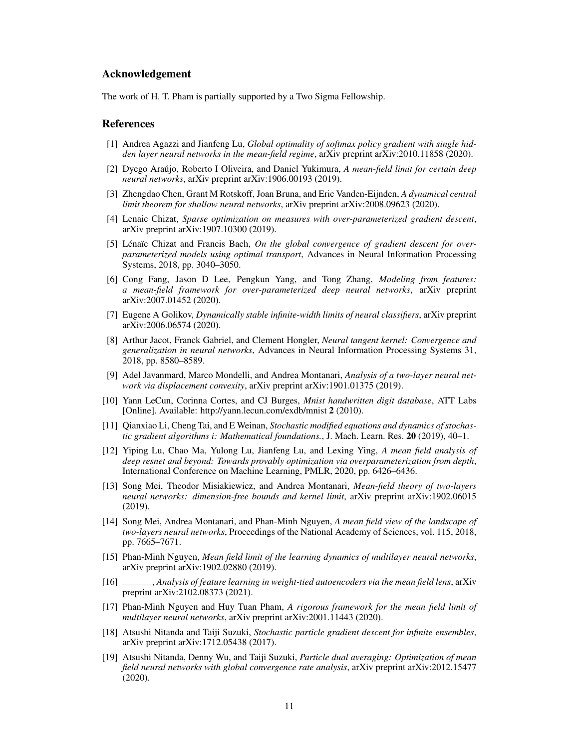## Acknowledgement

The work of H. T. Pham is partially supported by a Two Sigma Fellowship.

## References

[1] Andrea Agazzi and Jianfeng Lu, *Global optimality of softmax policy gradient with single hidden layer neural networks in the mean-field regime*, arXiv preprint arXiv:2010.11858 (2020).

[2] Dyego Araújo, Roberto I Oliveira, and Daniel Yukimura, *A mean-field limit for certain deep neural networks*, arXiv preprint arXiv:1906.00193 (2019).

[3] Zhengdao Chen, Grant M Rotskoff, Joan Bruna, and Eric Vanden-Eijnden, *A dynamical central limit theorem for shallow neural networks*, arXiv preprint arXiv:2008.09623 (2020).

[4] Lenaic Chizat, *Sparse optimization on measures with over-parameterized gradient descent*, arXiv preprint arXiv:1907.10300 (2019).

[5] Lénaïc Chizat and Francis Bach, *On the global convergence of gradient descent for over-parameterized models using optimal transport*, Advances in Neural Information Processing Systems, 2018, pp. 3040–3050.

[6] Cong Fang, Jason D Lee, Pengkun Yang, and Tong Zhang, *Modeling from features: a mean-field framework for over-parameterized deep neural networks*, arXiv preprint arXiv:2007.01452 (2020).

[7] Eugene A Golikov, *Dynamically stable infinite-width limits of neural classifiers*, arXiv preprint arXiv:2006.06574 (2020).

[8] Arthur Jacot, Franck Gabriel, and Clement Hongler, *Neural tangent kernel: Convergence and generalization in neural networks*, Advances in Neural Information Processing Systems 31, 2018, pp. 8580–8589.

[9] Adel Javanmard, Marco Mondelli, and Andrea Montanari, *Analysis of a two-layer neural network via displacement convexity*, arXiv preprint arXiv:1901.01375 (2019).

[10] Yann LeCun, Corinna Cortes, and CJ Burges, *Mnist handwritten digit database*, ATT Labs [Online]. Available: http://yann.lecun.com/exdb/mnist **2** (2010).

[11] Qianxiao Li, Cheng Tai, and E Weinan, *Stochastic modified equations and dynamics of stochastic gradient algorithms i: Mathematical foundations.*, J. Mach. Learn. Res. **20** (2019), 40–1.

[12] Yiping Lu, Chao Ma, Yulong Lu, Jianfeng Lu, and Lexing Ying, *A mean field analysis of deep resnet and beyond: Towards provably optimization via overparameterization from depth*, International Conference on Machine Learning, PMLR, 2020, pp. 6426–6436.

[13] Song Mei, Theodor Misiakiewicz, and Andrea Montanari, *Mean-field theory of two-layers neural networks: dimension-free bounds and kernel limit*, arXiv preprint arXiv:1902.06015 (2019).

[14] Song Mei, Andrea Montanari, and Phan-Minh Nguyen, *A mean field view of the landscape of two-layers neural networks*, Proceedings of the National Academy of Sciences, vol. 115, 2018, pp. 7665–7671.

[15] Phan-Minh Nguyen, *Mean field limit of the learning dynamics of multilayer neural networks*, arXiv preprint arXiv:1902.02880 (2019).

[16] ______, *Analysis of feature learning in weight-tied autoencoders via the mean field lens*, arXiv preprint arXiv:2102.08373 (2021).

[17] Phan-Minh Nguyen and Huy Tuan Pham, *A rigorous framework for the mean field limit of multilayer neural networks*, arXiv preprint arXiv:2001.11443 (2020).

[18] Atsushi Nitanda and Taiji Suzuki, *Stochastic particle gradient descent for infinite ensembles*, arXiv preprint arXiv:1712.05438 (2017).

[19] Atsushi Nitanda, Denny Wu, and Taiji Suzuki, *Particle dual averaging: Optimization of mean field neural networks with global convergence rate analysis*, arXiv preprint arXiv:2012.15477 (2020).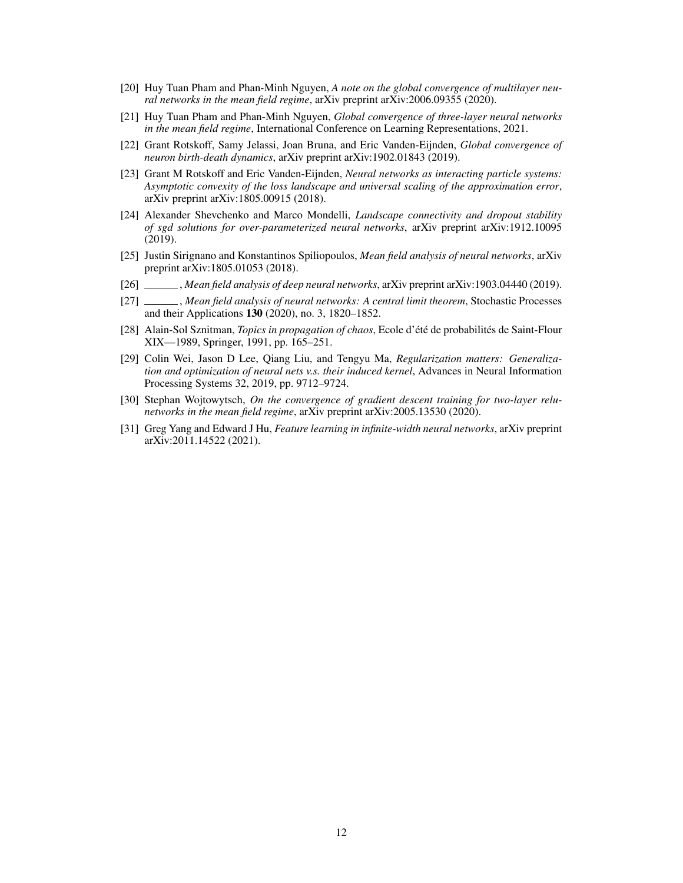[20] Huy Tuan Pham and Phan-Minh Nguyen, *A note on the global convergence of multilayer neural networks in the mean field regime*, arXiv preprint arXiv:2006.09355 (2020).

[21] Huy Tuan Pham and Phan-Minh Nguyen, *Global convergence of three-layer neural networks in the mean field regime*, International Conference on Learning Representations, 2021.

[22] Grant Rotskoff, Samy Jelassi, Joan Bruna, and Eric Vanden-Eijnden, *Global convergence of neuron birth-death dynamics*, arXiv preprint arXiv:1902.01843 (2019).

[23] Grant M Rotskoff and Eric Vanden-Eijnden, *Neural networks as interacting particle systems: Asymptotic convexity of the loss landscape and universal scaling of the approximation error*, arXiv preprint arXiv:1805.00915 (2018).

[24] Alexander Shevchenko and Marco Mondelli, *Landscape connectivity and dropout stability of sgd solutions for over-parameterized neural networks*, arXiv preprint arXiv:1912.10095 (2019).

[25] Justin Sirignano and Konstantinos Spiliopoulos, *Mean field analysis of neural networks*, arXiv preprint arXiv:1805.01053 (2018).

[26] ______, *Mean field analysis of deep neural networks*, arXiv preprint arXiv:1903.04440 (2019).

[27] ______, *Mean field analysis of neural networks: A central limit theorem*, Stochastic Processes and their Applications **130** (2020), no. 3, 1820–1852.

[28] Alain-Sol Sznitman, *Topics in propagation of chaos*, Ecole d'été de probabilités de Saint-Flour XIX—1989, Springer, 1991, pp. 165–251.

[29] Colin Wei, Jason D Lee, Qiang Liu, and Tengyu Ma, *Regularization matters: Generalization and optimization of neural nets v.s. their induced kernel*, Advances in Neural Information Processing Systems 32, 2019, pp. 9712–9724.

[30] Stephan Wojtowytsch, *On the convergence of gradient descent training for two-layer relu-networks in the mean field regime*, arXiv preprint arXiv:2005.13530 (2020).

[31] Greg Yang and Edward J Hu, *Feature learning in infinite-width neural networks*, arXiv preprint arXiv:2011.14522 (2021).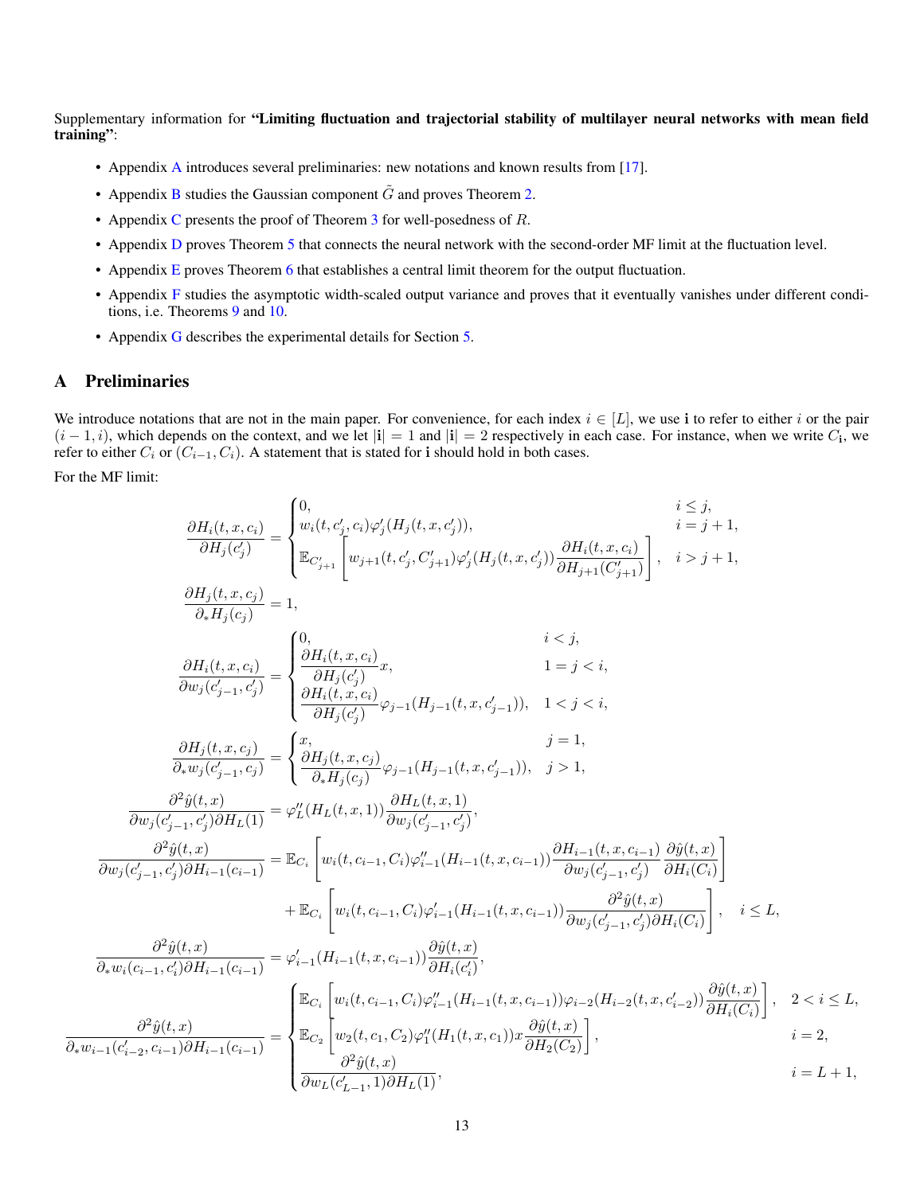Supplementary information for **"Limiting fluctuation and trajectorial stability of multilayer neural networks with mean field training"**:

- Appendix A introduces several preliminaries: new notations and known results from [17].
- Appendix B studies the Gaussian component $\tilde{G}$ and proves Theorem 2.
- Appendix C presents the proof of Theorem 3 for well-posedness of $R$.
- Appendix D proves Theorem 5 that connects the neural network with the second-order MF limit at the fluctuation level.
- Appendix E proves Theorem 6 that establishes a central limit theorem for the output fluctuation.
- Appendix F studies the asymptotic width-scaled output variance and proves that it eventually vanishes under different conditions, i.e. Theorems 9 and 10.
- Appendix G describes the experimental details for Section 5.

# A Preliminaries

We introduce notations that are not in the main paper. For convenience, for each index $i \in [L]$, we use $\mathbf{i}$ to refer to either $i$ or the pair $(i-1, i)$, which depends on the context, and we let $|\mathbf{i}| = 1$ and $|\mathbf{i}| = 2$ respectively in each case. For instance, when we write $C_{\mathbf{i}}$, we refer to either $C_i$ or $(C_{i-1}, C_i)$. A statement that is stated for $\mathbf{i}$ should hold in both cases.

For the MF limit:

$$
\frac{\partial H_i(t,x,c_i)}{\partial H_j(c_j')} = \begin{cases} 0, & i \le j, \\ w_i(t, c_j', c_i)\varphi_j'(H_j(t,x,c_j')), & i = j+1, \\ \mathbb{E}_{C_{j+1}'}\left[ w_{j+1}(t, c_j', C_{j+1}')\varphi_j'(H_j(t,x,c_j'))\dfrac{\partial H_i(t,x,c_i)}{\partial H_{j+1}(C_{j+1}')} \right], & i > j+1, \end{cases}
$$

$$
\frac{\partial H_j(t,x,c_j)}{\partial_* H_j(c_j)} = 1,
$$

$$
\frac{\partial H_i(t,x,c_i)}{\partial w_j(c_{j-1}', c_j')} = \begin{cases} 0, & i < j, \\ \dfrac{\partial H_i(t,x,c_i)}{\partial H_j(c_j')} x, & 1 = j < i, \\ \dfrac{\partial H_i(t,x,c_i)}{\partial H_j(c_j')} \varphi_{j-1}(H_{j-1}(t,x,c_{j-1}')), & 1 < j < i, \end{cases}
$$

$$
\frac{\partial H_j(t,x,c_j)}{\partial_* w_j(c_{j-1}', c_j)} = \begin{cases} x, & j = 1, \\ \dfrac{\partial H_j(t,x,c_j)}{\partial_* H_j(c_j)} \varphi_{j-1}(H_{j-1}(t,x,c_{j-1}')), & j > 1, \end{cases}
$$

$$
\frac{\partial^2 \hat{y}(t,x)}{\partial w_j(c_{j-1}', c_j')\partial H_L(1)} = \varphi_L''(H_L(t,x,1))\frac{\partial H_L(t,x,1)}{\partial w_j(c_{j-1}', c_j')},
$$

$$
\begin{aligned}
\frac{\partial^2 \hat{y}(t,x)}{\partial w_j(c_{j-1}', c_j')\partial H_{i-1}(c_{i-1})} &= \mathbb{E}_{C_i}\left[ w_i(t, c_{i-1}, C_i)\varphi_{i-1}''(H_{i-1}(t,x,c_{i-1}))\frac{\partial H_{i-1}(t,x,c_{i-1})}{\partial w_j(c_{j-1}', c_j')}\frac{\partial \hat{y}(t,x)}{\partial H_i(C_i)} \right] \\
&\quad + \mathbb{E}_{C_i}\left[ w_i(t, c_{i-1}, C_i)\varphi_{i-1}'(H_{i-1}(t,x,c_{i-1}))\frac{\partial^2 \hat{y}(t,x)}{\partial w_j(c_{j-1}', c_j')\partial H_i(C_i)} \right], \quad i \le L,
\end{aligned}
$$

$$
\frac{\partial^2 \hat{y}(t,x)}{\partial_* w_i(c_{i-1}, c_i')\partial H_{i-1}(c_{i-1})} = \varphi_{i-1}'(H_{i-1}(t,x,c_{i-1}))\frac{\partial \hat{y}(t,x)}{\partial H_i(c_i')},
$$

$$
\frac{\partial^2 \hat{y}(t,x)}{\partial_* w_{i-1}(c_{i-2}', c_{i-1})\partial H_{i-1}(c_{i-1})} = \begin{cases} \mathbb{E}_{C_i}\left[ w_i(t, c_{i-1}, C_i)\varphi_{i-1}''(H_{i-1}(t,x,c_{i-1}))\varphi_{i-2}(H_{i-2}(t,x,c_{i-2}'))\dfrac{\partial \hat{y}(t,x)}{\partial H_i(C_i)} \right], & 2 < i \le L, \\ \mathbb{E}_{C_2}\left[ w_2(t, c_1, C_2)\varphi_1''(H_1(t,x,c_1)) x \dfrac{\partial \hat{y}(t,x)}{\partial H_2(C_2)} \right], & i = 2, \\ \dfrac{\partial^2 \hat{y}(t,x)}{\partial w_L(c_{L-1}', 1)\partial H_L(1)}, & i = L+1, \end{cases}
$$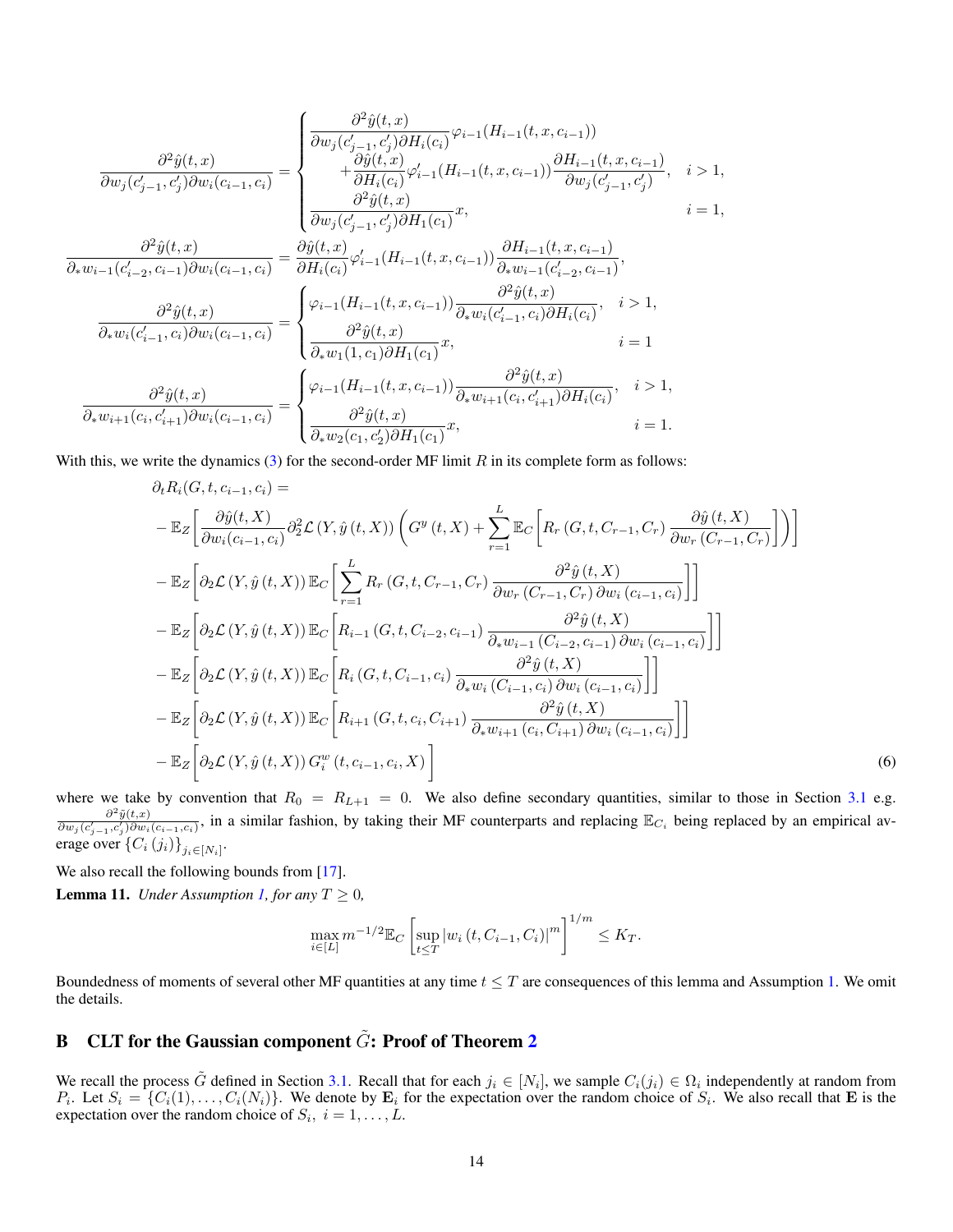$$
\frac{\partial^2 \hat{y}(t,x)}{\partial w_j(c'_{j-1},c'_j)\partial w_i(c_{i-1},c_i)} = \begin{cases} \dfrac{\partial^2 \hat{y}(t,x)}{\partial w_j(c'_{j-1},c'_j)\partial H_i(c_i)}\varphi_{i-1}(H_{i-1}(t,x,c_{i-1})) \\ \quad + \dfrac{\partial \hat{y}(t,x)}{\partial H_i(c_i)}\varphi'_{i-1}(H_{i-1}(t,x,c_{i-1}))\dfrac{\partial H_{i-1}(t,x,c_{i-1})}{\partial w_j(c'_{j-1},c'_j)}, & i>1, \\ \dfrac{\partial^2 \hat{y}(t,x)}{\partial w_j(c'_{j-1},c'_j)\partial H_1(c_1)}x, & i=1, \end{cases}
$$

$$
\frac{\partial^2 \hat{y}(t,x)}{\partial_* w_{i-1}(c'_{i-2},c_{i-1})\partial w_i(c_{i-1},c_i)} = \frac{\partial \hat{y}(t,x)}{\partial H_i(c_i)}\varphi'_{i-1}(H_{i-1}(t,x,c_{i-1}))\frac{\partial H_{i-1}(t,x,c_{i-1})}{\partial_* w_{i-1}(c'_{i-2},c_{i-1})},
$$

$$
\frac{\partial^2 \hat{y}(t,x)}{\partial_* w_i(c'_{i-1},c_i)\partial w_i(c_{i-1},c_i)} = \begin{cases} \varphi_{i-1}(H_{i-1}(t,x,c_{i-1}))\dfrac{\partial^2 \hat{y}(t,x)}{\partial_* w_i(c'_{i-1},c_i)\partial H_i(c_i)}, & i>1, \\ \dfrac{\partial^2 \hat{y}(t,x)}{\partial_* w_1(1,c_1)\partial H_1(c_1)}x, & i=1 \end{cases}
$$

$$
\frac{\partial^2 \hat{y}(t,x)}{\partial_* w_{i+1}(c_i,c'_{i+1})\partial w_i(c_{i-1},c_i)} = \begin{cases} \varphi_{i-1}(H_{i-1}(t,x,c_{i-1}))\dfrac{\partial^2 \hat{y}(t,x)}{\partial_* w_{i+1}(c_i,c'_{i+1})\partial H_i(c_i)}, & i>1, \\ \dfrac{\partial^2 \hat{y}(t,x)}{\partial_* w_2(c_1,c'_2)\partial H_1(c_1)}x, & i=1. \end{cases}
$$

With this, we write the dynamics (3) for the second-order MF limit $R$ in its complete form as follows:

$$
\begin{aligned}
&\partial_t R_i(G,t,c_{i-1},c_i) = \\
&- \mathbb{E}_Z\left[\frac{\partial \hat{y}(t,X)}{\partial w_i(c_{i-1},c_i)}\partial_2^2\mathcal{L}(Y,\hat{y}(t,X))\left(G^y(t,X) + \sum_{r=1}^L \mathbb{E}_C\left[R_r(G,t,C_{r-1},C_r)\frac{\partial \hat{y}(t,X)}{\partial w_r(C_{r-1},C_r)}\right]\right)\right] \\
&- \mathbb{E}_Z\left[\partial_2\mathcal{L}(Y,\hat{y}(t,X))\mathbb{E}_C\left[\sum_{r=1}^L R_r(G,t,C_{r-1},C_r)\frac{\partial^2 \hat{y}(t,X)}{\partial w_r(C_{r-1},C_r)\partial w_i(c_{i-1},c_i)}\right]\right] \\
&- \mathbb{E}_Z\left[\partial_2\mathcal{L}(Y,\hat{y}(t,X))\mathbb{E}_C\left[R_{i-1}(G,t,C_{i-2},c_{i-1})\frac{\partial^2 \hat{y}(t,X)}{\partial_* w_{i-1}(C_{i-2},c_{i-1})\partial w_i(c_{i-1},c_i)}\right]\right] \\
&- \mathbb{E}_Z\left[\partial_2\mathcal{L}(Y,\hat{y}(t,X))\mathbb{E}_C\left[R_i(G,t,C_{i-1},c_i)\frac{\partial^2 \hat{y}(t,X)}{\partial_* w_i(C_{i-1},c_i)\partial w_i(c_{i-1},c_i)}\right]\right] \\
&- \mathbb{E}_Z\left[\partial_2\mathcal{L}(Y,\hat{y}(t,X))\mathbb{E}_C\left[R_{i+1}(G,t,c_i,C_{i+1})\frac{\partial^2 \hat{y}(t,X)}{\partial_* w_{i+1}(c_i,C_{i+1})\partial w_i(c_{i-1},c_i)}\right]\right] \\
&- \mathbb{E}_Z\left[\partial_2\mathcal{L}(Y,\hat{y}(t,X))G_i^w(t,c_{i-1},c_i,X)\right]
\end{aligned} \tag{6}
$$

where we take by convention that $R_0 = R_{L+1} = 0$. We also define secondary quantities, similar to those in Section 3.1 e.g. $\frac{\partial^2 \tilde{y}(t,x)}{\partial w_j(c'_{j-1},c'_j)\partial w_i(c_{i-1},c_i)}$, in a similar fashion, by taking their MF counterparts and replacing $\mathbb{E}_{C_i}$ being replaced by an empirical average over $\{C_i(j_i)\}_{j_i\in[N_i]}$.

We also recall the following bounds from [17].

**Lemma 11.** *Under Assumption 1, for any $T \geq 0$,*

$$
\max_{i\in[L]} m^{-1/2}\mathbb{E}_C\left[\sup_{t\leq T}|w_i(t,C_{i-1},C_i)|^m\right]^{1/m} \leq K_T.
$$

Boundedness of moments of several other MF quantities at any time $t \leq T$ are consequences of this lemma and Assumption 1. We omit the details.

## B CLT for the Gaussian component $\tilde{G}$: Proof of Theorem 2

We recall the process $\tilde{G}$ defined in Section 3.1. Recall that for each $j_i \in [N_i]$, we sample $C_i(j_i) \in \Omega_i$ independently at random from $P_i$. Let $S_i = \{C_i(1),\ldots,C_i(N_i)\}$. We denote by $\mathbf{E}_i$ for the expectation over the random choice of $S_i$. We also recall that $\mathbf{E}$ is the expectation over the random choice of $S_i$, $i = 1,\ldots,L$.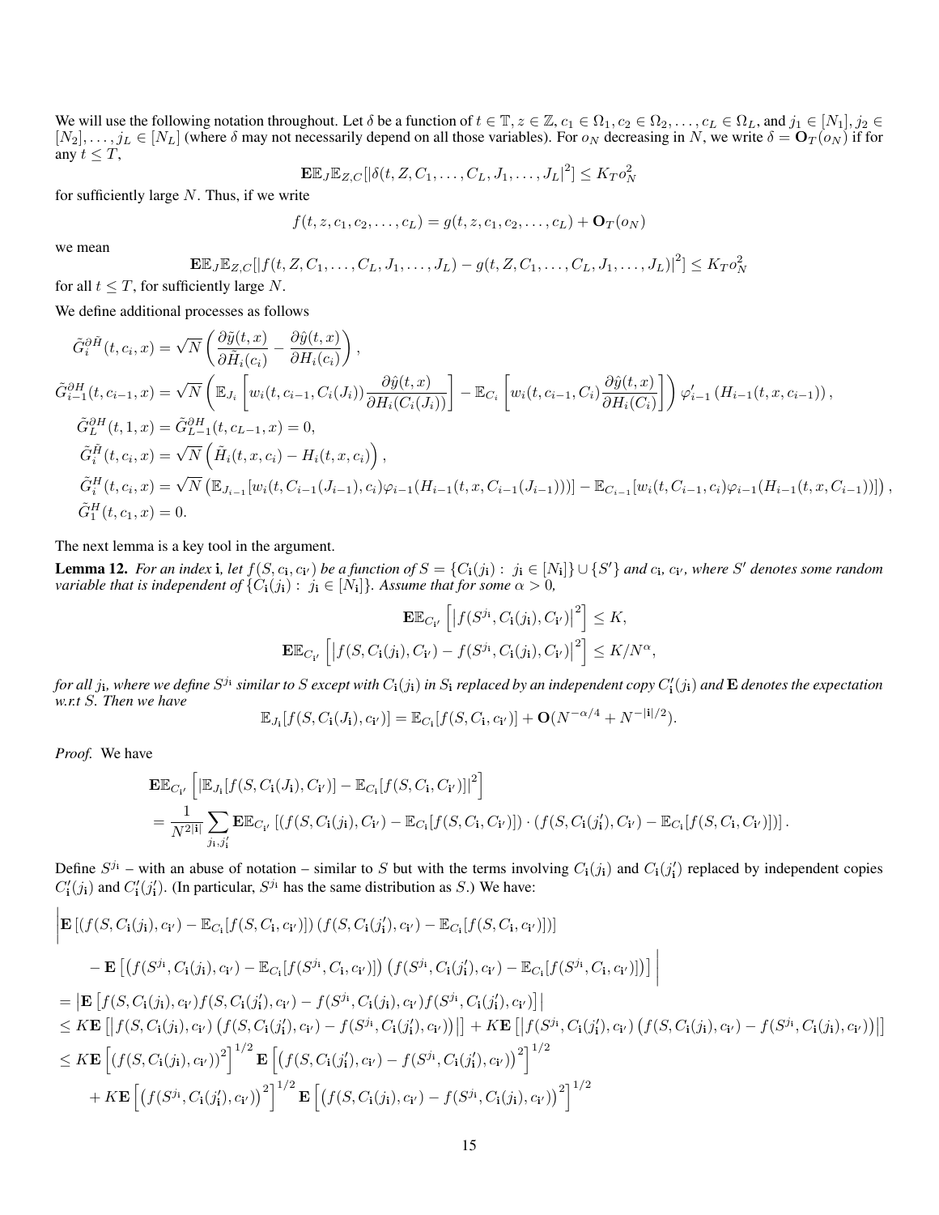We will use the following notation throughout. Let $\delta$ be a function of $t \in \mathbb{T}, z \in \mathbb{Z}, c_1 \in \Omega_1, c_2 \in \Omega_2, \ldots, c_L \in \Omega_L$, and $j_1 \in [N_1], j_2 \in [N_2], \ldots, j_L \in [N_L]$ (where $\delta$ may not necessarily depend on all those variables). For $o_N$ decreasing in $N$, we write $\delta = \mathbf{O}_T(o_N)$ if for any $t \leq T$,

$$\mathbf{E}\mathbb{E}_J \mathbb{E}_{Z,C}[|\delta(t, Z, C_1, \ldots, C_L, J_1, \ldots, J_L|^2] \leq K_T o_N^2$$

for sufficiently large $N$. Thus, if we write

$$f(t, z, c_1, c_2, \ldots, c_L) = g(t, z, c_1, c_2, \ldots, c_L) + \mathbf{O}_T(o_N)$$

we mean

$$\mathbf{E}\mathbb{E}_J \mathbb{E}_{Z,C}[|f(t, Z, C_1, \ldots, C_L, J_1, \ldots, J_L) - g(t, Z, C_1, \ldots, C_L, J_1, \ldots, J_L)|^2] \leq K_T o_N^2$$

for all $t \leq T$, for sufficiently large $N$.

We define additional processes as follows

$$\tilde{G}_i^{\partial \tilde{H}}(t, c_i, x) = \sqrt{N}\left(\frac{\partial \tilde{y}(t,x)}{\partial \tilde{H}_i(c_i)} - \frac{\partial \hat{y}(t,x)}{\partial H_i(c_i)}\right),$$

$$\tilde{G}_{i-1}^{\partial H}(t, c_{i-1}, x) = \sqrt{N}\left(\mathbb{E}_{J_i}\left[w_i(t, c_{i-1}, C_i(J_i))\frac{\partial \hat{y}(t,x)}{\partial H_i(C_i(J_i))}\right] - \mathbb{E}_{C_i}\left[w_i(t, c_{i-1}, C_i)\frac{\partial \hat{y}(t,x)}{\partial H_i(C_i)}\right]\right)\varphi_{i-1}'\left(H_{i-1}(t, x, c_{i-1})\right),$$

$$\tilde{G}_L^{\partial H}(t, 1, x) = \tilde{G}_{L-1}^{\partial H}(t, c_{L-1}, x) = 0,$$

$$\tilde{G}_i^{\tilde{H}}(t, c_i, x) = \sqrt{N}\left(\tilde{H}_i(t, x, c_i) - H_i(t, x, c_i)\right),$$

$$\tilde{G}_i^H(t, c_i, x) = \sqrt{N}\left(\mathbb{E}_{J_{i-1}}[w_i(t, C_{i-1}(J_{i-1}), c_i)\varphi_{i-1}(H_{i-1}(t, x, C_{i-1}(J_{i-1})))] - \mathbb{E}_{C_{i-1}}[w_i(t, C_{i-1}, c_i)\varphi_{i-1}(H_{i-1}(t, x, C_{i-1}))]\right),$$

$$\tilde{G}_1^H(t, c_1, x) = 0.$$

The next lemma is a key tool in the argument.

**Lemma 12.** *For an index* $\mathbf{i}$, *let* $f(S, c_{\mathbf{i}}, c_{\mathbf{i}'})$ *be a function of* $S = \{C_{\mathbf{i}}(j_{\mathbf{i}}) : j_{\mathbf{i}} \in [N_{\mathbf{i}}]\} \cup \{S'\}$ *and* $c_{\mathbf{i}}$, $c_{\mathbf{i}'}$, *where* $S'$ *denotes some random variable that is independent of* $\{C_{\mathbf{i}}(j_{\mathbf{i}}) : j_{\mathbf{i}} \in [N_{\mathbf{i}}]\}$. *Assume that for some* $\alpha > 0$,

$$\mathbf{E}\mathbb{E}_{C_{\mathbf{i}'}}\left[\left|f(S^{j_{\mathbf{i}}}, C_{\mathbf{i}}(j_{\mathbf{i}}), C_{\mathbf{i}'})\right|^2\right] \leq K,$$

$$\mathbf{E}\mathbb{E}_{C_{\mathbf{i}'}}\left[\left|f(S, C_{\mathbf{i}}(j_{\mathbf{i}}), C_{\mathbf{i}'}) - f(S^{j_{\mathbf{i}}}, C_{\mathbf{i}}(j_{\mathbf{i}}), C_{\mathbf{i}'})\right|^2\right] \leq K/N^\alpha,$$

*for all* $j_{\mathbf{i}}$, *where we define* $S^{j_{\mathbf{i}}}$ *similar to* $S$ *except with* $C_{\mathbf{i}}(j_{\mathbf{i}})$ *in* $S_{\mathbf{i}}$ *replaced by an independent copy* $C_{\mathbf{i}}'(j_{\mathbf{i}})$ *and* $\mathbf{E}$ *denotes the expectation w.r.t* $S$. *Then we have*

$$\mathbb{E}_{J_{\mathbf{i}}}[f(S, C_{\mathbf{i}}(J_{\mathbf{i}}), c_{\mathbf{i}'})] = \mathbb{E}_{C_{\mathbf{i}}}[f(S, C_{\mathbf{i}}, c_{\mathbf{i}'})] + \mathbf{O}(N^{-\alpha/4} + N^{-|\mathbf{i}|/2}).$$

*Proof.* We have

$$\begin{aligned}
&\mathbf{E}\mathbb{E}_{C_{\mathbf{i}'}}\left[\left|\mathbb{E}_{J_{\mathbf{i}}}[f(S, C_{\mathbf{i}}(J_{\mathbf{i}}), C_{\mathbf{i}'})] - \mathbb{E}_{C_{\mathbf{i}}}[f(S, C_{\mathbf{i}}, C_{\mathbf{i}'})]\right|^2\right] \\
&= \frac{1}{N^{2|\mathbf{i}|}}\sum_{j_{\mathbf{i}}, j_{\mathbf{i}}'} \mathbf{E}\mathbb{E}_{C_{\mathbf{i}'}}\left[(f(S, C_{\mathbf{i}}(j_{\mathbf{i}}), C_{\mathbf{i}'}) - \mathbb{E}_{C_{\mathbf{i}}}[f(S, C_{\mathbf{i}}, C_{\mathbf{i}'})]) \cdot (f(S, C_{\mathbf{i}}(j_{\mathbf{i}}'), C_{\mathbf{i}'}) - \mathbb{E}_{C_{\mathbf{i}}}[f(S, C_{\mathbf{i}}, C_{\mathbf{i}'})])\right].
\end{aligned}$$

Define $S^{j_{\mathbf{i}}}$ – with an abuse of notation – similar to $S$ but with the terms involving $C_{\mathbf{i}}(j_{\mathbf{i}})$ and $C_{\mathbf{i}}(j_{\mathbf{i}}')$ replaced by independent copies $C_{\mathbf{i}}'(j_{\mathbf{i}})$ and $C_{\mathbf{i}}'(j_{\mathbf{i}}')$. (In particular, $S^{j_{\mathbf{i}}}$ has the same distribution as $S$.) We have:

$$\begin{aligned}
&\Big|\mathbf{E}\left[(f(S, C_{\mathbf{i}}(j_{\mathbf{i}}), c_{\mathbf{i}'}) - \mathbb{E}_{C_{\mathbf{i}}}[f(S, C_{\mathbf{i}}, c_{\mathbf{i}'})])\,(f(S, C_{\mathbf{i}}(j_{\mathbf{i}}'), c_{\mathbf{i}'}) - \mathbb{E}_{C_{\mathbf{i}}}[f(S, C_{\mathbf{i}}, c_{\mathbf{i}'})])\right] \\
&\quad - \mathbf{E}\left[\left(f(S^{j_{\mathbf{i}}}, C_{\mathbf{i}}(j_{\mathbf{i}}), c_{\mathbf{i}'}) - \mathbb{E}_{C_{\mathbf{i}}}[f(S^{j_{\mathbf{i}}}, C_{\mathbf{i}}, c_{\mathbf{i}'})]\right)\left(f(S^{j_{\mathbf{i}}}, C_{\mathbf{i}}(j_{\mathbf{i}}'), c_{\mathbf{i}'}) - \mathbb{E}_{C_{\mathbf{i}}}[f(S^{j_{\mathbf{i}}}, C_{\mathbf{i}}, c_{\mathbf{i}'})]\right)\right]\Big| \\
&= \left|\mathbf{E}\left[f(S, C_{\mathbf{i}}(j_{\mathbf{i}}), c_{\mathbf{i}'})f(S, C_{\mathbf{i}}(j_{\mathbf{i}}'), c_{\mathbf{i}'}) - f(S^{j_{\mathbf{i}}}, C_{\mathbf{i}}(j_{\mathbf{i}}), c_{\mathbf{i}'})f(S^{j_{\mathbf{i}}}, C_{\mathbf{i}}(j_{\mathbf{i}}'), c_{\mathbf{i}'})\right]\right| \\
&\leq K\mathbf{E}\left[\left|f(S, C_{\mathbf{i}}(j_{\mathbf{i}}), c_{\mathbf{i}'})\left(f(S, C_{\mathbf{i}}(j_{\mathbf{i}}'), c_{\mathbf{i}'}) - f(S^{j_{\mathbf{i}}}, C_{\mathbf{i}}(j_{\mathbf{i}}'), c_{\mathbf{i}'})\right)\right|\right] + K\mathbf{E}\left[\left|f(S^{j_{\mathbf{i}}}, C_{\mathbf{i}}(j_{\mathbf{i}}'), c_{\mathbf{i}'})\left(f(S, C_{\mathbf{i}}(j_{\mathbf{i}}), c_{\mathbf{i}'}) - f(S^{j_{\mathbf{i}}}, C_{\mathbf{i}}(j_{\mathbf{i}}), c_{\mathbf{i}'})\right)\right|\right] \\
&\leq K\mathbf{E}\left[\left(f(S, C_{\mathbf{i}}(j_{\mathbf{i}}), c_{\mathbf{i}'})\right)^2\right]^{1/2}\mathbf{E}\left[\left(f(S, C_{\mathbf{i}}(j_{\mathbf{i}}'), c_{\mathbf{i}'}) - f(S^{j_{\mathbf{i}}}, C_{\mathbf{i}}(j_{\mathbf{i}}'), c_{\mathbf{i}'})\right)^2\right]^{1/2} \\
&\quad + K\mathbf{E}\left[\left(f(S^{j_{\mathbf{i}}}, C_{\mathbf{i}}(j_{\mathbf{i}}'), c_{\mathbf{i}'})\right)^2\right]^{1/2}\mathbf{E}\left[\left(f(S, C_{\mathbf{i}}(j_{\mathbf{i}}), c_{\mathbf{i}'}) - f(S^{j_{\mathbf{i}}}, C_{\mathbf{i}}(j_{\mathbf{i}}), c_{\mathbf{i}'})\right)^2\right]^{1/2}
\end{aligned}$$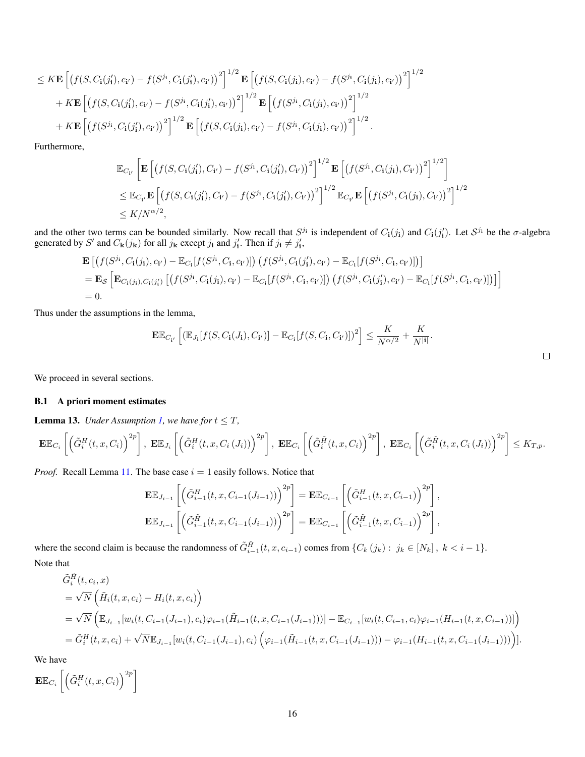$$
\begin{aligned}
&\le K\mathbf{E}\left[\left(f(S,C_{\mathbf{i}}(j'_{\mathbf{i}}),c_{\mathbf{i}'})-f(S^{j_{\mathbf{i}}},C_{\mathbf{i}}(j'_{\mathbf{i}}),c_{\mathbf{i}'})\right)^2\right]^{1/2}\mathbf{E}\left[\left(f(S,C_{\mathbf{i}}(j_{\mathbf{i}}),c_{\mathbf{i}'})-f(S^{j_{\mathbf{i}}},C_{\mathbf{i}}(j_{\mathbf{i}}),c_{\mathbf{i}'})\right)^2\right]^{1/2}\\
&\quad+K\mathbf{E}\left[\left(f(S,C_{\mathbf{i}}(j'_{\mathbf{i}}),c_{\mathbf{i}'})-f(S^{j_{\mathbf{i}}},C_{\mathbf{i}}(j'_{\mathbf{i}}),c_{\mathbf{i}'})\right)^2\right]^{1/2}\mathbf{E}\left[\left(f(S^{j_{\mathbf{i}}},C_{\mathbf{i}}(j_{\mathbf{i}}),c_{\mathbf{i}'})\right)^2\right]^{1/2}\\
&\quad+K\mathbf{E}\left[\left(f(S^{j_{\mathbf{i}}},C_{\mathbf{i}}(j'_{\mathbf{i}}),c_{\mathbf{i}'})\right)^2\right]^{1/2}\mathbf{E}\left[\left(f(S,C_{\mathbf{i}}(j_{\mathbf{i}}),c_{\mathbf{i}'})-f(S^{j_{\mathbf{i}}},C_{\mathbf{i}}(j_{\mathbf{i}}),c_{\mathbf{i}'})\right)^2\right]^{1/2}.
\end{aligned}
$$

Furthermore,

$$
\begin{aligned}
&\mathbb{E}_{C_{\mathbf{i}'}}\left[\mathbf{E}\left[\left(f(S,C_{\mathbf{i}}(j'_{\mathbf{i}}),C_{\mathbf{i}'})-f(S^{j_{\mathbf{i}}},C_{\mathbf{i}}(j'_{\mathbf{i}}),C_{\mathbf{i}'})\right)^2\right]^{1/2}\mathbf{E}\left[\left(f(S^{j_{\mathbf{i}}},C_{\mathbf{i}}(j_{\mathbf{i}}),C_{\mathbf{i}'})\right)^2\right]^{1/2}\right]\\
&\le \mathbb{E}_{C_{\mathbf{i}'}}\mathbf{E}\left[\left(f(S,C_{\mathbf{i}}(j'_{\mathbf{i}}),C_{\mathbf{i}'})-f(S^{j_{\mathbf{i}}},C_{\mathbf{i}}(j'_{\mathbf{i}}),C_{\mathbf{i}'})\right)^2\right]^{1/2}\mathbb{E}_{C_{\mathbf{i}'}}\mathbf{E}\left[\left(f(S^{j_{\mathbf{i}}},C_{\mathbf{i}}(j_{\mathbf{i}}),C_{\mathbf{i}'})\right)^2\right]^{1/2}\\
&\le K/N^{\alpha/2},
\end{aligned}
$$

and the other two terms can be bounded similarly. Now recall that $S^{j_{\mathbf{i}}}$ is independent of $C_{\mathbf{i}}(j_{\mathbf{i}})$ and $C_{\mathbf{i}}(j'_{\mathbf{i}})$. Let $\mathcal{S}^{j_{\mathbf{i}}}$ be the $\sigma$-algebra generated by $S'$ and $C_{\mathbf{k}}(j_{\mathbf{k}})$ for all $j_{\mathbf{k}}$ except $j_{\mathbf{i}}$ and $j'_{\mathbf{i}}$. Then if $j_{\mathbf{i}}\neq j'_{\mathbf{i}}$,

$$
\begin{aligned}
&\mathbf{E}\left[\left(f(S^{j_{\mathbf{i}}},C_{\mathbf{i}}(j_{\mathbf{i}}),c_{\mathbf{i}'})-\mathbb{E}_{C_{\mathbf{i}}}[f(S^{j_{\mathbf{i}}},C_{\mathbf{i}},c_{\mathbf{i}'})]\right)\left(f(S^{j_{\mathbf{i}}},C_{\mathbf{i}}(j'_{\mathbf{i}}),c_{\mathbf{i}'})-\mathbb{E}_{C_{\mathbf{i}}}[f(S^{j_{\mathbf{i}}},C_{\mathbf{i}},c_{\mathbf{i}'})]\right)\right]\\
&=\mathbf{E}_{\mathcal{S}}\left[\mathbf{E}_{C_{\mathbf{i}}(j_{\mathbf{i}}),C_{\mathbf{i}}(j'_{\mathbf{i}})}\left[\left(f(S^{j_{\mathbf{i}}},C_{\mathbf{i}}(j_{\mathbf{i}}),c_{\mathbf{i}'})-\mathbb{E}_{C_{\mathbf{i}}}[f(S^{j_{\mathbf{i}}},C_{\mathbf{i}},c_{\mathbf{i}'})]\right)\left(f(S^{j_{\mathbf{i}}},C_{\mathbf{i}}(j'_{\mathbf{i}}),c_{\mathbf{i}'})-\mathbb{E}_{C_{\mathbf{i}}}[f(S^{j_{\mathbf{i}}},C_{\mathbf{i}},c_{\mathbf{i}'})]\right)\right]\right]\\
&=0.
\end{aligned}
$$

Thus under the assumptions in the lemma,

$$
\mathbf{E}\mathbb{E}_{C_{\mathbf{i}'}}\left[\left(\mathbb{E}_{J_{\mathbf{i}}}[f(S,C_{\mathbf{i}}(J_{\mathbf{i}}),C_{\mathbf{i}'})]-\mathbb{E}_{C_{\mathbf{i}}}[f(S,C_{\mathbf{i}},C_{\mathbf{i}'})]\right)^2\right]\le\frac{K}{N^{\alpha/2}}+\frac{K}{N^{|\mathbf{i}|}}.
$$

□

We proceed in several sections.

### B.1 A priori moment estimates

**Lemma 13.** *Under Assumption 1, we have for $t\le T$,*

$$
\mathbf{E}\mathbb{E}_{C_i}\left[\left(\tilde{G}^H_i(t,x,C_i)\right)^{2p}\right],\ \mathbf{E}\mathbb{E}_{J_i}\left[\left(\tilde{G}^H_i(t,x,C_i\left(J_i\right))\right)^{2p}\right],\ \mathbf{E}\mathbb{E}_{C_i}\left[\left(\tilde{G}^{\tilde{H}}_i(t,x,C_i)\right)^{2p}\right],\ \mathbf{E}\mathbb{E}_{C_i}\left[\left(\tilde{G}^{\tilde{H}}_i(t,x,C_i\left(J_i\right))\right)^{2p}\right]\le K_{T,p}.
$$

*Proof.* Recall Lemma 11. The base case $i=1$ easily follows. Notice that

$$
\begin{aligned}
\mathbf{E}\mathbb{E}_{J_{i-1}}\left[\left(\tilde{G}^H_{i-1}(t,x,C_{i-1}(J_{i-1}))\right)^{2p}\right]&=\mathbf{E}\mathbb{E}_{C_{i-1}}\left[\left(\tilde{G}^H_{i-1}(t,x,C_{i-1})\right)^{2p}\right],\\
\mathbf{E}\mathbb{E}_{J_{i-1}}\left[\left(\tilde{G}^{\tilde{H}}_{i-1}(t,x,C_{i-1}(J_{i-1}))\right)^{2p}\right]&=\mathbf{E}\mathbb{E}_{C_{i-1}}\left[\left(\tilde{G}^{\tilde{H}}_{i-1}(t,x,C_{i-1})\right)^{2p}\right],
\end{aligned}
$$

where the second claim is because the randomness of $\tilde{G}^{\tilde{H}}_{i-1}(t,x,c_{i-1})$ comes from $\{C_k\left(j_k\right):\ j_k\in\left[N_k\right],\ k<i-1\}$.

Note that

$$
\begin{aligned}
&\tilde{G}^{\tilde{H}}_i(t,c_i,x)\\
&=\sqrt{N}\left(\tilde{H}_i(t,x,c_i)-H_i(t,x,c_i)\right)\\
&=\sqrt{N}\left(\mathbb{E}_{J_{i-1}}[w_i(t,C_{i-1}(J_{i-1}),c_i)\varphi_{i-1}(\tilde{H}_{i-1}(t,x,C_{i-1}(J_{i-1})))]-\mathbb{E}_{C_{i-1}}[w_i(t,C_{i-1},c_i)\varphi_{i-1}(H_{i-1}(t,x,C_{i-1}))]\right)\\
&=\tilde{G}^H_i(t,x,c_i)+\sqrt{N}\mathbb{E}_{J_{i-1}}[w_i(t,C_{i-1}(J_{i-1}),c_i)\left(\varphi_{i-1}(\tilde{H}_{i-1}(t,x,C_{i-1}(J_{i-1})))-\varphi_{i-1}(H_{i-1}(t,x,C_{i-1}(J_{i-1})))\right)].
\end{aligned}
$$

We have

$$
\mathbf{E}\mathbb{E}_{C_i}\left[\left(\tilde{G}^H_i(t,x,C_i)\right)^{2p}\right]
$$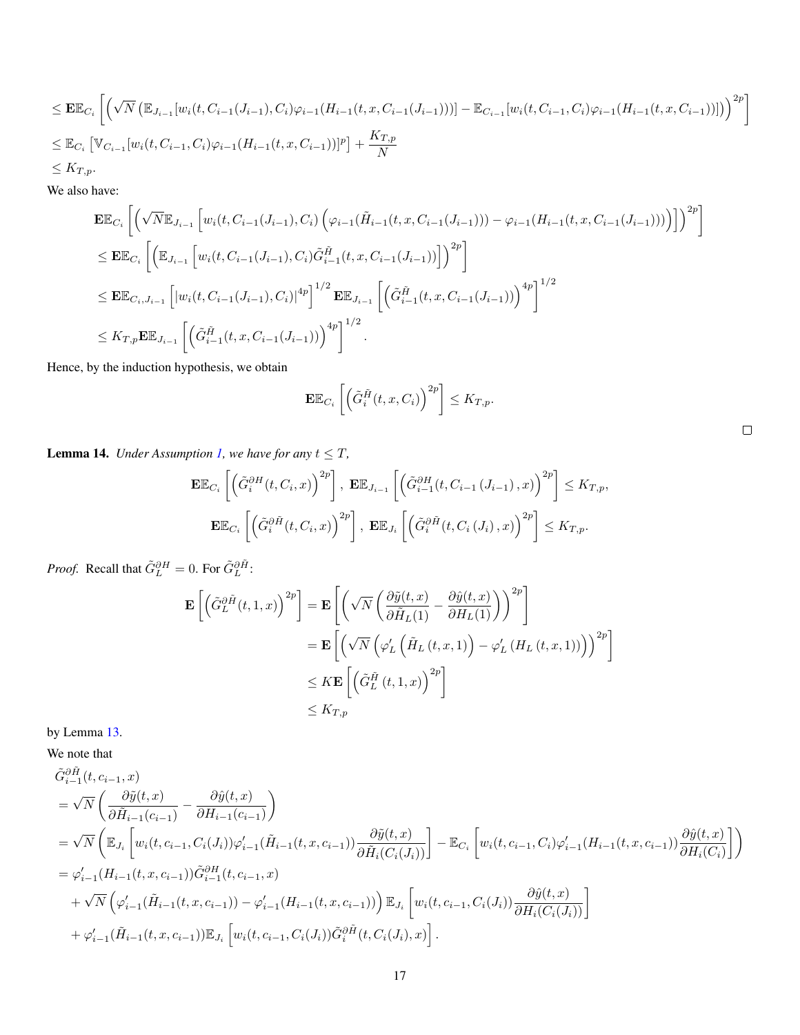$$
\begin{aligned}
&\le \mathbf{E}\mathbb{E}_{C_i}\left[\left(\sqrt{N}\left(\mathbb{E}_{J_{i-1}}[w_i(t,C_{i-1}(J_{i-1}),C_i)\varphi_{i-1}(H_{i-1}(t,x,C_{i-1}(J_{i-1})))]-\mathbb{E}_{C_{i-1}}[w_i(t,C_{i-1},C_i)\varphi_{i-1}(H_{i-1}(t,x,C_{i-1}))]\right)\right)^{2p}\right]\\
&\le \mathbb{E}_{C_i}\left[\mathbb{V}_{C_{i-1}}[w_i(t,C_{i-1},C_i)\varphi_{i-1}(H_{i-1}(t,x,C_{i-1}))]^p\right]+\frac{K_{T,p}}{N}\\
&\le K_{T,p}.
\end{aligned}
$$

We also have:

$$
\begin{aligned}
&\mathbf{E}\mathbb{E}_{C_i}\left[\left(\sqrt{N}\mathbb{E}_{J_{i-1}}\left[w_i(t,C_{i-1}(J_{i-1}),C_i)\left(\varphi_{i-1}(\tilde{H}_{i-1}(t,x,C_{i-1}(J_{i-1})))-\varphi_{i-1}(H_{i-1}(t,x,C_{i-1}(J_{i-1})))\right)\right]\right)^{2p}\right]\\
&\le \mathbf{E}\mathbb{E}_{C_i}\left[\left(\mathbb{E}_{J_{i-1}}\left[w_i(t,C_{i-1}(J_{i-1}),C_i)\tilde{G}^{\tilde{H}}_{i-1}(t,x,C_{i-1}(J_{i-1}))\right]\right)^{2p}\right]\\
&\le \mathbf{E}\mathbb{E}_{C_i,J_{i-1}}\left[|w_i(t,C_{i-1}(J_{i-1}),C_i)|^{4p}\right]^{1/2}\mathbf{E}\mathbb{E}_{J_{i-1}}\left[\left(\tilde{G}^{\tilde{H}}_{i-1}(t,x,C_{i-1}(J_{i-1}))\right)^{4p}\right]^{1/2}\\
&\le K_{T,p}\mathbf{E}\mathbb{E}_{J_{i-1}}\left[\left(\tilde{G}^{\tilde{H}}_{i-1}(t,x,C_{i-1}(J_{i-1}))\right)^{4p}\right]^{1/2}.
\end{aligned}
$$

Hence, by the induction hypothesis, we obtain

$$
\mathbf{E}\mathbb{E}_{C_i}\left[\left(\tilde{G}^{\tilde{H}}_i(t,x,C_i)\right)^{2p}\right]\le K_{T,p}.
$$

□

**Lemma 14.** *Under Assumption 1, we have for any $t\le T$,*

$$
\mathbf{E}\mathbb{E}_{C_i}\left[\left(\tilde{G}^{\partial H}_i(t,C_i,x)\right)^{2p}\right],\ \mathbf{E}\mathbb{E}_{J_{i-1}}\left[\left(\tilde{G}^{\partial H}_{i-1}(t,C_{i-1}(J_{i-1}),x)\right)^{2p}\right]\le K_{T,p},
$$

$$
\mathbf{E}\mathbb{E}_{C_i}\left[\left(\tilde{G}^{\partial \tilde{H}}_i(t,C_i,x)\right)^{2p}\right],\ \mathbf{E}\mathbb{E}_{J_i}\left[\left(\tilde{G}^{\partial \tilde{H}}_i(t,C_i(J_i),x)\right)^{2p}\right]\le K_{T,p}.
$$

*Proof.* Recall that $\tilde{G}^{\partial H}_L=0$. For $\tilde{G}^{\partial\tilde{H}}_L$:

$$
\begin{aligned}
\mathbf{E}\left[\left(\tilde{G}^{\partial\tilde{H}}_L(t,1,x)\right)^{2p}\right]&=\mathbf{E}\left[\left(\sqrt{N}\left(\frac{\partial\tilde{y}(t,x)}{\partial\tilde{H}_L(1)}-\frac{\partial\hat{y}(t,x)}{\partial H_L(1)}\right)\right)^{2p}\right]\\
&=\mathbf{E}\left[\left(\sqrt{N}\left(\varphi_L'\left(\tilde{H}_L(t,x,1)\right)-\varphi_L'\left(H_L(t,x,1)\right)\right)\right)^{2p}\right]\\
&\le K\mathbf{E}\left[\left(\tilde{G}^{\tilde{H}}_L(t,1,x)\right)^{2p}\right]\\
&\le K_{T,p}
\end{aligned}
$$

by Lemma 13.

We note that

$$
\begin{aligned}
&\tilde{G}^{\partial\tilde{H}}_{i-1}(t,c_{i-1},x)\\
&=\sqrt{N}\left(\frac{\partial\tilde{y}(t,x)}{\partial\tilde{H}_{i-1}(c_{i-1})}-\frac{\partial\hat{y}(t,x)}{\partial H_{i-1}(c_{i-1})}\right)\\
&=\sqrt{N}\left(\mathbb{E}_{J_i}\left[w_i(t,c_{i-1},C_i(J_i))\varphi_{i-1}'(\tilde{H}_{i-1}(t,x,c_{i-1}))\frac{\partial\tilde{y}(t,x)}{\partial\tilde{H}_i(C_i(J_i))}\right]-\mathbb{E}_{C_i}\left[w_i(t,c_{i-1},C_i)\varphi_{i-1}'(H_{i-1}(t,x,c_{i-1}))\frac{\partial\hat{y}(t,x)}{\partial H_i(C_i)}\right]\right)\\
&=\varphi_{i-1}'(H_{i-1}(t,x,c_{i-1}))\tilde{G}^{\partial H}_{i-1}(t,c_{i-1},x)\\
&\quad+\sqrt{N}\left(\varphi_{i-1}'(\tilde{H}_{i-1}(t,x,c_{i-1}))-\varphi_{i-1}'(H_{i-1}(t,x,c_{i-1}))\right)\mathbb{E}_{J_i}\left[w_i(t,c_{i-1},C_i(J_i))\frac{\partial\hat{y}(t,x)}{\partial H_i(C_i(J_i))}\right]\\
&\quad+\varphi_{i-1}'(\tilde{H}_{i-1}(t,x,c_{i-1}))\mathbb{E}_{J_i}\left[w_i(t,c_{i-1},C_i(J_i))\tilde{G}^{\partial\tilde{H}}_i(t,C_i(J_i),x)\right].
\end{aligned}
$$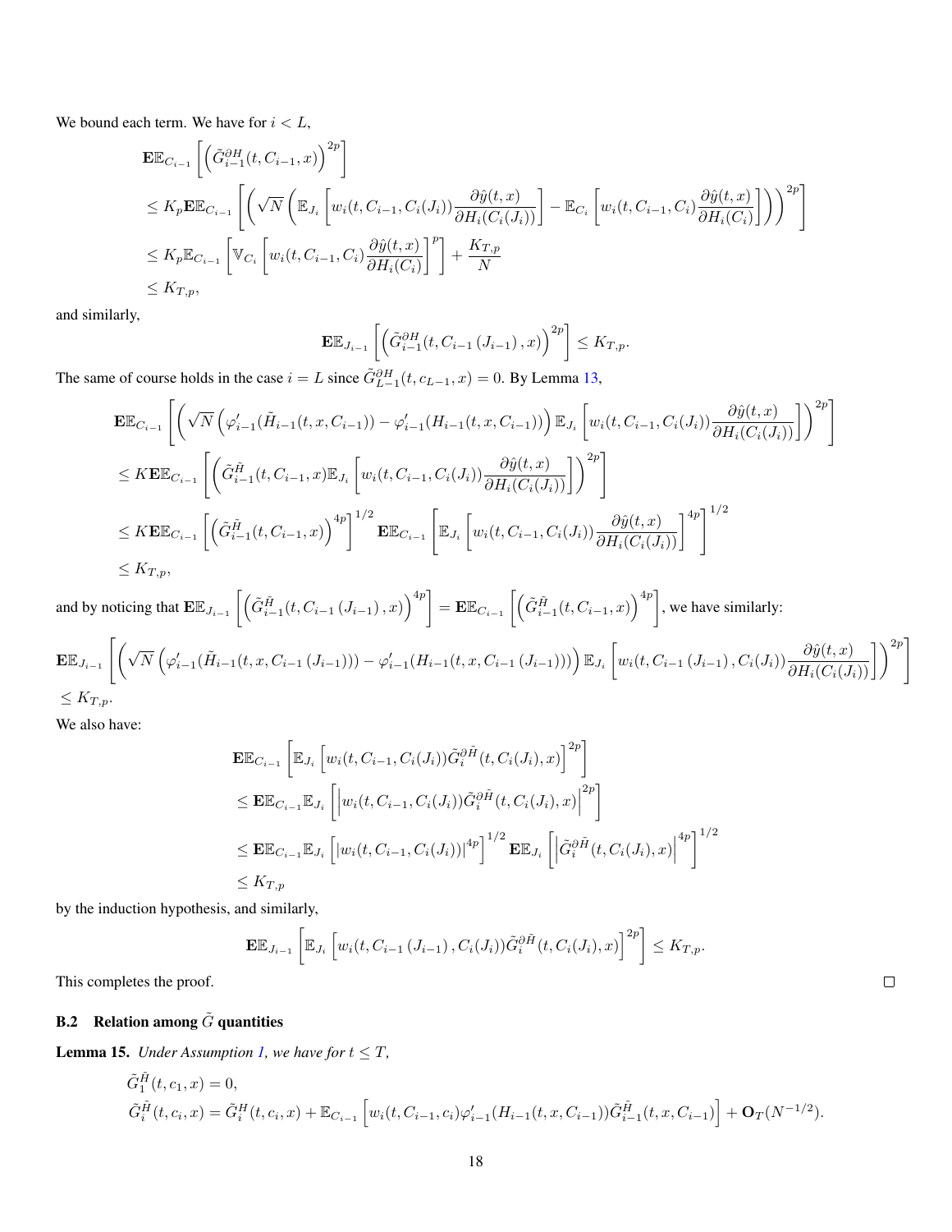We bound each term. We have for $i < L$,

$$
\begin{aligned}
&\mathbf{E}\mathbb{E}_{C_{i-1}}\left[\left(\tilde{G}^{\partial H}_{i-1}(t, C_{i-1}, x)\right)^{2p}\right] \\
&\leq K_p \mathbf{E}\mathbb{E}_{C_{i-1}}\left[\left(\sqrt{N}\left(\mathbb{E}_{J_i}\left[w_i(t, C_{i-1}, C_i(J_i))\frac{\partial \hat{y}(t,x)}{\partial H_i(C_i(J_i))}\right] - \mathbb{E}_{C_i}\left[w_i(t, C_{i-1}, C_i)\frac{\partial \hat{y}(t,x)}{\partial H_i(C_i)}\right]\right)\right)^{2p}\right] \\
&\leq K_p \mathbb{E}_{C_{i-1}}\left[\mathbb{V}_{C_i}\left[w_i(t, C_{i-1}, C_i)\frac{\partial \hat{y}(t,x)}{\partial H_i(C_i)}\right]^p\right] + \frac{K_{T,p}}{N} \\
&\leq K_{T,p},
\end{aligned}
$$

and similarly,

$$
\mathbf{E}\mathbb{E}_{J_{i-1}}\left[\left(\tilde{G}^{\partial H}_{i-1}(t, C_{i-1}(J_{i-1}), x)\right)^{2p}\right] \leq K_{T,p}.
$$

The same of course holds in the case $i = L$ since $\tilde{G}^{\partial H}_{L-1}(t, c_{L-1}, x) = 0$. By Lemma 13,

$$
\begin{aligned}
&\mathbf{E}\mathbb{E}_{C_{i-1}}\left[\left(\sqrt{N}\left(\varphi'_{i-1}(\tilde{H}_{i-1}(t,x,C_{i-1})) - \varphi'_{i-1}(H_{i-1}(t,x,C_{i-1}))\right)\mathbb{E}_{J_i}\left[w_i(t, C_{i-1}, C_i(J_i))\frac{\partial \hat{y}(t,x)}{\partial H_i(C_i(J_i))}\right]\right)^{2p}\right] \\
&\leq K\mathbf{E}\mathbb{E}_{C_{i-1}}\left[\left(\tilde{G}^{\tilde{H}}_{i-1}(t, C_{i-1}, x)\mathbb{E}_{J_i}\left[w_i(t, C_{i-1}, C_i(J_i))\frac{\partial \hat{y}(t,x)}{\partial H_i(C_i(J_i))}\right]\right)^{2p}\right] \\
&\leq K\mathbf{E}\mathbb{E}_{C_{i-1}}\left[\left(\tilde{G}^{\tilde{H}}_{i-1}(t, C_{i-1}, x)\right)^{4p}\right]^{1/2}\mathbf{E}\mathbb{E}_{C_{i-1}}\left[\mathbb{E}_{J_i}\left[w_i(t, C_{i-1}, C_i(J_i))\frac{\partial \hat{y}(t,x)}{\partial H_i(C_i(J_i))}\right]^{4p}\right]^{1/2} \\
&\leq K_{T,p},
\end{aligned}
$$

and by noticing that $\mathbf{E}\mathbb{E}_{J_{i-1}}\left[\left(\tilde{G}^{\tilde{H}}_{i-1}(t, C_{i-1}(J_{i-1}), x)\right)^{4p}\right] = \mathbf{E}\mathbb{E}_{C_{i-1}}\left[\left(\tilde{G}^{\tilde{H}}_{i-1}(t, C_{i-1}, x)\right)^{4p}\right]$, we have similarly:

$$
\begin{aligned}
&\mathbf{E}\mathbb{E}_{J_{i-1}}\left[\left(\sqrt{N}\left(\varphi'_{i-1}(\tilde{H}_{i-1}(t,x,C_{i-1}(J_{i-1}))) - \varphi'_{i-1}(H_{i-1}(t,x,C_{i-1}(J_{i-1})))\right)\mathbb{E}_{J_i}\left[w_i(t, C_{i-1}(J_{i-1}), C_i(J_i))\frac{\partial \hat{y}(t,x)}{\partial H_i(C_i(J_i))}\right]\right)^{2p}\right] \\
&\leq K_{T,p}.
\end{aligned}
$$

We also have:

$$
\begin{aligned}
&\mathbf{E}\mathbb{E}_{C_{i-1}}\left[\mathbb{E}_{J_i}\left[w_i(t, C_{i-1}, C_i(J_i))\tilde{G}^{\partial \tilde{H}}_i(t, C_i(J_i), x)\right]^{2p}\right] \\
&\leq \mathbf{E}\mathbb{E}_{C_{i-1}}\mathbb{E}_{J_i}\left[\left|w_i(t, C_{i-1}, C_i(J_i))\tilde{G}^{\partial \tilde{H}}_i(t, C_i(J_i), x)\right|^{2p}\right] \\
&\leq \mathbf{E}\mathbb{E}_{C_{i-1}}\mathbb{E}_{J_i}\left[\left|w_i(t, C_{i-1}, C_i(J_i))\right|^{4p}\right]^{1/2}\mathbf{E}\mathbb{E}_{J_i}\left[\left|\tilde{G}^{\partial \tilde{H}}_i(t, C_i(J_i), x)\right|^{4p}\right]^{1/2} \\
&\leq K_{T,p}
\end{aligned}
$$

by the induction hypothesis, and similarly,

$$
\mathbf{E}\mathbb{E}_{J_{i-1}}\left[\mathbb{E}_{J_i}\left[w_i(t, C_{i-1}(J_{i-1}), C_i(J_i))\tilde{G}^{\partial \tilde{H}}_i(t, C_i(J_i), x)\right]^{2p}\right] \leq K_{T,p}.
$$

This completes the proof. □

## B.2 Relation among $\tilde{G}$ quantities

**Lemma 15.** *Under Assumption 1, we have for $t \leq T$,*

$$
\begin{aligned}
&\tilde{G}^{\tilde{H}}_1(t, c_1, x) = 0, \\
&\tilde{G}^{\tilde{H}}_i(t, c_i, x) = \tilde{G}^{H}_i(t, c_i, x) + \mathbb{E}_{C_{i-1}}\left[w_i(t, C_{i-1}, c_i)\varphi'_{i-1}(H_{i-1}(t,x,C_{i-1}))\tilde{G}^{\tilde{H}}_{i-1}(t,x,C_{i-1})\right] + \mathbf{O}_T(N^{-1/2}).
\end{aligned}
$$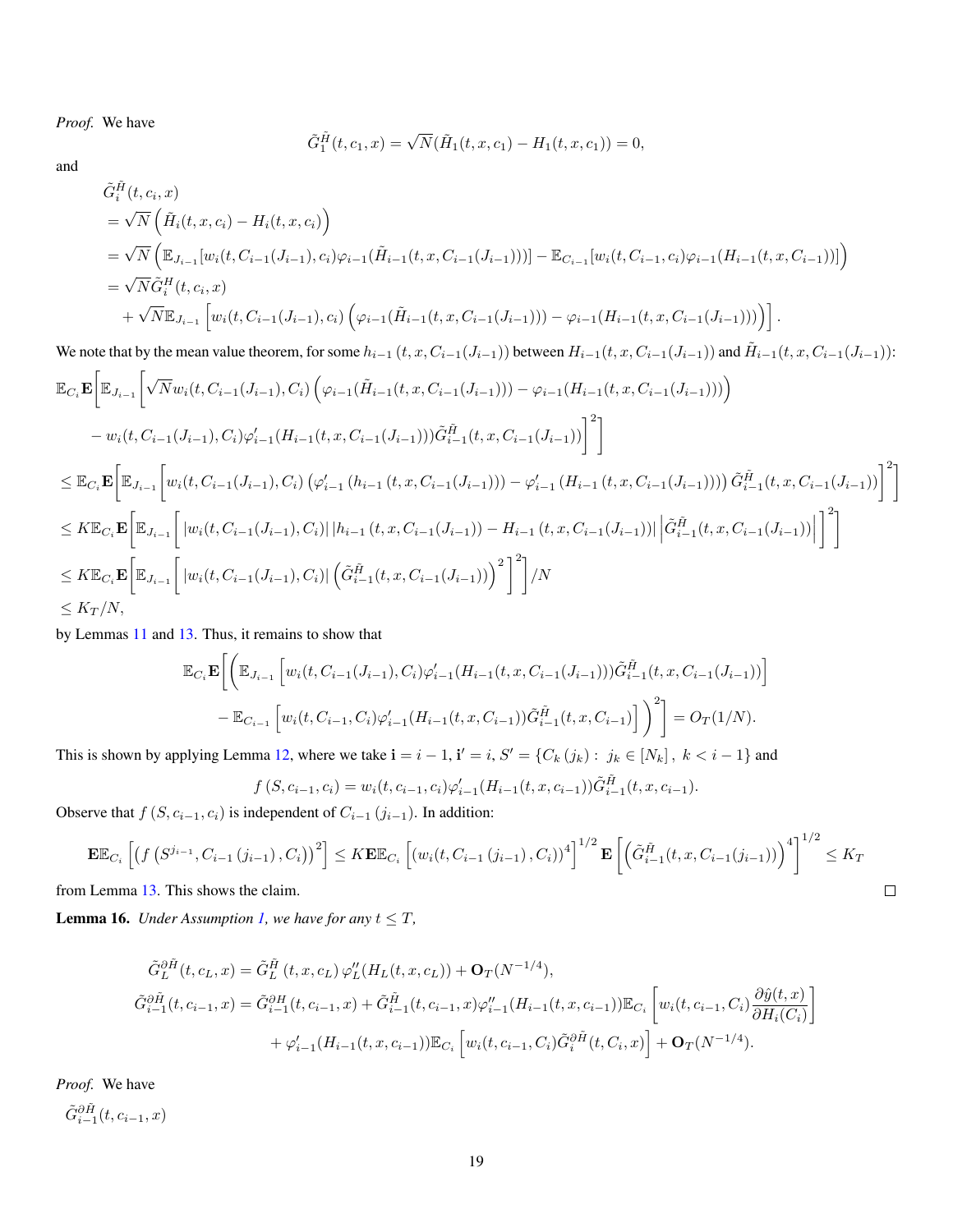*Proof.* We have

$$\tilde{G}_1^{\tilde{H}}(t, c_1, x) = \sqrt{N}(\tilde{H}_1(t, x, c_1) - H_1(t, x, c_1)) = 0,$$

and

$$
\begin{aligned}
&\tilde{G}_i^{\tilde{H}}(t, c_i, x) \\
&= \sqrt{N}\left(\tilde{H}_i(t, x, c_i) - H_i(t, x, c_i)\right) \\
&= \sqrt{N}\left(\mathbb{E}_{J_{i-1}}[w_i(t, C_{i-1}(J_{i-1}), c_i)\varphi_{i-1}(\tilde{H}_{i-1}(t, x, C_{i-1}(J_{i-1})))] - \mathbb{E}_{C_{i-1}}[w_i(t, C_{i-1}, c_i)\varphi_{i-1}(H_{i-1}(t, x, C_{i-1}))]\right) \\
&= \sqrt{N}\tilde{G}_i^H(t, c_i, x) \\
&\quad + \sqrt{N}\mathbb{E}_{J_{i-1}}\left[w_i(t, C_{i-1}(J_{i-1}), c_i)\left(\varphi_{i-1}(\tilde{H}_{i-1}(t, x, C_{i-1}(J_{i-1}))) - \varphi_{i-1}(H_{i-1}(t, x, C_{i-1}(J_{i-1})))\right)\right].
\end{aligned}
$$

We note that by the mean value theorem, for some $h_{i-1}(t, x, C_{i-1}(J_{i-1}))$ between $H_{i-1}(t, x, C_{i-1}(J_{i-1}))$ and $\tilde{H}_{i-1}(t, x, C_{i-1}(J_{i-1}))$:

$$
\begin{aligned}
&\mathbb{E}_{C_i}\mathbf{E}\Bigg[\mathbb{E}_{J_{i-1}}\Bigg[\sqrt{N}w_i(t, C_{i-1}(J_{i-1}), C_i)\left(\varphi_{i-1}(\tilde{H}_{i-1}(t, x, C_{i-1}(J_{i-1}))) - \varphi_{i-1}(H_{i-1}(t, x, C_{i-1}(J_{i-1})))\right) \\
&\quad - w_i(t, C_{i-1}(J_{i-1}), C_i)\varphi'_{i-1}(H_{i-1}(t, x, C_{i-1}(J_{i-1})))\tilde{G}_{i-1}^{\tilde{H}}(t, x, C_{i-1}(J_{i-1}))\Bigg]^2\Bigg] \\
&\leq \mathbb{E}_{C_i}\mathbf{E}\Bigg[\mathbb{E}_{J_{i-1}}\Bigg[w_i(t, C_{i-1}(J_{i-1}), C_i)\left(\varphi'_{i-1}\left(h_{i-1}\left(t, x, C_{i-1}(J_{i-1})\right)\right) - \varphi'_{i-1}\left(H_{i-1}\left(t, x, C_{i-1}(J_{i-1})\right)\right)\right)\tilde{G}_{i-1}^{\tilde{H}}(t, x, C_{i-1}(J_{i-1}))\Bigg]^2\Bigg] \\
&\leq K\mathbb{E}_{C_i}\mathbf{E}\Bigg[\mathbb{E}_{J_{i-1}}\Bigg[|w_i(t, C_{i-1}(J_{i-1}), C_i)|\left|h_{i-1}\left(t, x, C_{i-1}(J_{i-1})\right) - H_{i-1}\left(t, x, C_{i-1}(J_{i-1})\right)\right|\left|\tilde{G}_{i-1}^{\tilde{H}}(t, x, C_{i-1}(J_{i-1}))\right|\Bigg]^2\Bigg] \\
&\leq K\mathbb{E}_{C_i}\mathbf{E}\Bigg[\mathbb{E}_{J_{i-1}}\Bigg[|w_i(t, C_{i-1}(J_{i-1}), C_i)|\left(\tilde{G}_{i-1}^{\tilde{H}}(t, x, C_{i-1}(J_{i-1}))\right)^2\Bigg]^2\Bigg]/N \\
&\leq K_T/N,
\end{aligned}
$$

by Lemmas 11 and 13. Thus, it remains to show that

$$
\begin{aligned}
&\mathbb{E}_{C_i}\mathbf{E}\Bigg[\Bigg(\mathbb{E}_{J_{i-1}}\left[w_i(t, C_{i-1}(J_{i-1}), C_i)\varphi'_{i-1}(H_{i-1}(t, x, C_{i-1}(J_{i-1})))\tilde{G}_{i-1}^{\tilde{H}}(t, x, C_{i-1}(J_{i-1}))\right] \\
&\quad - \mathbb{E}_{C_{i-1}}\left[w_i(t, C_{i-1}, C_i)\varphi'_{i-1}(H_{i-1}(t, x, C_{i-1}))\tilde{G}_{i-1}^{\tilde{H}}(t, x, C_{i-1})\right]\Bigg)^2\Bigg] = O_T(1/N).
\end{aligned}
$$

This is shown by applying Lemma 12, where we take $\mathbf{i} = i-1$, $\mathbf{i}' = i$, $S' = \{C_k(j_k) : j_k \in [N_k], k < i-1\}$ and

$$f(S, c_{i-1}, c_i) = w_i(t, c_{i-1}, c_i)\varphi'_{i-1}(H_{i-1}(t, x, c_{i-1}))\tilde{G}_{i-1}^{\tilde{H}}(t, x, c_{i-1}).$$

Observe that $f(S, c_{i-1}, c_i)$ is independent of $C_{i-1}(j_{i-1})$. In addition:

$$\mathbf{E}\mathbb{E}_{C_i}\left[\left(f\left(S^{j_{i-1}}, C_{i-1}(j_{i-1}), C_i\right)\right)^2\right] \leq K\mathbf{E}\mathbb{E}_{C_i}\left[\left(w_i(t, C_{i-1}(j_{i-1}), C_i)\right)^4\right]^{1/2}\mathbf{E}\left[\left(\tilde{G}_{i-1}^{\tilde{H}}(t, x, C_{i-1}(j_{i-1}))\right)^4\right]^{1/2} \leq K_T$$

from Lemma 13. This shows the claim. ∎

**Lemma 16.** *Under Assumption 1, we have for any $t \leq T$,*

$$
\begin{aligned}
\tilde{G}_L^{\partial\tilde{H}}(t, c_L, x) &= \tilde{G}_L^{\tilde{H}}(t, x, c_L)\varphi''_L(H_L(t, x, c_L)) + \mathbf{O}_T(N^{-1/4}), \\
\tilde{G}_{i-1}^{\partial\tilde{H}}(t, c_{i-1}, x) &= \tilde{G}_{i-1}^{\partial H}(t, c_{i-1}, x) + \tilde{G}_{i-1}^{\tilde{H}}(t, c_{i-1}, x)\varphi''_{i-1}(H_{i-1}(t, x, c_{i-1}))\mathbb{E}_{C_i}\left[w_i(t, c_{i-1}, C_i)\frac{\partial\hat{y}(t, x)}{\partial H_i(C_i)}\right] \\
&\quad + \varphi'_{i-1}(H_{i-1}(t, x, c_{i-1}))\mathbb{E}_{C_i}\left[w_i(t, c_{i-1}, C_i)\tilde{G}_i^{\partial\tilde{H}}(t, C_i, x)\right] + \mathbf{O}_T(N^{-1/4}).
\end{aligned}
$$

*Proof.* We have

$\tilde{G}_{i-1}^{\partial\tilde{H}}(t, c_{i-1}, x)$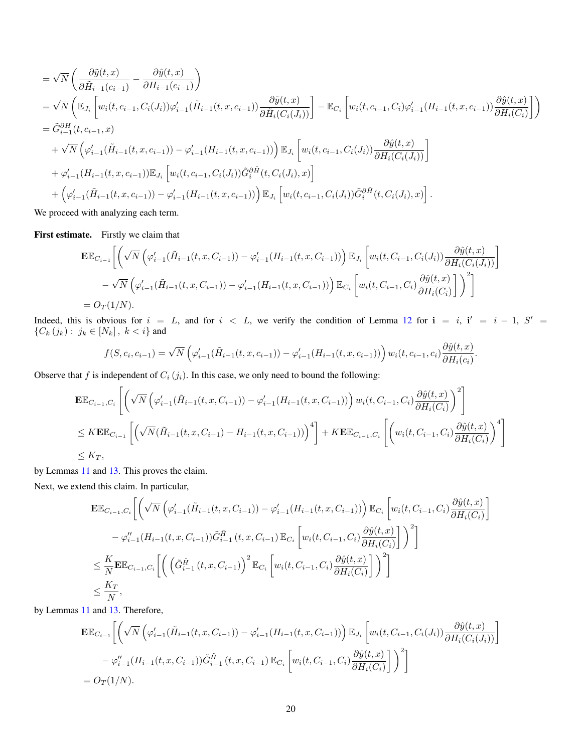$$
\begin{aligned}
&= \sqrt{N}\left(\frac{\partial \tilde{y}(t,x)}{\partial \tilde{H}_{i-1}(c_{i-1})} - \frac{\partial \hat{y}(t,x)}{\partial H_{i-1}(c_{i-1})}\right) \\
&= \sqrt{N}\left(\mathbb{E}_{J_i}\left[w_i(t,c_{i-1},C_i(J_i))\varphi'_{i-1}(\tilde{H}_{i-1}(t,x,c_{i-1}))\frac{\partial \tilde{y}(t,x)}{\partial \tilde{H}_i(C_i(J_i))}\right] - \mathbb{E}_{C_i}\left[w_i(t,c_{i-1},C_i)\varphi'_{i-1}(H_{i-1}(t,x,c_{i-1}))\frac{\partial \hat{y}(t,x)}{\partial H_i(C_i)}\right]\right) \\
&= \tilde{G}^{\partial H}_{i-1}(t,c_{i-1},x) \\
&\quad + \sqrt{N}\left(\varphi'_{i-1}(\tilde{H}_{i-1}(t,x,c_{i-1})) - \varphi'_{i-1}(H_{i-1}(t,x,c_{i-1}))\right)\mathbb{E}_{J_i}\left[w_i(t,c_{i-1},C_i(J_i))\frac{\partial \hat{y}(t,x)}{\partial H_i(C_i(J_i))}\right] \\
&\quad + \varphi'_{i-1}(H_{i-1}(t,x,c_{i-1}))\mathbb{E}_{J_i}\left[w_i(t,c_{i-1},C_i(J_i))\tilde{G}^{\partial \tilde{H}}_i(t,C_i(J_i),x)\right] \\
&\quad + \left(\varphi'_{i-1}(\tilde{H}_{i-1}(t,x,c_{i-1})) - \varphi'_{i-1}(H_{i-1}(t,x,c_{i-1}))\right)\mathbb{E}_{J_i}\left[w_i(t,c_{i-1},C_i(J_i))\tilde{G}^{\partial \tilde{H}}_i(t,C_i(J_i),x)\right].
\end{aligned}
$$

We proceed with analyzing each term.

**First estimate.** Firstly we claim that

$$
\begin{aligned}
&\mathbf{E}\mathbb{E}_{C_{i-1}}\Bigg[\Bigg(\sqrt{N}\left(\varphi'_{i-1}(\tilde{H}_{i-1}(t,x,C_{i-1})) - \varphi'_{i-1}(H_{i-1}(t,x,C_{i-1}))\right)\mathbb{E}_{J_i}\left[w_i(t,C_{i-1},C_i(J_i))\frac{\partial \hat{y}(t,x)}{\partial H_i(C_i(J_i))}\right] \\
&\qquad - \sqrt{N}\left(\varphi'_{i-1}(\tilde{H}_{i-1}(t,x,C_{i-1})) - \varphi'_{i-1}(H_{i-1}(t,x,C_{i-1}))\right)\mathbb{E}_{C_i}\left[w_i(t,C_{i-1},C_i)\frac{\partial \hat{y}(t,x)}{\partial H_i(C_i)}\right]\Bigg)^2\Bigg] \\
&= O_T(1/N).
\end{aligned}
$$

Indeed, this is obvious for $i = L$, and for $i < L$, we verify the condition of Lemma 12 for $\mathbf{i} = i$, $\mathbf{i}' = i-1$, $S' = \{C_k(j_k) : j_k \in [N_k],\ k < i\}$ and

$$
f(S,c_i,c_{i-1}) = \sqrt{N}\left(\varphi'_{i-1}(\tilde{H}_{i-1}(t,x,c_{i-1})) - \varphi'_{i-1}(H_{i-1}(t,x,c_{i-1}))\right)w_i(t,c_{i-1},c_i)\frac{\partial \hat{y}(t,x)}{\partial H_i(c_i)}.
$$

Observe that $f$ is independent of $C_i(j_i)$. In this case, we only need to bound the following:

$$
\begin{aligned}
&\mathbf{E}\mathbb{E}_{C_{i-1},C_i}\left[\left(\sqrt{N}\left(\varphi'_{i-1}(\tilde{H}_{i-1}(t,x,C_{i-1})) - \varphi'_{i-1}(H_{i-1}(t,x,C_{i-1}))\right)w_i(t,C_{i-1},C_i)\frac{\partial \hat{y}(t,x)}{\partial H_i(C_i)}\right)^2\right] \\
&\le K\mathbf{E}\mathbb{E}_{C_{i-1}}\left[\left(\sqrt{N}(\tilde{H}_{i-1}(t,x,C_{i-1}) - H_{i-1}(t,x,C_{i-1}))\right)^4\right] + K\mathbf{E}\mathbb{E}_{C_{i-1},C_i}\left[\left(w_i(t,C_{i-1},C_i)\frac{\partial \hat{y}(t,x)}{\partial H_i(C_i)}\right)^4\right] \\
&\le K_T,
\end{aligned}
$$

by Lemmas 11 and 13. This proves the claim.

Next, we extend this claim. In particular,

$$
\begin{aligned}
&\mathbf{E}\mathbb{E}_{C_{i-1},C_i}\Bigg[\Bigg(\sqrt{N}\left(\varphi'_{i-1}(\tilde{H}_{i-1}(t,x,C_{i-1})) - \varphi'_{i-1}(H_{i-1}(t,x,C_{i-1}))\right)\mathbb{E}_{C_i}\left[w_i(t,C_{i-1},C_i)\frac{\partial \hat{y}(t,x)}{\partial H_i(C_i)}\right] \\
&\qquad - \varphi''_{i-1}(H_{i-1}(t,x,C_{i-1}))\tilde{G}^{\tilde{H}}_{i-1}(t,x,C_{i-1})\,\mathbb{E}_{C_i}\left[w_i(t,C_{i-1},C_i)\frac{\partial \hat{y}(t,x)}{\partial H_i(C_i)}\right]\Bigg)^2\Bigg] \\
&\le \frac{K}{N}\mathbf{E}\mathbb{E}_{C_{i-1},C_i}\left[\left(\left(\tilde{G}^{\tilde{H}}_{i-1}(t,x,C_{i-1})\right)^2\mathbb{E}_{C_i}\left[w_i(t,C_{i-1},C_i)\frac{\partial \hat{y}(t,x)}{\partial H_i(C_i)}\right]\right)^2\right] \\
&\le \frac{K_T}{N},
\end{aligned}
$$

by Lemmas 11 and 13. Therefore,

$$
\begin{aligned}
&\mathbf{E}\mathbb{E}_{C_{i-1}}\Bigg[\Bigg(\sqrt{N}\left(\varphi'_{i-1}(\tilde{H}_{i-1}(t,x,C_{i-1})) - \varphi'_{i-1}(H_{i-1}(t,x,C_{i-1}))\right)\mathbb{E}_{J_i}\left[w_i(t,C_{i-1},C_i(J_i))\frac{\partial \hat{y}(t,x)}{\partial H_i(C_i(J_i))}\right] \\
&\qquad - \varphi''_{i-1}(H_{i-1}(t,x,C_{i-1}))\tilde{G}^{\tilde{H}}_{i-1}(t,x,C_{i-1})\,\mathbb{E}_{C_i}\left[w_i(t,C_{i-1},C_i)\frac{\partial \hat{y}(t,x)}{\partial H_i(C_i)}\right]\Bigg)^2\Bigg] \\
&= O_T(1/N).
\end{aligned}
$$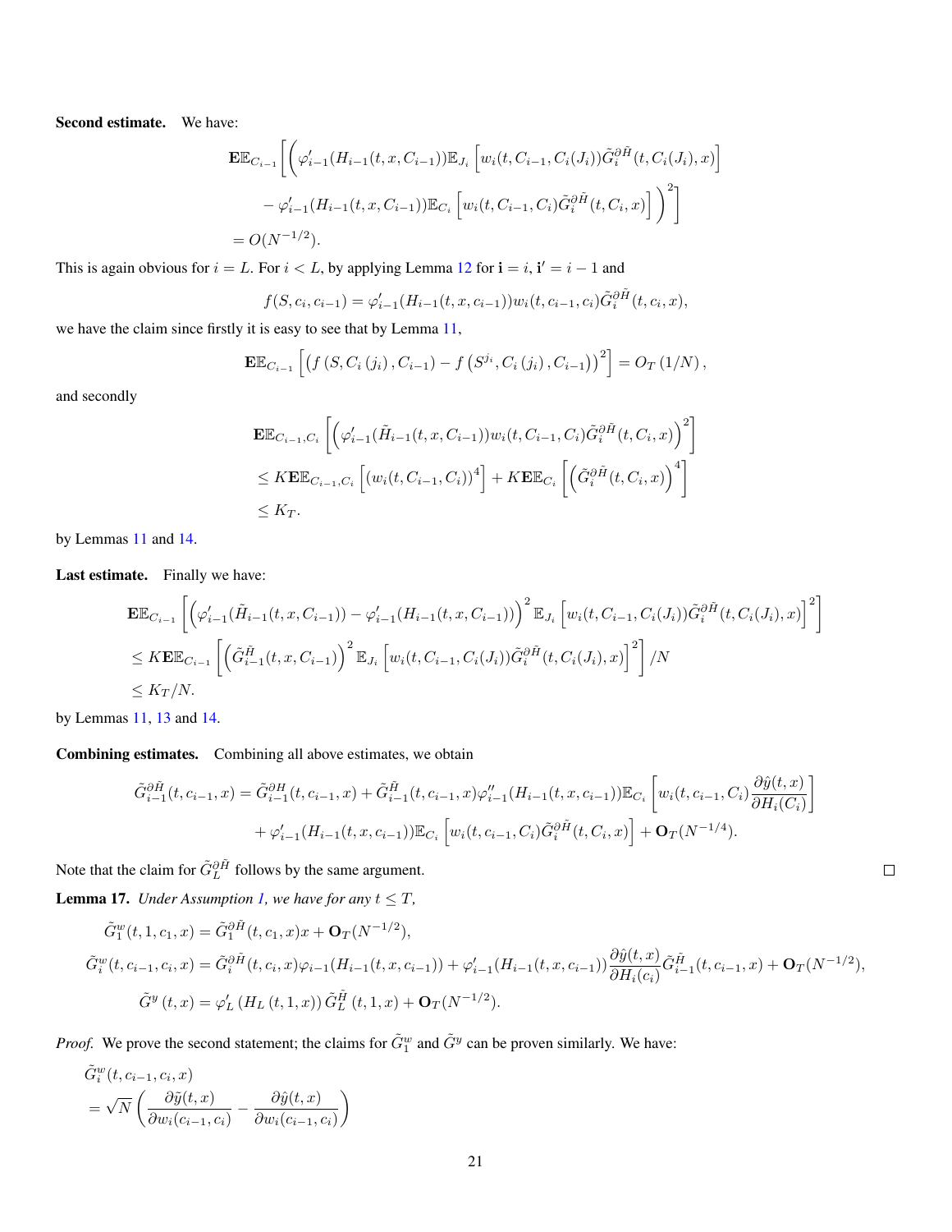**Second estimate.** We have:

$$
\begin{aligned}
&\mathbf{E}\mathbb{E}_{C_{i-1}}\Bigg[\bigg(\varphi_{i-1}'(H_{i-1}(t,x,C_{i-1}))\mathbb{E}_{J_i}\left[w_i(t,C_{i-1},C_i(J_i))\tilde{G}_i^{\partial\tilde{H}}(t,C_i(J_i),x)\right] \\
&\qquad - \varphi_{i-1}'(H_{i-1}(t,x,C_{i-1}))\mathbb{E}_{C_i}\left[w_i(t,C_{i-1},C_i)\tilde{G}_i^{\partial\tilde{H}}(t,C_i,x)\right]\bigg)^2\Bigg] \\
&= O(N^{-1/2}).
\end{aligned}
$$

This is again obvious for $i = L$. For $i < L$, by applying Lemma 12 for $\mathbf{i} = i$, $\mathbf{i}' = i-1$ and

$$
f(S,c_i,c_{i-1}) = \varphi_{i-1}'(H_{i-1}(t,x,c_{i-1}))w_i(t,c_{i-1},c_i)\tilde{G}_i^{\partial\tilde{H}}(t,c_i,x),
$$

we have the claim since firstly it is easy to see that by Lemma 11,

$$
\mathbf{E}\mathbb{E}_{C_{i-1}}\left[\left(f\left(S,C_i\left(j_i\right),C_{i-1}\right) - f\left(S^{j_i},C_i\left(j_i\right),C_{i-1}\right)\right)^2\right] = O_T\left(1/N\right),
$$

and secondly

$$
\begin{aligned}
&\mathbf{E}\mathbb{E}_{C_{i-1},C_i}\left[\left(\varphi_{i-1}'(\tilde{H}_{i-1}(t,x,C_{i-1}))w_i(t,C_{i-1},C_i)\tilde{G}_i^{\partial\tilde{H}}(t,C_i,x)\right)^2\right] \\
&\le K\mathbf{E}\mathbb{E}_{C_{i-1},C_i}\left[(w_i(t,C_{i-1},C_i))^4\right] + K\mathbf{E}\mathbb{E}_{C_i}\left[\left(\tilde{G}_i^{\partial\tilde{H}}(t,C_i,x)\right)^4\right] \\
&\le K_T.
\end{aligned}
$$

by Lemmas 11 and 14.

**Last estimate.** Finally we have:

$$
\begin{aligned}
&\mathbf{E}\mathbb{E}_{C_{i-1}}\left[\left(\varphi_{i-1}'(\tilde{H}_{i-1}(t,x,C_{i-1})) - \varphi_{i-1}'(H_{i-1}(t,x,C_{i-1}))\right)^2\mathbb{E}_{J_i}\left[w_i(t,C_{i-1},C_i(J_i))\tilde{G}_i^{\partial\tilde{H}}(t,C_i(J_i),x)\right]^2\right] \\
&\le K\mathbf{E}\mathbb{E}_{C_{i-1}}\left[\left(\tilde{G}_{i-1}^{\tilde{H}}(t,x,C_{i-1})\right)^2\mathbb{E}_{J_i}\left[w_i(t,C_{i-1},C_i(J_i))\tilde{G}_i^{\partial\tilde{H}}(t,C_i(J_i),x)\right]^2\right]/N \\
&\le K_T/N.
\end{aligned}
$$

by Lemmas 11, 13 and 14.

**Combining estimates.** Combining all above estimates, we obtain

$$
\begin{aligned}
\tilde{G}_{i-1}^{\partial\tilde{H}}(t,c_{i-1},x) &= \tilde{G}_{i-1}^{\partial H}(t,c_{i-1},x) + \tilde{G}_{i-1}^{\tilde{H}}(t,c_{i-1},x)\varphi_{i-1}''(H_{i-1}(t,x,c_{i-1}))\mathbb{E}_{C_i}\left[w_i(t,c_{i-1},C_i)\frac{\partial\hat{y}(t,x)}{\partial H_i(C_i)}\right] \\
&\quad + \varphi_{i-1}'(H_{i-1}(t,x,c_{i-1}))\mathbb{E}_{C_i}\left[w_i(t,c_{i-1},C_i)\tilde{G}_i^{\partial\tilde{H}}(t,C_i,x)\right] + \mathbf{O}_T(N^{-1/4}).
\end{aligned}
$$

Note that the claim for $\tilde{G}_L^{\partial\tilde{H}}$ follows by the same argument. $\square$

**Lemma 17.** *Under Assumption 1, we have for any $t \le T$,*

$$
\begin{aligned}
\tilde{G}_1^w(t,1,c_1,x) &= \tilde{G}_1^{\partial\tilde{H}}(t,c_1,x)x + \mathbf{O}_T(N^{-1/2}), \\
\tilde{G}_i^w(t,c_{i-1},c_i,x) &= \tilde{G}_i^{\partial\tilde{H}}(t,c_i,x)\varphi_{i-1}(H_{i-1}(t,x,c_{i-1})) + \varphi_{i-1}'(H_{i-1}(t,x,c_{i-1}))\frac{\partial\hat{y}(t,x)}{\partial H_i(c_i)}\tilde{G}_{i-1}^{\tilde{H}}(t,c_{i-1},x) + \mathbf{O}_T(N^{-1/2}), \\
\tilde{G}^y\left(t,x\right) &= \varphi_L'\left(H_L\left(t,1,x\right)\right)\tilde{G}_L^{\tilde{H}}\left(t,1,x\right) + \mathbf{O}_T(N^{-1/2}).
\end{aligned}
$$

*Proof.* We prove the second statement; the claims for $\tilde{G}_1^w$ and $\tilde{G}^y$ can be proven similarly. We have:

$$
\begin{aligned}
&\tilde{G}_i^w(t,c_{i-1},c_i,x) \\
&= \sqrt{N}\left(\frac{\partial\tilde{y}(t,x)}{\partial w_i(c_{i-1},c_i)} - \frac{\partial\hat{y}(t,x)}{\partial w_i(c_{i-1},c_i)}\right)
\end{aligned}
$$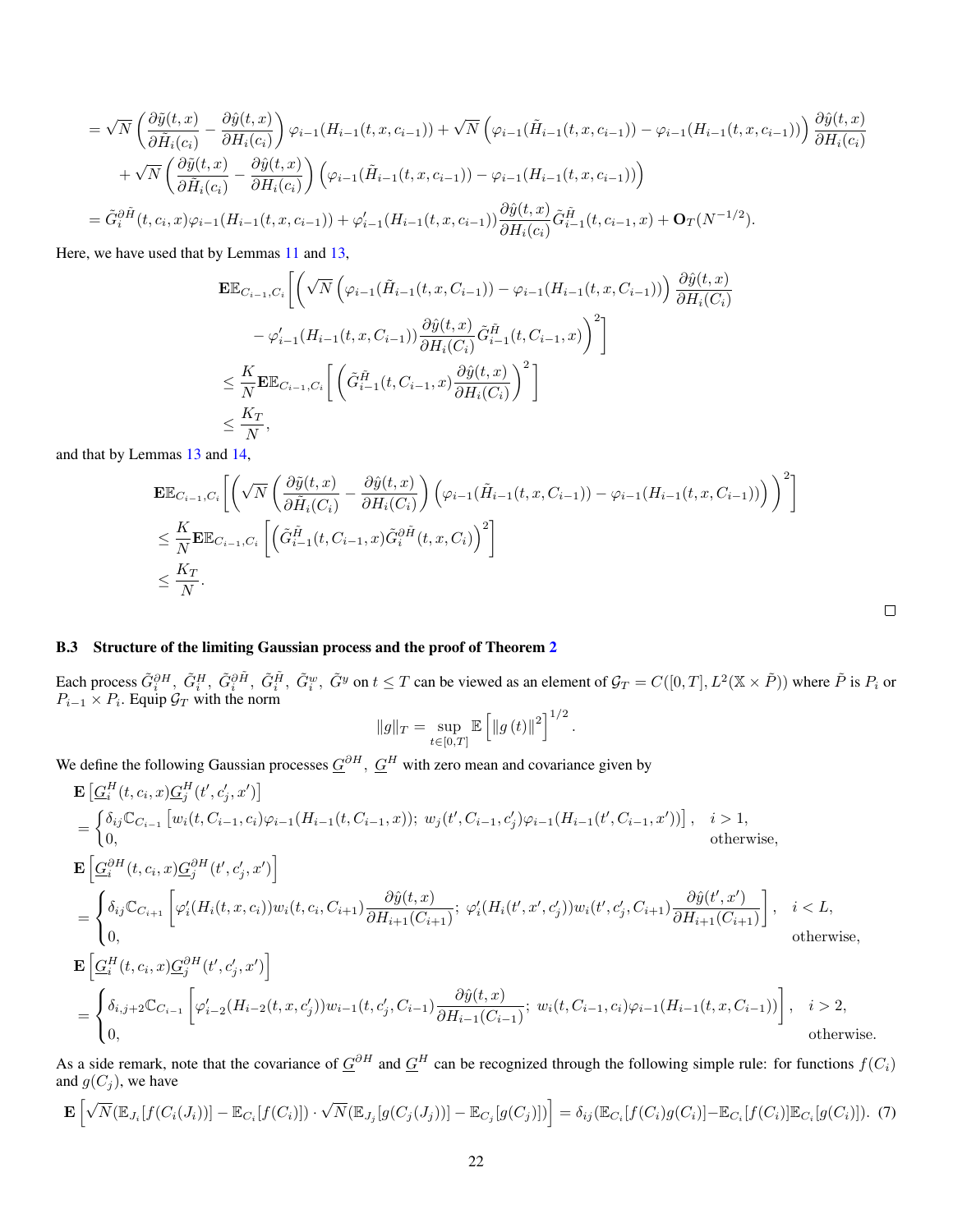$$
= \sqrt{N}\left(\frac{\partial \tilde{y}(t,x)}{\partial \tilde{H}_i(c_i)} - \frac{\partial \hat{y}(t,x)}{\partial H_i(c_i)}\right)\varphi_{i-1}(H_{i-1}(t,x,c_{i-1})) + \sqrt{N}\left(\varphi_{i-1}(\tilde{H}_{i-1}(t,x,c_{i-1})) - \varphi_{i-1}(H_{i-1}(t,x,c_{i-1}))\right)\frac{\partial \hat{y}(t,x)}{\partial H_i(c_i)}
$$

$$
+ \sqrt{N}\left(\frac{\partial \tilde{y}(t,x)}{\partial \tilde{H}_i(c_i)} - \frac{\partial \hat{y}(t,x)}{\partial H_i(c_i)}\right)\left(\varphi_{i-1}(\tilde{H}_{i-1}(t,x,c_{i-1})) - \varphi_{i-1}(H_{i-1}(t,x,c_{i-1}))\right)
$$

$$
= \tilde{G}_i^{\partial\tilde{H}}(t,c_i,x)\varphi_{i-1}(H_{i-1}(t,x,c_{i-1})) + \varphi_{i-1}'(H_{i-1}(t,x,c_{i-1}))\frac{\partial \hat{y}(t,x)}{\partial H_i(c_i)}\tilde{G}_{i-1}^{\tilde{H}}(t,c_{i-1},x) + \mathbf{O}_T(N^{-1/2}).
$$

Here, we have used that by Lemmas 11 and 13,

$$
\mathbf{E}\mathbb{E}_{C_{i-1},C_i}\Bigg[\Bigg(\left(\sqrt{N}\left(\varphi_{i-1}(\tilde{H}_{i-1}(t,x,C_{i-1})) - \varphi_{i-1}(H_{i-1}(t,x,C_{i-1}))\right)\right)\frac{\partial \hat{y}(t,x)}{\partial H_i(C_i)}
$$

$$
- \varphi_{i-1}'(H_{i-1}(t,x,C_{i-1}))\frac{\partial \hat{y}(t,x)}{\partial H_i(C_i)}\tilde{G}_{i-1}^{\tilde{H}}(t,C_{i-1},x)\Bigg)^2\Bigg]
$$

$$
\leq \frac{K}{N}\mathbf{E}\mathbb{E}_{C_{i-1},C_i}\left[\left(\tilde{G}_{i-1}^{\tilde{H}}(t,C_{i-1},x)\frac{\partial \hat{y}(t,x)}{\partial H_i(C_i)}\right)^2\right]
$$

$$
\leq \frac{K_T}{N},
$$

and that by Lemmas 13 and 14,

$$
\mathbf{E}\mathbb{E}_{C_{i-1},C_i}\left[\left(\sqrt{N}\left(\frac{\partial \tilde{y}(t,x)}{\partial \tilde{H}_i(C_i)} - \frac{\partial \hat{y}(t,x)}{\partial H_i(C_i)}\right)\left(\varphi_{i-1}(\tilde{H}_{i-1}(t,x,C_{i-1})) - \varphi_{i-1}(H_{i-1}(t,x,C_{i-1}))\right)\right)^2\right]
$$

$$
\leq \frac{K}{N}\mathbf{E}\mathbb{E}_{C_{i-1},C_i}\left[\left(\tilde{G}_{i-1}^{\tilde{H}}(t,C_{i-1},x)\tilde{G}_i^{\partial\tilde{H}}(t,x,C_i)\right)^2\right]
$$

$$
\leq \frac{K_T}{N}.
$$

□

### B.3 Structure of the limiting Gaussian process and the proof of Theorem 2

Each process $\tilde{G}_i^{\partial H}$, $\tilde{G}_i^{H}$, $\tilde{G}_i^{\partial\tilde{H}}$, $\tilde{G}_i^{\tilde{H}}$, $\tilde{G}_i^{w}$, $\tilde{G}^{y}$ on $t \leq T$ can be viewed as an element of $\mathcal{G}_T = C([0,T], L^2(\mathbb{X}\times\tilde{P}))$ where $\tilde{P}$ is $P_i$ or $P_{i-1}\times P_i$. Equip $\mathcal{G}_T$ with the norm

$$
\|g\|_T = \sup_{t\in[0,T]}\mathbb{E}\left[\|g(t)\|^2\right]^{1/2}.
$$

We define the following Gaussian processes $\underline{G}^{\partial H}$, $\underline{G}^{H}$ with zero mean and covariance given by

$$
\mathbf{E}\left[\underline{G}_i^H(t,c_i,x)\underline{G}_j^H(t',c_j',x')\right]
$$

$$
= \begin{cases}\delta_{ij}\mathbb{C}_{C_{i-1}}\left[w_i(t,C_{i-1},c_i)\varphi_{i-1}(H_{i-1}(t,C_{i-1},x));\ w_j(t',C_{i-1},c_j')\varphi_{i-1}(H_{i-1}(t',C_{i-1},x'))\right], & i>1,\\ 0, & \text{otherwise,}\end{cases}
$$

$$
\mathbf{E}\left[\underline{G}_i^{\partial H}(t,c_i,x)\underline{G}_j^{\partial H}(t',c_j',x')\right]
$$

$$
= \begin{cases}\delta_{ij}\mathbb{C}_{C_{i+1}}\left[\varphi_i'(H_i(t,x,c_i))w_i(t,c_i,C_{i+1})\dfrac{\partial \hat{y}(t,x)}{\partial H_{i+1}(C_{i+1})};\ \varphi_i'(H_i(t',x',c_j'))w_i(t',c_j',C_{i+1})\dfrac{\partial \hat{y}(t',x')}{\partial H_{i+1}(C_{i+1})}\right], & i<L,\\ 0, & \text{otherwise,}\end{cases}
$$

$$
\mathbf{E}\left[\underline{G}_i^{H}(t,c_i,x)\underline{G}_j^{\partial H}(t',c_j',x')\right]
$$

$$
= \begin{cases}\delta_{i,j+2}\mathbb{C}_{C_{i-1}}\left[\varphi_{i-2}'(H_{i-2}(t,x,c_j'))w_{i-1}(t,c_j',C_{i-1})\dfrac{\partial \hat{y}(t,x)}{\partial H_{i-1}(C_{i-1})};\ w_i(t,C_{i-1},c_i)\varphi_{i-1}(H_{i-1}(t,x,C_{i-1}))\right], & i>2,\\ 0, & \text{otherwise.}\end{cases}
$$

As a side remark, note that the covariance of $\underline{G}^{\partial H}$ and $\underline{G}^{H}$ can be recognized through the following simple rule: for functions $f(C_i)$ and $g(C_j)$, we have

$$
\mathbf{E}\left[\sqrt{N}(\mathbb{E}_{J_i}[f(C_i(J_i))] - \mathbb{E}_{C_i}[f(C_i)])\cdot\sqrt{N}(\mathbb{E}_{J_j}[g(C_j(J_j))] - \mathbb{E}_{C_j}[g(C_j)])\right] = \delta_{ij}(\mathbb{E}_{C_i}[f(C_i)g(C_i)] - \mathbb{E}_{C_i}[f(C_i)]\mathbb{E}_{C_i}[g(C_i)]). \quad (7)
$$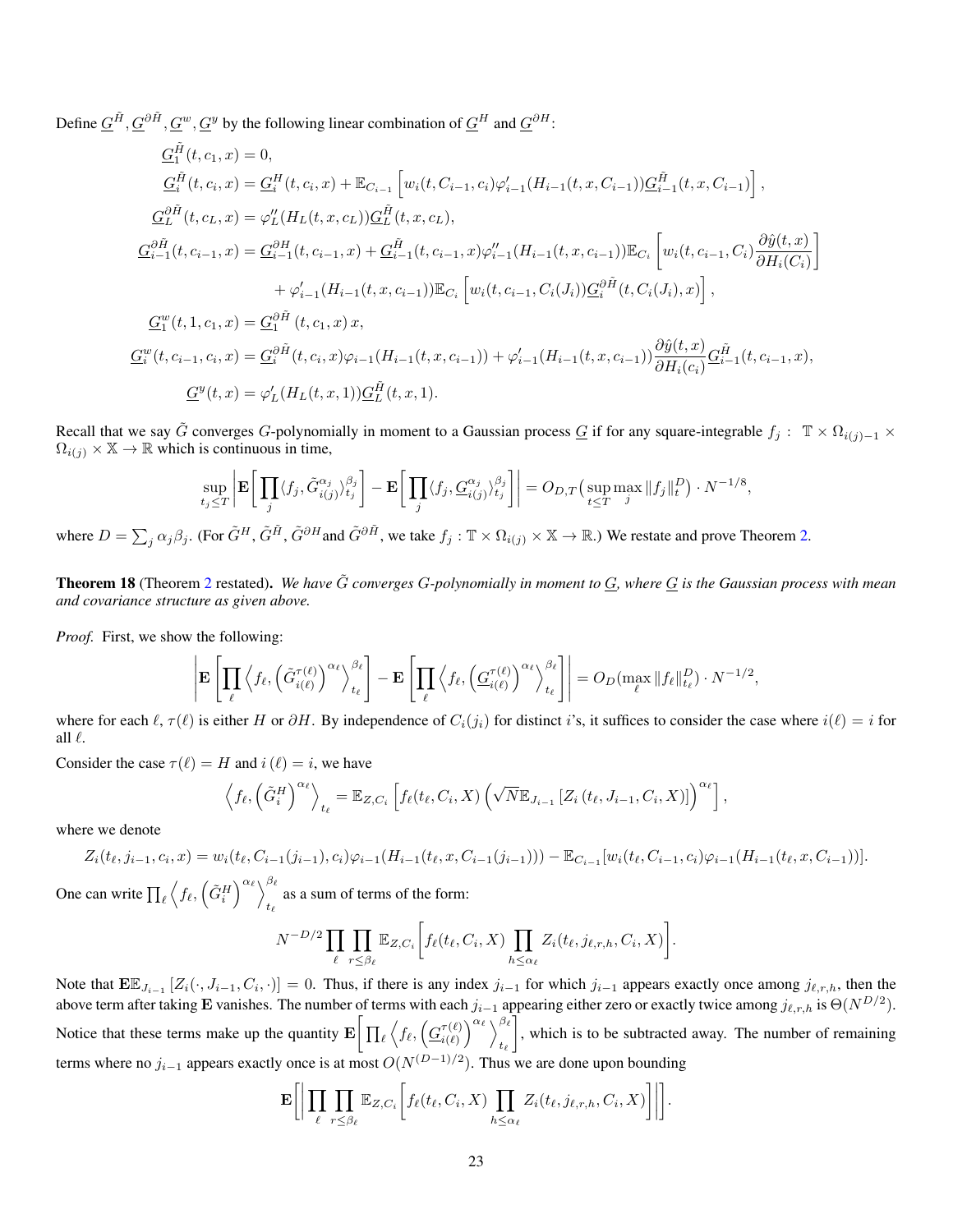Define $\underline{G}^{\tilde{H}}, \underline{G}^{\partial \tilde{H}}, \underline{G}^{w}, \underline{G}^{y}$ by the following linear combination of $\underline{G}^{H}$ and $\underline{G}^{\partial H}$:

$$
\begin{aligned}
\underline{G}_1^{\tilde{H}}(t, c_1, x) &= 0, \\
\underline{G}_i^{\tilde{H}}(t, c_i, x) &= \underline{G}_i^{H}(t, c_i, x) + \mathbb{E}_{C_{i-1}}\left[ w_i(t, C_{i-1}, c_i) \varphi_{i-1}'(H_{i-1}(t, x, C_{i-1})) \underline{G}_{i-1}^{\tilde{H}}(t, x, C_{i-1}) \right], \\
\underline{G}_L^{\partial \tilde{H}}(t, c_L, x) &= \varphi_L''(H_L(t, x, c_L)) \underline{G}_L^{\tilde{H}}(t, x, c_L), \\
\underline{G}_{i-1}^{\partial \tilde{H}}(t, c_{i-1}, x) &= \underline{G}_{i-1}^{\partial H}(t, c_{i-1}, x) + \underline{G}_{i-1}^{\tilde{H}}(t, c_{i-1}, x) \varphi_{i-1}''(H_{i-1}(t, x, c_{i-1})) \mathbb{E}_{C_i}\left[ w_i(t, c_{i-1}, C_i) \frac{\partial \hat{y}(t, x)}{\partial H_i(C_i)} \right] \\
&\quad + \varphi_{i-1}'(H_{i-1}(t, x, c_{i-1})) \mathbb{E}_{C_i}\left[ w_i(t, c_{i-1}, C_i(J_i)) \underline{G}_i^{\partial \tilde{H}}(t, C_i(J_i), x) \right], \\
\underline{G}_1^{w}(t, 1, c_1, x) &= \underline{G}_1^{\partial \tilde{H}}(t, c_1, x)\, x, \\
\underline{G}_i^{w}(t, c_{i-1}, c_i, x) &= \underline{G}_i^{\partial \tilde{H}}(t, c_i, x) \varphi_{i-1}(H_{i-1}(t, x, c_{i-1})) + \varphi_{i-1}'(H_{i-1}(t, x, c_{i-1})) \frac{\partial \hat{y}(t, x)}{\partial H_i(c_i)} \underline{G}_{i-1}^{\tilde{H}}(t, c_{i-1}, x), \\
\underline{G}^{y}(t, x) &= \varphi_L'(H_L(t, x, 1)) \underline{G}_L^{\tilde{H}}(t, x, 1).
\end{aligned}
$$

Recall that we say $\tilde{G}$ converges $G$-polynomially in moment to a Gaussian process $\underline{G}$ if for any square-integrable $f_j : \mathbb{T} \times \Omega_{i(j)-1} \times \Omega_{i(j)} \times \mathbb{X} \to \mathbb{R}$ which is continuous in time,

$$
\sup_{t_j \le T} \left| \mathbf{E}\left[ \prod_j \langle f_j, \tilde{G}_{i(j)}^{\alpha_j} \rangle_{t_j}^{\beta_j} \right] - \mathbf{E}\left[ \prod_j \langle f_j, \underline{G}_{i(j)}^{\alpha_j} \rangle_{t_j}^{\beta_j} \right] \right| = O_{D,T}\big( \sup_{t \le T} \max_j \|f_j\|_t^D \big) \cdot N^{-1/8},
$$

where $D = \sum_j \alpha_j \beta_j$. (For $\tilde{G}^H$, $\tilde{G}^{\tilde{H}}$, $\tilde{G}^{\partial H}$and $\tilde{G}^{\partial \tilde{H}}$, we take $f_j : \mathbb{T} \times \Omega_{i(j)} \times \mathbb{X} \to \mathbb{R}$.) We restate and prove Theorem 2.

**Theorem 18** (Theorem 2 restated)**.** *We have $\tilde{G}$ converges $G$-polynomially in moment to $\underline{G}$, where $\underline{G}$ is the Gaussian process with mean and covariance structure as given above.*

*Proof.* First, we show the following:

$$
\left| \mathbf{E}\left[ \prod_\ell \left\langle f_\ell, \left( \tilde{G}_{i(\ell)}^{\tau(\ell)} \right)^{\alpha_\ell} \right\rangle_{t_\ell}^{\beta_\ell} \right] - \mathbf{E}\left[ \prod_\ell \left\langle f_\ell, \left( \underline{G}_{i(\ell)}^{\tau(\ell)} \right)^{\alpha_\ell} \right\rangle_{t_\ell}^{\beta_\ell} \right] \right| = O_D(\max_\ell \|f_\ell\|_{t_\ell}^D) \cdot N^{-1/2},
$$

where for each $\ell$, $\tau(\ell)$ is either $H$ or $\partial H$. By independence of $C_i(j_i)$ for distinct $i$'s, it suffices to consider the case where $i(\ell) = i$ for all $\ell$.

Consider the case $\tau(\ell) = H$ and $i(\ell) = i$, we have

$$
\left\langle f_\ell, \left( \tilde{G}_i^H \right)^{\alpha_\ell} \right\rangle_{t_\ell} = \mathbb{E}_{Z, C_i}\left[ f_\ell(t_\ell, C_i, X) \left( \sqrt{N} \mathbb{E}_{J_{i-1}}\left[ Z_i(t_\ell, J_{i-1}, C_i, X) \right] \right)^{\alpha_\ell} \right],
$$

where we denote

$$
Z_i(t_\ell, j_{i-1}, c_i, x) = w_i(t_\ell, C_{i-1}(j_{i-1}), c_i) \varphi_{i-1}(H_{i-1}(t_\ell, x, C_{i-1}(j_{i-1}))) - \mathbb{E}_{C_{i-1}}[w_i(t_\ell, C_{i-1}, c_i) \varphi_{i-1}(H_{i-1}(t_\ell, x, C_{i-1}))].
$$

One can write $\prod_\ell \left\langle f_\ell, \left( \tilde{G}_i^H \right)^{\alpha_\ell} \right\rangle_{t_\ell}^{\beta_\ell}$ as a sum of terms of the form:

$$
N^{-D/2} \prod_\ell \prod_{r \le \beta_\ell} \mathbb{E}_{Z, C_i}\left[ f_\ell(t_\ell, C_i, X) \prod_{h \le \alpha_\ell} Z_i(t_\ell, j_{\ell, r, h}, C_i, X) \right].
$$

Note that $\mathbf{E}\mathbb{E}_{J_{i-1}}\left[ Z_i(\cdot, J_{i-1}, C_i, \cdot) \right] = 0$. Thus, if there is any index $j_{i-1}$ for which $j_{i-1}$ appears exactly once among $j_{\ell, r, h}$, then the above term after taking $\mathbf{E}$ vanishes. The number of terms with each $j_{i-1}$ appearing either zero or exactly twice among $j_{\ell, r, h}$ is $\Theta(N^{D/2})$. Notice that these terms make up the quantity $\mathbf{E}\left[ \prod_\ell \left\langle f_\ell, \left( \underline{G}_{i(\ell)}^{\tau(\ell)} \right)^{\alpha_\ell} \right\rangle_{t_\ell}^{\beta_\ell} \right]$, which is to be subtracted away. The number of remaining terms where no $j_{i-1}$ appears exactly once is at most $O(N^{(D-1)/2})$. Thus we are done upon bounding

$$
\mathbf{E}\left[ \left| \prod_\ell \prod_{r \le \beta_\ell} \mathbb{E}_{Z, C_i}\left[ f_\ell(t_\ell, C_i, X) \prod_{h \le \alpha_\ell} Z_i(t_\ell, j_{\ell, r, h}, C_i, X) \right] \right| \right].
$$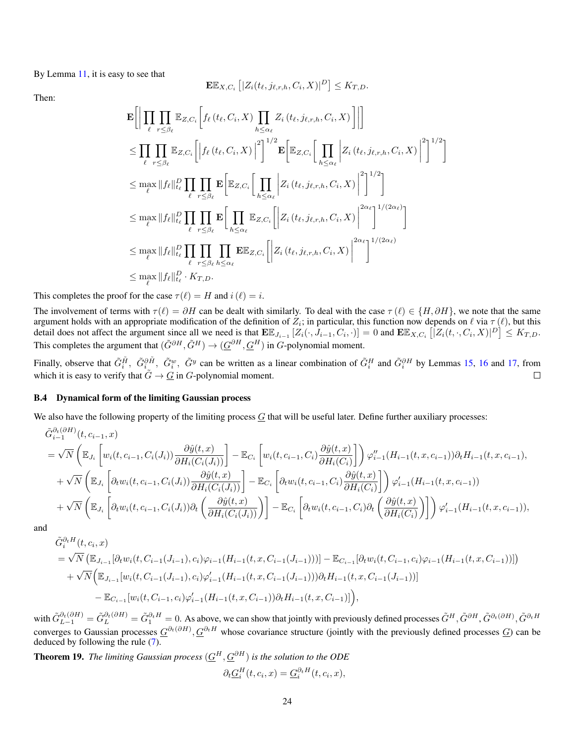By Lemma 11, it is easy to see that

$$\mathbf{E}\mathbb{E}_{X,C_i}\left[|Z_i(t_\ell, j_{\ell,r,h}, C_i, X)|^D\right] \le K_{T,D}.$$

Then:

$$\begin{aligned}
&\mathbf{E}\left[\left|\prod_\ell \prod_{r\le\beta_\ell} \mathbb{E}_{Z,C_i}\left[f_\ell\left(t_\ell, C_i, X\right) \prod_{h\le\alpha_\ell} Z_i\left(t_\ell, j_{\ell,r,h}, C_i, X\right)\right]\right|\right] \\
&\le \prod_\ell \prod_{r\le\beta_\ell} \mathbb{E}_{Z,C_i}\left[\left|f_\ell\left(t_\ell, C_i, X\right)\right|^2\right]^{1/2} \mathbf{E}\left[\mathbb{E}_{Z,C_i}\left[\prod_{h\le\alpha_\ell}\left|Z_i\left(t_\ell, j_{\ell,r,h}, C_i, X\right)\right|^2\right]^{1/2}\right] \\
&\le \max_\ell \|f_\ell\|_{t_\ell}^D \prod_\ell \prod_{r\le\beta_\ell} \mathbf{E}\left[\mathbb{E}_{Z,C_i}\left[\prod_{h\le\alpha_\ell}\left|Z_i\left(t_\ell, j_{\ell,r,h}, C_i, X\right)\right|^2\right]^{1/2}\right] \\
&\le \max_\ell \|f_\ell\|_{t_\ell}^D \prod_\ell \prod_{r\le\beta_\ell} \mathbf{E}\left[\prod_{h\le\alpha_\ell}\mathbb{E}_{Z,C_i}\left[\left|Z_i\left(t_\ell, j_{\ell,r,h}, C_i, X\right)\right|^{2\alpha_\ell}\right]^{1/(2\alpha_\ell)}\right] \\
&\le \max_\ell \|f_\ell\|_{t_\ell}^D \prod_\ell \prod_{r\le\beta_\ell} \prod_{h\le\alpha_\ell} \mathbf{E}\mathbb{E}_{Z,C_i}\left[\left|Z_i\left(t_\ell, j_{\ell,r,h}, C_i, X\right)\right|^{2\alpha_\ell}\right]^{1/(2\alpha_\ell)} \\
&\le \max_\ell \|f_\ell\|_{t_\ell}^D \cdot K_{T,D}.
\end{aligned}$$

This completes the proof for the case $\tau(\ell) = H$ and $i(\ell) = i$.

The involvement of terms with $\tau(\ell) = \partial H$ can be dealt with similarly. To deal with the case $\tau(\ell) \in \{H, \partial H\}$, we note that the same argument holds with an appropriate modification of the definition of $Z_i$; in particular, this function now depends on $\ell$ via $\tau(\ell)$, but this detail does not affect the argument since all we need is that $\mathbf{E}\mathbb{E}_{J_{i-1}}[Z_i(\cdot, J_{i-1}, C_i, \cdot)] = 0$ and $\mathbf{E}\mathbb{E}_{X,C_i}\left[|Z_i(t,\cdot,C_i,X)|^D\right] \le K_{T,D}$. This completes the argument that $(\tilde{G}^{\partial H}, \tilde{G}^H) \to (\underline{G}^{\partial H}, \underline{G}^H)$ in $G$-polynomial moment.

Finally, observe that $\tilde{G}_i^{\tilde{H}}$, $\tilde{G}_i^{\partial\tilde{H}}$, $\tilde{G}_i^w$, $\tilde{G}^y$ can be written as a linear combination of $\tilde{G}_i^H$ and $\tilde{G}_i^{\partial H}$ by Lemmas 15, 16 and 17, from which it is easy to verify that $\tilde{G} \to \underline{G}$ in $G$-polynomial moment. □

### B.4 Dynamical form of the limiting Gaussian process

We also have the following property of the limiting process $\underline{G}$ that will be useful later. Define further auxiliary processes:

$$\begin{aligned}
&\tilde{G}_{i-1}^{\partial_t(\partial H)}(t, c_{i-1}, x) \\
&= \sqrt{N}\left(\mathbb{E}_{J_i}\left[w_i(t, c_{i-1}, C_i(J_i))\frac{\partial\hat{y}(t,x)}{\partial H_i(C_i(J_i))}\right] - \mathbb{E}_{C_i}\left[w_i(t, c_{i-1}, C_i)\frac{\partial\hat{y}(t,x)}{\partial H_i(C_i)}\right]\right)\varphi_{i-1}''(H_{i-1}(t,x,c_{i-1}))\partial_t H_{i-1}(t,x,c_{i-1}), \\
&+ \sqrt{N}\left(\mathbb{E}_{J_i}\left[\partial_t w_i(t, c_{i-1}, C_i(J_i))\frac{\partial\hat{y}(t,x)}{\partial H_i(C_i(J_i))}\right] - \mathbb{E}_{C_i}\left[\partial_t w_i(t, c_{i-1}, C_i)\frac{\partial\hat{y}(t,x)}{\partial H_i(C_i)}\right]\right)\varphi_{i-1}'(H_{i-1}(t,x,c_{i-1})) \\
&+ \sqrt{N}\left(\mathbb{E}_{J_i}\left[\partial_t w_i(t, c_{i-1}, C_i(J_i))\partial_t\left(\frac{\partial\hat{y}(t,x)}{\partial H_i(C_i(J_i))}\right)\right] - \mathbb{E}_{C_i}\left[\partial_t w_i(t, c_{i-1}, C_i)\partial_t\left(\frac{\partial\hat{y}(t,x)}{\partial H_i(C_i)}\right)\right]\right)\varphi_{i-1}'(H_{i-1}(t,x,c_{i-1})),
\end{aligned}$$

and

$$\begin{aligned}
&\tilde{G}_i^{\partial_t H}(t, c_i, x) \\
&= \sqrt{N}\left(\mathbb{E}_{J_{i-1}}[\partial_t w_i(t, C_{i-1}(J_{i-1}), c_i)\varphi_{i-1}(H_{i-1}(t,x,C_{i-1}(J_{i-1})))] - \mathbb{E}_{C_{i-1}}[\partial_t w_i(t, C_{i-1}, c_i)\varphi_{i-1}(H_{i-1}(t,x,C_{i-1}))]\right) \\
&\quad + \sqrt{N}\Big(\mathbb{E}_{J_{i-1}}[w_i(t, C_{i-1}(J_{i-1}), c_i)\varphi_{i-1}'(H_{i-1}(t,x,C_{i-1}(J_{i-1})))\partial_t H_{i-1}(t,x,C_{i-1}(J_{i-1}))] \\
&\qquad - \mathbb{E}_{C_{i-1}}[w_i(t, C_{i-1}, c_i)\varphi_{i-1}'(H_{i-1}(t,x,C_{i-1}))\partial_t H_{i-1}(t,x,C_{i-1})]\Big),
\end{aligned}$$

with $\tilde{G}_{L-1}^{\partial_t(\partial H)} = \tilde{G}_L^{\partial_t(\partial H)} = \tilde{G}_1^{\partial_t H} = 0$. As above, we can show that jointly with previously defined processes $\tilde{G}^H, \tilde{G}^{\partial H}, \tilde{G}^{\partial_t(\partial H)}, \tilde{G}^{\partial_t H}$ converges to Gaussian processes $\underline{G}^{\partial_t(\partial H)}, \underline{G}^{\partial_t H}$ whose covariance structure (jointly with the previously defined processes $\underline{G}$) can be deduced by following the rule (7).

**Theorem 19.** *The limiting Gaussian process $(\underline{G}^H, \underline{G}^{\partial H})$ is the solution to the ODE*

$$\partial_t \underline{G}_i^H(t, c_i, x) = \underline{G}_i^{\partial_t H}(t, c_i, x),$$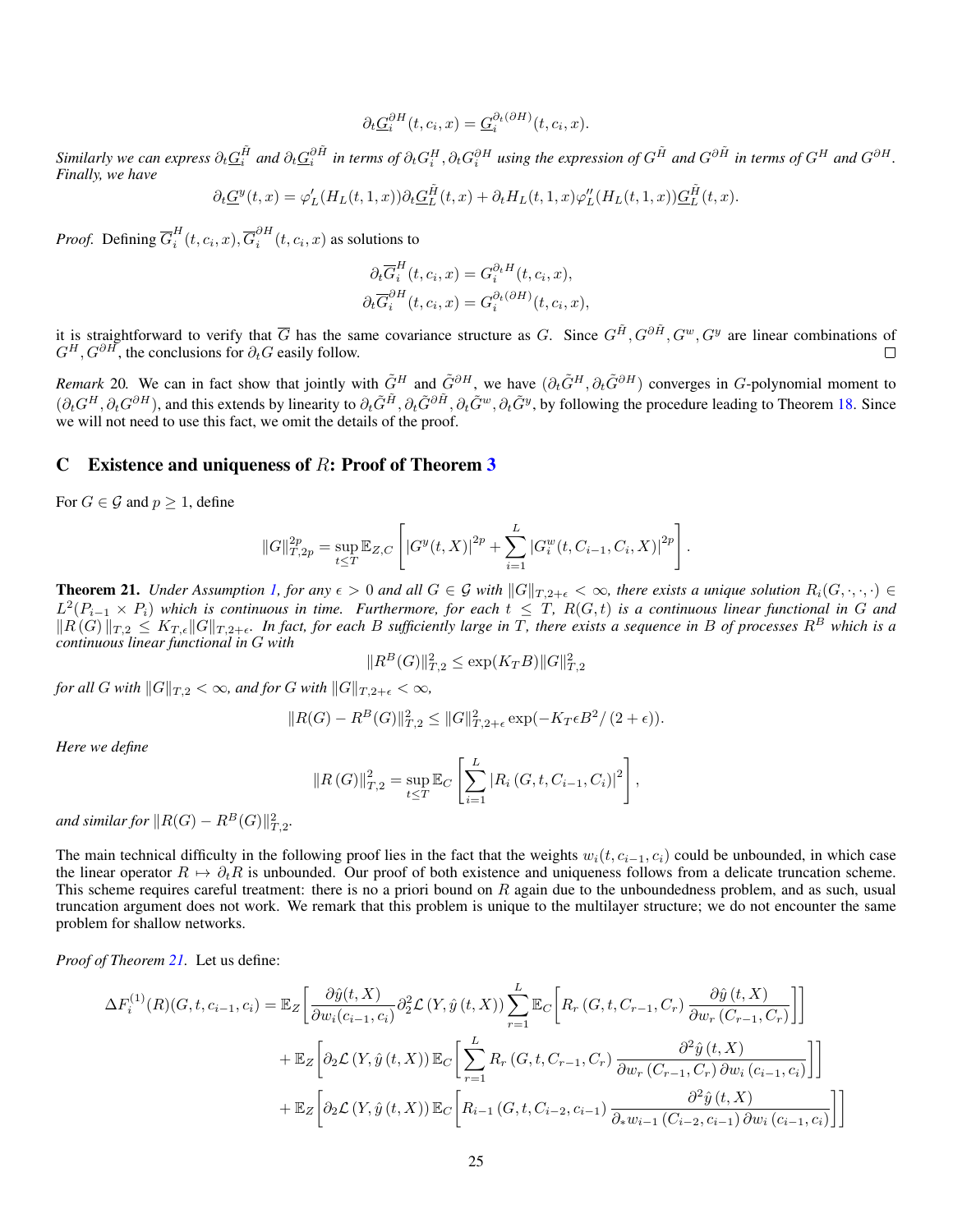$$\partial_t \underline{G}_i^{\partial H}(t, c_i, x) = \underline{G}_i^{\partial_t(\partial H)}(t, c_i, x).$$

*Similarly we can express $\partial_t \underline{G}_i^{\tilde{H}}$ and $\partial_t \underline{G}_i^{\partial\tilde{H}}$ in terms of $\partial_t G_i^H, \partial_t G_i^{\partial H}$ using the expression of $G^{\tilde{H}}$ and $G^{\partial\tilde{H}}$ in terms of $G^H$ and $G^{\partial H}$. Finally, we have*

$$\partial_t \underline{G}^y(t, x) = \varphi_L'(H_L(t, 1, x))\partial_t \underline{G}_L^{\tilde{H}}(t, x) + \partial_t H_L(t, 1, x)\varphi_L''(H_L(t, 1, x))\underline{G}_L^{\tilde{H}}(t, x).$$

*Proof.* Defining $\overline{G}_i^H(t, c_i, x), \overline{G}_i^{\partial H}(t, c_i, x)$ as solutions to

$$\partial_t \overline{G}_i^H(t, c_i, x) = G_i^{\partial_t H}(t, c_i, x),$$
$$\partial_t \overline{G}_i^{\partial H}(t, c_i, x) = G_i^{\partial_t(\partial H)}(t, c_i, x),$$

it is straightforward to verify that $\overline{G}$ has the same covariance structure as $G$. Since $G^{\tilde{H}}, G^{\partial\tilde{H}}, G^w, G^y$ are linear combinations of $G^H, G^{\partial H}$, the conclusions for $\partial_t G$ easily follow. ∎

*Remark* 20. We can in fact show that jointly with $\tilde{G}^H$ and $\tilde{G}^{\partial H}$, we have $(\partial_t \tilde{G}^H, \partial_t \tilde{G}^{\partial H})$ converges in $G$-polynomial moment to $(\partial_t G^H, \partial_t G^{\partial H})$, and this extends by linearity to $\partial_t \tilde{G}^{\tilde{H}}, \partial_t \tilde{G}^{\partial\tilde{H}}, \partial_t \tilde{G}^w, \partial_t \tilde{G}^y$, by following the procedure leading to Theorem 18. Since we will not need to use this fact, we omit the details of the proof.

## C Existence and uniqueness of $R$: Proof of Theorem 3

For $G \in \mathcal{G}$ and $p \geq 1$, define

$$\|G\|_{T,2p}^{2p} = \sup_{t \leq T} \mathbb{E}_{Z,C}\left[ |G^y(t, X)|^{2p} + \sum_{i=1}^{L} |G_i^w(t, C_{i-1}, C_i, X)|^{2p} \right].$$

**Theorem 21.** *Under Assumption 1, for any $\epsilon > 0$ and all $G \in \mathcal{G}$ with $\|G\|_{T,2+\epsilon} < \infty$, there exists a unique solution $R_i(G, \cdot, \cdot, \cdot) \in L^2(P_{i-1} \times P_i)$ which is continuous in time. Furthermore, for each $t \leq T$, $R(G, t)$ is a continuous linear functional in $G$ and $\|R(G)\|_{T,2} \leq K_{T,\epsilon}\|G\|_{T,2+\epsilon}$. In fact, for each $B$ sufficiently large in $T$, there exists a sequence in $B$ of processes $R^B$ which is a continuous linear functional in $G$ with*

$$\|R^B(G)\|_{T,2}^2 \leq \exp(K_T B)\|G\|_{T,2}^2$$

*for all $G$ with $\|G\|_{T,2} < \infty$, and for $G$ with $\|G\|_{T,2+\epsilon} < \infty$,*

$$\|R(G) - R^B(G)\|_{T,2}^2 \leq \|G\|_{T,2+\epsilon}^2 \exp(-K_T \epsilon B^2/(2+\epsilon)).$$

*Here we define*

$$\|R(G)\|_{T,2}^2 = \sup_{t \leq T} \mathbb{E}_C\left[ \sum_{i=1}^{L} |R_i(G, t, C_{i-1}, C_i)|^2 \right],$$

*and similar for $\|R(G) - R^B(G)\|_{T,2}^2$.*

The main technical difficulty in the following proof lies in the fact that the weights $w_i(t, c_{i-1}, c_i)$ could be unbounded, in which case the linear operator $R \mapsto \partial_t R$ is unbounded. Our proof of both existence and uniqueness follows from a delicate truncation scheme. This scheme requires careful treatment: there is no a priori bound on $R$ again due to the unboundedness problem, and as such, usual truncation argument does not work. We remark that this problem is unique to the multilayer structure; we do not encounter the same problem for shallow networks.

*Proof of Theorem 21.* Let us define:

$$\begin{aligned}
\Delta F_i^{(1)}(R)(G, t, c_{i-1}, c_i) = \; & \mathbb{E}_Z\left[ \frac{\partial \hat{y}(t, X)}{\partial w_i(c_{i-1}, c_i)} \partial_2^2 \mathcal{L}(Y, \hat{y}(t, X)) \sum_{r=1}^{L} \mathbb{E}_C\left[ R_r(G, t, C_{r-1}, C_r) \frac{\partial \hat{y}(t, X)}{\partial w_r(C_{r-1}, C_r)} \right] \right] \\
& + \mathbb{E}_Z\left[ \partial_2 \mathcal{L}(Y, \hat{y}(t, X)) \mathbb{E}_C\left[ \sum_{r=1}^{L} R_r(G, t, C_{r-1}, C_r) \frac{\partial^2 \hat{y}(t, X)}{\partial w_r(C_{r-1}, C_r)\, \partial w_i(c_{i-1}, c_i)} \right] \right] \\
& + \mathbb{E}_Z\left[ \partial_2 \mathcal{L}(Y, \hat{y}(t, X)) \mathbb{E}_C\left[ R_{i-1}(G, t, C_{i-2}, c_{i-1}) \frac{\partial^2 \hat{y}(t, X)}{\partial_* w_{i-1}(C_{i-2}, c_{i-1})\, \partial w_i(c_{i-1}, c_i)} \right] \right]
\end{aligned}$$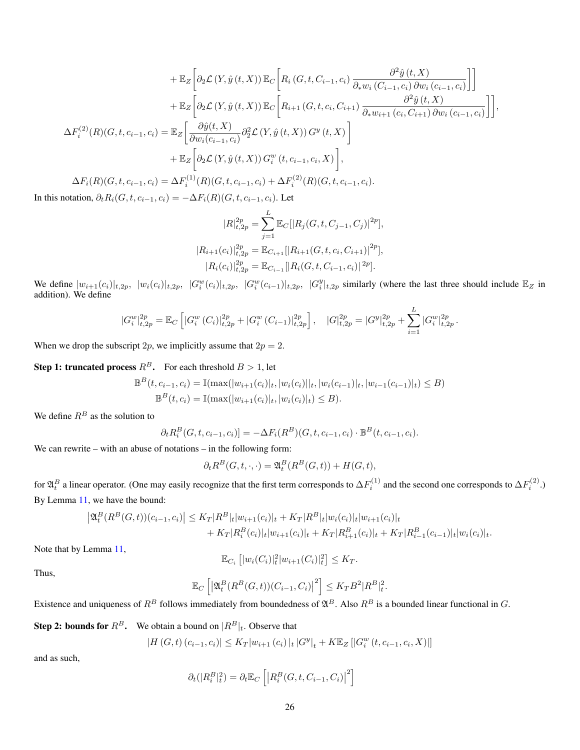$$+ \mathbb{E}_Z\left[\partial_2\mathcal{L}\left(Y, \hat{y}\left(t, X\right)\right)\mathbb{E}_C\left[R_i\left(G, t, C_{i-1}, c_i\right)\frac{\partial^2 \hat{y}\left(t, X\right)}{\partial_* w_i\left(C_{i-1}, c_i\right)\partial w_i\left(c_{i-1}, c_i\right)}\right]\right]$$

$$+ \mathbb{E}_Z\left[\partial_2\mathcal{L}\left(Y, \hat{y}\left(t, X\right)\right)\mathbb{E}_C\left[R_{i+1}\left(G, t, c_i, C_{i+1}\right)\frac{\partial^2 \hat{y}\left(t, X\right)}{\partial_* w_{i+1}\left(c_i, C_{i+1}\right)\partial w_i\left(c_{i-1}, c_i\right)}\right]\right],$$

$$\Delta F_i^{(2)}(R)(G, t, c_{i-1}, c_i) = \mathbb{E}_Z\left[\frac{\partial \hat{y}(t, X)}{\partial w_i(c_{i-1}, c_i)}\partial_2^2\mathcal{L}\left(Y, \hat{y}\left(t, X\right)\right)G^y\left(t, X\right)\right]$$

$$+ \mathbb{E}_Z\left[\partial_2\mathcal{L}\left(Y, \hat{y}\left(t, X\right)\right)G_i^w\left(t, c_{i-1}, c_i, X\right)\right],$$

$$\Delta F_i(R)(G, t, c_{i-1}, c_i) = \Delta F_i^{(1)}(R)(G, t, c_{i-1}, c_i) + \Delta F_i^{(2)}(R)(G, t, c_{i-1}, c_i).$$

In this notation, $\partial_t R_i(G, t, c_{i-1}, c_i) = -\Delta F_i(R)(G, t, c_{i-1}, c_i)$. Let

$$|R|_{t,2p}^{2p} = \sum_{j=1}^{L}\mathbb{E}_C[|R_j(G, t, C_{j-1}, C_j)|^{2p}],$$

$$|R_{i+1}(c_i)|_{t,2p}^{2p} = \mathbb{E}_{C_{i+1}}[|R_{i+1}(G, t, c_i, C_{i+1})|^{2p}],$$

$$|R_i(c_i)|_{t,2p}^{2p} = \mathbb{E}_{C_{i-1}}[|R_i(G, t, C_{i-1}, c_i)|^{2p}].$$

We define $|w_{i+1}(c_i)|_{t,2p}$, $|w_i(c_i)|_{t,2p}$, $|G_i^w(c_i)|_{t,2p}$, $|G_i^w(c_{i-1})|_{t,2p}$, $|G_i^y|_{t,2p}$ similarly (where the last three should include $\mathbb{E}_Z$ in addition). We define

$$|G_i^w|_{t,2p}^{2p} = \mathbb{E}_C\left[|G_i^w\left(C_i\right)|_{t,2p}^{2p} + |G_i^w\left(C_{i-1}\right)|_{t,2p}^{2p}\right], \quad |G|_{t,2p}^{2p} = |G^y|_{t,2p}^{2p} + \sum_{i=1}^{L}|G_i^w|_{t,2p}^{2p}.$$

When we drop the subscript $2p$, we implicitly assume that $2p = 2$.

**Step 1: truncated process $R^B$.** For each threshold $B > 1$, let

$$\mathbb{B}^B(t, c_{i-1}, c_i) = \mathbb{I}(\max(|w_{i+1}(c_i)|_t, |w_i(c_i)||_t, |w_i(c_{i-1})|_t, |w_{i-1}(c_{i-1})|_t) \le B)$$

$$\mathbb{B}^B(t, c_i) = \mathbb{I}(\max(|w_{i+1}(c_i)|_t, |w_i(c_i)|_t) \le B).$$

We define $R^B$ as the solution to

$$\partial_t R_i^B(G, t, c_{i-1}, c_i)] = -\Delta F_i(R^B)(G, t, c_{i-1}, c_i)\cdot\mathbb{B}^B(t, c_{i-1}, c_i).$$

We can rewrite – with an abuse of notations – in the following form:

$$\partial_t R^B(G, t, \cdot, \cdot) = \mathfrak{A}_t^B(R^B(G, t)) + H(G, t),$$

for $\mathfrak{A}_t^B$ a linear operator. (One may easily recognize that the first term corresponds to $\Delta F_i^{(1)}$ and the second one corresponds to $\Delta F_i^{(2)}$.)

By Lemma 11, we have the bound:

$$\left|\mathfrak{A}_t^B(R^B(G, t))(c_{i-1}, c_i)\right| \le K_T|R^B|_t|w_{i+1}(c_i)|_t + K_T|R^B|_t|w_i(c_i)|_t|w_{i+1}(c_i)|_t$$
$$+ K_T|R_i^B(c_i)|_t|w_{i+1}(c_i)|_t + K_T|R_{i+1}^B(c_i)|_t + K_T|R_{i-1}^B(c_{i-1})|_t|w_i(c_i)|_t.$$

Note that by Lemma 11,

$$\mathbb{E}_{C_i}\left[|w_i(C_i)|_t^2|w_{i+1}(C_i)|_t^2\right] \le K_T.$$

Thus,

$$\mathbb{E}_C\left[\left|\mathfrak{A}_t^B(R^B(G, t))(C_{i-1}, C_i)\right|^2\right] \le K_T B^2|R^B|_t^2.$$

Existence and uniqueness of $R^B$ follows immediately from boundedness of $\mathfrak{A}^B$. Also $R^B$ is a bounded linear functional in $G$.

**Step 2: bounds for $R^B$.** We obtain a bound on $|R^B|_t$. Observe that

$$|H\left(G, t\right)\left(c_{i-1}, c_i\right)| \le K_T|w_{i+1}\left(c_i\right)|_t\left|G^y\right|_t + K\mathbb{E}_Z\left[|G_i^w\left(t, c_{i-1}, c_i, X\right)|\right]$$

and as such,

$$\partial_t(|R_i^B|_t^2) = \partial_t\mathbb{E}_C\left[\left|R_i^B(G, t, C_{i-1}, C_i)\right|^2\right]$$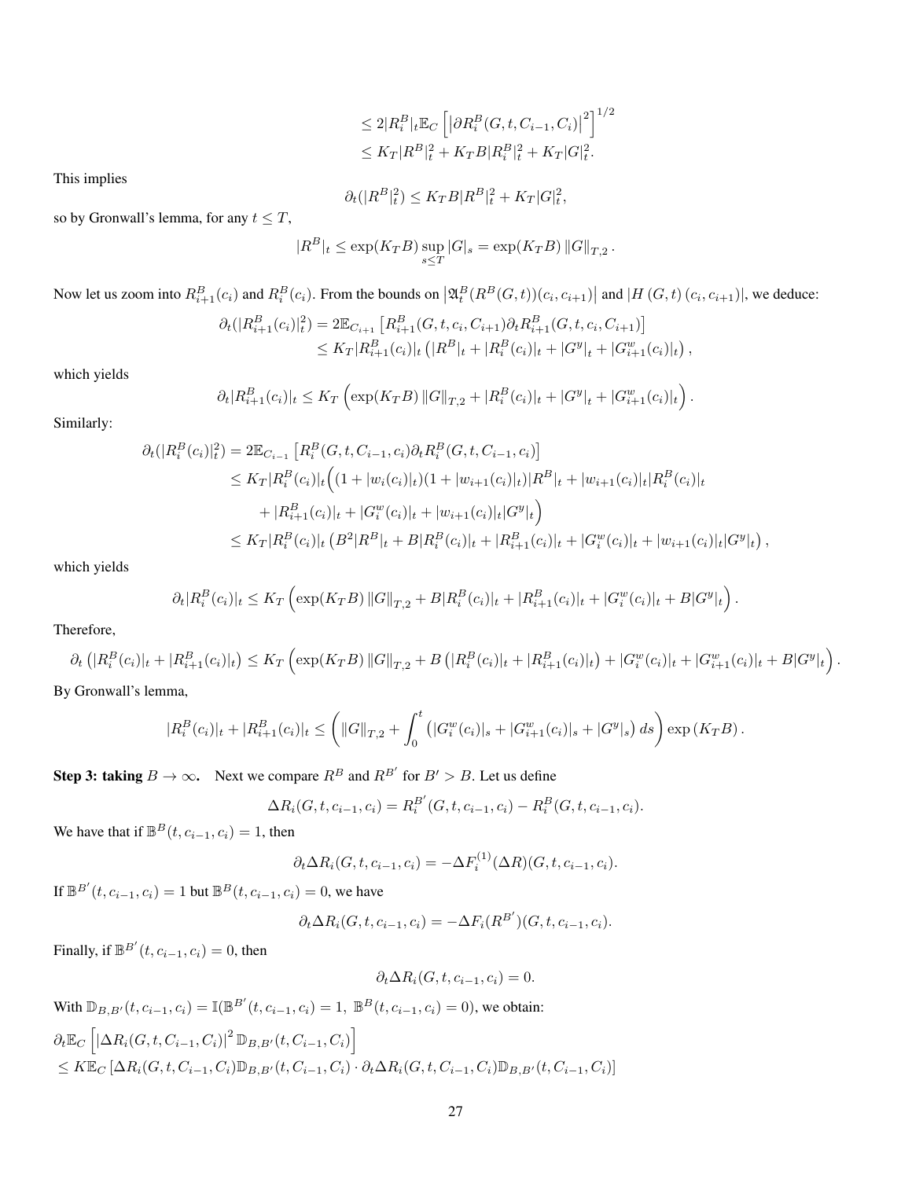$$
\begin{aligned}
&\leq 2|R_i^B|_t \mathbb{E}_C\left[\left|\partial R_i^B(G,t,C_{i-1},C_i)\right|^2\right]^{1/2} \\
&\leq K_T|R^B|_t^2 + K_T B|R_i^B|_t^2 + K_T|G|_t^2.
\end{aligned}
$$

This implies

$$
\partial_t(|R^B|_t^2) \leq K_T B|R^B|_t^2 + K_T|G|_t^2,
$$

so by Gronwall's lemma, for any $t \leq T$,

$$
|R^B|_t \leq \exp(K_T B) \sup_{s \leq T} |G|_s = \exp(K_T B) \|G\|_{T,2}.
$$

Now let us zoom into $R_{i+1}^B(c_i)$ and $R_i^B(c_i)$. From the bounds on $\left|\mathfrak{A}_t^B(R^B(G,t))(c_i,c_{i+1})\right|$ and $|H(G,t)(c_i,c_{i+1})|$, we deduce:

$$
\begin{aligned}
\partial_t(|R_{i+1}^B(c_i)|_t^2) &= 2\mathbb{E}_{C_{i+1}}\left[R_{i+1}^B(G,t,c_i,C_{i+1})\partial_t R_{i+1}^B(G,t,c_i,C_{i+1})\right] \\
&\leq K_T|R_{i+1}^B(c_i)|_t\left(|R^B|_t + |R_i^B(c_i)|_t + |G^y|_t + |G_{i+1}^w(c_i)|_t\right),
\end{aligned}
$$

which yields

$$
\partial_t|R_{i+1}^B(c_i)|_t \leq K_T\left(\exp(K_T B)\|G\|_{T,2} + |R_i^B(c_i)|_t + |G^y|_t + |G_{i+1}^w(c_i)|_t\right).
$$

Similarly:

$$
\begin{aligned}
\partial_t(|R_i^B(c_i)|_t^2) &= 2\mathbb{E}_{C_{i-1}}\left[R_i^B(G,t,C_{i-1},c_i)\partial_t R_i^B(G,t,C_{i-1},c_i)\right] \\
&\leq K_T|R_i^B(c_i)|_t\Big((1+|w_i(c_i)|_t)(1+|w_{i+1}(c_i)|_t)|R^B|_t + |w_{i+1}(c_i)|_t|R_i^B(c_i)|_t \\
&\quad + |R_{i+1}^B(c_i)|_t + |G_i^w(c_i)|_t + |w_{i+1}(c_i)|_t|G^y|_t\Big) \\
&\leq K_T|R_i^B(c_i)|_t\left(B^2|R^B|_t + B|R_i^B(c_i)|_t + |R_{i+1}^B(c_i)|_t + |G_i^w(c_i)|_t + |w_{i+1}(c_i)|_t|G^y|_t\right),
\end{aligned}
$$

which yields

$$
\partial_t|R_i^B(c_i)|_t \leq K_T\left(\exp(K_T B)\|G\|_{T,2} + B|R_i^B(c_i)|_t + |R_{i+1}^B(c_i)|_t + |G_i^w(c_i)|_t + B|G^y|_t\right).
$$

Therefore,

$$
\partial_t\left(|R_i^B(c_i)|_t + |R_{i+1}^B(c_i)|_t\right) \leq K_T\left(\exp(K_T B)\|G\|_{T,2} + B\left(|R_i^B(c_i)|_t + |R_{i+1}^B(c_i)|_t\right) + |G_i^w(c_i)|_t + |G_{i+1}^w(c_i)|_t + B|G^y|_t\right).
$$

By Gronwall's lemma,

$$
|R_i^B(c_i)|_t + |R_{i+1}^B(c_i)|_t \leq \left(\|G\|_{T,2} + \int_0^t\left(|G_i^w(c_i)|_s + |G_{i+1}^w(c_i)|_s + |G^y|_s\right)ds\right)\exp\left(K_T B\right).
$$

**Step 3: taking $B \to \infty$.** Next we compare $R^B$ and $R^{B'}$ for $B' > B$. Let us define

$$
\Delta R_i(G,t,c_{i-1},c_i) = R_i^{B'}(G,t,c_{i-1},c_i) - R_i^B(G,t,c_{i-1},c_i).
$$

We have that if $\mathbb{B}^B(t,c_{i-1},c_i) = 1$, then

$$
\partial_t \Delta R_i(G,t,c_{i-1},c_i) = -\Delta F_i^{(1)}(\Delta R)(G,t,c_{i-1},c_i).
$$

If $\mathbb{B}^{B'}(t,c_{i-1},c_i) = 1$ but $\mathbb{B}^B(t,c_{i-1},c_i) = 0$, we have

$$
\partial_t \Delta R_i(G,t,c_{i-1},c_i) = -\Delta F_i(R^{B'})(G,t,c_{i-1},c_i).
$$

Finally, if $\mathbb{B}^{B'}(t,c_{i-1},c_i) = 0$, then

$$
\partial_t \Delta R_i(G,t,c_{i-1},c_i) = 0.
$$

With $\mathbb{D}_{B,B'}(t,c_{i-1},c_i) = \mathbb{I}(\mathbb{B}^{B'}(t,c_{i-1},c_i) = 1,\ \mathbb{B}^B(t,c_{i-1},c_i) = 0)$, we obtain:

$$
\begin{aligned}
&\partial_t \mathbb{E}_C\left[\left|\Delta R_i(G,t,C_{i-1},C_i)\right|^2 \mathbb{D}_{B,B'}(t,C_{i-1},C_i)\right] \\
&\leq K\mathbb{E}_C\left[\Delta R_i(G,t,C_{i-1},C_i)\mathbb{D}_{B,B'}(t,C_{i-1},C_i) \cdot \partial_t \Delta R_i(G,t,C_{i-1},C_i)\mathbb{D}_{B,B'}(t,C_{i-1},C_i)\right]
\end{aligned}
$$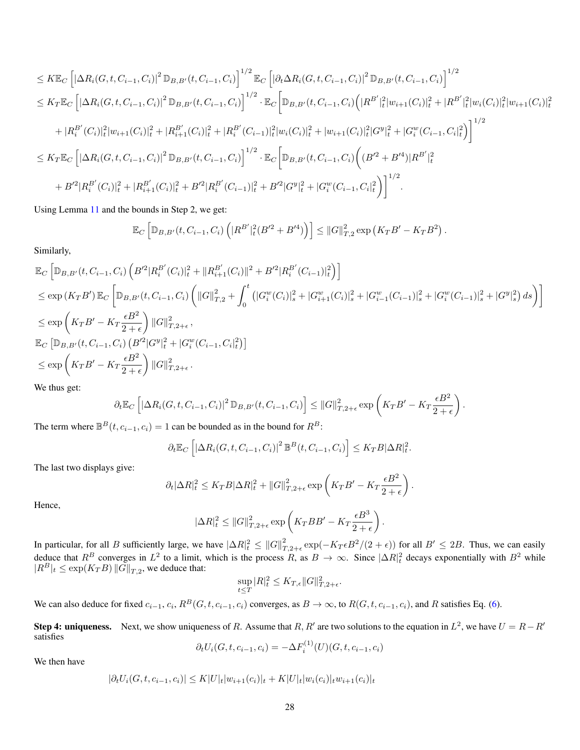$$
\leq K\mathbb{E}_C\left[|\Delta R_i(G,t,C_{i-1},C_i)|^2\,\mathbb{D}_{B,B'}(t,C_{i-1},C_i)\right]^{1/2}\mathbb{E}_C\left[|\partial_t \Delta R_i(G,t,C_{i-1},C_i)|^2\,\mathbb{D}_{B,B'}(t,C_{i-1},C_i)\right]^{1/2}
$$

$$
\leq K_T\mathbb{E}_C\left[|\Delta R_i(G,t,C_{i-1},C_i)|^2\,\mathbb{D}_{B,B'}(t,C_{i-1},C_i)\right]^{1/2}\cdot\mathbb{E}_C\bigg[\mathbb{D}_{B,B'}(t,C_{i-1},C_i)\Big(|R^{B'}|_t^2|w_{i+1}(C_i)|_t^2+|R^{B'}|_t^2|w_i(C_i)|_t^2|w_{i+1}(C_i)|_t^2
$$

$$
+|R_i^{B'}(C_i)|_t^2|w_{i+1}(C_i)|_t^2+|R_{i+1}^{B'}(C_i)|_t^2+|R_i^{B'}(C_{i-1})|_t^2|w_i(C_i)|_t^2+|w_{i+1}(C_i)|_t^2|G^y|_t^2+|G_i^w(C_{i-1},C_i|_t^2\Big)\bigg]^{1/2}
$$

$$
\leq K_T\mathbb{E}_C\left[|\Delta R_i(G,t,C_{i-1},C_i)|^2\,\mathbb{D}_{B,B'}(t,C_{i-1},C_i)\right]^{1/2}\cdot\mathbb{E}_C\bigg[\mathbb{D}_{B,B'}(t,C_{i-1},C_i)\Big((B'^2+B'^4)|R^{B'}|_t^2
$$

$$
+B'^2|R_i^{B'}(C_i)|_t^2+|R_{i+1}^{B'}(C_i)|_t^2+B'^2|R_i^{B'}(C_{i-1})|_t^2+B'^2|G^y|_t^2+|G_i^w(C_{i-1},C_i|_t^2\Big)\bigg]^{1/2}.
$$

Using Lemma 11 and the bounds in Step 2, we get:

$$
\mathbb{E}_C\left[\mathbb{D}_{B,B'}(t,C_{i-1},C_i)\left(|R^{B'}|_t^2(B'^2+B'^4)\right)\right]\leq\|G\|_{T,2}^2\exp\left(K_TB'-K_TB^2\right).
$$

Similarly,

$$
\mathbb{E}_C\left[\mathbb{D}_{B,B'}(t,C_{i-1},C_i)\left(B'^2|R_i^{B'}(C_i)|_t^2+\|R_{i+1}^{B'}(C_i)\|^2+B'^2|R_i^{B'}(C_{i-1})|_t^2\right)\right]
$$

$$
\leq\exp\left(K_TB'\right)\mathbb{E}_C\left[\mathbb{D}_{B,B'}(t,C_{i-1},C_i)\left(\|G\|_{T,2}^2+\int_0^t\left(|G_i^w(C_i)|_s^2+|G_{i+1}^w(C_i)|_s^2+|G_{i-1}^w(C_{i-1})|_s^2+|G_i^w(C_{i-1})|_s^2+|G^y|_s^2\right)ds\right)\right]
$$

$$
\leq\exp\left(K_TB'-K_T\frac{\epsilon B^2}{2+\epsilon}\right)\|G\|_{T,2+\epsilon}^2,
$$

$$
\mathbb{E}_C\left[\mathbb{D}_{B,B'}(t,C_{i-1},C_i)\left(B'^2|G^y|_t^2+|G_i^w(C_{i-1},C_i|_t^2)\right)\right]
$$

$$
\leq\exp\left(K_TB'-K_T\frac{\epsilon B^2}{2+\epsilon}\right)\|G\|_{T,2+\epsilon}^2.
$$

We thus get:

$$
\partial_t\mathbb{E}_C\left[|\Delta R_i(G,t,C_{i-1},C_i)|^2\,\mathbb{D}_{B,B'}(t,C_{i-1},C_i)\right]\leq\|G\|_{T,2+\epsilon}^2\exp\left(K_TB'-K_T\frac{\epsilon B^2}{2+\epsilon}\right).
$$

The term where $\mathbb{B}^B(t,c_{i-1},c_i)=1$ can be bounded as in the bound for $R^B$:

$$
\partial_t\mathbb{E}_C\left[|\Delta R_i(G,t,C_{i-1},C_i)|^2\,\mathbb{B}^B(t,C_{i-1},C_i)\right]\leq K_TB|\Delta R|_t^2.
$$

The last two displays give:

$$
\partial_t|\Delta R|_t^2\leq K_TB|\Delta R|_t^2+\|G\|_{T,2+\epsilon}^2\exp\left(K_TB'-K_T\frac{\epsilon B^2}{2+\epsilon}\right).
$$

Hence,

$$
|\Delta R|_t^2\leq\|G\|_{T,2+\epsilon}^2\exp\left(K_TBB'-K_T\frac{\epsilon B^3}{2+\epsilon}\right).
$$

In particular, for all $B$ sufficiently large, we have $|\Delta R|_t^2\leq\|G\|_{T,2+\epsilon}^2\exp(-K_T\epsilon B^2/(2+\epsilon))$ for all $B'\leq 2B$. Thus, we can easily deduce that $R^B$ converges in $L^2$ to a limit, which is the process $R$, as $B\to\infty$. Since $|\Delta R|_t^2$ decays exponentially with $B^2$ while $|R^B|_t\leq\exp(K_TB)\|G\|_{T,2}$, we deduce that:

$$
\sup_{t\leq T}|R|_t^2\leq K_{T,\epsilon}\|G\|_{T,2+\epsilon}^2.
$$

We can also deduce for fixed $c_{i-1}$, $c_i$, $R^B(G,t,c_{i-1},c_i)$ converges, as $B\to\infty$, to $R(G,t,c_{i-1},c_i)$, and $R$ satisfies Eq. (6).

**Step 4: uniqueness.** Next, we show uniqueness of $R$. Assume that $R,R'$ are two solutions to the equation in $L^2$, we have $U=R-R'$ satisfies

$$
\partial_tU_i(G,t,c_{i-1},c_i)=-\Delta F_i^{(1)}(U)(G,t,c_{i-1},c_i)
$$

We then have

$$
|\partial_tU_i(G,t,c_{i-1},c_i)|\leq K|U|_t|w_{i+1}(c_i)|_t+K|U|_t|w_i(c_i)|_tw_{i+1}(c_i)|_t
$$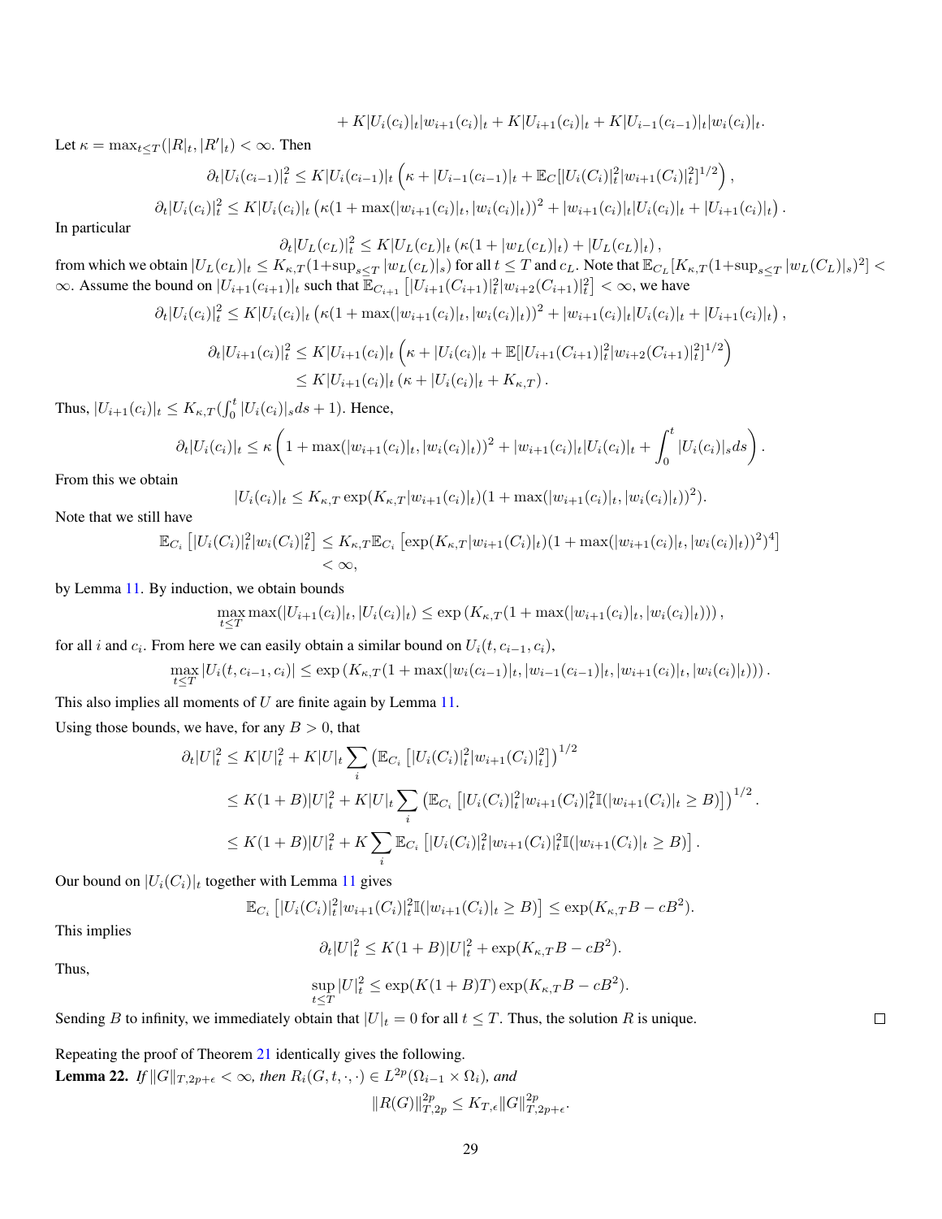$$+ K|U_i(c_i)|_t|w_{i+1}(c_i)|_t + K|U_{i+1}(c_i)|_t + K|U_{i-1}(c_{i-1})|_t|w_i(c_i)|_t.$$

Let $\kappa = \max_{t\le T}(|R|_t, |R'|_t) < \infty$. Then

$$\partial_t|U_i(c_{i-1})|_t^2 \le K|U_i(c_{i-1})|_t \left(\kappa + |U_{i-1}(c_{i-1})|_t + \mathbb{E}_C[|U_i(C_i)|_t^2|w_{i+1}(C_i)|_t^2]^{1/2}\right),$$

$$\partial_t|U_i(c_i)|_t^2 \le K|U_i(c_i)|_t \left(\kappa(1+\max(|w_{i+1}(c_i)|_t, |w_i(c_i)|_t))^2 + |w_{i+1}(c_i)|_t|U_i(c_i)|_t + |U_{i+1}(c_i)|_t\right).$$

In particular

$$\partial_t|U_L(c_L)|_t^2 \le K|U_L(c_L)|_t \left(\kappa(1+|w_L(c_L)|_t) + |U_L(c_L)|_t\right),$$

from which we obtain $|U_L(c_L)|_t \le K_{\kappa,T}(1+\sup_{s\le T}|w_L(c_L)|_s)$ for all $t \le T$ and $c_L$. Note that $\mathbb{E}_{C_L}[K_{\kappa,T}(1+\sup_{s\le T}|w_L(C_L)|_s)^2] < \infty$. Assume the bound on $|U_{i+1}(c_{i+1})|_t$ such that $\mathbb{E}_{C_{i+1}}\left[|U_{i+1}(C_{i+1})|_t^2|w_{i+2}(C_{i+1})|_t^2\right] < \infty$, we have

$$\partial_t|U_i(c_i)|_t^2 \le K|U_i(c_i)|_t \left(\kappa(1+\max(|w_{i+1}(c_i)|_t, |w_i(c_i)|_t))^2 + |w_{i+1}(c_i)|_t|U_i(c_i)|_t + |U_{i+1}(c_i)|_t\right),$$

$$\begin{aligned}
\partial_t|U_{i+1}(c_i)|_t^2 &\le K|U_{i+1}(c_i)|_t \left(\kappa + |U_i(c_i)|_t + \mathbb{E}[|U_{i+1}(C_{i+1})|_t^2|w_{i+2}(C_{i+1})|_t^2]^{1/2}\right) \\
&\le K|U_{i+1}(c_i)|_t \left(\kappa + |U_i(c_i)|_t + K_{\kappa,T}\right).
\end{aligned}$$

Thus, $|U_{i+1}(c_i)|_t \le K_{\kappa,T}(\int_0^t |U_i(c_i)|_s ds + 1)$. Hence,

$$\partial_t|U_i(c_i)|_t \le \kappa\left(1+\max(|w_{i+1}(c_i)|_t, |w_i(c_i)|_t))^2 + |w_{i+1}(c_i)|_t|U_i(c_i)|_t + \int_0^t |U_i(c_i)|_s ds\right).$$

From this we obtain

$$|U_i(c_i)|_t \le K_{\kappa,T}\exp(K_{\kappa,T}|w_{i+1}(c_i)|_t)(1+\max(|w_{i+1}(c_i)|_t, |w_i(c_i)|_t))^2).$$

Note that we still have

$$\begin{aligned}
\mathbb{E}_{C_i}\left[|U_i(C_i)|_t^2|w_i(C_i)|_t^2\right] &\le K_{\kappa,T}\mathbb{E}_{C_i}\left[\exp(K_{\kappa,T}|w_{i+1}(C_i)|_t)(1+\max(|w_{i+1}(c_i)|_t, |w_i(c_i)|_t))^2)^4\right] \\
&< \infty,
\end{aligned}$$

by Lemma 11. By induction, we obtain bounds

$$\max_{t\le T}\max(|U_{i+1}(c_i)|_t, |U_i(c_i)|_t) \le \exp\left(K_{\kappa,T}(1+\max(|w_{i+1}(c_i)|_t, |w_i(c_i)|_t))\right),$$

for all $i$ and $c_i$. From here we can easily obtain a similar bound on $U_i(t, c_{i-1}, c_i)$,

$$\max_{t\le T}|U_i(t, c_{i-1}, c_i)| \le \exp\left(K_{\kappa,T}(1+\max(|w_i(c_{i-1})|_t, |w_{i-1}(c_{i-1})|_t, |w_{i+1}(c_i)|_t, |w_i(c_i)|_t))\right).$$

This also implies all moments of $U$ are finite again by Lemma 11.

Using those bounds, we have, for any $B > 0$, that

$$\begin{aligned}
\partial_t|U|_t^2 &\le K|U|_t^2 + K|U|_t\sum_i \left(\mathbb{E}_{C_i}\left[|U_i(C_i)|_t^2|w_{i+1}(C_i)|_t^2\right]\right)^{1/2} \\
&\le K(1+B)|U|_t^2 + K|U|_t\sum_i\left(\mathbb{E}_{C_i}\left[|U_i(C_i)|_t^2|w_{i+1}(C_i)|_t^2\mathbb{I}(|w_{i+1}(C_i)|_t \ge B)\right]\right)^{1/2}. \\
&\le K(1+B)|U|_t^2 + K\sum_i \mathbb{E}_{C_i}\left[|U_i(C_i)|_t^2|w_{i+1}(C_i)|_t^2\mathbb{I}(|w_{i+1}(C_i)|_t \ge B)\right].
\end{aligned}$$

Our bound on $|U_i(C_i)|_t$ together with Lemma 11 gives

$$\mathbb{E}_{C_i}\left[|U_i(C_i)|_t^2|w_{i+1}(C_i)|_t^2\mathbb{I}(|w_{i+1}(C_i)|_t \ge B)\right] \le \exp(K_{\kappa,T}B - cB^2).$$

This implies

$$\partial_t|U|_t^2 \le K(1+B)|U|_t^2 + \exp(K_{\kappa,T}B - cB^2).$$

Thus,

$$\sup_{t\le T}|U|_t^2 \le \exp(K(1+B)T)\exp(K_{\kappa,T}B - cB^2).$$

Sending $B$ to infinity, we immediately obtain that $|U|_t = 0$ for all $t \le T$. Thus, the solution $R$ is unique. ∎

Repeating the proof of Theorem 21 identically gives the following.

**Lemma 22.** *If $\|G\|_{T,2p+\epsilon} < \infty$, then $R_i(G, t, \cdot, \cdot) \in L^{2p}(\Omega_{i-1}\times\Omega_i)$, and*

$$\|R(G)\|_{T,2p}^{2p} \le K_{T,\epsilon}\|G\|_{T,2p+\epsilon}^{2p}.$$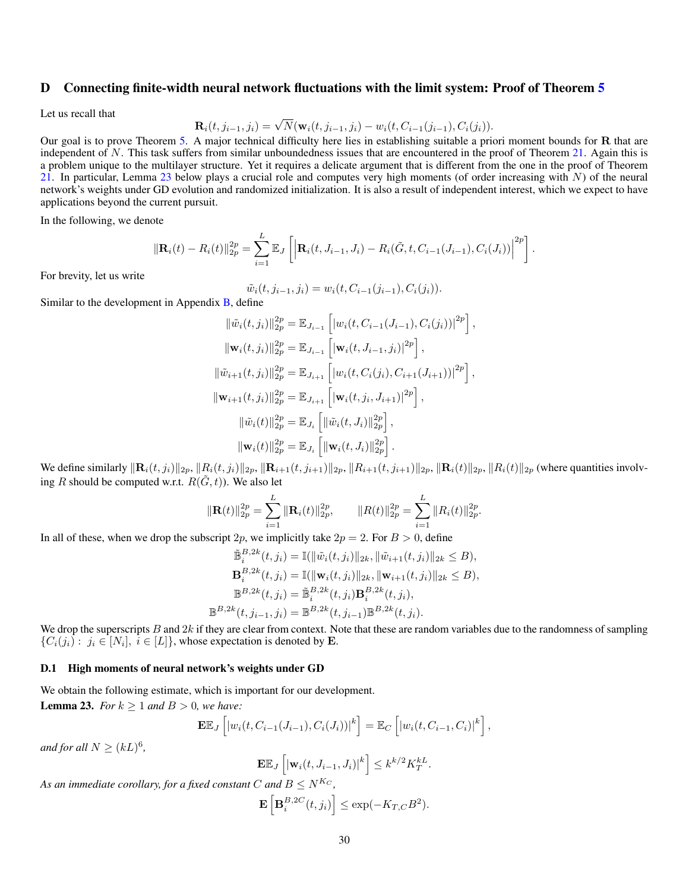## D Connecting finite-width neural network fluctuations with the limit system: Proof of Theorem 5

Let us recall that

$$\mathbf{R}_i(t, j_{i-1}, j_i) = \sqrt{N}(\mathbf{w}_i(t, j_{i-1}, j_i) - w_i(t, C_{i-1}(j_{i-1}), C_i(j_i))).$$

Our goal is to prove Theorem 5. A major technical difficulty here lies in establishing suitable a priori moment bounds for $\mathbf{R}$ that are independent of $N$. This task suffers from similar unboundedness issues that are encountered in the proof of Theorem 21. Again this is a problem unique to the multilayer structure. Yet it requires a delicate argument that is different from the one in the proof of Theorem 21. In particular, Lemma 23 below plays a crucial role and computes very high moments (of order increasing with $N$) of the neural network's weights under GD evolution and randomized initialization. It is also a result of independent interest, which we expect to have applications beyond the current pursuit.

In the following, we denote

$$\|\mathbf{R}_i(t) - R_i(t)\|_{2p}^{2p} = \sum_{i=1}^{L} \mathbb{E}_J \left[ \left| \mathbf{R}_i(t, J_{i-1}, J_i) - R_i(\tilde{G}, t, C_{i-1}(J_{i-1}), C_i(J_i)) \right|^{2p} \right].$$

For brevity, let us write

$$\tilde{w}_i(t, j_{i-1}, j_i) = w_i(t, C_{i-1}(j_{i-1}), C_i(j_i)).$$

Similar to the development in Appendix B, define

$$\|\tilde{w}_i(t, j_i)\|_{2p}^{2p} = \mathbb{E}_{J_{i-1}} \left[ |w_i(t, C_{i-1}(J_{i-1}), C_i(j_i))|^{2p} \right],$$

$$\|\mathbf{w}_i(t, j_i)\|_{2p}^{2p} = \mathbb{E}_{J_{i-1}} \left[ |\mathbf{w}_i(t, J_{i-1}, j_i)|^{2p} \right],$$

$$\|\tilde{w}_{i+1}(t, j_i)\|_{2p}^{2p} = \mathbb{E}_{J_{i+1}} \left[ |w_i(t, C_i(j_i), C_{i+1}(J_{i+1}))|^{2p} \right],$$

$$\|\mathbf{w}_{i+1}(t, j_i)\|_{2p}^{2p} = \mathbb{E}_{J_{i+1}} \left[ |\mathbf{w}_i(t, j_i, J_{i+1})|^{2p} \right],$$

$$\|\tilde{w}_i(t)\|_{2p}^{2p} = \mathbb{E}_{J_i} \left[ \|\tilde{w}_i(t, J_i)\|_{2p}^{2p} \right],$$

$$\|\mathbf{w}_i(t)\|_{2p}^{2p} = \mathbb{E}_{J_i} \left[ \|\mathbf{w}_i(t, J_i)\|_{2p}^{2p} \right].$$

We define similarly $\|\mathbf{R}_i(t, j_i)\|_{2p}$, $\|R_i(t, j_i)\|_{2p}$, $\|\mathbf{R}_{i+1}(t, j_{i+1})\|_{2p}$, $\|R_{i+1}(t, j_{i+1})\|_{2p}$, $\|\mathbf{R}_i(t)\|_{2p}$, $\|R_i(t)\|_{2p}$ (where quantities involving $R$ should be computed w.r.t. $R(\tilde{G}, t)$). We also let

$$\|\mathbf{R}(t)\|_{2p}^{2p} = \sum_{i=1}^{L} \|\mathbf{R}_i(t)\|_{2p}^{2p}, \qquad \|R(t)\|_{2p}^{2p} = \sum_{i=1}^{L} \|R_i(t)\|_{2p}^{2p}.$$

In all of these, when we drop the subscript $2p$, we implicitly take $2p = 2$. For $B > 0$, define

$$\tilde{\mathbb{B}}_i^{B,2k}(t, j_i) = \mathbb{I}(\|\tilde{w}_i(t, j_i)\|_{2k}, \|\tilde{w}_{i+1}(t, j_i)\|_{2k} \le B),$$

$$\mathbf{B}_i^{B,2k}(t, j_i) = \mathbb{I}(\|\mathbf{w}_i(t, j_i)\|_{2k}, \|\mathbf{w}_{i+1}(t, j_i)\|_{2k} \le B),$$

$$\mathbb{B}^{B,2k}(t, j_i) = \tilde{\mathbb{B}}_i^{B,2k}(t, j_i) \mathbf{B}_i^{B,2k}(t, j_i),$$

$$\mathbb{B}^{B,2k}(t, j_{i-1}, j_i) = \mathbb{B}^{B,2k}(t, j_{i-1}) \mathbb{B}^{B,2k}(t, j_i).$$

We drop the superscripts $B$ and $2k$ if they are clear from context. Note that these are random variables due to the randomness of sampling $\{C_i(j_i) :\ j_i \in [N_i],\ i \in [L]\}$, whose expectation is denoted by $\mathbf{E}$.

### D.1 High moments of neural network's weights under GD

We obtain the following estimate, which is important for our development.

**Lemma 23.** *For $k \ge 1$ and $B > 0$, we have:*

$$\mathbf{E}\mathbb{E}_J \left[ |w_i(t, C_{i-1}(J_{i-1}), C_i(J_i))|^k \right] = \mathbb{E}_C \left[ |w_i(t, C_{i-1}, C_i)|^k \right],$$

*and for all $N \ge (kL)^6$,*

$$\mathbf{E}\mathbb{E}_J \left[ |\mathbf{w}_i(t, J_{i-1}, J_i)|^k \right] \le k^{k/2} K_T^{kL}.$$

*As an immediate corollary, for a fixed constant $C$ and $B \le N^{K_C}$,*

$$\mathbf{E}\left[ \mathbf{B}_i^{B,2C}(t, j_i) \right] \le \exp(-K_{T,C} B^2).$$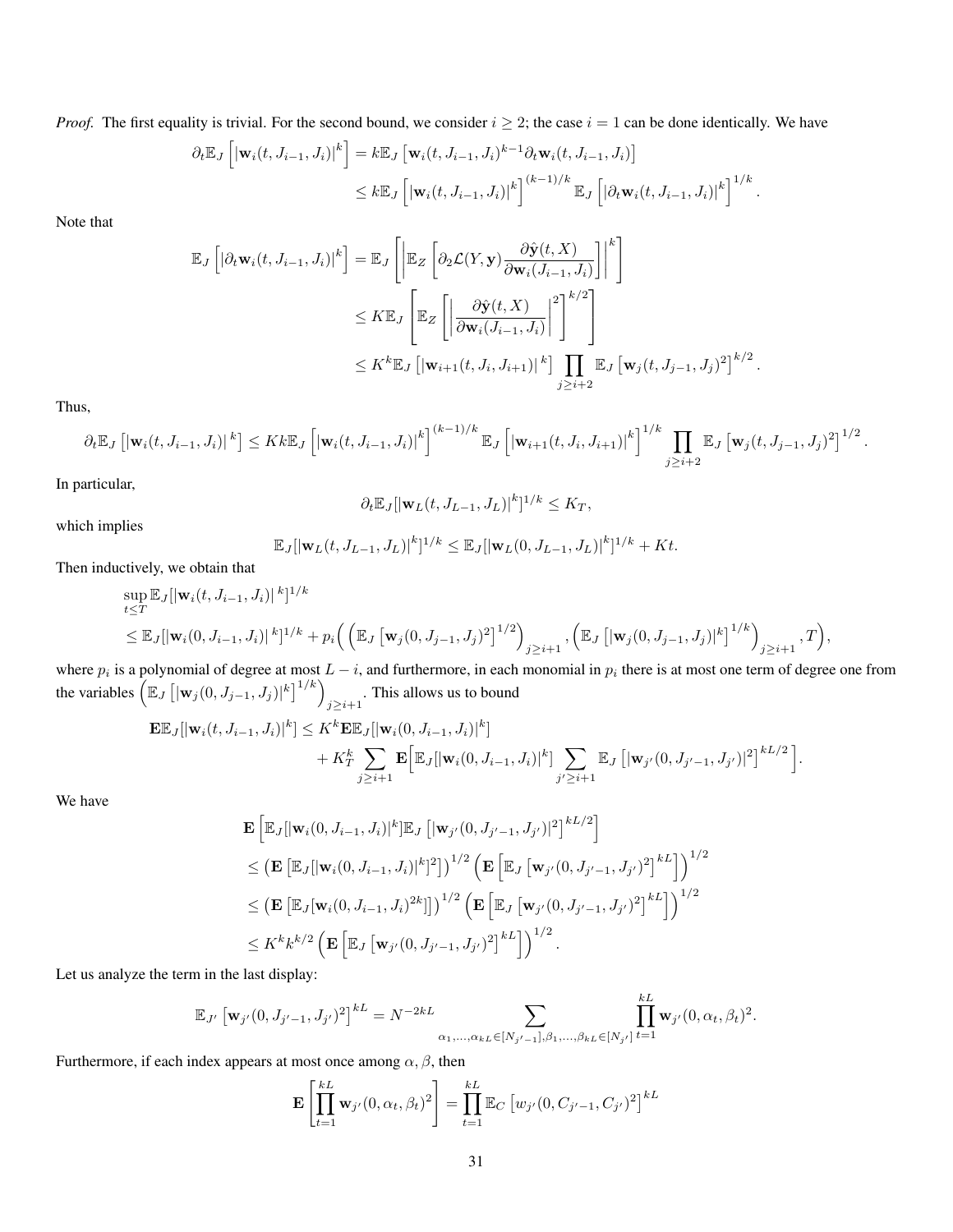*Proof.* The first equality is trivial. For the second bound, we consider $i \geq 2$; the case $i = 1$ can be done identically. We have

$$\partial_t \mathbb{E}_J \left[ |\mathbf{w}_i(t, J_{i-1}, J_i)|^k \right] = k\mathbb{E}_J \left[ \mathbf{w}_i(t, J_{i-1}, J_i)^{k-1} \partial_t \mathbf{w}_i(t, J_{i-1}, J_i) \right]$$
$$\leq k\mathbb{E}_J \left[ |\mathbf{w}_i(t, J_{i-1}, J_i)|^k \right]^{(k-1)/k} \mathbb{E}_J \left[ |\partial_t \mathbf{w}_i(t, J_{i-1}, J_i)|^k \right]^{1/k}.$$

Note that

$$\mathbb{E}_J \left[ |\partial_t \mathbf{w}_i(t, J_{i-1}, J_i)|^k \right] = \mathbb{E}_J \left[ \left| \mathbb{E}_Z \left[ \partial_2 \mathcal{L}(Y, \mathbf{y}) \frac{\partial \hat{\mathbf{y}}(t, X)}{\partial \mathbf{w}_i(J_{i-1}, J_i)} \right] \right|^k \right]$$
$$\leq K\mathbb{E}_J \left[ \mathbb{E}_Z \left[ \left| \frac{\partial \hat{\mathbf{y}}(t, X)}{\partial \mathbf{w}_i(J_{i-1}, J_i)} \right|^2 \right]^{k/2} \right]$$
$$\leq K^k \mathbb{E}_J \left[ |\mathbf{w}_{i+1}(t, J_i, J_{i+1})|^k \right] \prod_{j \geq i+2} \mathbb{E}_J \left[ \mathbf{w}_j(t, J_{j-1}, J_j)^2 \right]^{k/2}.$$

Thus,

$$\partial_t \mathbb{E}_J \left[ |\mathbf{w}_i(t, J_{i-1}, J_i)|^k \right] \leq Kk\mathbb{E}_J \left[ |\mathbf{w}_i(t, J_{i-1}, J_i)|^k \right]^{(k-1)/k} \mathbb{E}_J \left[ |\mathbf{w}_{i+1}(t, J_i, J_{i+1})|^k \right]^{1/k} \prod_{j \geq i+2} \mathbb{E}_J \left[ \mathbf{w}_j(t, J_{j-1}, J_j)^2 \right]^{1/2}.$$

In particular,

$$\partial_t \mathbb{E}_J [|\mathbf{w}_L(t, J_{L-1}, J_L)|^k]^{1/k} \leq K_T,$$

which implies

$$\mathbb{E}_J [|\mathbf{w}_L(t, J_{L-1}, J_L)|^k]^{1/k} \leq \mathbb{E}_J [|\mathbf{w}_L(0, J_{L-1}, J_L)|^k]^{1/k} + Kt.$$

Then inductively, we obtain that

$$\sup_{t \leq T} \mathbb{E}_J [|\mathbf{w}_i(t, J_{i-1}, J_i)|^k]^{1/k}$$
$$\leq \mathbb{E}_J [|\mathbf{w}_i(0, J_{i-1}, J_i)|^k]^{1/k} + p_i \Big( \left( \mathbb{E}_J \left[ \mathbf{w}_j(0, J_{j-1}, J_j)^2 \right]^{1/2} \right)_{j \geq i+1}, \left( \mathbb{E}_J \left[ |\mathbf{w}_j(0, J_{j-1}, J_j)|^k \right]^{1/k} \right)_{j \geq i+1}, T \Big),$$

where $p_i$ is a polynomial of degree at most $L - i$, and furthermore, in each monomial in $p_i$ there is at most one term of degree one from the variables $\left( \mathbb{E}_J \left[ |\mathbf{w}_j(0, J_{j-1}, J_j)|^k \right]^{1/k} \right)_{j \geq i+1}$. This allows us to bound

$$\mathbf{E}\mathbb{E}_J [|\mathbf{w}_i(t, J_{i-1}, J_i)|^k] \leq K^k \mathbf{E}\mathbb{E}_J [|\mathbf{w}_i(0, J_{i-1}, J_i)|^k]$$
$$+ K_T^k \sum_{j \geq i+1} \mathbf{E}\Big[ \mathbb{E}_J [|\mathbf{w}_i(0, J_{i-1}, J_i)|^k] \sum_{j' \geq i+1} \mathbb{E}_J \left[ |\mathbf{w}_{j'}(0, J_{j'-1}, J_{j'})|^2 \right]^{kL/2} \Big].$$

We have

$$\mathbf{E} \left[ \mathbb{E}_J [|\mathbf{w}_i(0, J_{i-1}, J_i)|^k] \mathbb{E}_J \left[ |\mathbf{w}_{j'}(0, J_{j'-1}, J_{j'})|^2 \right]^{kL/2} \right]$$
$$\leq \left( \mathbf{E} \left[ \mathbb{E}_J [|\mathbf{w}_i(0, J_{i-1}, J_i)|^k]^2 \right] \right)^{1/2} \left( \mathbf{E} \left[ \mathbb{E}_J \left[ \mathbf{w}_{j'}(0, J_{j'-1}, J_{j'})^2 \right]^{kL} \right] \right)^{1/2}$$
$$\leq \left( \mathbf{E} \left[ \mathbb{E}_J [\mathbf{w}_i(0, J_{i-1}, J_i)^{2k}] \right] \right)^{1/2} \left( \mathbf{E} \left[ \mathbb{E}_J \left[ \mathbf{w}_{j'}(0, J_{j'-1}, J_{j'})^2 \right]^{kL} \right] \right)^{1/2}$$
$$\leq K^k k^{k/2} \left( \mathbf{E} \left[ \mathbb{E}_J \left[ \mathbf{w}_{j'}(0, J_{j'-1}, J_{j'})^2 \right]^{kL} \right] \right)^{1/2}.$$

Let us analyze the term in the last display:

$$\mathbb{E}_{J'} \left[ \mathbf{w}_{j'}(0, J_{j'-1}, J_{j'})^2 \right]^{kL} = N^{-2kL} \sum_{\alpha_1, \ldots, \alpha_{kL} \in [N_{j'-1}], \beta_1, \ldots, \beta_{kL} \in [N_{j'}]} \prod_{t=1}^{kL} \mathbf{w}_{j'}(0, \alpha_t, \beta_t)^2.$$

Furthermore, if each index appears at most once among $\alpha, \beta$, then

$$\mathbf{E} \left[ \prod_{t=1}^{kL} \mathbf{w}_{j'}(0, \alpha_t, \beta_t)^2 \right] = \prod_{t=1}^{kL} \mathbb{E}_C \left[ w_{j'}(0, C_{j'-1}, C_{j'})^2 \right]^{kL}$$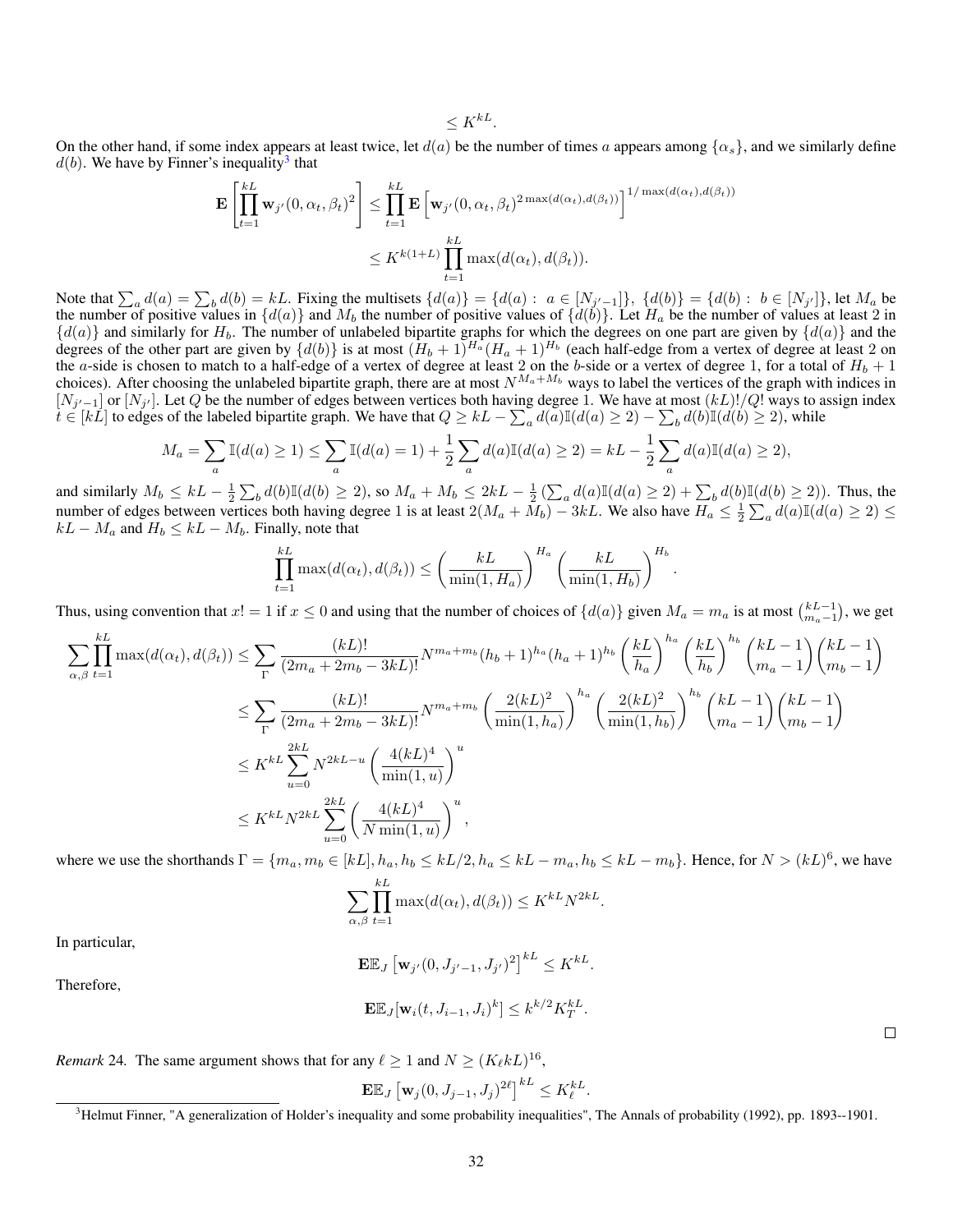$$\leq K^{kL}.$$

On the other hand, if some index appears at least twice, let $d(a)$ be the number of times $a$ appears among $\{\alpha_s\}$, and we similarly define $d(b)$. We have by Finner's inequality[3] that

$$\begin{aligned}
\mathbf{E}\left[\prod_{t=1}^{kL} \mathbf{w}_{j'}(0, \alpha_t, \beta_t)^2\right] &\leq \prod_{t=1}^{kL} \mathbf{E}\left[\mathbf{w}_{j'}(0, \alpha_t, \beta_t)^{2\max(d(\alpha_t), d(\beta_t))}\right]^{1/\max(d(\alpha_t), d(\beta_t))} \\
&\leq K^{k(1+L)} \prod_{t=1}^{kL} \max(d(\alpha_t), d(\beta_t)).
\end{aligned}$$

Note that $\sum_a d(a) = \sum_b d(b) = kL$. Fixing the multisets $\{d(a)\} = \{d(a) : a \in [N_{j'-1}]\}$, $\{d(b)\} = \{d(b) : b \in [N_{j'}]\}$, let $M_a$ be the number of positive values in $\{d(a)\}$ and $M_b$ the number of positive values of $\{d(b)\}$. Let $H_a$ be the number of values at least 2 in $\{d(a)\}$ and similarly for $H_b$. The number of unlabeled bipartite graphs for which the degrees on one part are given by $\{d(a)\}$ and the degrees of the other part are given by $\{d(b)\}$ is at most $(H_b + 1)^{H_a}(H_a + 1)^{H_b}$ (each half-edge from a vertex of degree at least 2 on the $a$-side is chosen to match to a half-edge of a vertex of degree at least 2 on the $b$-side or a vertex of degree 1, for a total of $H_b + 1$ choices). After choosing the unlabeled bipartite graph, there are at most $N^{M_a + M_b}$ ways to label the vertices of the graph with indices in $[N_{j'-1}]$ or $[N_{j'}]$. Let $Q$ be the number of edges between vertices both having degree 1. We have at most $(kL)!/Q!$ ways to assign index $t \in [kL]$ to edges of the labeled bipartite graph. We have that $Q \geq kL - \sum_a d(a)\mathbb{I}(d(a) \geq 2) - \sum_b d(b)\mathbb{I}(d(b) \geq 2)$, while

$$M_a = \sum_a \mathbb{I}(d(a) \geq 1) \leq \sum_a \mathbb{I}(d(a) = 1) + \frac{1}{2}\sum_a d(a)\mathbb{I}(d(a) \geq 2) = kL - \frac{1}{2}\sum_a d(a)\mathbb{I}(d(a) \geq 2),$$

and similarly $M_b \leq kL - \frac{1}{2}\sum_b d(b)\mathbb{I}(d(b) \geq 2)$, so $M_a + M_b \leq 2kL - \frac{1}{2}\left(\sum_a d(a)\mathbb{I}(d(a) \geq 2) + \sum_b d(b)\mathbb{I}(d(b) \geq 2)\right)$. Thus, the number of edges between vertices both having degree 1 is at least $2(M_a + M_b) - 3kL$. We also have $H_a \leq \frac{1}{2}\sum_a d(a)\mathbb{I}(d(a) \geq 2) \leq kL - M_a$ and $H_b \leq kL - M_b$. Finally, note that

$$\prod_{t=1}^{kL} \max(d(\alpha_t), d(\beta_t)) \leq \left(\frac{kL}{\min(1, H_a)}\right)^{H_a}\left(\frac{kL}{\min(1, H_b)}\right)^{H_b}.$$

Thus, using convention that $x! = 1$ if $x \leq 0$ and using that the number of choices of $\{d(a)\}$ given $M_a = m_a$ is at most $\binom{kL-1}{m_a-1}$, we get

$$\begin{aligned}
\sum_{\alpha,\beta} \prod_{t=1}^{kL} \max(d(\alpha_t), d(\beta_t)) &\leq \sum_{\Gamma} \frac{(kL)!}{(2m_a + 2m_b - 3kL)!} N^{m_a+m_b}(h_b+1)^{h_a}(h_a+1)^{h_b}\left(\frac{kL}{h_a}\right)^{h_a}\left(\frac{kL}{h_b}\right)^{h_b}\binom{kL-1}{m_a-1}\binom{kL-1}{m_b-1} \\
&\leq \sum_{\Gamma} \frac{(kL)!}{(2m_a + 2m_b - 3kL)!} N^{m_a+m_b}\left(\frac{2(kL)^2}{\min(1, h_a)}\right)^{h_a}\left(\frac{2(kL)^2}{\min(1, h_b)}\right)^{h_b}\binom{kL-1}{m_a-1}\binom{kL-1}{m_b-1} \\
&\leq K^{kL}\sum_{u=0}^{2kL} N^{2kL-u}\left(\frac{4(kL)^4}{\min(1, u)}\right)^u \\
&\leq K^{kL} N^{2kL}\sum_{u=0}^{2kL}\left(\frac{4(kL)^4}{N\min(1, u)}\right)^u,
\end{aligned}$$

where we use the shorthands $\Gamma = \{m_a, m_b \in [kL], h_a, h_b \leq kL/2, h_a \leq kL - m_a, h_b \leq kL - m_b\}$. Hence, for $N > (kL)^6$, we have

$$\sum_{\alpha,\beta} \prod_{t=1}^{kL} \max(d(\alpha_t), d(\beta_t)) \leq K^{kL} N^{2kL}.$$

In particular,

$$\mathbf{E}\mathbb{E}_J\left[\mathbf{w}_{j'}(0, J_{j'-1}, J_{j'})^2\right]^{kL} \leq K^{kL}.$$

Therefore,

$$\mathbf{E}\mathbb{E}_J[\mathbf{w}_i(t, J_{i-1}, J_i)^k] \leq k^{k/2} K_T^{kL}.$$

□

*Remark* 24. The same argument shows that for any $\ell \geq 1$ and $N \geq (K_\ell kL)^{16}$,

$$\mathbf{E}\mathbb{E}_J\left[\mathbf{w}_j(0, J_{j-1}, J_j)^{2\ell}\right]^{kL} \leq K_\ell^{kL}.$$

[3] Helmut Finner, "A generalization of Holder's inequality and some probability inequalities", The Annals of probability (1992), pp. 1893--1901.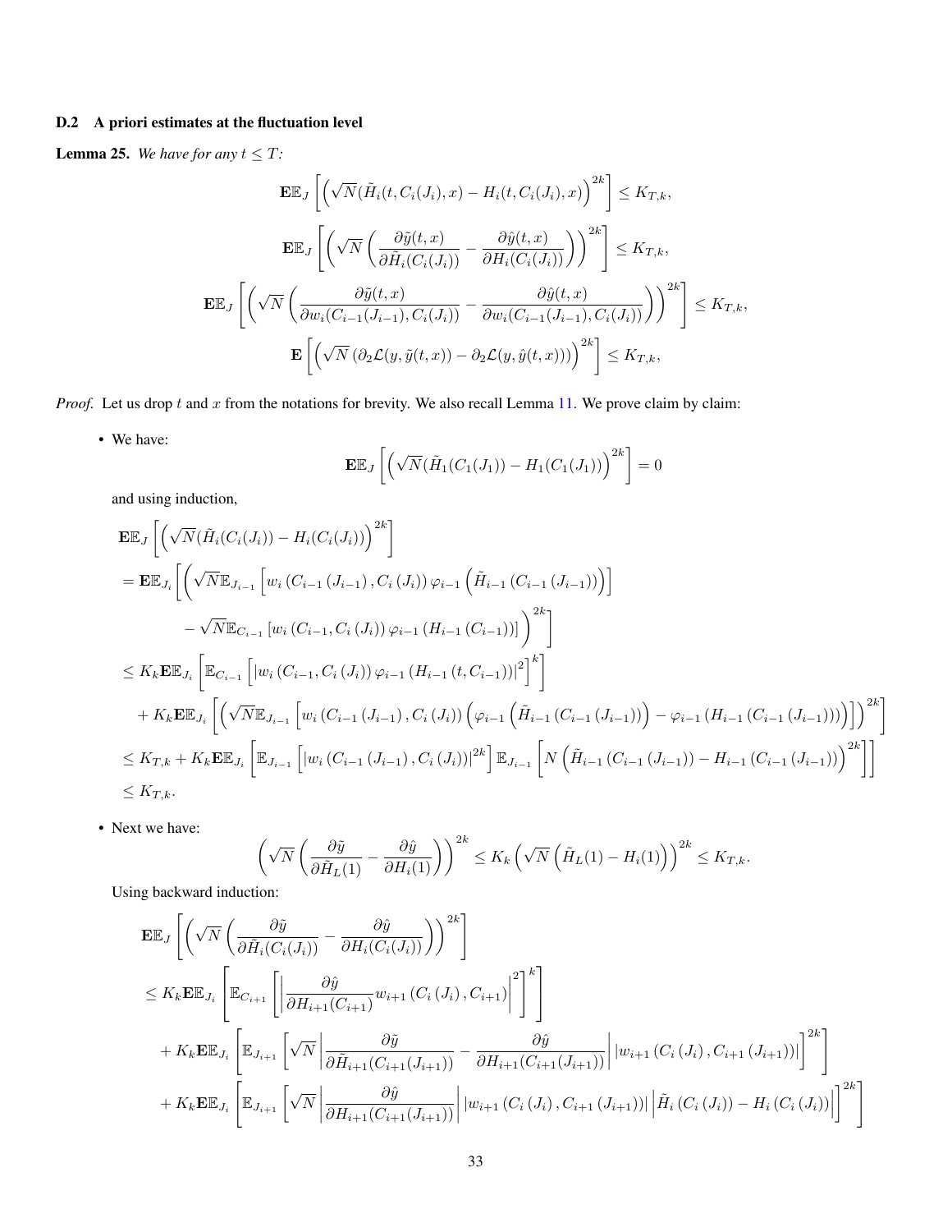### D.2 A priori estimates at the fluctuation level

**Lemma 25.** *We have for any $t \leq T$:*

$$\mathbf{E}\mathbb{E}_J\left[\left(\sqrt{N}(\tilde{H}_i(t, C_i(J_i), x) - H_i(t, C_i(J_i), x)\right)^{2k}\right] \leq K_{T,k},$$

$$\mathbf{E}\mathbb{E}_J\left[\left(\sqrt{N}\left(\frac{\partial \tilde{y}(t,x)}{\partial \tilde{H}_i(C_i(J_i))} - \frac{\partial \hat{y}(t,x)}{\partial H_i(C_i(J_i))}\right)\right)^{2k}\right] \leq K_{T,k},$$

$$\mathbf{E}\mathbb{E}_J\left[\left(\sqrt{N}\left(\frac{\partial \tilde{y}(t,x)}{\partial w_i(C_{i-1}(J_{i-1}), C_i(J_i))} - \frac{\partial \hat{y}(t,x)}{\partial w_i(C_{i-1}(J_{i-1}), C_i(J_i))}\right)\right)^{2k}\right] \leq K_{T,k},$$

$$\mathbf{E}\left[\left(\sqrt{N}\left(\partial_2 \mathcal{L}(y, \tilde{y}(t,x)) - \partial_2 \mathcal{L}(y, \hat{y}(t,x))\right)\right)^{2k}\right] \leq K_{T,k},$$

*Proof.* Let us drop $t$ and $x$ from the notations for brevity. We also recall Lemma 11. We prove claim by claim:

- We have:
$$\mathbf{E}\mathbb{E}_J\left[\left(\sqrt{N}(\tilde{H}_1(C_1(J_1)) - H_1(C_1(J_1))\right)^{2k}\right] = 0$$
and using induction,
$$\begin{aligned}
&\mathbf{E}\mathbb{E}_J\left[\left(\sqrt{N}(\tilde{H}_i(C_i(J_i)) - H_i(C_i(J_i))\right)^{2k}\right] \\
&= \mathbf{E}\mathbb{E}_{J_i}\Bigg[\Bigg(\sqrt{N}\mathbb{E}_{J_{i-1}}\left[w_i\left(C_{i-1}\left(J_{i-1}\right), C_i\left(J_i\right)\right)\varphi_{i-1}\left(\tilde{H}_{i-1}\left(C_{i-1}\left(J_{i-1}\right)\right)\right)\right] \\
&\qquad - \sqrt{N}\mathbb{E}_{C_{i-1}}\left[w_i\left(C_{i-1}, C_i\left(J_i\right)\right)\varphi_{i-1}\left(H_{i-1}\left(C_{i-1}\right)\right)\right]\Bigg)^{2k}\Bigg] \\
&\leq K_k \mathbf{E}\mathbb{E}_{J_i}\left[\mathbb{E}_{C_{i-1}}\left[\left|w_i\left(C_{i-1}, C_i\left(J_i\right)\right)\varphi_{i-1}\left(H_{i-1}\left(t, C_{i-1}\right)\right)\right|^2\right]^k\right] \\
&\quad + K_k \mathbf{E}\mathbb{E}_{J_i}\left[\left(\sqrt{N}\mathbb{E}_{J_{i-1}}\left[w_i\left(C_{i-1}\left(J_{i-1}\right), C_i\left(J_i\right)\right)\left(\varphi_{i-1}\left(\tilde{H}_{i-1}\left(C_{i-1}\left(J_{i-1}\right)\right)\right) - \varphi_{i-1}\left(H_{i-1}\left(C_{i-1}\left(J_{i-1}\right)\right)\right)\right)\right]\right)^{2k}\right] \\
&\leq K_{T,k} + K_k \mathbf{E}\mathbb{E}_{J_i}\left[\mathbb{E}_{J_{i-1}}\left[\left|w_i\left(C_{i-1}\left(J_{i-1}\right), C_i\left(J_i\right)\right)\right|^{2k}\right]\mathbb{E}_{J_{i-1}}\left[N\left(\tilde{H}_{i-1}\left(C_{i-1}\left(J_{i-1}\right)\right) - H_{i-1}\left(C_{i-1}\left(J_{i-1}\right)\right)\right)^{2k}\right]\right] \\
&\leq K_{T,k}.
\end{aligned}$$

- Next we have:
$$\left(\sqrt{N}\left(\frac{\partial \tilde{y}}{\partial \tilde{H}_L(1)} - \frac{\partial \hat{y}}{\partial H_i(1)}\right)\right)^{2k} \leq K_k\left(\sqrt{N}\left(\tilde{H}_L(1) - H_i(1)\right)\right)^{2k} \leq K_{T,k}.$$
Using backward induction:
$$\begin{aligned}
&\mathbf{E}\mathbb{E}_J\left[\left(\sqrt{N}\left(\frac{\partial \tilde{y}}{\partial \tilde{H}_i(C_i(J_i))} - \frac{\partial \hat{y}}{\partial H_i(C_i(J_i))}\right)\right)^{2k}\right] \\
&\leq K_k \mathbf{E}\mathbb{E}_{J_i}\left[\mathbb{E}_{C_{i+1}}\left[\left|\frac{\partial \hat{y}}{\partial H_{i+1}(C_{i+1})}w_{i+1}\left(C_i\left(J_i\right), C_{i+1}\right)\right|^2\right]^k\right] \\
&\quad + K_k \mathbf{E}\mathbb{E}_{J_i}\left[\mathbb{E}_{J_{i+1}}\left[\sqrt{N}\left|\frac{\partial \tilde{y}}{\partial \tilde{H}_{i+1}(C_{i+1}(J_{i+1}))} - \frac{\partial \hat{y}}{\partial H_{i+1}(C_{i+1}(J_{i+1}))}\right|\left|w_{i+1}\left(C_i\left(J_i\right), C_{i+1}\left(J_{i+1}\right)\right)\right|\right]^{2k}\right] \\
&\quad + K_k \mathbf{E}\mathbb{E}_{J_i}\left[\mathbb{E}_{J_{i+1}}\left[\sqrt{N}\left|\frac{\partial \hat{y}}{\partial H_{i+1}(C_{i+1}(J_{i+1}))}\right|\left|w_{i+1}\left(C_i\left(J_i\right), C_{i+1}\left(J_{i+1}\right)\right)\right|\left|\tilde{H}_i\left(C_i\left(J_i\right)\right) - H_i\left(C_i\left(J_i\right)\right)\right|\right]^{2k}\right]
\end{aligned}$$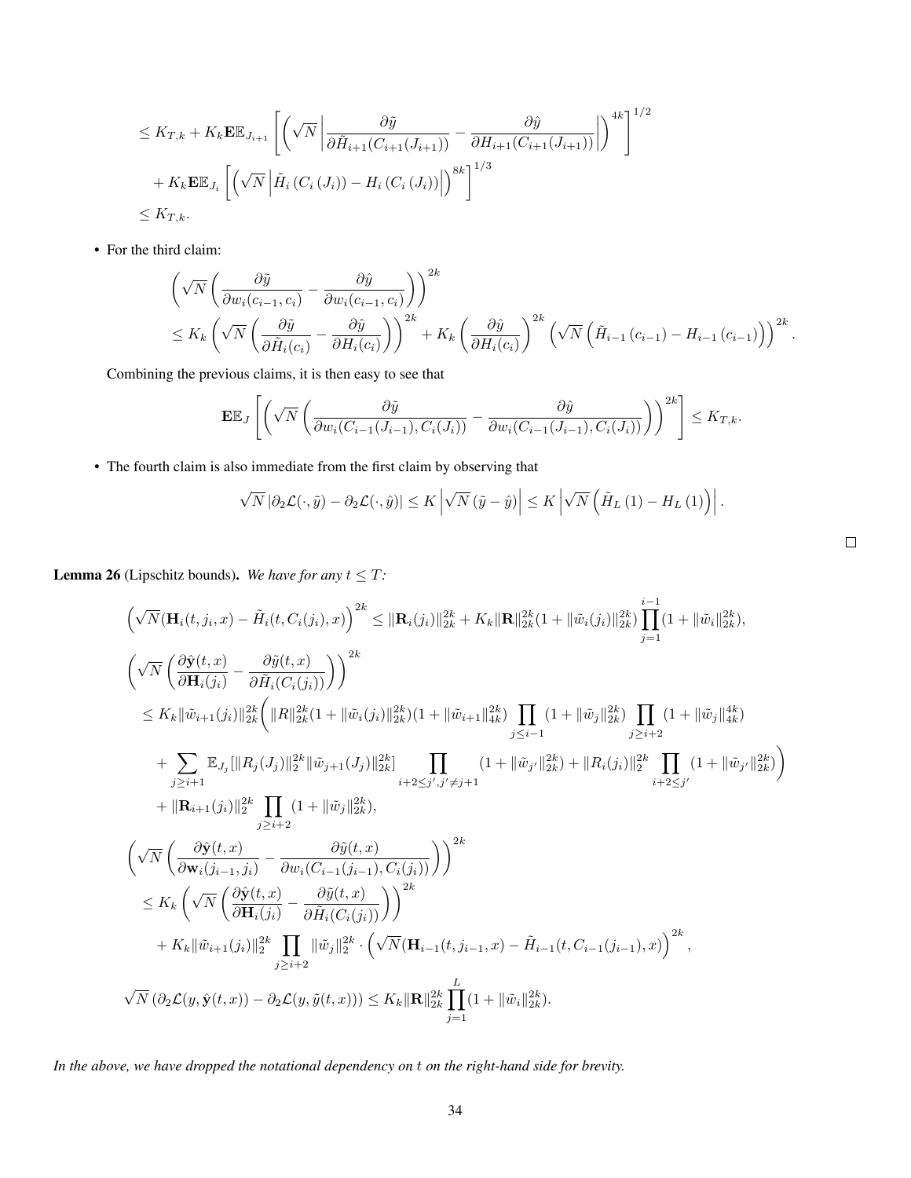$$
\begin{aligned}
&\leq K_{T,k} + K_k \mathbf{E}\mathbb{E}_{J_{i+1}}\left[\left(\sqrt{N}\left|\frac{\partial \tilde{y}}{\partial \tilde{H}_{i+1}(C_{i+1}(J_{i+1}))} - \frac{\partial \hat{y}}{\partial H_{i+1}(C_{i+1}(J_{i+1}))}\right|\right)^{4k}\right]^{1/2} \\
&\quad + K_k \mathbf{E}\mathbb{E}_{J_i}\left[\left(\sqrt{N}\left|\tilde{H}_i\left(C_i\left(J_i\right)\right) - H_i\left(C_i\left(J_i\right)\right)\right|\right)^{8k}\right]^{1/3} \\
&\leq K_{T,k}.
\end{aligned}
$$

- For the third claim:

$$
\begin{aligned}
&\left(\sqrt{N}\left(\frac{\partial \tilde{y}}{\partial w_i(c_{i-1}, c_i)} - \frac{\partial \hat{y}}{\partial w_i(c_{i-1}, c_i)}\right)\right)^{2k} \\
&\leq K_k\left(\sqrt{N}\left(\frac{\partial \tilde{y}}{\partial \tilde{H}_i(c_i)} - \frac{\partial \hat{y}}{\partial H_i(c_i)}\right)\right)^{2k} + K_k\left(\frac{\partial \hat{y}}{\partial H_i(c_i)}\right)^{2k}\left(\sqrt{N}\left(\tilde{H}_{i-1}\left(c_{i-1}\right) - H_{i-1}\left(c_{i-1}\right)\right)\right)^{2k}.
\end{aligned}
$$

Combining the previous claims, it is then easy to see that

$$
\mathbf{E}\mathbb{E}_J\left[\left(\sqrt{N}\left(\frac{\partial \tilde{y}}{\partial w_i(C_{i-1}(J_{i-1}), C_i(J_i))} - \frac{\partial \hat{y}}{\partial w_i(C_{i-1}(J_{i-1}), C_i(J_i))}\right)\right)^{2k}\right] \leq K_{T,k}.
$$

- The fourth claim is also immediate from the first claim by observing that

$$
\sqrt{N}\left|\partial_2 \mathcal{L}(\cdot, \tilde{y}) - \partial_2 \mathcal{L}(\cdot, \hat{y})\right| \leq K\left|\sqrt{N}\left(\tilde{y} - \hat{y}\right)\right| \leq K\left|\sqrt{N}\left(\tilde{H}_L\left(1\right) - H_L\left(1\right)\right)\right|.
$$

□

**Lemma 26** (Lipschitz bounds). *We have for any $t \leq T$:*

$$
\begin{aligned}
&\left(\sqrt{N}(\mathbf{H}_i(t, j_i, x) - \tilde{H}_i(t, C_i(j_i), x)\right)^{2k} \leq \|\mathbf{R}_i(j_i)\|_{2k}^{2k} + K_k\|\mathbf{R}\|_{2k}^{2k}(1 + \|\tilde{w}_i(j_i)\|_{2k}^{2k})\prod_{j=1}^{i-1}(1 + \|\tilde{w}_i\|_{2k}^{2k}), \\
&\left(\sqrt{N}\left(\frac{\partial \hat{\mathbf{y}}(t,x)}{\partial \mathbf{H}_i(j_i)} - \frac{\partial \tilde{y}(t,x)}{\partial \tilde{H}_i(C_i(j_i))}\right)\right)^{2k} \\
&\quad \leq K_k\|\tilde{w}_{i+1}(j_i)\|_{2k}^{2k}\Bigg(\|R\|_{2k}^{2k}(1 + \|\tilde{w}_i(j_i)\|_{2k}^{2k})(1 + \|\tilde{w}_{i+1}\|_{4k}^{2k})\prod_{j\leq i-1}(1 + \|\tilde{w}_j\|_{2k}^{2k})\prod_{j\geq i+2}(1 + \|\tilde{w}_j\|_{4k}^{4k}) \\
&\quad\quad + \sum_{j\geq i+1}\mathbb{E}_{J_j}[\|R_j(J_j)\|_2^{2k}\|\tilde{w}_{j+1}(J_j)\|_{2k}^{2k}]\prod_{i+2\leq j', j'\neq j+1}(1 + \|\tilde{w}_{j'}\|_{2k}^{2k}) + \|R_i(j_i)\|_2^{2k}\prod_{i+2\leq j'}(1 + \|\tilde{w}_{j'}\|_{2k}^{2k})\Bigg) \\
&\quad\quad + \|\mathbf{R}_{i+1}(j_i)\|_2^{2k}\prod_{j\geq i+2}(1 + \|\tilde{w}_j\|_{2k}^{2k}), \\
&\left(\sqrt{N}\left(\frac{\partial \hat{\mathbf{y}}(t,x)}{\partial \mathbf{w}_i(j_{i-1}, j_i)} - \frac{\partial \tilde{y}(t,x)}{\partial w_i(C_{i-1}(j_{i-1}), C_i(j_i))}\right)\right)^{2k} \\
&\quad \leq K_k\left(\sqrt{N}\left(\frac{\partial \hat{\mathbf{y}}(t,x)}{\partial \mathbf{H}_i(j_i)} - \frac{\partial \tilde{y}(t,x)}{\partial \tilde{H}_i(C_i(j_i))}\right)\right)^{2k} \\
&\quad\quad + K_k\|\tilde{w}_{i+1}(j_i)\|_2^{2k}\prod_{j\geq i+2}\|\tilde{w}_j\|_2^{2k}\cdot\left(\sqrt{N}(\mathbf{H}_{i-1}(t, j_{i-1}, x) - \tilde{H}_{i-1}(t, C_{i-1}(j_{i-1}), x)\right)^{2k}, \\
&\sqrt{N}\left(\partial_2\mathcal{L}(y, \hat{\mathbf{y}}(t,x)) - \partial_2\mathcal{L}(y, \tilde{y}(t,x))\right) \leq K_k\|\mathbf{R}\|_{2k}^{2k}\prod_{j=1}^{L}(1 + \|\tilde{w}_i\|_{2k}^{2k}).
\end{aligned}
$$

*In the above, we have dropped the notational dependency on $t$ on the right-hand side for brevity.*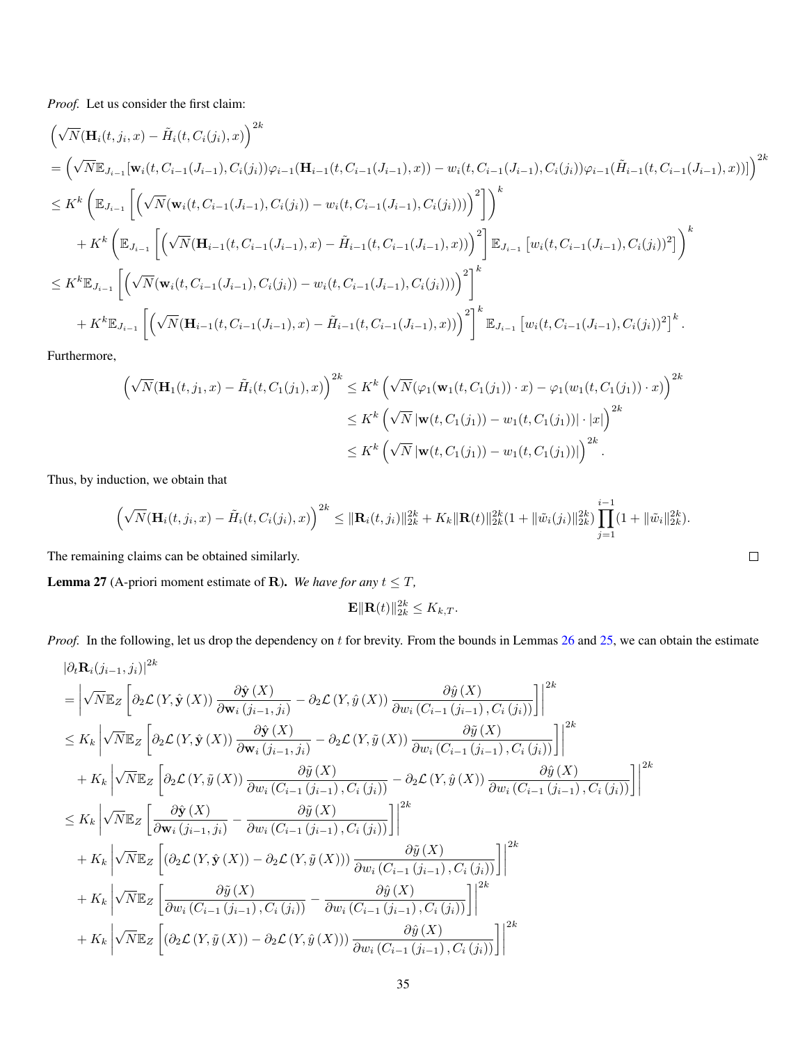*Proof.* Let us consider the first claim:

$$
\begin{aligned}
&\left(\sqrt{N}(\mathbf{H}_i(t,j_i,x)-\tilde{H}_i(t,C_i(j_i),x)\right)^{2k}\\
&=\left(\sqrt{N}\mathbb{E}_{J_{i-1}}[\mathbf{w}_i(t,C_{i-1}(J_{i-1}),C_i(j_i))\varphi_{i-1}(\mathbf{H}_{i-1}(t,C_{i-1}(J_{i-1}),x))-w_i(t,C_{i-1}(J_{i-1}),C_i(j_i))\varphi_{i-1}(\tilde{H}_{i-1}(t,C_{i-1}(J_{i-1}),x))]\right)^{2k}\\
&\le K^k\left(\mathbb{E}_{J_{i-1}}\left[\left(\sqrt{N}(\mathbf{w}_i(t,C_{i-1}(J_{i-1}),C_i(j_i))-w_i(t,C_{i-1}(J_{i-1}),C_i(j_i)))\right)^2\right]\right)^k\\
&\quad+K^k\left(\mathbb{E}_{J_{i-1}}\left[\left(\sqrt{N}(\mathbf{H}_{i-1}(t,C_{i-1}(J_{i-1}),x)-\tilde{H}_{i-1}(t,C_{i-1}(J_{i-1}),x))\right)^2\right]\mathbb{E}_{J_{i-1}}\left[w_i(t,C_{i-1}(J_{i-1}),C_i(j_i))^2\right]\right)^k\\
&\le K^k\mathbb{E}_{J_{i-1}}\left[\left(\sqrt{N}(\mathbf{w}_i(t,C_{i-1}(J_{i-1}),C_i(j_i))-w_i(t,C_{i-1}(J_{i-1}),C_i(j_i)))\right)^2\right]^k\\
&\quad+K^k\mathbb{E}_{J_{i-1}}\left[\left(\sqrt{N}(\mathbf{H}_{i-1}(t,C_{i-1}(J_{i-1}),x)-\tilde{H}_{i-1}(t,C_{i-1}(J_{i-1}),x))\right)^2\right]^k\mathbb{E}_{J_{i-1}}\left[w_i(t,C_{i-1}(J_{i-1}),C_i(j_i))^2\right]^k.
\end{aligned}
$$

Furthermore,

$$
\begin{aligned}
\left(\sqrt{N}(\mathbf{H}_1(t,j_1,x)-\tilde{H}_i(t,C_1(j_1),x)\right)^{2k}&\le K^k\left(\sqrt{N}(\varphi_1(\mathbf{w}_1(t,C_1(j_1))\cdot x)-\varphi_1(w_1(t,C_1(j_1))\cdot x)\right)^{2k}\\
&\le K^k\left(\sqrt{N}\left|\mathbf{w}(t,C_1(j_1))-w_1(t,C_1(j_1))\right|\cdot|x|\right)^{2k}\\
&\le K^k\left(\sqrt{N}\left|\mathbf{w}(t,C_1(j_1))-w_1(t,C_1(j_1))\right|\right)^{2k}.
\end{aligned}
$$

Thus, by induction, we obtain that

$$
\left(\sqrt{N}(\mathbf{H}_i(t,j_i,x)-\tilde{H}_i(t,C_i(j_i),x)\right)^{2k}\le\|\mathbf{R}_i(t,j_i)\|_{2k}^{2k}+K_k\|\mathbf{R}(t)\|_{2k}^{2k}(1+\|\tilde{w}_i(j_i)\|_{2k}^{2k})\prod_{j=1}^{i-1}(1+\|\tilde{w}_i\|_{2k}^{2k}).
$$

The remaining claims can be obtained similarly. $\square$

**Lemma 27** (A-priori moment estimate of $\mathbf{R}$). *We have for any $t\le T$,*

$$
\mathbf{E}\|\mathbf{R}(t)\|_{2k}^{2k}\le K_{k,T}.
$$

*Proof.* In the following, let us drop the dependency on $t$ for brevity. From the bounds in Lemmas 26 and 25, we can obtain the estimate

$$
\begin{aligned}
&|\partial_t\mathbf{R}_i(j_{i-1},j_i)|^{2k}\\
&=\left|\sqrt{N}\mathbb{E}_Z\left[\partial_2\mathcal{L}(Y,\hat{\mathbf{y}}(X))\frac{\partial\hat{\mathbf{y}}(X)}{\partial\mathbf{w}_i(j_{i-1},j_i)}-\partial_2\mathcal{L}(Y,\hat{y}(X))\frac{\partial\hat{y}(X)}{\partial w_i(C_{i-1}(j_{i-1}),C_i(j_i))}\right]\right|^{2k}\\
&\le K_k\left|\sqrt{N}\mathbb{E}_Z\left[\partial_2\mathcal{L}(Y,\hat{\mathbf{y}}(X))\frac{\partial\hat{\mathbf{y}}(X)}{\partial\mathbf{w}_i(j_{i-1},j_i)}-\partial_2\mathcal{L}(Y,\tilde{y}(X))\frac{\partial\tilde{y}(X)}{\partial w_i(C_{i-1}(j_{i-1}),C_i(j_i))}\right]\right|^{2k}\\
&\quad+K_k\left|\sqrt{N}\mathbb{E}_Z\left[\partial_2\mathcal{L}(Y,\tilde{y}(X))\frac{\partial\tilde{y}(X)}{\partial w_i(C_{i-1}(j_{i-1}),C_i(j_i))}-\partial_2\mathcal{L}(Y,\hat{y}(X))\frac{\partial\hat{y}(X)}{\partial w_i(C_{i-1}(j_{i-1}),C_i(j_i))}\right]\right|^{2k}\\
&\le K_k\left|\sqrt{N}\mathbb{E}_Z\left[\frac{\partial\hat{\mathbf{y}}(X)}{\partial\mathbf{w}_i(j_{i-1},j_i)}-\frac{\partial\tilde{y}(X)}{\partial w_i(C_{i-1}(j_{i-1}),C_i(j_i))}\right]\right|^{2k}\\
&\quad+K_k\left|\sqrt{N}\mathbb{E}_Z\left[(\partial_2\mathcal{L}(Y,\hat{\mathbf{y}}(X))-\partial_2\mathcal{L}(Y,\tilde{y}(X)))\frac{\partial\tilde{y}(X)}{\partial w_i(C_{i-1}(j_{i-1}),C_i(j_i))}\right]\right|^{2k}\\
&\quad+K_k\left|\sqrt{N}\mathbb{E}_Z\left[\frac{\partial\tilde{y}(X)}{\partial w_i(C_{i-1}(j_{i-1}),C_i(j_i))}-\frac{\partial\hat{y}(X)}{\partial w_i(C_{i-1}(j_{i-1}),C_i(j_i))}\right]\right|^{2k}\\
&\quad+K_k\left|\sqrt{N}\mathbb{E}_Z\left[(\partial_2\mathcal{L}(Y,\tilde{y}(X))-\partial_2\mathcal{L}(Y,\hat{y}(X)))\frac{\partial\hat{y}(X)}{\partial w_i(C_{i-1}(j_{i-1}),C_i(j_i))}\right]\right|^{2k}
\end{aligned}
$$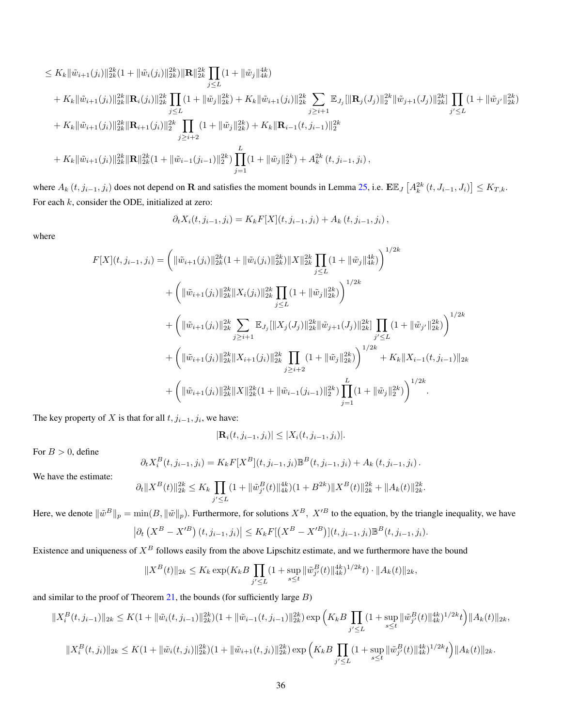$$
\begin{aligned}
&\leq K_k \|\tilde{w}_{i+1}(j_i)\|_{2k}^{2k}(1+\|\tilde{w}_i(j_i)\|_{2k}^{2k})\|\mathbf{R}\|_{2k}^{2k}\prod_{j\leq L}(1+\|\tilde{w}_j\|_{4k}^{4k}) \\
&+ K_k \|\tilde{w}_{i+1}(j_i)\|_{2k}^{2k}\|\mathbf{R}_i(j_i)\|_{2k}^{2k}\prod_{j\leq L}(1+\|\tilde{w}_j\|_{2k}^{2k}) + K_k\|\tilde{w}_{i+1}(j_i)\|_{2k}^{2k}\sum_{j\geq i+1}\mathbb{E}_{J_j}[\|\mathbf{R}_j(J_j)\|_2^{2k}\|\tilde{w}_{j+1}(J_j)\|_{2k}^{2k}]\prod_{j'\leq L}(1+\|\tilde{w}_{j'}\|_{2k}^{2k}) \\
&+ K_k \|\tilde{w}_{i+1}(j_i)\|_{2k}^{2k}\|\mathbf{R}_{i+1}(j_i)\|_2^{2k}\prod_{j\geq i+2}(1+\|\tilde{w}_j\|_{2k}^{2k}) + K_k\|\mathbf{R}_{i-1}(t,j_{i-1})\|_2^{2k} \\
&+ K_k \|\tilde{w}_{i+1}(j_i)\|_{2k}^{2k}\|\mathbf{R}\|_{2k}^{2k}(1+\|\tilde{w}_{i-1}(j_{i-1})\|_2^{2k})\prod_{j=1}^{L}(1+\|\tilde{w}_j\|_2^{2k}) + A_k^{2k}(t,j_{i-1},j_i),
\end{aligned}
$$

where $A_k(t,j_{i-1},j_i)$ does not depend on $\mathbf{R}$ and satisfies the moment bounds in Lemma 25, i.e. $\mathbf{E}\mathbb{E}_J\left[A_k^{2k}(t,J_{i-1},J_i)\right]\leq K_{T,k}$. For each $k$, consider the ODE, initialized at zero:

$$
\partial_t X_i(t,j_{i-1},j_i) = K_k F[X](t,j_{i-1},j_i) + A_k(t,j_{i-1},j_i),
$$

where

$$
\begin{aligned}
F[X](t,j_{i-1},j_i) &= \left(\|\tilde{w}_{i+1}(j_i)\|_{2k}^{2k}(1+\|\tilde{w}_i(j_i)\|_{2k}^{2k})\|X\|_{2k}^{2k}\prod_{j\leq L}(1+\|\tilde{w}_j\|_{4k}^{4k})\right)^{1/2k} \\
&+ \left(\|\tilde{w}_{i+1}(j_i)\|_{2k}^{2k}\|X_i(j_i)\|_{2k}^{2k}\prod_{j\leq L}(1+\|\tilde{w}_j\|_{2k}^{2k})\right)^{1/2k} \\
&+ \left(\|\tilde{w}_{i+1}(j_i)\|_{2k}^{2k}\sum_{j\geq i+1}\mathbb{E}_{J_j}[\|X_j(J_j)\|_{2k}^{2k}\|\tilde{w}_{j+1}(J_j)\|_{2k}^{2k}]\prod_{j'\leq L}(1+\|\tilde{w}_{j'}\|_{2k}^{2k})\right)^{1/2k} \\
&+ \left(\|\tilde{w}_{i+1}(j_i)\|_{2k}^{2k}\|X_{i+1}(j_i)\|_{2k}^{2k}\prod_{j\geq i+2}(1+\|\tilde{w}_j\|_{2k}^{2k})\right)^{1/2k} + K_k\|X_{i-1}(t,j_{i-1})\|_{2k} \\
&+ \left(\|\tilde{w}_{i+1}(j_i)\|_{2k}^{2k}\|X\|_{2k}^{2k}(1+\|\tilde{w}_{i-1}(j_{i-1})\|_2^{2k})\prod_{j=1}^{L}(1+\|\tilde{w}_j\|_2^{2k})\right)^{1/2k}.
\end{aligned}
$$

The key property of $X$ is that for all $t, j_{i-1}, j_i$, we have:

$$
|\mathbf{R}_i(t,j_{i-1},j_i)| \leq |X_i(t,j_{i-1},j_i)|.
$$

For $B>0$, define

$$
\partial_t X_i^B(t,j_{i-1},j_i) = K_k F[X^B](t,j_{i-1},j_i)\mathbb{B}^B(t,j_{i-1},j_i) + A_k(t,j_{i-1},j_i).
$$

We have the estimate:

$$
\partial_t\|X^B(t)\|_{2k}^{2k} \leq K_k\prod_{j'\leq L}(1+\|\tilde{w}_{j'}^B(t)\|_{4k}^{4k})(1+B^{2k})\|X^B(t)\|_{2k}^{2k} + \|A_k(t)\|_{2k}^{2k}.
$$

Here, we denote $\|\tilde{w}^B\|_p = \min(B,\|\tilde{w}\|_p)$. Furthermore, for solutions $X^B,\ X'^B$ to the equation, by the triangle inequality, we have

$$
\left|\partial_t\left(X^B - X'^B\right)(t,j_{i-1},j_i)\right| \leq K_k F[\left(X^B - X'^B\right)](t,j_{i-1},j_i)\mathbb{B}^B(t,j_{i-1},j_i).
$$

Existence and uniqueness of $X^B$ follows easily from the above Lipschitz estimate, and we furthermore have the bound

$$
\|X^B(t)\|_{2k} \leq K_k\exp(K_k B\prod_{j'\leq L}(1+\sup_{s\leq t}\|\tilde{w}_{j'}^B(t)\|_{4k}^{4k})^{1/2k}t)\cdot\|A_k(t)\|_{2k},
$$

and similar to the proof of Theorem 21, the bounds (for sufficiently large $B$)

$$
\|X_i^B(t,j_{i-1})\|_{2k} \leq K(1+\|\tilde{w}_i(t,j_{i-1})\|_{2k}^{2k})(1+\|\tilde{w}_{i-1}(t,j_{i-1})\|_{2k}^{2k})\exp\left(K_k B\prod_{j'\leq L}(1+\sup_{s\leq t}\|\tilde{w}_{j'}^B(t)\|_{4k}^{4k})^{1/2k}t\right)\|A_k(t)\|_{2k},
$$

$$
\|X_i^B(t,j_i)\|_{2k} \leq K(1+\|\tilde{w}_i(t,j_i)\|_{2k}^{2k})(1+\|\tilde{w}_{i+1}(t,j_i)\|_{2k}^{2k})\exp\left(K_k B\prod_{j'\leq L}(1+\sup_{s\leq t}\|\tilde{w}_{j'}^B(t)\|_{4k}^{4k})^{1/2k}t\right)\|A_k(t)\|_{2k}.
$$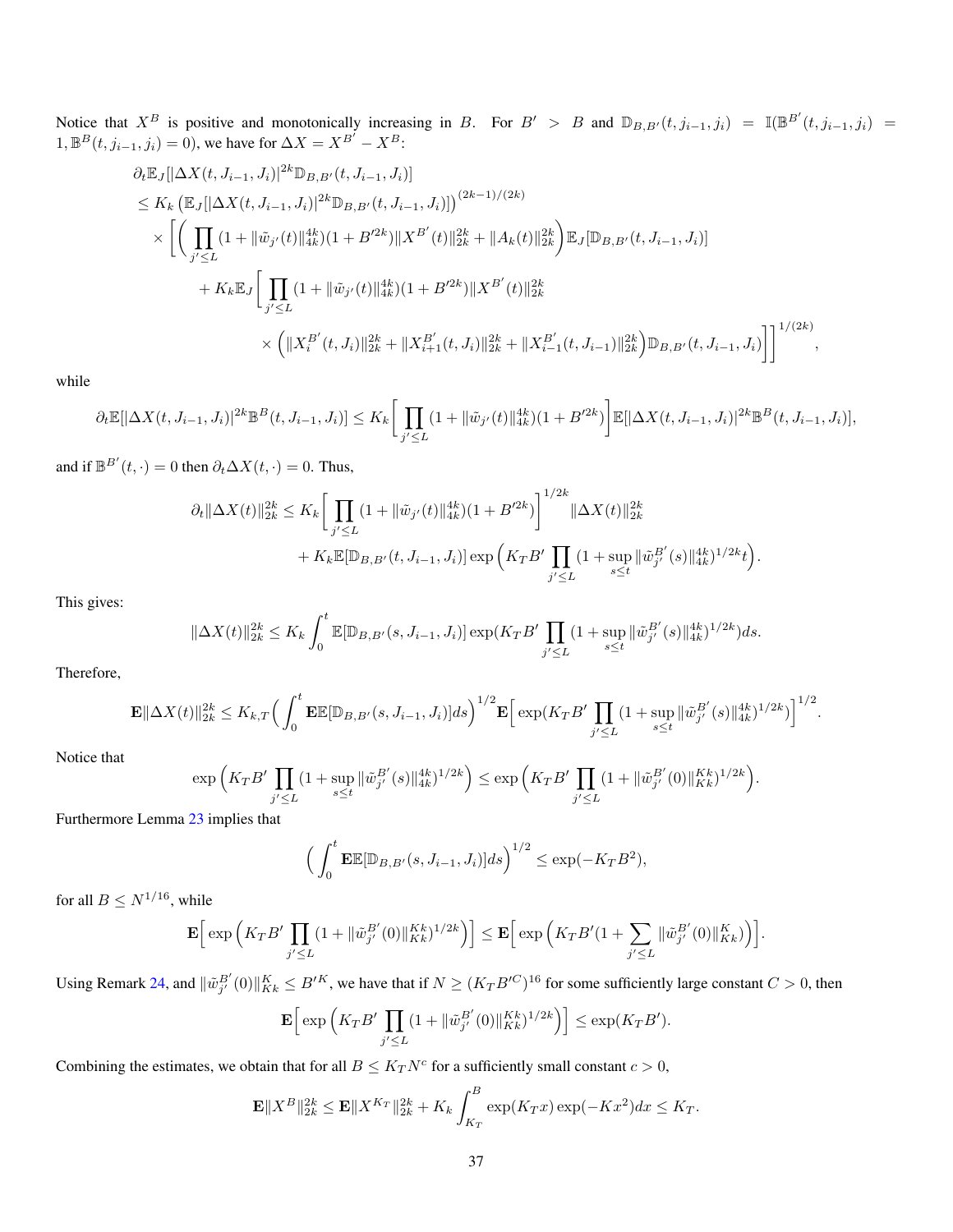Notice that $X^B$ is positive and monotonically increasing in $B$. For $B' > B$ and $\mathbb{D}_{B,B'}(t, j_{i-1}, j_i) = \mathbb{I}(\mathbb{B}^{B'}(t, j_{i-1}, j_i) = 1, \mathbb{B}^B(t, j_{i-1}, j_i) = 0)$, we have for $\Delta X = X^{B'} - X^B$:

$$
\begin{aligned}
&\partial_t \mathbb{E}_J[|\Delta X(t, J_{i-1}, J_i)|^{2k} \mathbb{D}_{B,B'}(t, J_{i-1}, J_i)] \\
&\leq K_k \left(\mathbb{E}_J[|\Delta X(t, J_{i-1}, J_i)|^{2k} \mathbb{D}_{B,B'}(t, J_{i-1}, J_i)]\right)^{(2k-1)/(2k)} \\
&\quad \times \Bigg[\bigg(\prod_{j' \leq L} (1 + \|\tilde{w}_{j'}(t)\|_{4k}^{4k})(1 + B'^{2k})\|X^{B'}(t)\|_{2k}^{2k} + \|A_k(t)\|_{2k}^{2k}\bigg) \mathbb{E}_J[\mathbb{D}_{B,B'}(t, J_{i-1}, J_i)] \\
&\qquad + K_k \mathbb{E}_J\bigg[\prod_{j' \leq L} (1 + \|\tilde{w}_{j'}(t)\|_{4k}^{4k})(1 + B'^{2k})\|X^{B'}(t)\|_{2k}^{2k} \\
&\qquad\qquad \times \Big(\|X_i^{B'}(t, J_i)\|_{2k}^{2k} + \|X_{i+1}^{B'}(t, J_i)\|_{2k}^{2k} + \|X_{i-1}^{B'}(t, J_{i-1})\|_{2k}^{2k}\Big) \mathbb{D}_{B,B'}(t, J_{i-1}, J_i)\bigg]\Bigg]^{1/(2k)},
\end{aligned}
$$

while

$$
\partial_t \mathbb{E}[|\Delta X(t, J_{i-1}, J_i)|^{2k} \mathbb{B}^B(t, J_{i-1}, J_i)] \leq K_k \bigg[\prod_{j' \leq L} (1 + \|\tilde{w}_{j'}(t)\|_{4k}^{4k})(1 + B'^{2k})\bigg] \mathbb{E}[|\Delta X(t, J_{i-1}, J_i)|^{2k} \mathbb{B}^B(t, J_{i-1}, J_i)],
$$

and if $\mathbb{B}^{B'}(t, \cdot) = 0$ then $\partial_t \Delta X(t, \cdot) = 0$. Thus,

$$
\begin{aligned}
\partial_t \|\Delta X(t)\|_{2k}^{2k} &\leq K_k \bigg[\prod_{j' \leq L} (1 + \|\tilde{w}_{j'}(t)\|_{4k}^{4k})(1 + B'^{2k})\bigg]^{1/2k} \|\Delta X(t)\|_{2k}^{2k} \\
&\quad + K_k \mathbb{E}[\mathbb{D}_{B,B'}(t, J_{i-1}, J_i)] \exp\Big(K_T B' \prod_{j' \leq L} (1 + \sup_{s \leq t} \|\tilde{w}_{j'}^{B'}(s)\|_{4k}^{4k})^{1/2k} t\Big).
\end{aligned}
$$

This gives:

$$
\|\Delta X(t)\|_{2k}^{2k} \leq K_k \int_0^t \mathbb{E}[\mathbb{D}_{B,B'}(s, J_{i-1}, J_i)] \exp(K_T B' \prod_{j' \leq L} (1 + \sup_{s \leq t} \|\tilde{w}_{j'}^{B'}(s)\|_{4k}^{4k})^{1/2k}) ds.
$$

Therefore,

$$
\mathbf{E}\|\Delta X(t)\|_{2k}^{2k} \leq K_{k,T} \Big(\int_0^t \mathbf{E}\mathbb{E}[\mathbb{D}_{B,B'}(s, J_{i-1}, J_i)] ds\Big)^{1/2} \mathbf{E}\Big[\exp(K_T B' \prod_{j' \leq L} (1 + \sup_{s \leq t} \|\tilde{w}_{j'}^{B'}(s)\|_{4k}^{4k})^{1/2k})\Big]^{1/2}.
$$

Notice that

$$
\exp\Big(K_T B' \prod_{j' \leq L} (1 + \sup_{s \leq t} \|\tilde{w}_{j'}^{B'}(s)\|_{4k}^{4k})^{1/2k}\Big) \leq \exp\Big(K_T B' \prod_{j' \leq L} (1 + \|\tilde{w}_{j'}^{B'}(0)\|_{Kk}^{Kk})^{1/2k}\Big).
$$

Furthermore Lemma 23 implies that

$$
\Big(\int_0^t \mathbf{E}\mathbb{E}[\mathbb{D}_{B,B'}(s, J_{i-1}, J_i)] ds\Big)^{1/2} \leq \exp(-K_T B^2),
$$

for all $B \leq N^{1/16}$, while

$$
\mathbf{E}\Big[\exp\Big(K_T B' \prod_{j' \leq L} (1 + \|\tilde{w}_{j'}^{B'}(0)\|_{Kk}^{Kk})^{1/2k}\Big)\Big] \leq \mathbf{E}\Big[\exp\Big(K_T B'(1 + \sum_{j' \leq L} \|\tilde{w}_{j'}^{B'}(0)\|_{Kk}^{K})\Big)\Big].
$$

Using Remark 24, and $\|\tilde{w}_{j'}^{B'}(0)\|_{Kk}^{K} \leq B'^K$, we have that if $N \geq (K_T B'^C)^{16}$ for some sufficiently large constant $C > 0$, then

$$
\mathbf{E}\Big[\exp\Big(K_T B' \prod_{j' \leq L} (1 + \|\tilde{w}_{j'}^{B'}(0)\|_{Kk}^{Kk})^{1/2k}\Big)\Big] \leq \exp(K_T B').
$$

Combining the estimates, we obtain that for all $B \leq K_T N^c$ for a sufficiently small constant $c > 0$,

$$
\mathbf{E}\|X^B\|_{2k}^{2k} \leq \mathbf{E}\|X^{K_T}\|_{2k}^{2k} + K_k \int_{K_T}^{B} \exp(K_T x) \exp(-K x^2) dx \leq K_T.
$$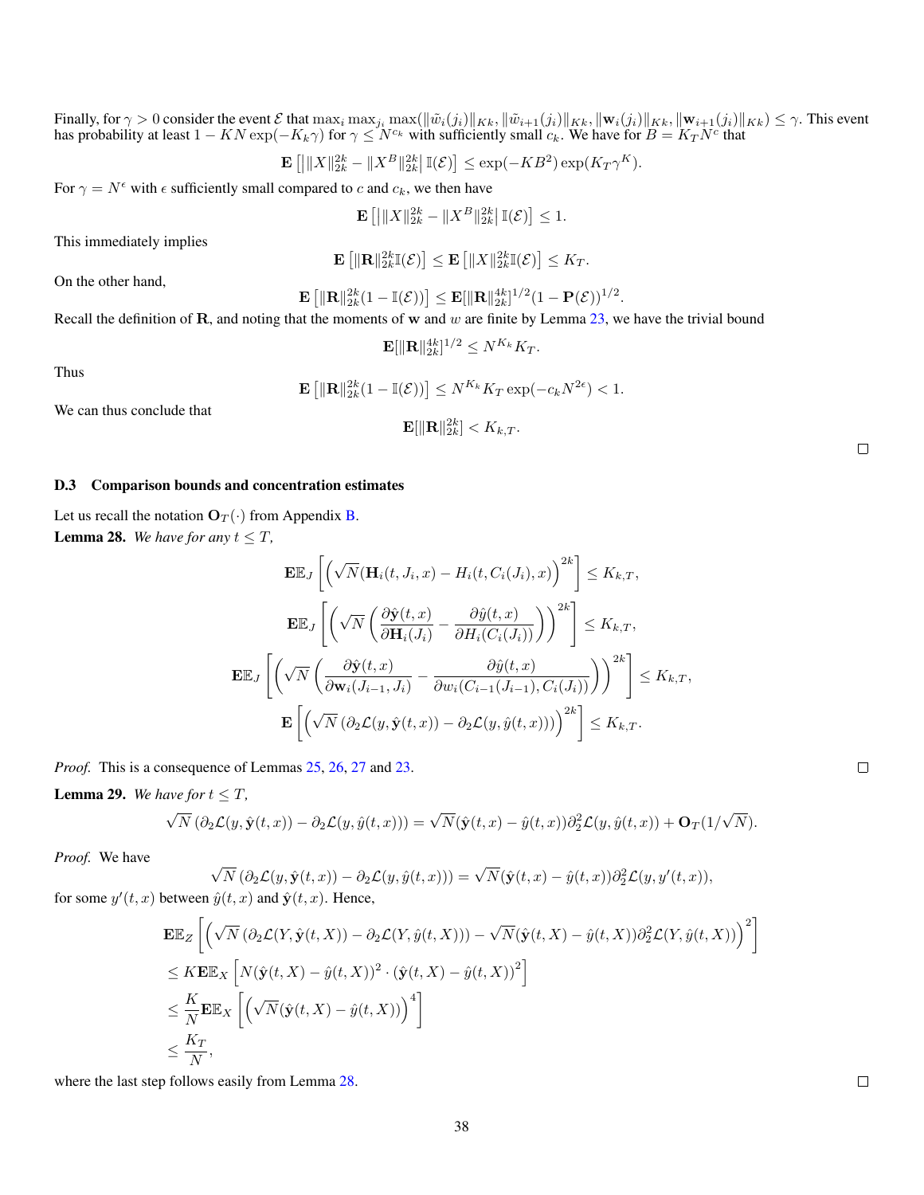Finally, for $\gamma > 0$ consider the event $\mathcal{E}$ that $\max_i \max_{j_i} \max(\|\tilde{w}_i(j_i)\|_{Kk}, \|\tilde{w}_{i+1}(j_i)\|_{Kk}, \|\mathbf{w}_i(j_i)\|_{Kk}, \|\mathbf{w}_{i+1}(j_i)\|_{Kk}) \le \gamma$. This event has probability at least $1 - KN\exp(-K_k\gamma)$ for $\gamma \le N^{c_k}$ with sufficiently small $c_k$. We have for $B = K_T N^c$ that

$$\mathbf{E}\left[\left|\|X\|_{2k}^{2k} - \|X^B\|_{2k}^{2k}\right| \mathbb{I}(\mathcal{E})\right] \le \exp(-KB^2)\exp(K_T\gamma^K).$$

For $\gamma = N^\epsilon$ with $\epsilon$ sufficiently small compared to $c$ and $c_k$, we then have

$$\mathbf{E}\left[\left|\|X\|_{2k}^{2k} - \|X^B\|_{2k}^{2k}\right| \mathbb{I}(\mathcal{E})\right] \le 1.$$

This immediately implies

$$\mathbf{E}\left[\|\mathbf{R}\|_{2k}^{2k}\mathbb{I}(\mathcal{E})\right] \le \mathbf{E}\left[\|X\|_{2k}^{2k}\mathbb{I}(\mathcal{E})\right] \le K_T.$$

On the other hand,

$$\mathbf{E}\left[\|\mathbf{R}\|_{2k}^{2k}(1 - \mathbb{I}(\mathcal{E}))\right] \le \mathbf{E}[\|\mathbf{R}\|_{2k}^{4k}]^{1/2}(1 - \mathbf{P}(\mathcal{E}))^{1/2}.$$

Recall the definition of $\mathbf{R}$, and noting that the moments of $\mathbf{w}$ and $w$ are finite by Lemma 23, we have the trivial bound

$$\mathbf{E}[\|\mathbf{R}\|_{2k}^{4k}]^{1/2} \le N^{K_k}K_T.$$

Thus

$$\mathbf{E}\left[\|\mathbf{R}\|_{2k}^{2k}(1 - \mathbb{I}(\mathcal{E}))\right] \le N^{K_k}K_T\exp(-c_kN^{2\epsilon}) < 1.$$

We can thus conclude that

$$\mathbf{E}[\|\mathbf{R}\|_{2k}^{2k}] < K_{k,T}.$$

∎

### D.3 Comparison bounds and concentration estimates

Let us recall the notation $\mathbf{O}_T(\cdot)$ from Appendix B.

**Lemma 28.** *We have for any $t \le T$,*

$$\mathbf{E}\mathbb{E}_J\left[\left(\sqrt{N}(\mathbf{H}_i(t, J_i, x) - H_i(t, C_i(J_i), x)\right)^{2k}\right] \le K_{k,T},$$

$$\mathbf{E}\mathbb{E}_J\left[\left(\sqrt{N}\left(\frac{\partial\hat{\mathbf{y}}(t,x)}{\partial\mathbf{H}_i(J_i)} - \frac{\partial\hat{y}(t,x)}{\partial H_i(C_i(J_i))}\right)\right)^{2k}\right] \le K_{k,T},$$

$$\mathbf{E}\mathbb{E}_J\left[\left(\sqrt{N}\left(\frac{\partial\hat{\mathbf{y}}(t,x)}{\partial\mathbf{w}_i(J_{i-1}, J_i)} - \frac{\partial\hat{y}(t,x)}{\partial w_i(C_{i-1}(J_{i-1}), C_i(J_i))}\right)\right)^{2k}\right] \le K_{k,T},$$

$$\mathbf{E}\left[\left(\sqrt{N}\left(\partial_2\mathcal{L}(y, \hat{\mathbf{y}}(t,x)) - \partial_2\mathcal{L}(y, \hat{y}(t,x))\right)\right)^{2k}\right] \le K_{k,T}.$$

*Proof.* This is a consequence of Lemmas 25, 26, 27 and 23. ∎

**Lemma 29.** *We have for $t \le T$,*

$$\sqrt{N}\left(\partial_2\mathcal{L}(y, \hat{\mathbf{y}}(t,x)) - \partial_2\mathcal{L}(y, \hat{y}(t,x))\right) = \sqrt{N}(\hat{\mathbf{y}}(t,x) - \hat{y}(t,x))\partial_2^2\mathcal{L}(y, \hat{y}(t,x)) + \mathbf{O}_T(1/\sqrt{N}).$$

*Proof.* We have

$$\sqrt{N}\left(\partial_2\mathcal{L}(y, \hat{\mathbf{y}}(t,x)) - \partial_2\mathcal{L}(y, \hat{y}(t,x))\right) = \sqrt{N}(\hat{\mathbf{y}}(t,x) - \hat{y}(t,x))\partial_2^2\mathcal{L}(y, y'(t,x)),$$

for some $y'(t,x)$ between $\hat{y}(t,x)$ and $\hat{\mathbf{y}}(t,x)$. Hence,

$$\begin{aligned}
&\mathbf{E}\mathbb{E}_Z\left[\left(\sqrt{N}\left(\partial_2\mathcal{L}(Y, \hat{\mathbf{y}}(t,X)) - \partial_2\mathcal{L}(Y, \hat{y}(t,X))\right) - \sqrt{N}(\hat{\mathbf{y}}(t,X) - \hat{y}(t,X))\partial_2^2\mathcal{L}(Y, \hat{y}(t,X))\right)^2\right] \\
&\le K\mathbf{E}\mathbb{E}_X\left[N(\hat{\mathbf{y}}(t,X) - \hat{y}(t,X))^2 \cdot (\hat{\mathbf{y}}(t,X) - \hat{y}(t,X))^2\right] \\
&\le \frac{K}{N}\mathbf{E}\mathbb{E}_X\left[\left(\sqrt{N}(\hat{\mathbf{y}}(t,X) - \hat{y}(t,X))\right)^4\right] \\
&\le \frac{K_T}{N},
\end{aligned}$$

where the last step follows easily from Lemma 28. ∎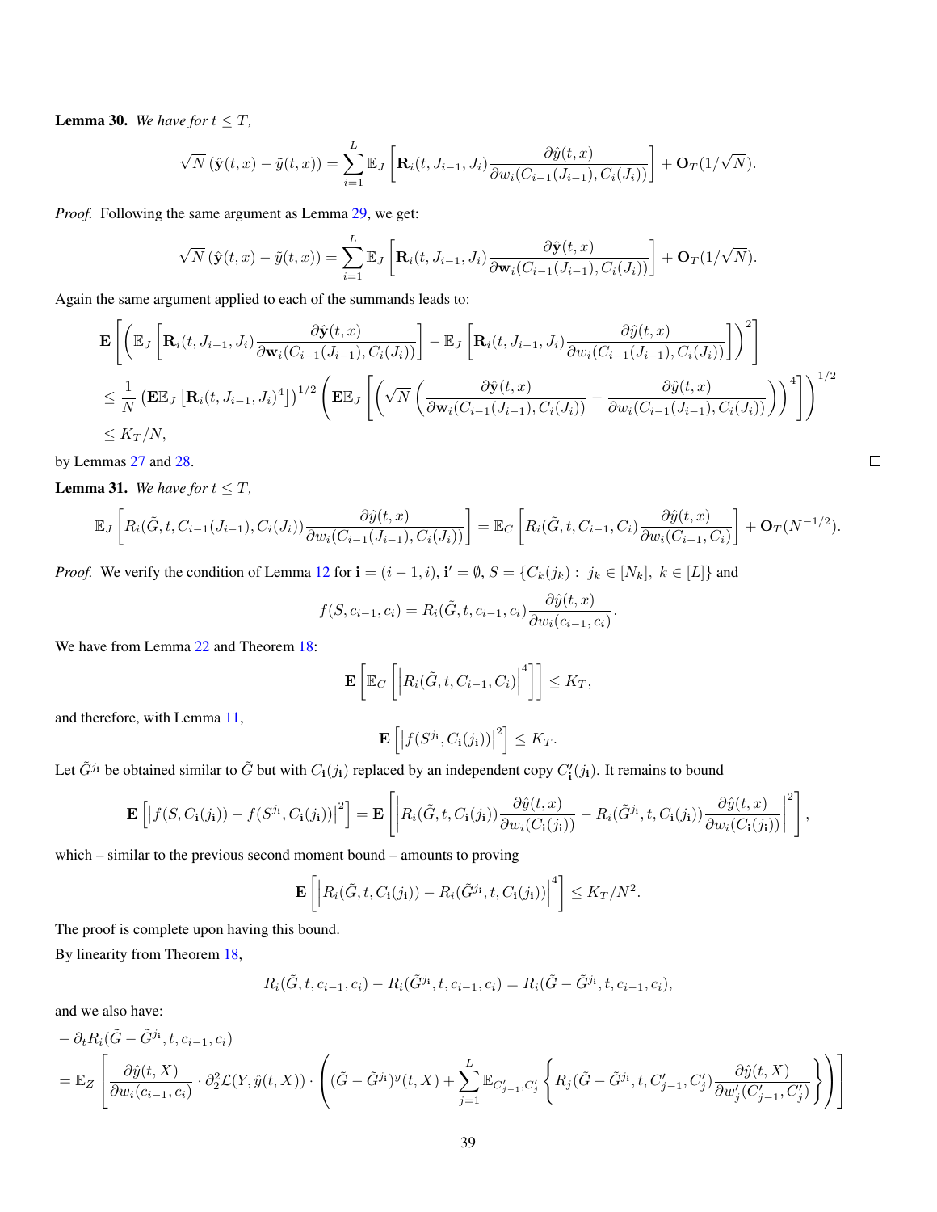**Lemma 30.** *We have for $t \le T$,*

$$\sqrt{N}\left(\hat{\mathbf{y}}(t,x) - \tilde{y}(t,x)\right) = \sum_{i=1}^{L} \mathbb{E}_J\left[\mathbf{R}_i(t, J_{i-1}, J_i)\frac{\partial \hat{y}(t,x)}{\partial w_i(C_{i-1}(J_{i-1}), C_i(J_i))}\right] + \mathbf{O}_T(1/\sqrt{N}).$$

*Proof.* Following the same argument as Lemma 29, we get:

$$\sqrt{N}\left(\hat{\mathbf{y}}(t,x) - \tilde{y}(t,x)\right) = \sum_{i=1}^{L} \mathbb{E}_J\left[\mathbf{R}_i(t, J_{i-1}, J_i)\frac{\partial \hat{\mathbf{y}}(t,x)}{\partial \mathbf{w}_i(C_{i-1}(J_{i-1}), C_i(J_i))}\right] + \mathbf{O}_T(1/\sqrt{N}).$$

Again the same argument applied to each of the summands leads to:

$$\begin{aligned}
&\mathbf{E}\left[\left(\mathbb{E}_J\left[\mathbf{R}_i(t, J_{i-1}, J_i)\frac{\partial \hat{\mathbf{y}}(t,x)}{\partial \mathbf{w}_i(C_{i-1}(J_{i-1}), C_i(J_i))}\right] - \mathbb{E}_J\left[\mathbf{R}_i(t, J_{i-1}, J_i)\frac{\partial \hat{y}(t,x)}{\partial w_i(C_{i-1}(J_{i-1}), C_i(J_i))}\right]\right)^2\right] \\
&\le \frac{1}{N}\left(\mathbf{E}\mathbb{E}_J\left[\mathbf{R}_i(t, J_{i-1}, J_i)^4\right]\right)^{1/2}\left(\mathbf{E}\mathbb{E}_J\left[\left(\sqrt{N}\left(\frac{\partial \hat{\mathbf{y}}(t,x)}{\partial \mathbf{w}_i(C_{i-1}(J_{i-1}), C_i(J_i))} - \frac{\partial \hat{y}(t,x)}{\partial w_i(C_{i-1}(J_{i-1}), C_i(J_i))}\right)\right)^4\right]\right)^{1/2} \\
&\le K_T/N,
\end{aligned}$$

by Lemmas 27 and 28. □

**Lemma 31.** *We have for $t \le T$,*

$$\mathbb{E}_J\left[R_i(\tilde{G}, t, C_{i-1}(J_{i-1}), C_i(J_i))\frac{\partial \hat{y}(t,x)}{\partial w_i(C_{i-1}(J_{i-1}), C_i(J_i))}\right] = \mathbb{E}_C\left[R_i(\tilde{G}, t, C_{i-1}, C_i)\frac{\partial \hat{y}(t,x)}{\partial w_i(C_{i-1}, C_i)}\right] + \mathbf{O}_T(N^{-1/2}).$$

*Proof.* We verify the condition of Lemma 12 for $\mathbf{i} = (i-1, i)$, $\mathbf{i}' = \emptyset$, $S = \{C_k(j_k) : \ j_k \in [N_k],\ k \in [L]\}$ and

$$f(S, c_{i-1}, c_i) = R_i(\tilde{G}, t, c_{i-1}, c_i)\frac{\partial \hat{y}(t,x)}{\partial w_i(c_{i-1}, c_i)}.$$

We have from Lemma 22 and Theorem 18:

$$\mathbf{E}\left[\mathbb{E}_C\left[\left|R_i(\tilde{G}, t, C_{i-1}, C_i)\right|^4\right]\right] \le K_T,$$

and therefore, with Lemma 11,

$$\mathbf{E}\left[\left|f(S^{j_{\mathbf{i}}}, C_{\mathbf{i}}(j_{\mathbf{i}}))\right|^2\right] \le K_T.$$

Let $\tilde{G}^{j_{\mathbf{i}}}$ be obtained similar to $\tilde{G}$ but with $C_{\mathbf{i}}(j_{\mathbf{i}})$ replaced by an independent copy $C'_{\mathbf{i}}(j_{\mathbf{i}})$. It remains to bound

$$\mathbf{E}\left[\left|f(S, C_{\mathbf{i}}(j_{\mathbf{i}})) - f(S^{j_{\mathbf{i}}}, C_{\mathbf{i}}(j_{\mathbf{i}}))\right|^2\right] = \mathbf{E}\left[\left|R_i(\tilde{G}, t, C_{\mathbf{i}}(j_{\mathbf{i}}))\frac{\partial \hat{y}(t,x)}{\partial w_i(C_{\mathbf{i}}(j_{\mathbf{i}}))} - R_i(\tilde{G}^{j_{\mathbf{i}}}, t, C_{\mathbf{i}}(j_{\mathbf{i}}))\frac{\partial \hat{y}(t,x)}{\partial w_i(C_{\mathbf{i}}(j_{\mathbf{i}}))}\right|^2\right],$$

which – similar to the previous second moment bound – amounts to proving

$$\mathbf{E}\left[\left|R_i(\tilde{G}, t, C_{\mathbf{i}}(j_{\mathbf{i}})) - R_i(\tilde{G}^{j_{\mathbf{i}}}, t, C_{\mathbf{i}}(j_{\mathbf{i}}))\right|^4\right] \le K_T/N^2.$$

The proof is complete upon having this bound.

By linearity from Theorem 18,

$$R_i(\tilde{G}, t, c_{i-1}, c_i) - R_i(\tilde{G}^{j_{\mathbf{i}}}, t, c_{i-1}, c_i) = R_i(\tilde{G} - \tilde{G}^{j_{\mathbf{i}}}, t, c_{i-1}, c_i),$$

and we also have:

$$\begin{aligned}
&-\partial_t R_i(\tilde{G} - \tilde{G}^{j_{\mathbf{i}}}, t, c_{i-1}, c_i) \\
&= \mathbb{E}_Z\left[\frac{\partial \hat{y}(t,X)}{\partial w_i(c_{i-1}, c_i)} \cdot \partial_2^2 \mathcal{L}(Y, \hat{y}(t,X)) \cdot \left((\tilde{G} - \tilde{G}^{j_{\mathbf{i}}})^y(t,X) + \sum_{j=1}^{L}\mathbb{E}_{C'_{j-1}, C'_j}\left\{R_j(\tilde{G} - \tilde{G}^{j_{\mathbf{i}}}, t, C'_{j-1}, C'_j)\frac{\partial \hat{y}(t,X)}{\partial w'_j(C'_{j-1}, C'_j)}\right\}\right)\right]
\end{aligned}$$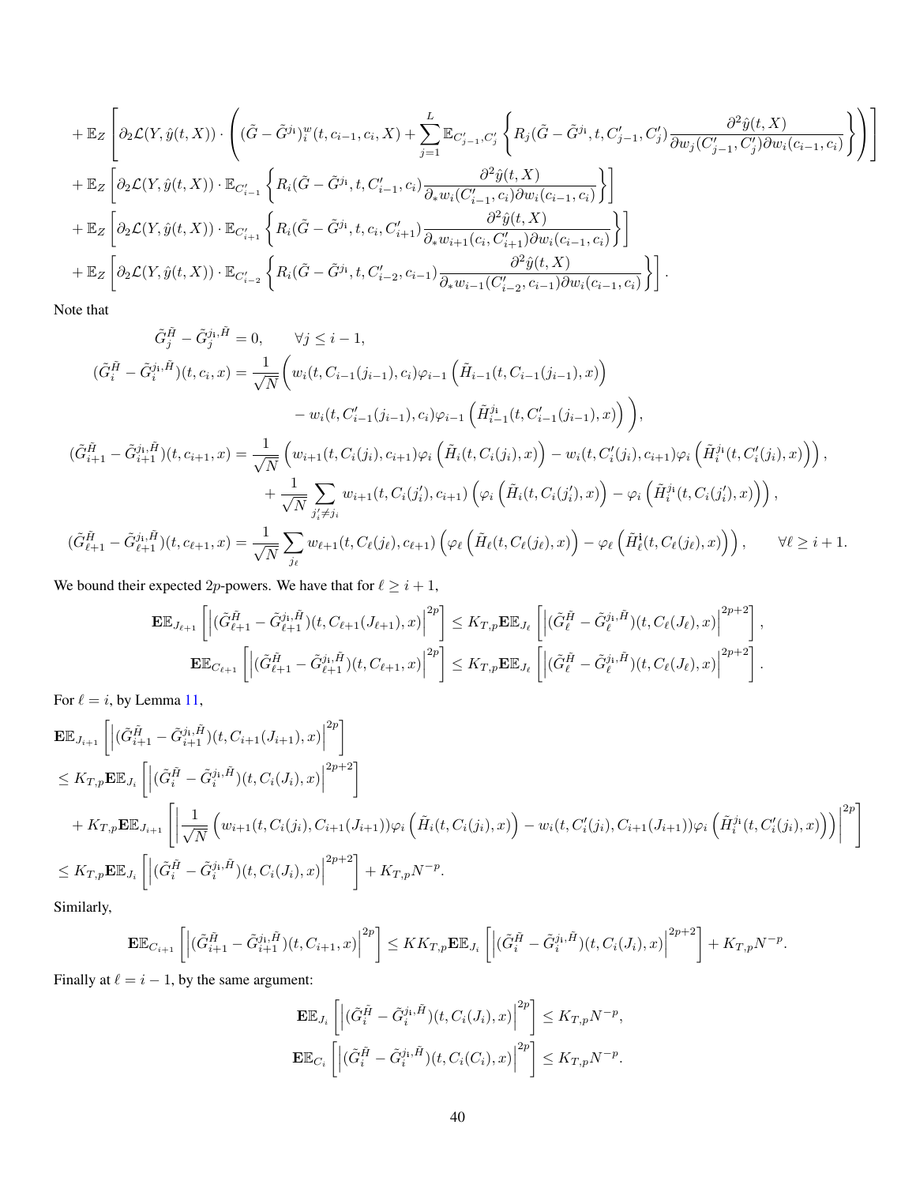$$
\begin{aligned}
&+\mathbb{E}_Z\left[\partial_2\mathcal{L}(Y,\hat{y}(t,X))\cdot\left((\tilde{G}-\tilde{G}^{j_i})_i^w(t,c_{i-1},c_i,X)+\sum_{j=1}^{L}\mathbb{E}_{C'_{j-1},C'_j}\left\{R_j(\tilde{G}-\tilde{G}^{j_i},t,C'_{j-1},C'_j)\frac{\partial^2\hat{y}(t,X)}{\partial w_j(C'_{j-1},C'_j)\partial w_i(c_{i-1},c_i)}\right\}\right)\right]\\
&+\mathbb{E}_Z\left[\partial_2\mathcal{L}(Y,\hat{y}(t,X))\cdot\mathbb{E}_{C'_{i-1}}\left\{R_i(\tilde{G}-\tilde{G}^{j_i},t,C'_{i-1},c_i)\frac{\partial^2\hat{y}(t,X)}{\partial_* w_i(C'_{i-1},c_i)\partial w_i(c_{i-1},c_i)}\right\}\right]\\
&+\mathbb{E}_Z\left[\partial_2\mathcal{L}(Y,\hat{y}(t,X))\cdot\mathbb{E}_{C'_{i+1}}\left\{R_i(\tilde{G}-\tilde{G}^{j_i},t,c_i,C'_{i+1})\frac{\partial^2\hat{y}(t,X)}{\partial_* w_{i+1}(c_i,C'_{i+1})\partial w_i(c_{i-1},c_i)}\right\}\right]\\
&+\mathbb{E}_Z\left[\partial_2\mathcal{L}(Y,\hat{y}(t,X))\cdot\mathbb{E}_{C'_{i-2}}\left\{R_i(\tilde{G}-\tilde{G}^{j_i},t,C'_{i-2},c_{i-1})\frac{\partial^2\hat{y}(t,X)}{\partial_* w_{i-1}(C'_{i-2},c_{i-1})\partial w_i(c_{i-1},c_i)}\right\}\right].
\end{aligned}
$$

Note that

$$
\begin{aligned}
&\tilde{G}_j^{\tilde{H}}-\tilde{G}_j^{j_i,\tilde{H}}=0,\qquad\forall j\le i-1,\\
&(\tilde{G}_i^{\tilde{H}}-\tilde{G}_i^{j_i,\tilde{H}})(t,c_i,x)=\frac{1}{\sqrt{N}}\bigg(w_i(t,C_{i-1}(j_{i-1}),c_i)\varphi_{i-1}\left(\tilde{H}_{i-1}(t,C_{i-1}(j_{i-1}),x)\right)\\
&\qquad\qquad-w_i(t,C'_{i-1}(j_{i-1}),c_i)\varphi_{i-1}\left(\tilde{H}_{i-1}^{j_i}(t,C'_{i-1}(j_{i-1}),x)\right)\bigg),\\
&(\tilde{G}_{i+1}^{\tilde{H}}-\tilde{G}_{i+1}^{j_i,\tilde{H}})(t,c_{i+1},x)=\frac{1}{\sqrt{N}}\left(w_{i+1}(t,C_i(j_i),c_{i+1})\varphi_i\left(\tilde{H}_i(t,C_i(j_i),x)\right)-w_i(t,C'_i(j_i),c_{i+1})\varphi_i\left(\tilde{H}_i^{j_i}(t,C'_i(j_i),x)\right)\right),\\
&\qquad+\frac{1}{\sqrt{N}}\sum_{j'_i\ne j_i}w_{i+1}(t,C_i(j'_i),c_{i+1})\left(\varphi_i\left(\tilde{H}_i(t,C_i(j'_i),x)\right)-\varphi_i\left(\tilde{H}_i^{j_i}(t,C_i(j'_i),x)\right)\right),\\
&(\tilde{G}_{\ell+1}^{\tilde{H}}-\tilde{G}_{\ell+1}^{j_i,\tilde{H}})(t,c_{\ell+1},x)=\frac{1}{\sqrt{N}}\sum_{j_\ell}w_{\ell+1}(t,C_\ell(j_\ell),c_{\ell+1})\left(\varphi_\ell\left(\tilde{H}_\ell(t,C_\ell(j_\ell),x)\right)-\varphi_\ell\left(\tilde{H}_\ell^{\mathbf{i}}(t,C_\ell(j_\ell),x)\right)\right),\qquad\forall\ell\ge i+1.
\end{aligned}
$$

We bound their expected $2p$-powers. We have that for $\ell\ge i+1$,

$$
\begin{aligned}
\mathbf{E}\mathbb{E}_{J_{\ell+1}}\left[\left|(\tilde{G}_{\ell+1}^{\tilde{H}}-\tilde{G}_{\ell+1}^{j_i,\tilde{H}})(t,C_{\ell+1}(J_{\ell+1}),x)\right|^{2p}\right]&\le K_{T,p}\mathbf{E}\mathbb{E}_{J_\ell}\left[\left|(\tilde{G}_\ell^{\tilde{H}}-\tilde{G}_\ell^{j_i,\tilde{H}})(t,C_\ell(J_\ell),x)\right|^{2p+2}\right],\\
\mathbf{E}\mathbb{E}_{C_{\ell+1}}\left[\left|(\tilde{G}_{\ell+1}^{\tilde{H}}-\tilde{G}_{\ell+1}^{j_i,\tilde{H}})(t,C_{\ell+1},x)\right|^{2p}\right]&\le K_{T,p}\mathbf{E}\mathbb{E}_{J_\ell}\left[\left|(\tilde{G}_\ell^{\tilde{H}}-\tilde{G}_\ell^{j_i,\tilde{H}})(t,C_\ell(J_\ell),x)\right|^{2p+2}\right].
\end{aligned}
$$

For $\ell=i$, by Lemma 11,

$$
\begin{aligned}
&\mathbf{E}\mathbb{E}_{J_{i+1}}\left[\left|(\tilde{G}_{i+1}^{\tilde{H}}-\tilde{G}_{i+1}^{j_i,\tilde{H}})(t,C_{i+1}(J_{i+1}),x)\right|^{2p}\right]\\
&\le K_{T,p}\mathbf{E}\mathbb{E}_{J_i}\left[\left|(\tilde{G}_i^{\tilde{H}}-\tilde{G}_i^{j_i,\tilde{H}})(t,C_i(J_i),x)\right|^{2p+2}\right]\\
&\quad+K_{T,p}\mathbf{E}\mathbb{E}_{J_{i+1}}\left[\left|\frac{1}{\sqrt{N}}\left(w_{i+1}(t,C_i(j_i),C_{i+1}(J_{i+1}))\varphi_i\left(\tilde{H}_i(t,C_i(j_i),x)\right)-w_i(t,C'_i(j_i),C_{i+1}(J_{i+1}))\varphi_i\left(\tilde{H}_i^{j_i}(t,C'_i(j_i),x)\right)\right)\right|^{2p}\right]\\
&\le K_{T,p}\mathbf{E}\mathbb{E}_{J_i}\left[\left|(\tilde{G}_i^{\tilde{H}}-\tilde{G}_i^{j_i,\tilde{H}})(t,C_i(J_i),x)\right|^{2p+2}\right]+K_{T,p}N^{-p}.
\end{aligned}
$$

Similarly,

$$
\mathbf{E}\mathbb{E}_{C_{i+1}}\left[\left|(\tilde{G}_{i+1}^{\tilde{H}}-\tilde{G}_{i+1}^{j_i,\tilde{H}})(t,C_{i+1},x)\right|^{2p}\right]\le KK_{T,p}\mathbf{E}\mathbb{E}_{J_i}\left[\left|(\tilde{G}_i^{\tilde{H}}-\tilde{G}_i^{j_i,\tilde{H}})(t,C_i(J_i),x)\right|^{2p+2}\right]+K_{T,p}N^{-p}.
$$

Finally at $\ell=i-1$, by the same argument:

$$
\begin{aligned}
\mathbf{E}\mathbb{E}_{J_i}\left[\left|(\tilde{G}_i^{\tilde{H}}-\tilde{G}_i^{j_i,\tilde{H}})(t,C_i(J_i),x)\right|^{2p}\right]&\le K_{T,p}N^{-p},\\
\mathbf{E}\mathbb{E}_{C_i}\left[\left|(\tilde{G}_i^{\tilde{H}}-\tilde{G}_i^{j_i,\tilde{H}})(t,C_i(C_i),x)\right|^{2p}\right]&\le K_{T,p}N^{-p}.
\end{aligned}
$$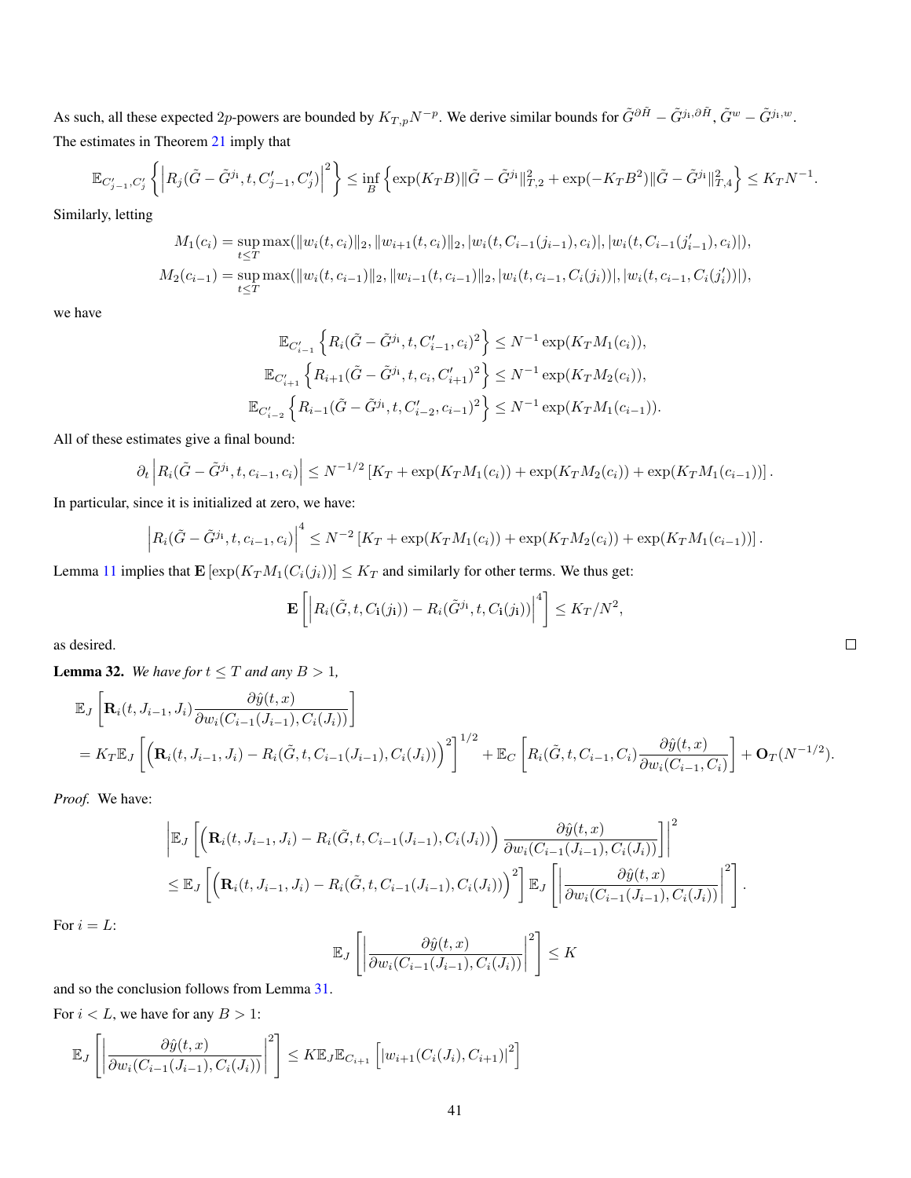As such, all these expected $2p$-powers are bounded by $K_{T,p}N^{-p}$. We derive similar bounds for $\tilde{G}^{\partial \tilde{H}} - \tilde{G}^{j_{\rm i},\partial \tilde{H}}$, $\tilde{G}^{w} - \tilde{G}^{j_{\rm i},w}$.

The estimates in Theorem 21 imply that

$$\mathbb{E}_{C'_{j-1},C'_j}\left\{\left|R_j(\tilde{G}-\tilde{G}^{j_{\rm i}},t,C'_{j-1},C'_j)\right|^2\right\} \le \inf_B\left\{\exp(K_TB)\|\tilde{G}-\tilde{G}^{j_{\rm i}}\|_{T,2}^2 + \exp(-K_TB^2)\|\tilde{G}-\tilde{G}^{j_{\rm i}}\|_{T,4}^2\right\} \le K_TN^{-1}.$$

Similarly, letting

$$M_1(c_i) = \sup_{t\le T}\max(\|w_i(t,c_i)\|_2, \|w_{i+1}(t,c_i)\|_2, |w_i(t,C_{i-1}(j_{i-1}),c_i)|, |w_i(t,C_{i-1}(j'_{i-1}),c_i)|),$$
$$M_2(c_{i-1}) = \sup_{t\le T}\max(\|w_i(t,c_{i-1})\|_2, \|w_{i-1}(t,c_{i-1})\|_2, |w_i(t,c_{i-1},C_i(j_i))|, |w_i(t,c_{i-1},C_i(j'_i))|),$$

we have

$$\mathbb{E}_{C'_{i-1}}\left\{R_i(\tilde{G}-\tilde{G}^{j_{\rm i}},t,C'_{i-1},c_i)^2\right\} \le N^{-1}\exp(K_TM_1(c_i)),$$
$$\mathbb{E}_{C'_{i+1}}\left\{R_{i+1}(\tilde{G}-\tilde{G}^{j_{\rm i}},t,c_i,C'_{i+1})^2\right\} \le N^{-1}\exp(K_TM_2(c_i)),$$
$$\mathbb{E}_{C'_{i-2}}\left\{R_{i-1}(\tilde{G}-\tilde{G}^{j_{\rm i}},t,C'_{i-2},c_{i-1})^2\right\} \le N^{-1}\exp(K_TM_1(c_{i-1})).$$

All of these estimates give a final bound:

$$\partial_t\left|R_i(\tilde{G}-\tilde{G}^{j_{\rm i}},t,c_{i-1},c_i)\right| \le N^{-1/2}\left[K_T+\exp(K_TM_1(c_i))+\exp(K_TM_2(c_i))+\exp(K_TM_1(c_{i-1}))\right].$$

In particular, since it is initialized at zero, we have:

$$\left|R_i(\tilde{G}-\tilde{G}^{j_{\rm i}},t,c_{i-1},c_i)\right|^4 \le N^{-2}\left[K_T+\exp(K_TM_1(c_i))+\exp(K_TM_2(c_i))+\exp(K_TM_1(c_{i-1}))\right].$$

Lemma 11 implies that $\mathbf{E}\left[\exp(K_TM_1(C_i(j_i))\right] \le K_T$ and similarly for other terms. We thus get:

$$\mathbf{E}\left[\left|R_i(\tilde{G},t,C_{\rm i}(j_{\rm i}))-R_i(\tilde{G}^{j_{\rm i}},t,C_{\rm i}(j_{\rm i}))\right|^4\right] \le K_T/N^2,$$

as desired. ∎

**Lemma 32.** *We have for $t\le T$ and any $B>1$,*

$$\begin{aligned}
&\mathbb{E}_J\left[\mathbf{R}_i(t,J_{i-1},J_i)\frac{\partial\hat{y}(t,x)}{\partial w_i(C_{i-1}(J_{i-1}),C_i(J_i))}\right]\\
&= K_T\mathbb{E}_J\left[\left(\mathbf{R}_i(t,J_{i-1},J_i)-R_i(\tilde{G},t,C_{i-1}(J_{i-1}),C_i(J_i))\right)^2\right]^{1/2} + \mathbb{E}_C\left[R_i(\tilde{G},t,C_{i-1},C_i)\frac{\partial\hat{y}(t,x)}{\partial w_i(C_{i-1},C_i)}\right] + \mathbf{O}_T(N^{-1/2}).
\end{aligned}$$

*Proof.* We have:

$$\begin{aligned}
&\left|\mathbb{E}_J\left[\left(\mathbf{R}_i(t,J_{i-1},J_i)-R_i(\tilde{G},t,C_{i-1}(J_{i-1}),C_i(J_i))\right)\frac{\partial\hat{y}(t,x)}{\partial w_i(C_{i-1}(J_{i-1}),C_i(J_i))}\right]\right|^2\\
&\le \mathbb{E}_J\left[\left(\mathbf{R}_i(t,J_{i-1},J_i)-R_i(\tilde{G},t,C_{i-1}(J_{i-1}),C_i(J_i))\right)^2\right]\mathbb{E}_J\left[\left|\frac{\partial\hat{y}(t,x)}{\partial w_i(C_{i-1}(J_{i-1}),C_i(J_i))}\right|^2\right].
\end{aligned}$$

For $i=L$:

$$\mathbb{E}_J\left[\left|\frac{\partial\hat{y}(t,x)}{\partial w_i(C_{i-1}(J_{i-1}),C_i(J_i))}\right|^2\right] \le K$$

and so the conclusion follows from Lemma 31.

For $i<L$, we have for any $B>1$:

$$\mathbb{E}_J\left[\left|\frac{\partial\hat{y}(t,x)}{\partial w_i(C_{i-1}(J_{i-1}),C_i(J_i))}\right|^2\right] \le K\mathbb{E}_J\mathbb{E}_{C_{i+1}}\left[\left|w_{i+1}(C_i(J_i),C_{i+1})\right|^2\right]$$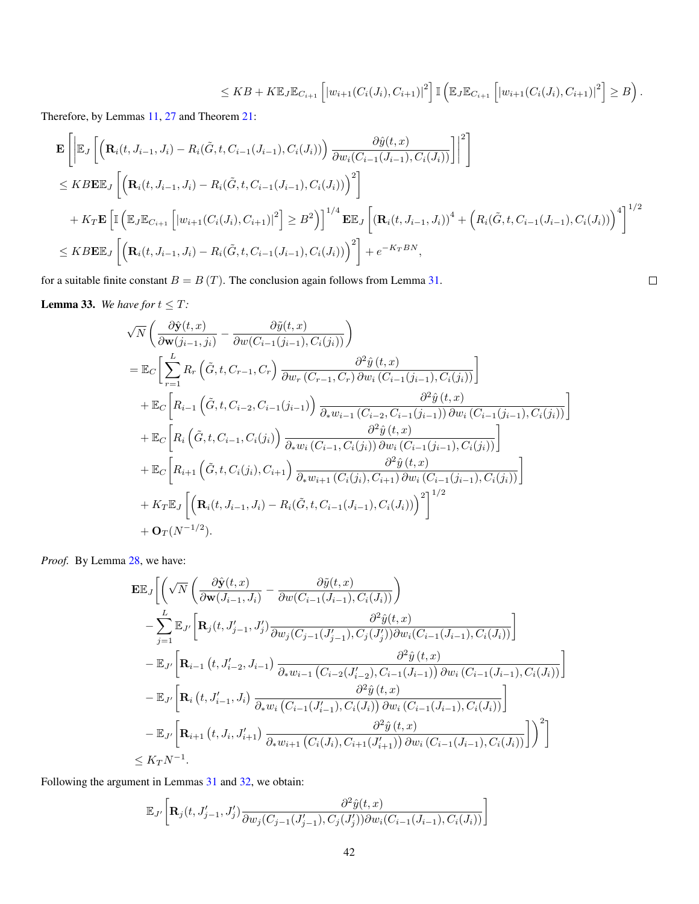$$
\leq KB + K\mathbb{E}_J\mathbb{E}_{C_{i+1}}\left[\left|w_{i+1}(C_i(J_i),C_{i+1})\right|^2\right]\mathbb{I}\left(\mathbb{E}_J\mathbb{E}_{C_{i+1}}\left[\left|w_{i+1}(C_i(J_i),C_{i+1})\right|^2\right]\geq B\right).
$$

Therefore, by Lemmas 11, 27 and Theorem 21:

$$
\begin{aligned}
&\mathbf{E}\left[\left|\mathbb{E}_J\left[\left(\mathbf{R}_i(t,J_{i-1},J_i)-R_i(\tilde{G},t,C_{i-1}(J_{i-1}),C_i(J_i))\right)\frac{\partial\hat{y}(t,x)}{\partial w_i(C_{i-1}(J_{i-1}),C_i(J_i))}\right]\right|^2\right]\\
&\leq KB\mathbf{E}\mathbb{E}_J\left[\left(\mathbf{R}_i(t,J_{i-1},J_i)-R_i(\tilde{G},t,C_{i-1}(J_{i-1}),C_i(J_i))\right)^2\right]\\
&\quad+K_T\mathbf{E}\left[\mathbb{I}\left(\mathbb{E}_J\mathbb{E}_{C_{i+1}}\left[\left|w_{i+1}(C_i(J_i),C_{i+1})\right|^2\right]\geq B^2\right)\right]^{1/4}\mathbf{E}\mathbb{E}_J\left[\left(\mathbf{R}_i(t,J_{i-1},J_i)\right)^4+\left(R_i(\tilde{G},t,C_{i-1}(J_{i-1}),C_i(J_i))\right)^4\right]^{1/2}\\
&\leq KB\mathbf{E}\mathbb{E}_J\left[\left(\mathbf{R}_i(t,J_{i-1},J_i)-R_i(\tilde{G},t,C_{i-1}(J_{i-1}),C_i(J_i))\right)^2\right]+e^{-K_TBN},
\end{aligned}
$$

for a suitable finite constant $B=B(T)$. The conclusion again follows from Lemma 31. ∎

**Lemma 33.** *We have for $t\leq T$:*

$$
\begin{aligned}
&\sqrt{N}\left(\frac{\partial\hat{\mathbf{y}}(t,x)}{\partial\mathbf{w}(j_{i-1},j_i)}-\frac{\partial\tilde{y}(t,x)}{\partial w(C_{i-1}(j_{i-1}),C_i(j_i))}\right)\\
&=\mathbb{E}_C\left[\sum_{r=1}^{L}R_r\left(\tilde{G},t,C_{r-1},C_r\right)\frac{\partial^2\hat{y}\left(t,x\right)}{\partial w_r\left(C_{r-1},C_r\right)\partial w_i\left(C_{i-1}(j_{i-1}),C_i(j_i)\right)}\right]\\
&\quad+\mathbb{E}_C\left[R_{i-1}\left(\tilde{G},t,C_{i-2},C_{i-1}(j_{i-1})\right)\frac{\partial^2\hat{y}\left(t,x\right)}{\partial_*w_{i-1}\left(C_{i-2},C_{i-1}(j_{i-1})\right)\partial w_i\left(C_{i-1}(j_{i-1}),C_i(j_i)\right)}\right]\\
&\quad+\mathbb{E}_C\left[R_i\left(\tilde{G},t,C_{i-1},C_i(j_i)\right)\frac{\partial^2\hat{y}\left(t,x\right)}{\partial_*w_i\left(C_{i-1},C_i(j_i)\right)\partial w_i\left(C_{i-1}(j_{i-1}),C_i(j_i)\right)}\right]\\
&\quad+\mathbb{E}_C\left[R_{i+1}\left(\tilde{G},t,C_i(j_i),C_{i+1}\right)\frac{\partial^2\hat{y}\left(t,x\right)}{\partial_*w_{i+1}\left(C_i(j_i),C_{i+1}\right)\partial w_i\left(C_{i-1}(j_{i-1}),C_i(j_i)\right)}\right]\\
&\quad+K_T\mathbb{E}_J\left[\left(\mathbf{R}_i(t,J_{i-1},J_i)-R_i(\tilde{G},t,C_{i-1}(J_{i-1}),C_i(J_i))\right)^2\right]^{1/2}\\
&\quad+\mathbf{O}_T(N^{-1/2}).
\end{aligned}
$$

*Proof.* By Lemma 28, we have:

$$
\begin{aligned}
&\mathbf{E}\mathbb{E}_J\Bigg[\Bigg(\sqrt{N}\left(\frac{\partial\hat{\mathbf{y}}(t,x)}{\partial\mathbf{w}(J_{i-1},J_i)}-\frac{\partial\tilde{y}(t,x)}{\partial w(C_{i-1}(J_{i-1}),C_i(J_i))}\right)\\
&\quad-\sum_{j=1}^{L}\mathbb{E}_{J'}\left[\mathbf{R}_j(t,J'_{j-1},J'_j)\frac{\partial^2\hat{y}(t,x)}{\partial w_j(C_{j-1}(J'_{j-1}),C_j(J'_j))\partial w_i(C_{i-1}(J_{i-1}),C_i(J_i))}\right]\\
&\quad-\mathbb{E}_{J'}\left[\mathbf{R}_{i-1}\left(t,J'_{i-2},J_{i-1}\right)\frac{\partial^2\hat{y}\left(t,x\right)}{\partial_*w_{i-1}\left(C_{i-2}(J'_{i-2}),C_{i-1}(J_{i-1})\right)\partial w_i\left(C_{i-1}(J_{i-1}),C_i(J_i)\right)}\right]\\
&\quad-\mathbb{E}_{J'}\left[\mathbf{R}_i\left(t,J'_{i-1},J_i\right)\frac{\partial^2\hat{y}\left(t,x\right)}{\partial_*w_i\left(C_{i-1}(J'_{i-1}),C_i(J_i)\right)\partial w_i\left(C_{i-1}(J_{i-1}),C_i(J_i)\right)}\right]\\
&\quad-\mathbb{E}_{J'}\left[\mathbf{R}_{i+1}\left(t,J_i,J'_{i+1}\right)\frac{\partial^2\hat{y}\left(t,x\right)}{\partial_*w_{i+1}\left(C_i(J_i),C_{i+1}(J'_{i+1})\right)\partial w_i\left(C_{i-1}(J_{i-1}),C_i(J_i)\right)}\right]\Bigg)^2\Bigg]\\
&\leq K_TN^{-1}.
\end{aligned}
$$

Following the argument in Lemmas 31 and 32, we obtain:

$$
\mathbb{E}_{J'}\left[\mathbf{R}_j(t,J'_{j-1},J'_j)\frac{\partial^2\hat{y}(t,x)}{\partial w_j(C_{j-1}(J'_{j-1}),C_j(J'_j))\partial w_i(C_{i-1}(J_{i-1}),C_i(J_i))}\right]
$$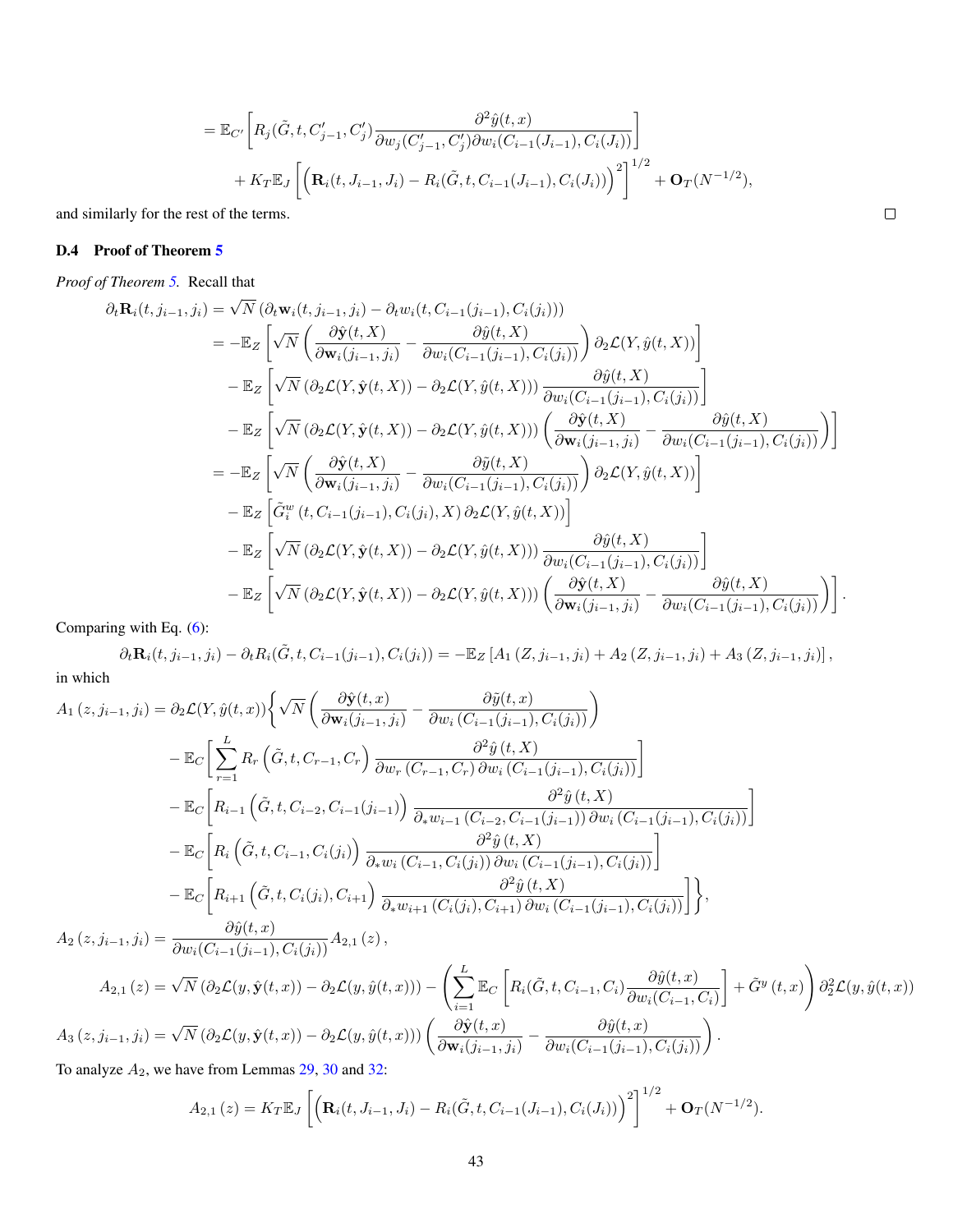$$
= \mathbb{E}_{C'}\left[ R_j(\tilde{G}, t, C'_{j-1}, C'_j) \frac{\partial^2 \hat{y}(t,x)}{\partial w_j(C'_{j-1}, C'_j) \partial w_i(C_{i-1}(J_{i-1}), C_i(J_i))} \right]
$$

$$
+ K_T \mathbb{E}_J \left[ \left( \mathbf{R}_i(t, J_{i-1}, J_i) - R_i(\tilde{G}, t, C_{i-1}(J_{i-1}), C_i(J_i)) \right)^2 \right]^{1/2} + \mathbf{O}_T(N^{-1/2}),
$$

and similarly for the rest of the terms. □

### D.4 Proof of Theorem 5

*Proof of Theorem 5.* Recall that

$$
\begin{aligned}
\partial_t \mathbf{R}_i(t, j_{i-1}, j_i) &= \sqrt{N} \left( \partial_t \mathbf{w}_i(t, j_{i-1}, j_i) - \partial_t w_i(t, C_{i-1}(j_{i-1}), C_i(j_i)) \right) \\
&= -\mathbb{E}_Z \left[ \sqrt{N} \left( \frac{\partial \hat{\mathbf{y}}(t,X)}{\partial \mathbf{w}_i(j_{i-1}, j_i)} - \frac{\partial \hat{y}(t,X)}{\partial w_i(C_{i-1}(j_{i-1}), C_i(j_i))} \right) \partial_2 \mathcal{L}(Y, \hat{y}(t,X)) \right] \\
&\quad - \mathbb{E}_Z \left[ \sqrt{N} \left( \partial_2 \mathcal{L}(Y, \hat{\mathbf{y}}(t,X)) - \partial_2 \mathcal{L}(Y, \hat{y}(t,X)) \right) \frac{\partial \hat{y}(t,X)}{\partial w_i(C_{i-1}(j_{i-1}), C_i(j_i))} \right] \\
&\quad - \mathbb{E}_Z \left[ \sqrt{N} \left( \partial_2 \mathcal{L}(Y, \hat{\mathbf{y}}(t,X)) - \partial_2 \mathcal{L}(Y, \hat{y}(t,X)) \right) \left( \frac{\partial \hat{\mathbf{y}}(t,X)}{\partial \mathbf{w}_i(j_{i-1}, j_i)} - \frac{\partial \hat{y}(t,X)}{\partial w_i(C_{i-1}(j_{i-1}), C_i(j_i))} \right) \right] \\
&= -\mathbb{E}_Z \left[ \sqrt{N} \left( \frac{\partial \hat{\mathbf{y}}(t,X)}{\partial \mathbf{w}_i(j_{i-1}, j_i)} - \frac{\partial \tilde{y}(t,X)}{\partial w_i(C_{i-1}(j_{i-1}), C_i(j_i))} \right) \partial_2 \mathcal{L}(Y, \hat{y}(t,X)) \right] \\
&\quad - \mathbb{E}_Z \left[ \tilde{G}_i^w \left( t, C_{i-1}(j_{i-1}), C_i(j_i), X \right) \partial_2 \mathcal{L}(Y, \hat{y}(t,X)) \right] \\
&\quad - \mathbb{E}_Z \left[ \sqrt{N} \left( \partial_2 \mathcal{L}(Y, \hat{\mathbf{y}}(t,X)) - \partial_2 \mathcal{L}(Y, \hat{y}(t,X)) \right) \frac{\partial \hat{y}(t,X)}{\partial w_i(C_{i-1}(j_{i-1}), C_i(j_i))} \right] \\
&\quad - \mathbb{E}_Z \left[ \sqrt{N} \left( \partial_2 \mathcal{L}(Y, \hat{\mathbf{y}}(t,X)) - \partial_2 \mathcal{L}(Y, \hat{y}(t,X)) \right) \left( \frac{\partial \hat{\mathbf{y}}(t,X)}{\partial \mathbf{w}_i(j_{i-1}, j_i)} - \frac{\partial \hat{y}(t,X)}{\partial w_i(C_{i-1}(j_{i-1}), C_i(j_i))} \right) \right].
\end{aligned}
$$

Comparing with Eq. (6):

$$
\partial_t \mathbf{R}_i(t, j_{i-1}, j_i) - \partial_t R_i(\tilde{G}, t, C_{i-1}(j_{i-1}), C_i(j_i)) = -\mathbb{E}_Z \left[ A_1(Z, j_{i-1}, j_i) + A_2(Z, j_{i-1}, j_i) + A_3(Z, j_{i-1}, j_i) \right],
$$

in which

$$
\begin{aligned}
A_1(z, j_{i-1}, j_i) &= \partial_2 \mathcal{L}(Y, \hat{y}(t,x)) \Bigg\{ \sqrt{N} \left( \frac{\partial \hat{\mathbf{y}}(t,x)}{\partial \mathbf{w}_i(j_{i-1}, j_i)} - \frac{\partial \tilde{y}(t,x)}{\partial w_i(C_{i-1}(j_{i-1}), C_i(j_i))} \right) \\
&\quad - \mathbb{E}_C \Bigg[ \sum_{r=1}^{L} R_r\left(\tilde{G}, t, C_{r-1}, C_r\right) \frac{\partial^2 \hat{y}(t,X)}{\partial w_r(C_{r-1}, C_r) \partial w_i(C_{i-1}(j_{i-1}), C_i(j_i))} \Bigg] \\
&\quad - \mathbb{E}_C \Bigg[ R_{i-1}\left(\tilde{G}, t, C_{i-2}, C_{i-1}(j_{i-1})\right) \frac{\partial^2 \hat{y}(t,X)}{\partial_* w_{i-1}(C_{i-2}, C_{i-1}(j_{i-1})) \partial w_i(C_{i-1}(j_{i-1}), C_i(j_i))} \Bigg] \\
&\quad - \mathbb{E}_C \Bigg[ R_i\left(\tilde{G}, t, C_{i-1}, C_i(j_i)\right) \frac{\partial^2 \hat{y}(t,X)}{\partial_* w_i(C_{i-1}, C_i(j_i)) \partial w_i(C_{i-1}(j_{i-1}), C_i(j_i))} \Bigg] \\
&\quad - \mathbb{E}_C \Bigg[ R_{i+1}\left(\tilde{G}, t, C_i(j_i), C_{i+1}\right) \frac{\partial^2 \hat{y}(t,X)}{\partial_* w_{i+1}(C_i(j_i), C_{i+1}) \partial w_i(C_{i-1}(j_{i-1}), C_i(j_i))} \Bigg] \Bigg\}, \\
A_2(z, j_{i-1}, j_i) &= \frac{\partial \hat{y}(t,x)}{\partial w_i(C_{i-1}(j_{i-1}), C_i(j_i))} A_{2,1}(z), \\
A_{2,1}(z) &= \sqrt{N} \left( \partial_2 \mathcal{L}(y, \hat{\mathbf{y}}(t,x)) - \partial_2 \mathcal{L}(y, \hat{y}(t,x)) \right) - \left( \sum_{i=1}^{L} \mathbb{E}_C \left[ R_i(\tilde{G}, t, C_{i-1}, C_i) \frac{\partial \hat{y}(t,x)}{\partial w_i(C_{i-1}, C_i)} \right] + \tilde{G}^y(t,x) \right) \partial_2^2 \mathcal{L}(y, \hat{y}(t,x)) \\
A_3(z, j_{i-1}, j_i) &= \sqrt{N} \left( \partial_2 \mathcal{L}(y, \hat{\mathbf{y}}(t,x)) - \partial_2 \mathcal{L}(y, \hat{y}(t,x)) \right) \left( \frac{\partial \hat{\mathbf{y}}(t,x)}{\partial \mathbf{w}_i(j_{i-1}, j_i)} - \frac{\partial \hat{y}(t,x)}{\partial w_i(C_{i-1}(j_{i-1}), C_i(j_i))} \right).
\end{aligned}
$$

To analyze $A_2$, we have from Lemmas 29, 30 and 32:

$$
A_{2,1}(z) = K_T \mathbb{E}_J \left[ \left( \mathbf{R}_i(t, J_{i-1}, J_i) - R_i(\tilde{G}, t, C_{i-1}(J_{i-1}), C_i(J_i)) \right)^2 \right]^{1/2} + \mathbf{O}_T(N^{-1/2}).
$$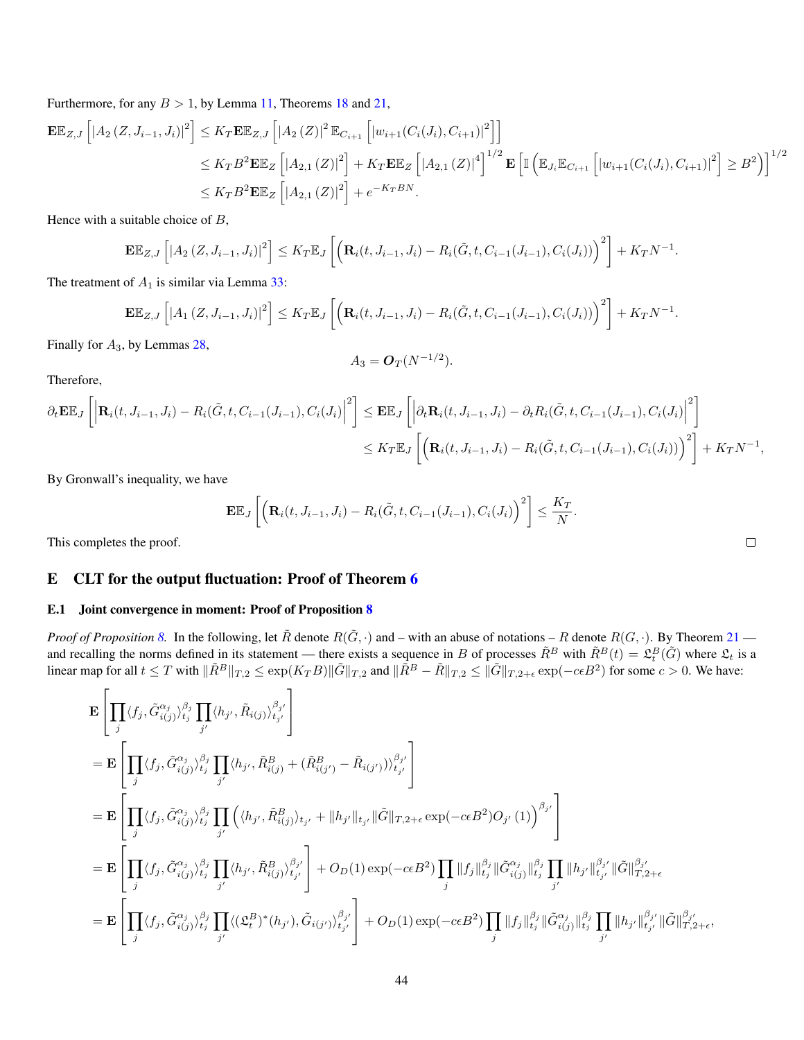Furthermore, for any $B > 1$, by Lemma 11, Theorems 18 and 21,

$$
\begin{aligned}
\mathbf{E}\mathbb{E}_{Z,J}\left[\left|A_2\left(Z,J_{i-1},J_i\right)\right|^2\right] &\le K_T \mathbf{E}\mathbb{E}_{Z,J}\left[\left|A_2\left(Z\right)\right|^2 \mathbb{E}_{C_{i+1}}\left[\left|w_{i+1}(C_i(J_i),C_{i+1})\right|^2\right]\right] \\
&\le K_T B^2 \mathbf{E}\mathbb{E}_Z\left[\left|A_{2,1}\left(Z\right)\right|^2\right] + K_T \mathbf{E}\mathbb{E}_Z\left[\left|A_{2,1}\left(Z\right)\right|^4\right]^{1/2} \mathbf{E}\left[\mathbb{I}\left(\mathbb{E}_{J_i}\mathbb{E}_{C_{i+1}}\left[\left|w_{i+1}(C_i(J_i),C_{i+1})\right|^2\right] \ge B^2\right)\right]^{1/2} \\
&\le K_T B^2 \mathbf{E}\mathbb{E}_Z\left[\left|A_{2,1}\left(Z\right)\right|^2\right] + e^{-K_T BN}.
\end{aligned}
$$

Hence with a suitable choice of $B$,

$$
\mathbf{E}\mathbb{E}_{Z,J}\left[\left|A_2\left(Z,J_{i-1},J_i\right)\right|^2\right] \le K_T \mathbb{E}_J\left[\left(\mathbf{R}_i(t,J_{i-1},J_i) - R_i(\tilde{G},t,C_{i-1}(J_{i-1}),C_i(J_i))\right)^2\right] + K_T N^{-1}.
$$

The treatment of $A_1$ is similar via Lemma 33:

$$
\mathbf{E}\mathbb{E}_{Z,J}\left[\left|A_1\left(Z,J_{i-1},J_i\right)\right|^2\right] \le K_T \mathbb{E}_J\left[\left(\mathbf{R}_i(t,J_{i-1},J_i) - R_i(\tilde{G},t,C_{i-1}(J_{i-1}),C_i(J_i))\right)^2\right] + K_T N^{-1}.
$$

Finally for $A_3$, by Lemmas 28,

$$
A_3 = \boldsymbol{O}_T(N^{-1/2}).
$$

Therefore,

$$
\begin{aligned}
\partial_t \mathbf{E}\mathbb{E}_J\left[\left|\mathbf{R}_i(t,J_{i-1},J_i) - R_i(\tilde{G},t,C_{i-1}(J_{i-1}),C_i(J_i)\right|^2\right] &\le \mathbf{E}\mathbb{E}_J\left[\left|\partial_t \mathbf{R}_i(t,J_{i-1},J_i) - \partial_t R_i(\tilde{G},t,C_{i-1}(J_{i-1}),C_i(J_i)\right|^2\right] \\
&\le K_T \mathbb{E}_J\left[\left(\mathbf{R}_i(t,J_{i-1},J_i) - R_i(\tilde{G},t,C_{i-1}(J_{i-1}),C_i(J_i))\right)^2\right] + K_T N^{-1},
\end{aligned}
$$

By Gronwall's inequality, we have

$$
\mathbf{E}\mathbb{E}_J\left[\left(\mathbf{R}_i(t,J_{i-1},J_i) - R_i(\tilde{G},t,C_{i-1}(J_{i-1}),C_i(J_i)\right)^2\right] \le \frac{K_T}{N}.
$$

This completes the proof. $\square$

## E CLT for the output fluctuation: Proof of Theorem 6

### E.1 Joint convergence in moment: Proof of Proposition 8

*Proof of Proposition 8.* In the following, let $\tilde{R}$ denote $R(\tilde{G},\cdot)$ and – with an abuse of notations – $R$ denote $R(G,\cdot)$. By Theorem 21 — and recalling the norms defined in its statement — there exists a sequence in $B$ of processes $\tilde{R}^B$ with $\tilde{R}^B(t) = \mathfrak{L}_t^B(\tilde{G})$ where $\mathfrak{L}_t$ is a linear map for all $t \le T$ with $\|\tilde{R}^B\|_{T,2} \le \exp(K_T B)\|\tilde{G}\|_{T,2}$ and $\|\tilde{R}^B - \tilde{R}\|_{T,2} \le \|\tilde{G}\|_{T,2+\epsilon}\exp(-c\epsilon B^2)$ for some $c > 0$. We have:

$$
\begin{aligned}
&\mathbf{E}\left[\prod_j \langle f_j, \tilde{G}_{i(j)}^{\alpha_j}\rangle_{t_j}^{\beta_j} \prod_{j'} \langle h_{j'}, \tilde{R}_{i(j)}\rangle_{t_{j'}}^{\beta_{j'}}\right] \\
&= \mathbf{E}\left[\prod_j \langle f_j, \tilde{G}_{i(j)}^{\alpha_j}\rangle_{t_j}^{\beta_j} \prod_{j'} \langle h_{j'}, \tilde{R}_{i(j)}^B + (\tilde{R}_{i(j')}^B - \tilde{R}_{i(j')})\rangle_{t_{j'}}^{\beta_{j'}}\right] \\
&= \mathbf{E}\left[\prod_j \langle f_j, \tilde{G}_{i(j)}^{\alpha_j}\rangle_{t_j}^{\beta_j} \prod_{j'} \left(\langle h_{j'}, \tilde{R}_{i(j)}^B\rangle_{t_{j'}} + \|h_{j'}\|_{t_{j'}}\|\tilde{G}\|_{T,2+\epsilon}\exp(-c\epsilon B^2)O_{j'}\left(1\right)\right)^{\beta_{j'}}\right] \\
&= \mathbf{E}\left[\prod_j \langle f_j, \tilde{G}_{i(j)}^{\alpha_j}\rangle_{t_j}^{\beta_j} \prod_{j'} \langle h_{j'}, \tilde{R}_{i(j)}^B\rangle_{t_{j'}}^{\beta_{j'}}\right] + O_D(1)\exp(-c\epsilon B^2)\prod_j \|f_j\|_{t_j}^{\beta_j}\|\tilde{G}_{i(j)}^{\alpha_j}\|_{t_j}^{\beta_j} \prod_{j'} \|h_{j'}\|_{t_{j'}}^{\beta_{j'}}\|\tilde{G}\|_{T,2+\epsilon}^{\beta_{j'}} \\
&= \mathbf{E}\left[\prod_j \langle f_j, \tilde{G}_{i(j)}^{\alpha_j}\rangle_{t_j}^{\beta_j} \prod_{j'} \langle (\mathfrak{L}_t^B)^*(h_{j'}), \tilde{G}_{i(j')}\rangle_{t_{j'}}^{\beta_{j'}}\right] + O_D(1)\exp(-c\epsilon B^2)\prod_j \|f_j\|_{t_j}^{\beta_j}\|\tilde{G}_{i(j)}^{\alpha_j}\|_{t_j}^{\beta_j} \prod_{j'} \|h_{j'}\|_{t_{j'}}^{\beta_{j'}}\|\tilde{G}\|_{T,2+\epsilon}^{\beta_{j'}},
\end{aligned}
$$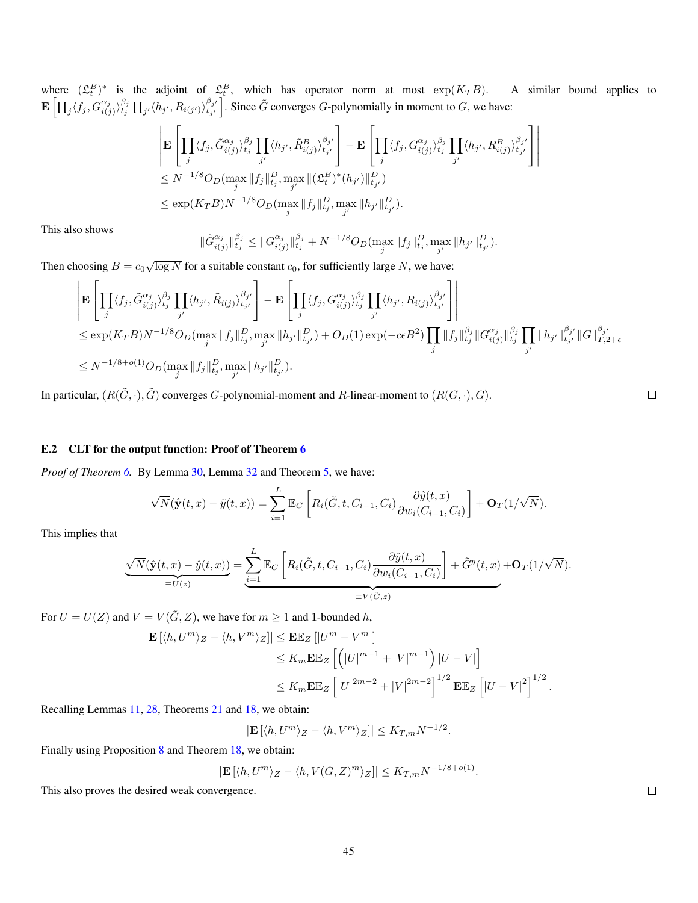where $(\mathfrak{L}_t^B)^*$ is the adjoint of $\mathfrak{L}_t^B$, which has operator norm at most $\exp(K_T B)$. A similar bound applies to $\mathbf{E}\left[\prod_j \langle f_j, G_{i(j)}^{\alpha_j}\rangle_{t_j}^{\beta_j} \prod_{j'} \langle h_{j'}, R_{i(j')}\rangle_{t_{j'}}^{\beta_{j'}}\right]$. Since $\tilde{G}$ converges $G$-polynomially in moment to $G$, we have:

$$
\begin{aligned}
&\left| \mathbf{E}\left[\prod_j \langle f_j, \tilde{G}_{i(j)}^{\alpha_j}\rangle_{t_j}^{\beta_j} \prod_{j'} \langle h_{j'}, \tilde{R}_{i(j)}^{B}\rangle_{t_{j'}}^{\beta_{j'}}\right] - \mathbf{E}\left[\prod_j \langle f_j, G_{i(j)}^{\alpha_j}\rangle_{t_j}^{\beta_j} \prod_{j'} \langle h_{j'}, R_{i(j)}^{B}\rangle_{t_{j'}}^{\beta_{j'}}\right] \right| \\
&\le N^{-1/8} O_D(\max_j \|f_j\|_{t_j}^D, \max_{j'} \|(\mathfrak{L}_t^B)^*(h_{j'})\|_{t_{j'}}^D) \\
&\le \exp(K_T B) N^{-1/8} O_D(\max_j \|f_j\|_{t_j}^D, \max_{j'} \|h_{j'}\|_{t_{j'}}^D).
\end{aligned}
$$

This also shows

$$
\|\tilde{G}_{i(j)}^{\alpha_j}\|_{t_j}^{\beta_j} \le \|G_{i(j)}^{\alpha_j}\|_{t_j}^{\beta_j} + N^{-1/8} O_D(\max_j \|f_j\|_{t_j}^D, \max_{j'} \|h_{j'}\|_{t_{j'}}^D).
$$

Then choosing $B = c_0\sqrt{\log N}$ for a suitable constant $c_0$, for sufficiently large $N$, we have:

$$
\begin{aligned}
&\left| \mathbf{E}\left[\prod_j \langle f_j, \tilde{G}_{i(j)}^{\alpha_j}\rangle_{t_j}^{\beta_j} \prod_{j'} \langle h_{j'}, \tilde{R}_{i(j)}\rangle_{t_{j'}}^{\beta_{j'}}\right] - \mathbf{E}\left[\prod_j \langle f_j, G_{i(j)}^{\alpha_j}\rangle_{t_j}^{\beta_j} \prod_{j'} \langle h_{j'}, R_{i(j)}\rangle_{t_{j'}}^{\beta_{j'}}\right] \right| \\
&\le \exp(K_T B) N^{-1/8} O_D(\max_j \|f_j\|_{t_j}^D, \max_{j'} \|h_{j'}\|_{t_{j'}}^D) + O_D(1)\exp(-c\epsilon B^2) \prod_j \|f_j\|_{t_j}^{\beta_j} \|G_{i(j)}^{\alpha_j}\|_{t_j}^{\beta_j} \prod_{j'} \|h_{j'}\|_{t_{j'}}^{\beta_{j'}} \|G\|_{T,2+\epsilon}^{\beta_{j'}} \\
&\le N^{-1/8+o(1)} O_D(\max_j \|f_j\|_{t_j}^D, \max_{j'} \|h_{j'}\|_{t_{j'}}^D).
\end{aligned}
$$

In particular, $(R(\tilde{G}, \cdot), \tilde{G})$ converges $G$-polynomial-moment and $R$-linear-moment to $(R(G, \cdot), G)$. $\square$

### E.2 CLT for the output function: Proof of Theorem 6

*Proof of Theorem 6.* By Lemma 30, Lemma 32 and Theorem 5, we have:

$$
\sqrt{N}(\hat{\mathbf{y}}(t,x) - \tilde{y}(t,x)) = \sum_{i=1}^{L} \mathbb{E}_C\left[R_i(\tilde{G}, t, C_{i-1}, C_i)\frac{\partial \hat{y}(t,x)}{\partial w_i(C_{i-1}, C_i)}\right] + \mathbf{O}_T(1/\sqrt{N}).
$$

This implies that

$$
\underbrace{\sqrt{N}(\hat{\mathbf{y}}(t,x) - \hat{y}(t,x))}_{\equiv U(z)} = \underbrace{\sum_{i=1}^{L} \mathbb{E}_C\left[R_i(\tilde{G}, t, C_{i-1}, C_i)\frac{\partial \hat{y}(t,x)}{\partial w_i(C_{i-1}, C_i)}\right] + \tilde{G}^y(t,x)}_{\equiv V(\tilde{G}, z)} + \mathbf{O}_T(1/\sqrt{N}).
$$

For $U = U(Z)$ and $V = V(\tilde{G}, Z)$, we have for $m \ge 1$ and 1-bounded $h$,

$$
\begin{aligned}
|\mathbf{E}\left[\langle h, U^m\rangle_Z - \langle h, V^m\rangle_Z\right]| &\le \mathbf{E}\mathbb{E}_Z\left[|U^m - V^m|\right] \\
&\le K_m \mathbf{E}\mathbb{E}_Z\left[\left(|U|^{m-1} + |V|^{m-1}\right)|U - V|\right] \\
&\le K_m \mathbf{E}\mathbb{E}_Z\left[|U|^{2m-2} + |V|^{2m-2}\right]^{1/2} \mathbf{E}\mathbb{E}_Z\left[|U-V|^2\right]^{1/2}.
\end{aligned}
$$

Recalling Lemmas 11, 28, Theorems 21 and 18, we obtain:

$$
|\mathbf{E}\left[\langle h, U^m\rangle_Z - \langle h, V^m\rangle_Z\right]| \le K_{T,m} N^{-1/2}.
$$

Finally using Proposition 8 and Theorem 18, we obtain:

$$
|\mathbf{E}\left[\langle h, U^m\rangle_Z - \langle h, V(\underline{G}, Z)^m\rangle_Z\right]| \le K_{T,m} N^{-1/8+o(1)}.
$$

This also proves the desired weak convergence. $\square$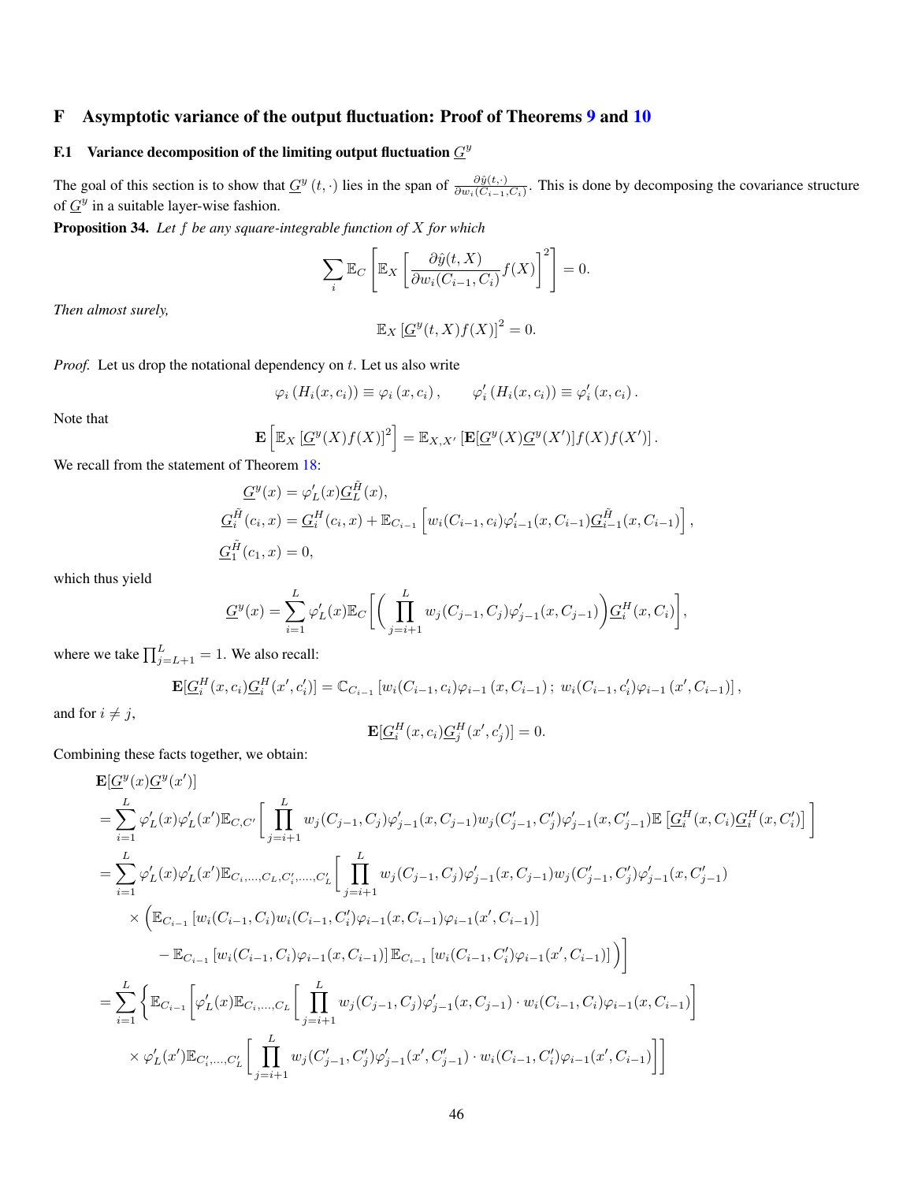# F Asymptotic variance of the output fluctuation: Proof of Theorems 9 and 10

## F.1 Variance decomposition of the limiting output fluctuation $\underline{G}^y$

The goal of this section is to show that $\underline{G}^y(t,\cdot)$ lies in the span of $\frac{\partial \hat{y}(t,\cdot)}{\partial w_i(C_{i-1},C_i)}$. This is done by decomposing the covariance structure of $\underline{G}^y$ in a suitable layer-wise fashion.

**Proposition 34.** *Let $f$ be any square-integrable function of $X$ for which*

$$\sum_i \mathbb{E}_C\left[\mathbb{E}_X\left[\frac{\partial \hat{y}(t,X)}{\partial w_i(C_{i-1},C_i)}f(X)\right]^2\right] = 0.$$

*Then almost surely,*

$$\mathbb{E}_X\left[\underline{G}^y(t,X)f(X)\right]^2 = 0.$$

*Proof.* Let us drop the notational dependency on $t$. Let us also write

$$\varphi_i\left(H_i(x,c_i)\right) \equiv \varphi_i\left(x,c_i\right), \qquad \varphi_i'\left(H_i(x,c_i)\right) \equiv \varphi_i'\left(x,c_i\right).$$

Note that

$$\mathbf{E}\left[\mathbb{E}_X\left[\underline{G}^y(X)f(X)\right]^2\right] = \mathbb{E}_{X,X'}\left[\mathbf{E}[\underline{G}^y(X)\underline{G}^y(X')]f(X)f(X')\right].$$

We recall from the statement of Theorem 18:

$$\begin{aligned}
&\underline{G}^y(x) = \varphi_L'(x)\underline{G}_L^{\tilde{H}}(x),\\
&\underline{G}_i^{\tilde{H}}(c_i,x) = \underline{G}_i^{H}(c_i,x) + \mathbb{E}_{C_{i-1}}\left[w_i(C_{i-1},c_i)\varphi_{i-1}'(x,C_{i-1})\underline{G}_{i-1}^{\tilde{H}}(x,C_{i-1})\right],\\
&\underline{G}_1^{\tilde{H}}(c_1,x) = 0,
\end{aligned}$$

which thus yield

$$\underline{G}^y(x) = \sum_{i=1}^L \varphi_L'(x)\mathbb{E}_C\bigg[\bigg(\prod_{j=i+1}^L w_j(C_{j-1},C_j)\varphi_{j-1}'(x,C_{j-1})\bigg)\underline{G}_i^H(x,C_i)\bigg],$$

where we take $\prod_{j=L+1}^L = 1$. We also recall:

$$\mathbf{E}[\underline{G}_i^H(x,c_i)\underline{G}_i^H(x',c_i')] = \mathbb{C}_{C_{i-1}}\left[w_i(C_{i-1},c_i)\varphi_{i-1}\left(x,C_{i-1}\right);\ w_i(C_{i-1},c_i')\varphi_{i-1}\left(x',C_{i-1}\right)\right],$$

and for $i \neq j$,

$$\mathbf{E}[\underline{G}_i^H(x,c_i)\underline{G}_j^H(x',c_j')] = 0.$$

Combining these facts together, we obtain:

$$\begin{aligned}
&\mathbf{E}[\underline{G}^y(x)\underline{G}^y(x')]\\
&= \sum_{i=1}^L \varphi_L'(x)\varphi_L'(x')\mathbb{E}_{C,C'}\bigg[\prod_{j=i+1}^L w_j(C_{j-1},C_j)\varphi_{j-1}'(x,C_{j-1})w_j(C_{j-1}',C_j')\varphi_{j-1}'(x,C_{j-1}')\mathbb{E}\left[\underline{G}_i^H(x,C_i)\underline{G}_i^H(x,C_i')\right]\bigg]\\
&= \sum_{i=1}^L \varphi_L'(x)\varphi_L'(x')\mathbb{E}_{C_i,\dots,C_L,C_i',\dots,C_L'}\bigg[\prod_{j=i+1}^L w_j(C_{j-1},C_j)\varphi_{j-1}'(x,C_{j-1})w_j(C_{j-1}',C_j')\varphi_{j-1}'(x,C_{j-1}')\\
&\quad\times\Big(\mathbb{E}_{C_{i-1}}\left[w_i(C_{i-1},C_i)w_i(C_{i-1},C_i')\varphi_{i-1}(x,C_{i-1})\varphi_{i-1}(x',C_{i-1})\right]\\
&\qquad - \mathbb{E}_{C_{i-1}}\left[w_i(C_{i-1},C_i)\varphi_{i-1}(x,C_{i-1})\right]\mathbb{E}_{C_{i-1}}\left[w_i(C_{i-1},C_i')\varphi_{i-1}(x',C_{i-1})\right]\Big)\bigg]\\
&= \sum_{i=1}^L \bigg\{\mathbb{E}_{C_{i-1}}\bigg[\varphi_L'(x)\mathbb{E}_{C_i,\dots,C_L}\bigg[\prod_{j=i+1}^L w_j(C_{j-1},C_j)\varphi_{j-1}'(x,C_{j-1})\cdot w_i(C_{i-1},C_i)\varphi_{i-1}(x,C_{i-1})\bigg]\\
&\quad\times\varphi_L'(x')\mathbb{E}_{C_i',\dots,C_L'}\bigg[\prod_{j=i+1}^L w_j(C_{j-1}',C_j')\varphi_{j-1}'(x',C_{j-1}')\cdot w_i(C_{i-1},C_i')\varphi_{i-1}(x',C_{i-1})\bigg]\bigg]
\end{aligned}$$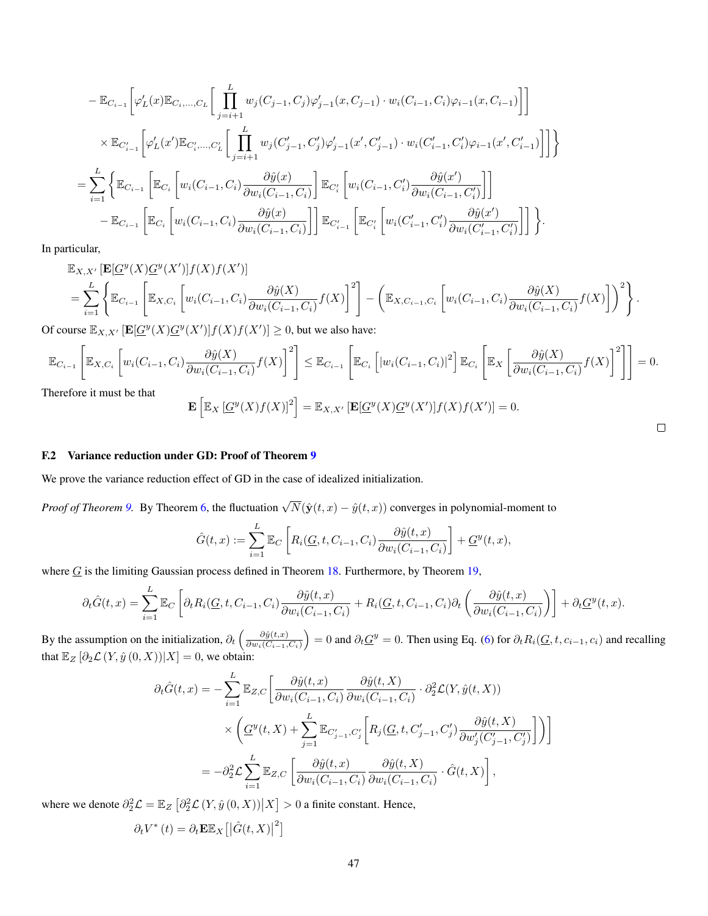$$
\begin{aligned}
&- \mathbb{E}_{C_{i-1}}\Bigg[\varphi_L'(x)\mathbb{E}_{C_i,\dots,C_L}\Bigg[\prod_{j=i+1}^{L} w_j(C_{j-1},C_j)\varphi_{j-1}'(x,C_{j-1})\cdot w_i(C_{i-1},C_i)\varphi_{i-1}(x,C_{i-1})\Bigg]\Bigg] \\
&\quad \times \mathbb{E}_{C_{i-1}'}\Bigg[\varphi_L'(x')\mathbb{E}_{C_i',\dots,C_L'}\Bigg[\prod_{j=i+1}^{L} w_j(C_{j-1}',C_j')\varphi_{j-1}'(x',C_{j-1}')\cdot w_i(C_{i-1}',C_i')\varphi_{i-1}(x',C_{i-1}')\Bigg]\Bigg]\Bigg\} \\
&= \sum_{i=1}^{L}\Bigg\{\mathbb{E}_{C_{i-1}}\left[\mathbb{E}_{C_i}\left[w_i(C_{i-1},C_i)\frac{\partial \hat{y}(x)}{\partial w_i(C_{i-1},C_i)}\right]\mathbb{E}_{C_i'}\left[w_i(C_{i-1},C_i')\frac{\partial \hat{y}(x')}{\partial w_i(C_{i-1},C_i')}\right]\right] \\
&\quad - \mathbb{E}_{C_{i-1}}\left[\mathbb{E}_{C_i}\left[w_i(C_{i-1},C_i)\frac{\partial \hat{y}(x)}{\partial w_i(C_{i-1},C_i)}\right]\right]\mathbb{E}_{C_{i-1}'}\left[\mathbb{E}_{C_i'}\left[w_i(C_{i-1}',C_i')\frac{\partial \hat{y}(x')}{\partial w_i(C_{i-1}',C_i')}\right]\right]\Bigg\}.
\end{aligned}
$$

In particular,

$$
\begin{aligned}
&\mathbb{E}_{X,X'}\left[\mathbf{E}[\underline{G}^y(X)\underline{G}^y(X')]f(X)f(X')\right] \\
&= \sum_{i=1}^{L}\left\{\mathbb{E}_{C_{i-1}}\left[\mathbb{E}_{X,C_i}\left[w_i(C_{i-1},C_i)\frac{\partial \hat{y}(X)}{\partial w_i(C_{i-1},C_i)}f(X)\right]^2\right] - \left(\mathbb{E}_{X,C_{i-1},C_i}\left[w_i(C_{i-1},C_i)\frac{\partial \hat{y}(X)}{\partial w_i(C_{i-1},C_i)}f(X)\right]\right)^2\right\}.
\end{aligned}
$$

Of course $\mathbb{E}_{X,X'}\left[\mathbf{E}[\underline{G}^y(X)\underline{G}^y(X')]f(X)f(X')\right] \geq 0$, but we also have:

$$
\mathbb{E}_{C_{i-1}}\left[\mathbb{E}_{X,C_i}\left[w_i(C_{i-1},C_i)\frac{\partial \hat{y}(X)}{\partial w_i(C_{i-1},C_i)}f(X)\right]^2\right] \leq \mathbb{E}_{C_{i-1}}\left[\mathbb{E}_{C_i}\left[|w_i(C_{i-1},C_i)|^2\right]\mathbb{E}_{C_i}\left[\mathbb{E}_X\left[\frac{\partial \hat{y}(X)}{\partial w_i(C_{i-1},C_i)}f(X)\right]^2\right]\right] = 0.
$$

Therefore it must be that

$$
\mathbf{E}\left[\mathbb{E}_X\left[\underline{G}^y(X)f(X)\right]^2\right] = \mathbb{E}_{X,X'}\left[\mathbf{E}[\underline{G}^y(X)\underline{G}^y(X')]f(X)f(X')\right] = 0.
$$

□

### F.2 Variance reduction under GD: Proof of Theorem 9

We prove the variance reduction effect of GD in the case of idealized initialization.

*Proof of Theorem 9.* By Theorem 6, the fluctuation $\sqrt{N}(\hat{\mathbf{y}}(t,x) - \hat{y}(t,x))$ converges in polynomial-moment to

$$
\hat{G}(t,x) := \sum_{i=1}^{L}\mathbb{E}_C\left[R_i(\underline{G},t,C_{i-1},C_i)\frac{\partial \hat{y}(t,x)}{\partial w_i(C_{i-1},C_i)}\right] + \underline{G}^y(t,x),
$$

where $\underline{G}$ is the limiting Gaussian process defined in Theorem 18. Furthermore, by Theorem 19,

$$
\partial_t \hat{G}(t,x) = \sum_{i=1}^{L}\mathbb{E}_C\left[\partial_t R_i(\underline{G},t,C_{i-1},C_i)\frac{\partial \hat{y}(t,x)}{\partial w_i(C_{i-1},C_i)} + R_i(\underline{G},t,C_{i-1},C_i)\partial_t\left(\frac{\partial \hat{y}(t,x)}{\partial w_i(C_{i-1},C_i)}\right)\right] + \partial_t \underline{G}^y(t,x).
$$

By the assumption on the initialization, $\partial_t\left(\frac{\partial \hat{y}(t,x)}{\partial w_i(C_{i-1},C_i)}\right) = 0$ and $\partial_t \underline{G}^y = 0$. Then using Eq. (6) for $\partial_t R_i(\underline{G},t,c_{i-1},c_i)$ and recalling that $\mathbb{E}_Z\left[\partial_2\mathcal{L}\left(Y,\hat{y}\left(0,X\right)\right)|X\right] = 0$, we obtain:

$$
\begin{aligned}
\partial_t \hat{G}(t,x) &= -\sum_{i=1}^{L}\mathbb{E}_{Z,C}\Bigg[\frac{\partial \hat{y}(t,x)}{\partial w_i(C_{i-1},C_i)}\frac{\partial \hat{y}(t,X)}{\partial w_i(C_{i-1},C_i)}\cdot\partial_2^2\mathcal{L}(Y,\hat{y}(t,X)) \\
&\qquad \times\left(\underline{G}^y(t,X) + \sum_{j=1}^{L}\mathbb{E}_{C_{j-1}',C_j'}\left[R_j(\underline{G},t,C_{j-1}',C_j')\frac{\partial \hat{y}(t,X)}{\partial w_j'(C_{j-1}',C_j')}\right]\right)\Bigg] \\
&= -\partial_2^2\mathcal{L}\sum_{i=1}^{L}\mathbb{E}_{Z,C}\left[\frac{\partial \hat{y}(t,x)}{\partial w_i(C_{i-1},C_i)}\frac{\partial \hat{y}(t,X)}{\partial w_i(C_{i-1},C_i)}\cdot\hat{G}(t,X)\right],
\end{aligned}
$$

where we denote $\partial_2^2\mathcal{L} = \mathbb{E}_Z\left[\partial_2^2\mathcal{L}\left(Y,\hat{y}\left(0,X\right)\right)\middle|X\right] > 0$ a finite constant. Hence,

$$
\partial_t V^*\left(t\right) = \partial_t \mathbf{E}\mathbb{E}_X\left[\left|\hat{G}(t,X)\right|^2\right]
$$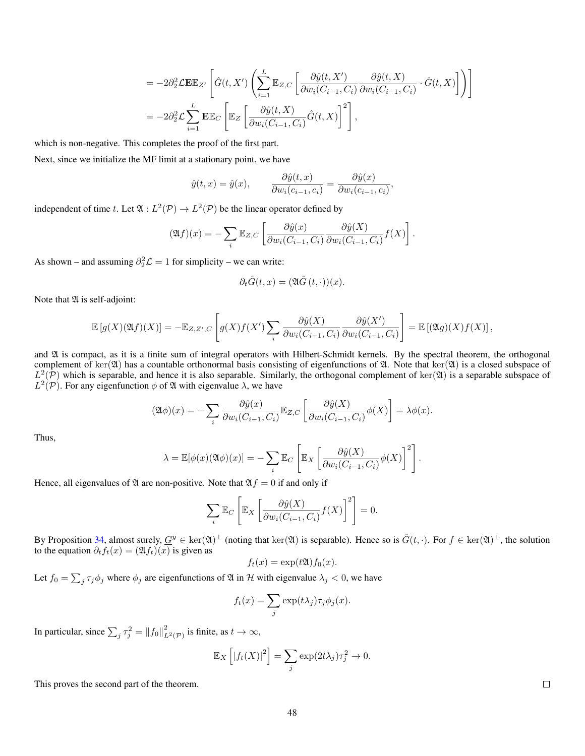$$= -2\partial_2^2 \mathcal{L} \mathbf{E} \mathbb{E}_{Z'} \left[ \hat{G}(t, X') \left( \sum_{i=1}^{L} \mathbb{E}_{Z,C} \left[ \frac{\partial \hat{y}(t, X')}{\partial w_i(C_{i-1}, C_i)} \frac{\partial \hat{y}(t, X)}{\partial w_i(C_{i-1}, C_i)} \cdot \hat{G}(t, X) \right] \right) \right]$$

$$= -2\partial_2^2 \mathcal{L} \sum_{i=1}^{L} \mathbf{E} \mathbb{E}_C \left[ \mathbb{E}_Z \left[ \frac{\partial \hat{y}(t, X)}{\partial w_i(C_{i-1}, C_i)} \hat{G}(t, X) \right]^2 \right],$$

which is non-negative. This completes the proof of the first part.

Next, since we initialize the MF limit at a stationary point, we have

$$\hat{y}(t, x) = \hat{y}(x), \qquad \frac{\partial \hat{y}(t, x)}{\partial w_i(c_{i-1}, c_i)} = \frac{\partial \hat{y}(x)}{\partial w_i(c_{i-1}, c_i)},$$

independent of time $t$. Let $\mathfrak{A} : L^2(\mathcal{P}) \to L^2(\mathcal{P})$ be the linear operator defined by

$$(\mathfrak{A} f)(x) = -\sum_i \mathbb{E}_{Z,C} \left[ \frac{\partial \hat{y}(x)}{\partial w_i(C_{i-1}, C_i)} \frac{\partial \hat{y}(X)}{\partial w_i(C_{i-1}, C_i)} f(X) \right].$$

As shown – and assuming $\partial_2^2 \mathcal{L} = 1$ for simplicity – we can write:

$$\partial_t \hat{G}(t, x) = (\mathfrak{A} \hat{G}(t, \cdot))(x).$$

Note that $\mathfrak{A}$ is self-adjoint:

$$\mathbb{E}\left[ g(X) (\mathfrak{A} f)(X) \right] = -\mathbb{E}_{Z,Z',C} \left[ g(X) f(X') \sum_i \frac{\partial \hat{y}(X)}{\partial w_i(C_{i-1}, C_i)} \frac{\partial \hat{y}(X')}{\partial w_i(C_{i-1}, C_i)} \right] = \mathbb{E}\left[ (\mathfrak{A} g)(X) f(X) \right],$$

and $\mathfrak{A}$ is compact, as it is a finite sum of integral operators with Hilbert-Schmidt kernels. By the spectral theorem, the orthogonal complement of $\ker(\mathfrak{A})$ has a countable orthonormal basis consisting of eigenfunctions of $\mathfrak{A}$. Note that $\ker(\mathfrak{A})$ is a closed subspace of $L^2(\mathcal{P})$ which is separable, and hence it is also separable. Similarly, the orthogonal complement of $\ker(\mathfrak{A})$ is a separable subspace of $L^2(\mathcal{P})$. For any eigenfunction $\phi$ of $\mathfrak{A}$ with eigenvalue $\lambda$, we have

$$(\mathfrak{A} \phi)(x) = -\sum_i \frac{\partial \hat{y}(x)}{\partial w_i(C_{i-1}, C_i)} \mathbb{E}_{Z,C} \left[ \frac{\partial \hat{y}(X)}{\partial w_i(C_{i-1}, C_i)} \phi(X) \right] = \lambda \phi(x).$$

Thus,

$$\lambda = \mathbb{E}[\phi(x)(\mathfrak{A}\phi)(x)] = -\sum_i \mathbb{E}_C \left[ \mathbb{E}_X \left[ \frac{\partial \hat{y}(X)}{\partial w_i(C_{i-1}, C_i)} \phi(X) \right]^2 \right].$$

Hence, all eigenvalues of $\mathfrak{A}$ are non-positive. Note that $\mathfrak{A} f = 0$ if and only if

$$\sum_i \mathbb{E}_C \left[ \mathbb{E}_X \left[ \frac{\partial \hat{y}(X)}{\partial w_i(C_{i-1}, C_i)} f(X) \right]^2 \right] = 0.$$

By Proposition 34, almost surely, $\underline{G}^y \in \ker(\mathfrak{A})^\perp$ (noting that $\ker(\mathfrak{A})$ is separable). Hence so is $\hat{G}(t, \cdot)$. For $f \in \ker(\mathfrak{A})^\perp$, the solution to the equation $\partial_t f_t(x) = (\mathfrak{A} f_t)(x)$ is given as

$$f_t(x) = \exp(t\mathfrak{A}) f_0(x).$$

Let $f_0 = \sum_j \tau_j \phi_j$ where $\phi_j$ are eigenfunctions of $\mathfrak{A}$ in $\mathcal{H}$ with eigenvalue $\lambda_j < 0$, we have

$$f_t(x) = \sum_j \exp(t\lambda_j) \tau_j \phi_j(x).$$

In particular, since $\sum_j \tau_j^2 = \|f_0\|_{L^2(\mathcal{P})}^2$ is finite, as $t \to \infty$,

$$\mathbb{E}_X \left[ |f_t(X)|^2 \right] = \sum_j \exp(2t\lambda_j) \tau_j^2 \to 0.$$

This proves the second part of the theorem. $\square$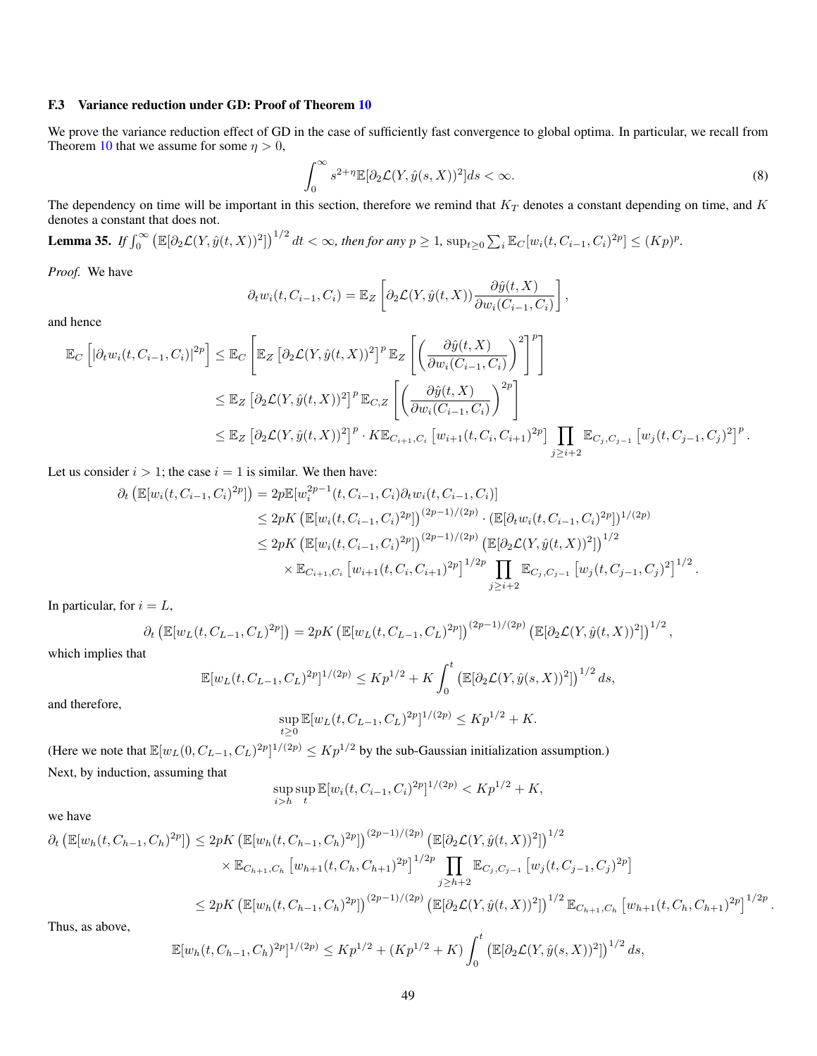### F.3 Variance reduction under GD: Proof of Theorem 10

We prove the variance reduction effect of GD in the case of sufficiently fast convergence to global optima. In particular, we recall from Theorem 10 that we assume for some $\eta > 0$,

$$\int_0^\infty s^{2+\eta} \mathbb{E}[\partial_2 \mathcal{L}(Y, \hat{y}(s, X))^2] ds < \infty. \tag{8}$$

The dependency on time will be important in this section, therefore we remind that $K_T$ denotes a constant depending on time, and $K$ denotes a constant that does not.

**Lemma 35.** *If $\int_0^\infty \left(\mathbb{E}[\partial_2 \mathcal{L}(Y, \hat{y}(t, X))^2]\right)^{1/2} dt < \infty$, then for any $p \geq 1$, $\sup_{t \geq 0} \sum_i \mathbb{E}_C[w_i(t, C_{i-1}, C_i)^{2p}] \leq (Kp)^p$.*

*Proof.* We have

$$\partial_t w_i(t, C_{i-1}, C_i) = \mathbb{E}_Z \left[ \partial_2 \mathcal{L}(Y, \hat{y}(t, X)) \frac{\partial \hat{y}(t, X)}{\partial w_i(C_{i-1}, C_i)} \right],$$

and hence

$$\begin{aligned}
\mathbb{E}_C \left[ |\partial_t w_i(t, C_{i-1}, C_i)|^{2p} \right] &\leq \mathbb{E}_C \left[ \mathbb{E}_Z \left[ \partial_2 \mathcal{L}(Y, \hat{y}(t, X))^2 \right]^p \mathbb{E}_Z \left[ \left( \frac{\partial \hat{y}(t, X)}{\partial w_i(C_{i-1}, C_i)} \right)^2 \right]^p \right] \\
&\leq \mathbb{E}_Z \left[ \partial_2 \mathcal{L}(Y, \hat{y}(t, X))^2 \right]^p \mathbb{E}_{C,Z} \left[ \left( \frac{\partial \hat{y}(t, X)}{\partial w_i(C_{i-1}, C_i)} \right)^{2p} \right] \\
&\leq \mathbb{E}_Z \left[ \partial_2 \mathcal{L}(Y, \hat{y}(t, X))^2 \right]^p \cdot K \mathbb{E}_{C_{i+1}, C_i} \left[ w_{i+1}(t, C_i, C_{i+1})^{2p} \right] \prod_{j \geq i+2} \mathbb{E}_{C_j, C_{j-1}} \left[ w_j(t, C_{j-1}, C_j)^2 \right]^p.
\end{aligned}$$

Let us consider $i > 1$; the case $i = 1$ is similar. We then have:

$$\begin{aligned}
\partial_t \left( \mathbb{E}[w_i(t, C_{i-1}, C_i)^{2p}] \right) &= 2p \mathbb{E}[w_i^{2p-1}(t, C_{i-1}, C_i) \partial_t w_i(t, C_{i-1}, C_i)] \\
&\leq 2pK \left( \mathbb{E}[w_i(t, C_{i-1}, C_i)^{2p}] \right)^{(2p-1)/(2p)} \cdot \left( \mathbb{E}[\partial_t w_i(t, C_{i-1}, C_i)^{2p}] \right)^{1/(2p)} \\
&\leq 2pK \left( \mathbb{E}[w_i(t, C_{i-1}, C_i)^{2p}] \right)^{(2p-1)/(2p)} \left( \mathbb{E}[\partial_2 \mathcal{L}(Y, \hat{y}(t, X))^2] \right)^{1/2} \\
&\quad \times \mathbb{E}_{C_{i+1}, C_i} \left[ w_{i+1}(t, C_i, C_{i+1})^{2p} \right]^{1/2p} \prod_{j \geq i+2} \mathbb{E}_{C_j, C_{j-1}} \left[ w_j(t, C_{j-1}, C_j)^2 \right]^{1/2}.
\end{aligned}$$

In particular, for $i = L$,

$$\partial_t \left( \mathbb{E}[w_L(t, C_{L-1}, C_L)^{2p}] \right) = 2pK \left( \mathbb{E}[w_L(t, C_{L-1}, C_L)^{2p}] \right)^{(2p-1)/(2p)} \left( \mathbb{E}[\partial_2 \mathcal{L}(Y, \hat{y}(t, X))^2] \right)^{1/2},$$

which implies that

$$\mathbb{E}[w_L(t, C_{L-1}, C_L)^{2p}]^{1/(2p)} \leq Kp^{1/2} + K \int_0^t \left( \mathbb{E}[\partial_2 \mathcal{L}(Y, \hat{y}(s, X))^2] \right)^{1/2} ds,$$

and therefore,

$$\sup_{t \geq 0} \mathbb{E}[w_L(t, C_{L-1}, C_L)^{2p}]^{1/(2p)} \leq Kp^{1/2} + K.$$

(Here we note that $\mathbb{E}[w_L(0, C_{L-1}, C_L)^{2p}]^{1/(2p)} \leq Kp^{1/2}$ by the sub-Gaussian initialization assumption.)

Next, by induction, assuming that

$$\sup_{i > h} \sup_t \mathbb{E}[w_i(t, C_{i-1}, C_i)^{2p}]^{1/(2p)} < Kp^{1/2} + K,$$

we have

$$\begin{aligned}
\partial_t \left( \mathbb{E}[w_h(t, C_{h-1}, C_h)^{2p}] \right) &\leq 2pK \left( \mathbb{E}[w_h(t, C_{h-1}, C_h)^{2p}] \right)^{(2p-1)/(2p)} \left( \mathbb{E}[\partial_2 \mathcal{L}(Y, \hat{y}(t, X))^2] \right)^{1/2} \\
&\quad \times \mathbb{E}_{C_{h+1}, C_h} \left[ w_{h+1}(t, C_h, C_{h+1})^{2p} \right]^{1/2p} \prod_{j \geq h+2} \mathbb{E}_{C_j, C_{j-1}} \left[ w_j(t, C_{j-1}, C_j)^{2p} \right] \\
&\leq 2pK \left( \mathbb{E}[w_h(t, C_{h-1}, C_h)^{2p}] \right)^{(2p-1)/(2p)} \left( \mathbb{E}[\partial_2 \mathcal{L}(Y, \hat{y}(t, X))^2] \right)^{1/2} \mathbb{E}_{C_{h+1}, C_h} \left[ w_{h+1}(t, C_h, C_{h+1})^{2p} \right]^{1/2p}.
\end{aligned}$$

Thus, as above,

$$\mathbb{E}[w_h(t, C_{h-1}, C_h)^{2p}]^{1/(2p)} \leq Kp^{1/2} + (Kp^{1/2} + K) \int_0^t \left( \mathbb{E}[\partial_2 \mathcal{L}(Y, \hat{y}(s, X))^2] \right)^{1/2} ds,$$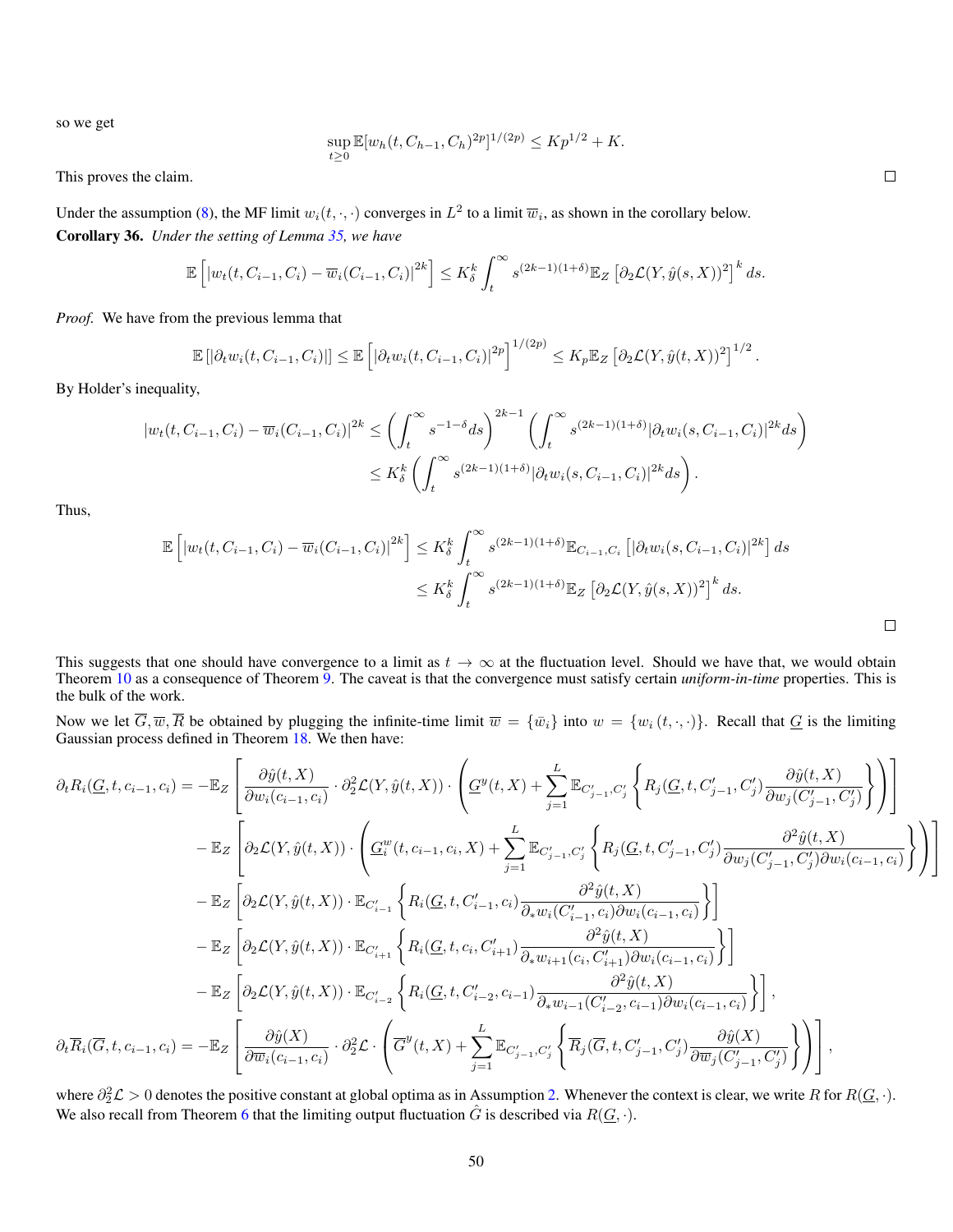so we get

$$\sup_{t\geq 0} \mathbb{E}[w_h(t, C_{h-1}, C_h)^{2p}]^{1/(2p)} \leq Kp^{1/2} + K.$$

This proves the claim. ◻

Under the assumption (8), the MF limit $w_i(t,\cdot,\cdot)$ converges in $L^2$ to a limit $\overline{w}_i$, as shown in the corollary below.

**Corollary 36.** *Under the setting of Lemma 35, we have*

$$\mathbb{E}\left[|w_t(t, C_{i-1}, C_i) - \overline{w}_i(C_{i-1}, C_i)|^{2k}\right] \leq K_\delta^k \int_t^\infty s^{(2k-1)(1+\delta)} \mathbb{E}_Z\left[\partial_2 \mathcal{L}(Y, \hat{y}(s, X))^2\right]^k ds.$$

*Proof.* We have from the previous lemma that

$$\mathbb{E}\left[|\partial_t w_i(t, C_{i-1}, C_i)|\right] \leq \mathbb{E}\left[|\partial_t w_i(t, C_{i-1}, C_i)|^{2p}\right]^{1/(2p)} \leq K_p \mathbb{E}_Z\left[\partial_2 \mathcal{L}(Y, \hat{y}(t, X))^2\right]^{1/2}.$$

By Holder's inequality,

$$\begin{aligned}
|w_t(t, C_{i-1}, C_i) - \overline{w}_i(C_{i-1}, C_i)|^{2k} &\leq \left(\int_t^\infty s^{-1-\delta} ds\right)^{2k-1} \left(\int_t^\infty s^{(2k-1)(1+\delta)} |\partial_t w_i(s, C_{i-1}, C_i)|^{2k} ds\right) \\
&\leq K_\delta^k \left(\int_t^\infty s^{(2k-1)(1+\delta)} |\partial_t w_i(s, C_{i-1}, C_i)|^{2k} ds\right).
\end{aligned}$$

Thus,

$$\begin{aligned}
\mathbb{E}\left[|w_t(t, C_{i-1}, C_i) - \overline{w}_i(C_{i-1}, C_i)|^{2k}\right] &\leq K_\delta^k \int_t^\infty s^{(2k-1)(1+\delta)} \mathbb{E}_{C_{i-1}, C_i}\left[|\partial_t w_i(s, C_{i-1}, C_i)|^{2k}\right] ds \\
&\leq K_\delta^k \int_t^\infty s^{(2k-1)(1+\delta)} \mathbb{E}_Z\left[\partial_2 \mathcal{L}(Y, \hat{y}(s, X))^2\right]^k ds.
\end{aligned}$$

◻

This suggests that one should have convergence to a limit as $t \to \infty$ at the fluctuation level. Should we have that, we would obtain Theorem 10 as a consequence of Theorem 9. The caveat is that the convergence must satisfy certain *uniform-in-time* properties. This is the bulk of the work.

Now we let $\overline{G}, \overline{w}, \overline{R}$ be obtained by plugging the infinite-time limit $\overline{w} = \{\bar{w}_i\}$ into $w = \{w_i(t,\cdot,\cdot)\}$. Recall that $\underline{G}$ is the limiting Gaussian process defined in Theorem 18. We then have:

$$\begin{aligned}
\partial_t R_i(\underline{G}, t, c_{i-1}, c_i) = &-\mathbb{E}_Z\left[\frac{\partial \hat{y}(t, X)}{\partial w_i(c_{i-1}, c_i)} \cdot \partial_2^2 \mathcal{L}(Y, \hat{y}(t, X)) \cdot \left(\underline{G}^y(t, X) + \sum_{j=1}^L \mathbb{E}_{C'_{j-1}, C'_j}\left\{R_j(\underline{G}, t, C'_{j-1}, C'_j) \frac{\partial \hat{y}(t, X)}{\partial w_j(C'_{j-1}, C'_j)}\right\}\right)\right] \\
&-\mathbb{E}_Z\left[\partial_2 \mathcal{L}(Y, \hat{y}(t, X)) \cdot \left(\underline{G}_i^w(t, c_{i-1}, c_i, X) + \sum_{j=1}^L \mathbb{E}_{C'_{j-1}, C'_j}\left\{R_j(\underline{G}, t, C'_{j-1}, C'_j) \frac{\partial^2 \hat{y}(t, X)}{\partial w_j(C'_{j-1}, C'_j) \partial w_i(c_{i-1}, c_i)}\right\}\right)\right] \\
&-\mathbb{E}_Z\left[\partial_2 \mathcal{L}(Y, \hat{y}(t, X)) \cdot \mathbb{E}_{C'_{i-1}}\left\{R_i(\underline{G}, t, C'_{i-1}, c_i) \frac{\partial^2 \hat{y}(t, X)}{\partial_* w_i(C'_{i-1}, c_i) \partial w_i(c_{i-1}, c_i)}\right\}\right] \\
&-\mathbb{E}_Z\left[\partial_2 \mathcal{L}(Y, \hat{y}(t, X)) \cdot \mathbb{E}_{C'_{i+1}}\left\{R_i(\underline{G}, t, c_i, C'_{i+1}) \frac{\partial^2 \hat{y}(t, X)}{\partial_* w_{i+1}(c_i, C'_{i+1}) \partial w_i(c_{i-1}, c_i)}\right\}\right] \\
&-\mathbb{E}_Z\left[\partial_2 \mathcal{L}(Y, \hat{y}(t, X)) \cdot \mathbb{E}_{C'_{i-2}}\left\{R_i(\underline{G}, t, C'_{i-2}, c_{i-1}) \frac{\partial^2 \hat{y}(t, X)}{\partial_* w_{i-1}(C'_{i-2}, c_{i-1}) \partial w_i(c_{i-1}, c_i)}\right\}\right], \\
\partial_t \overline{R}_i(\overline{G}, t, c_{i-1}, c_i) = &-\mathbb{E}_Z\left[\frac{\partial \hat{y}(X)}{\partial \overline{w}_i(c_{i-1}, c_i)} \cdot \partial_2^2 \mathcal{L} \cdot \left(\overline{G}^y(t, X) + \sum_{j=1}^L \mathbb{E}_{C'_{j-1}, C'_j}\left\{\overline{R}_j(\overline{G}, t, C'_{j-1}, C'_j) \frac{\partial \hat{y}(X)}{\partial \overline{w}_j(C'_{j-1}, C'_j)}\right\}\right)\right],
\end{aligned}$$

where $\partial_2^2 \mathcal{L} > 0$ denotes the positive constant at global optima as in Assumption 2. Whenever the context is clear, we write $R$ for $R(\underline{G}, \cdot)$. We also recall from Theorem 6 that the limiting output fluctuation $\hat{G}$ is described via $R(\underline{G}, \cdot)$.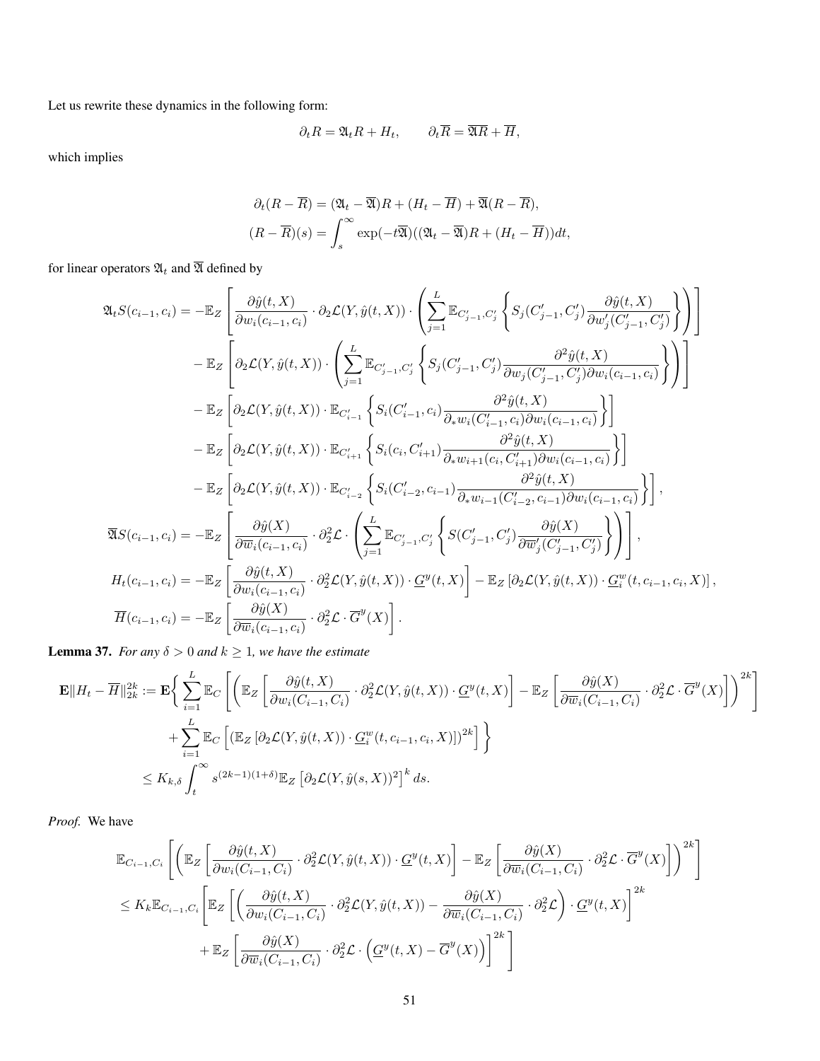Let us rewrite these dynamics in the following form:

$$\partial_t R = \mathfrak{A}_t R + H_t, \qquad \partial_t \overline{R} = \overline{\mathfrak{A}} R + \overline{H},$$

which implies

$$\partial_t (R - \overline{R}) = (\mathfrak{A}_t - \overline{\mathfrak{A}}) R + (H_t - \overline{H}) + \overline{\mathfrak{A}}(R - \overline{R}),$$
$$(R - \overline{R})(s) = \int_s^\infty \exp(-t\overline{\mathfrak{A}})((\mathfrak{A}_t - \overline{\mathfrak{A}})R + (H_t - \overline{H}))dt,$$

for linear operators $\mathfrak{A}_t$ and $\overline{\mathfrak{A}}$ defined by

$$\begin{aligned}
\mathfrak{A}_t S(c_{i-1}, c_i) = & -\mathbb{E}_Z \left[ \frac{\partial \hat{y}(t,X)}{\partial w_i(c_{i-1}, c_i)} \cdot \partial_2 \mathcal{L}(Y, \hat{y}(t,X)) \cdot \left( \sum_{j=1}^L \mathbb{E}_{C'_{j-1}, C'_j} \left\{ S_j(C'_{j-1}, C'_j) \frac{\partial \hat{y}(t,X)}{\partial w'_j(C'_{j-1}, C'_j)} \right\} \right) \right] \\
& - \mathbb{E}_Z \left[ \partial_2 \mathcal{L}(Y, \hat{y}(t,X)) \cdot \left( \sum_{j=1}^L \mathbb{E}_{C'_{j-1}, C'_j} \left\{ S_j(C'_{j-1}, C'_j) \frac{\partial^2 \hat{y}(t,X)}{\partial w_j(C'_{j-1}, C'_j) \partial w_i(c_{i-1}, c_i)} \right\} \right) \right] \\
& - \mathbb{E}_Z \left[ \partial_2 \mathcal{L}(Y, \hat{y}(t,X)) \cdot \mathbb{E}_{C'_{i-1}} \left\{ S_i(C'_{i-1}, c_i) \frac{\partial^2 \hat{y}(t,X)}{\partial_* w_i(C'_{i-1}, c_i) \partial w_i(c_{i-1}, c_i)} \right\} \right] \\
& - \mathbb{E}_Z \left[ \partial_2 \mathcal{L}(Y, \hat{y}(t,X)) \cdot \mathbb{E}_{C'_{i+1}} \left\{ S_i(c_i, C'_{i+1}) \frac{\partial^2 \hat{y}(t,X)}{\partial_* w_{i+1}(c_i, C'_{i+1}) \partial w_i(c_{i-1}, c_i)} \right\} \right] \\
& - \mathbb{E}_Z \left[ \partial_2 \mathcal{L}(Y, \hat{y}(t,X)) \cdot \mathbb{E}_{C'_{i-2}} \left\{ S_i(C'_{i-2}, c_{i-1}) \frac{\partial^2 \hat{y}(t,X)}{\partial_* w_{i-1}(C'_{i-2}, c_{i-1}) \partial w_i(c_{i-1}, c_i)} \right\} \right], \\
\overline{\mathfrak{A}} S(c_{i-1}, c_i) = & -\mathbb{E}_Z \left[ \frac{\partial \hat{y}(X)}{\partial \overline{w}_i(c_{i-1}, c_i)} \cdot \partial_2^2 \mathcal{L} \cdot \left( \sum_{j=1}^L \mathbb{E}_{C'_{j-1}, C'_j} \left\{ S(C'_{j-1}, C'_j) \frac{\partial \hat{y}(X)}{\partial \overline{w}'_j(C'_{j-1}, C'_j)} \right\} \right) \right], \\
H_t(c_{i-1}, c_i) = & -\mathbb{E}_Z \left[ \frac{\partial \hat{y}(t,X)}{\partial w_i(c_{i-1}, c_i)} \cdot \partial_2^2 \mathcal{L}(Y, \hat{y}(t,X)) \cdot \underline{G}^y(t,X) \right] - \mathbb{E}_Z \left[ \partial_2 \mathcal{L}(Y, \hat{y}(t,X)) \cdot \underline{G}_i^w(t, c_{i-1}, c_i, X) \right], \\
\overline{H}(c_{i-1}, c_i) = & -\mathbb{E}_Z \left[ \frac{\partial \hat{y}(X)}{\partial \overline{w}_i(c_{i-1}, c_i)} \cdot \partial_2^2 \mathcal{L} \cdot \overline{G}^y(X) \right].
\end{aligned}$$

**Lemma 37.** *For any $\delta > 0$ and $k \geq 1$, we have the estimate*

$$\begin{aligned}
\mathbf{E} \| H_t - \overline{H} \|_{2k}^{2k} := \mathbf{E} \Bigg\{ & \sum_{i=1}^L \mathbb{E}_C \left[ \left( \mathbb{E}_Z \left[ \frac{\partial \hat{y}(t,X)}{\partial w_i(C_{i-1}, C_i)} \cdot \partial_2^2 \mathcal{L}(Y, \hat{y}(t,X)) \cdot \underline{G}^y(t,X) \right] - \mathbb{E}_Z \left[ \frac{\partial \hat{y}(X)}{\partial \overline{w}_i(C_{i-1}, C_i)} \cdot \partial_2^2 \mathcal{L} \cdot \overline{G}^y(X) \right] \right)^{2k} \right] \\
& + \sum_{i=1}^L \mathbb{E}_C \left[ \left( \mathbb{E}_Z \left[ \partial_2 \mathcal{L}(Y, \hat{y}(t,X)) \cdot \underline{G}_i^w(t, c_{i-1}, c_i, X) \right] \right)^{2k} \right] \Bigg\} \\
\leq K_{k,\delta} & \int_t^\infty s^{(2k-1)(1+\delta)} \mathbb{E}_Z \left[ \partial_2 \mathcal{L}(Y, \hat{y}(s,X))^2 \right]^k ds.
\end{aligned}$$

*Proof.* We have

$$\begin{aligned}
& \mathbb{E}_{C_{i-1}, C_i} \left[ \left( \mathbb{E}_Z \left[ \frac{\partial \hat{y}(t,X)}{\partial w_i(C_{i-1}, C_i)} \cdot \partial_2^2 \mathcal{L}(Y, \hat{y}(t,X)) \cdot \underline{G}^y(t,X) \right] - \mathbb{E}_Z \left[ \frac{\partial \hat{y}(X)}{\partial \overline{w}_i(C_{i-1}, C_i)} \cdot \partial_2^2 \mathcal{L} \cdot \overline{G}^y(X) \right] \right)^{2k} \right] \\
& \leq K_k \mathbb{E}_{C_{i-1}, C_i} \Bigg[ \mathbb{E}_Z \left[ \left( \frac{\partial \hat{y}(t,X)}{\partial w_i(C_{i-1}, C_i)} \cdot \partial_2^2 \mathcal{L}(Y, \hat{y}(t,X)) - \frac{\partial \hat{y}(X)}{\partial \overline{w}_i(C_{i-1}, C_i)} \cdot \partial_2^2 \mathcal{L} \right) \cdot \underline{G}^y(t,X) \right]^{2k} \\
& \qquad + \mathbb{E}_Z \left[ \frac{\partial \hat{y}(X)}{\partial \overline{w}_i(C_{i-1}, C_i)} \cdot \partial_2^2 \mathcal{L} \cdot \left( \underline{G}^y(t,X) - \overline{G}^y(X) \right) \right]^{2k} \Bigg]
\end{aligned}$$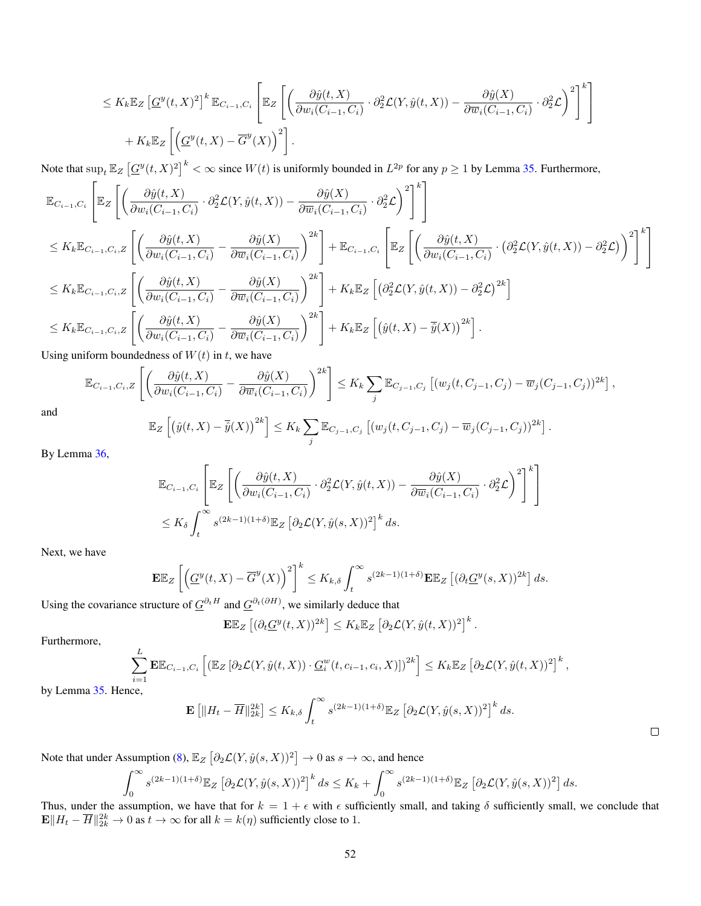$$
\leq K_k \mathbb{E}_Z \left[ \underline{G}^y(t,X)^2 \right]^k \mathbb{E}_{C_{i-1},C_i} \left[ \mathbb{E}_Z \left[ \left( \frac{\partial \hat{y}(t,X)}{\partial w_i(C_{i-1},C_i)} \cdot \partial_2^2 \mathcal{L}(Y,\hat{y}(t,X)) - \frac{\partial \hat{y}(X)}{\partial \overline{w}_i(C_{i-1},C_i)} \cdot \partial_2^2 \mathcal{L} \right)^2 \right]^k \right]
$$

$$
+ K_k \mathbb{E}_Z \left[ \left( \underline{G}^y(t,X) - \overline{G}^y(X) \right)^2 \right].
$$

Note that $\sup_t \mathbb{E}_Z \left[ \underline{G}^y(t,X)^2 \right]^k < \infty$ since $W(t)$ is uniformly bounded in $L^{2p}$ for any $p \geq 1$ by Lemma 35. Furthermore,

$$
\mathbb{E}_{C_{i-1},C_i} \left[ \mathbb{E}_Z \left[ \left( \frac{\partial \hat{y}(t,X)}{\partial w_i(C_{i-1},C_i)} \cdot \partial_2^2 \mathcal{L}(Y,\hat{y}(t,X)) - \frac{\partial \hat{y}(X)}{\partial \overline{w}_i(C_{i-1},C_i)} \cdot \partial_2^2 \mathcal{L} \right)^2 \right]^k \right]
$$

$$
\leq K_k \mathbb{E}_{C_{i-1},C_i,Z} \left[ \left( \frac{\partial \hat{y}(t,X)}{\partial w_i(C_{i-1},C_i)} - \frac{\partial \hat{y}(X)}{\partial \overline{w}_i(C_{i-1},C_i)} \right)^{2k} \right] + \mathbb{E}_{C_{i-1},C_i} \left[ \mathbb{E}_Z \left[ \left( \frac{\partial \hat{y}(t,X)}{\partial w_i(C_{i-1},C_i)} \cdot \left( \partial_2^2 \mathcal{L}(Y,\hat{y}(t,X)) - \partial_2^2 \mathcal{L} \right) \right)^2 \right]^k \right]
$$

$$
\leq K_k \mathbb{E}_{C_{i-1},C_i,Z} \left[ \left( \frac{\partial \hat{y}(t,X)}{\partial w_i(C_{i-1},C_i)} - \frac{\partial \hat{y}(X)}{\partial \overline{w}_i(C_{i-1},C_i)} \right)^{2k} \right] + K_k \mathbb{E}_Z \left[ \left( \partial_2^2 \mathcal{L}(Y,\hat{y}(t,X)) - \partial_2^2 \mathcal{L} \right)^{2k} \right]
$$

$$
\leq K_k \mathbb{E}_{C_{i-1},C_i,Z} \left[ \left( \frac{\partial \hat{y}(t,X)}{\partial w_i(C_{i-1},C_i)} - \frac{\partial \hat{y}(X)}{\partial \overline{w}_i(C_{i-1},C_i)} \right)^{2k} \right] + K_k \mathbb{E}_Z \left[ \left( \hat{y}(t,X) - \overline{\hat{y}}(X) \right)^{2k} \right].
$$

Using uniform boundedness of $W(t)$ in $t$, we have

$$
\mathbb{E}_{C_{i-1},C_i,Z} \left[ \left( \frac{\partial \hat{y}(t,X)}{\partial w_i(C_{i-1},C_i)} - \frac{\partial \hat{y}(X)}{\partial \overline{w}_i(C_{i-1},C_i)} \right)^{2k} \right] \leq K_k \sum_j \mathbb{E}_{C_{j-1},C_j} \left[ (w_j(t,C_{j-1},C_j) - \overline{w}_j(C_{j-1},C_j))^{2k} \right],
$$

and

$$
\mathbb{E}_Z \left[ \left( \hat{y}(t,X) - \overline{\hat{y}}(X) \right)^{2k} \right] \leq K_k \sum_j \mathbb{E}_{C_{j-1},C_j} \left[ (w_j(t,C_{j-1},C_j) - \overline{w}_j(C_{j-1},C_j))^{2k} \right].
$$

By Lemma 36,

$$
\mathbb{E}_{C_{i-1},C_i} \left[ \mathbb{E}_Z \left[ \left( \frac{\partial \hat{y}(t,X)}{\partial w_i(C_{i-1},C_i)} \cdot \partial_2^2 \mathcal{L}(Y,\hat{y}(t,X)) - \frac{\partial \hat{y}(X)}{\partial \overline{w}_i(C_{i-1},C_i)} \cdot \partial_2^2 \mathcal{L} \right)^2 \right]^k \right]
$$

$$
\leq K_\delta \int_t^\infty s^{(2k-1)(1+\delta)} \mathbb{E}_Z \left[ \partial_2 \mathcal{L}(Y,\hat{y}(s,X))^2 \right]^k ds.
$$

Next, we have

$$
\mathbf{E}\mathbb{E}_Z \left[ \left( \underline{G}^y(t,X) - \overline{G}^y(X) \right)^2 \right]^k \leq K_{k,\delta} \int_t^\infty s^{(2k-1)(1+\delta)} \mathbf{E}\mathbb{E}_Z \left[ (\partial_t \underline{G}^y(s,X))^{2k} \right] ds.
$$

Using the covariance structure of $\underline{G}^{\partial_t H}$ and $\underline{G}^{\partial_t(\partial H)}$, we similarly deduce that

$$
\mathbf{E}\mathbb{E}_Z \left[ (\partial_t \underline{G}^y(t,X))^{2k} \right] \leq K_k \mathbb{E}_Z \left[ \partial_2 \mathcal{L}(Y,\hat{y}(t,X))^2 \right]^k.
$$

Furthermore,

$$
\sum_{i=1}^L \mathbf{E}\mathbb{E}_{C_{i-1},C_i} \left[ \left( \mathbb{E}_Z \left[ \partial_2 \mathcal{L}(Y,\hat{y}(t,X)) \cdot \underline{G}_i^w(t,c_{i-1},c_i,X) \right] \right)^{2k} \right] \leq K_k \mathbb{E}_Z \left[ \partial_2 \mathcal{L}(Y,\hat{y}(t,X))^2 \right]^k,
$$

by Lemma 35. Hence,

$$
\mathbf{E} \left[ \| H_t - \overline{H} \|_{2k}^{2k} \right] \leq K_{k,\delta} \int_t^\infty s^{(2k-1)(1+\delta)} \mathbb{E}_Z \left[ \partial_2 \mathcal{L}(Y,\hat{y}(s,X))^2 \right]^k ds.
$$

□

Note that under Assumption (8), $\mathbb{E}_Z \left[ \partial_2 \mathcal{L}(Y,\hat{y}(s,X))^2 \right] \to 0$ as $s \to \infty$, and hence

$$
\int_0^\infty s^{(2k-1)(1+\delta)} \mathbb{E}_Z \left[ \partial_2 \mathcal{L}(Y,\hat{y}(s,X))^2 \right]^k ds \leq K_k + \int_0^\infty s^{(2k-1)(1+\delta)} \mathbb{E}_Z \left[ \partial_2 \mathcal{L}(Y,\hat{y}(s,X))^2 \right] ds.
$$

Thus, under the assumption, we have that for $k = 1 + \epsilon$ with $\epsilon$ sufficiently small, and taking $\delta$ sufficiently small, we conclude that $\mathbf{E}\| H_t - \overline{H} \|_{2k}^{2k} \to 0$ as $t \to \infty$ for all $k = k(\eta)$ sufficiently close to 1.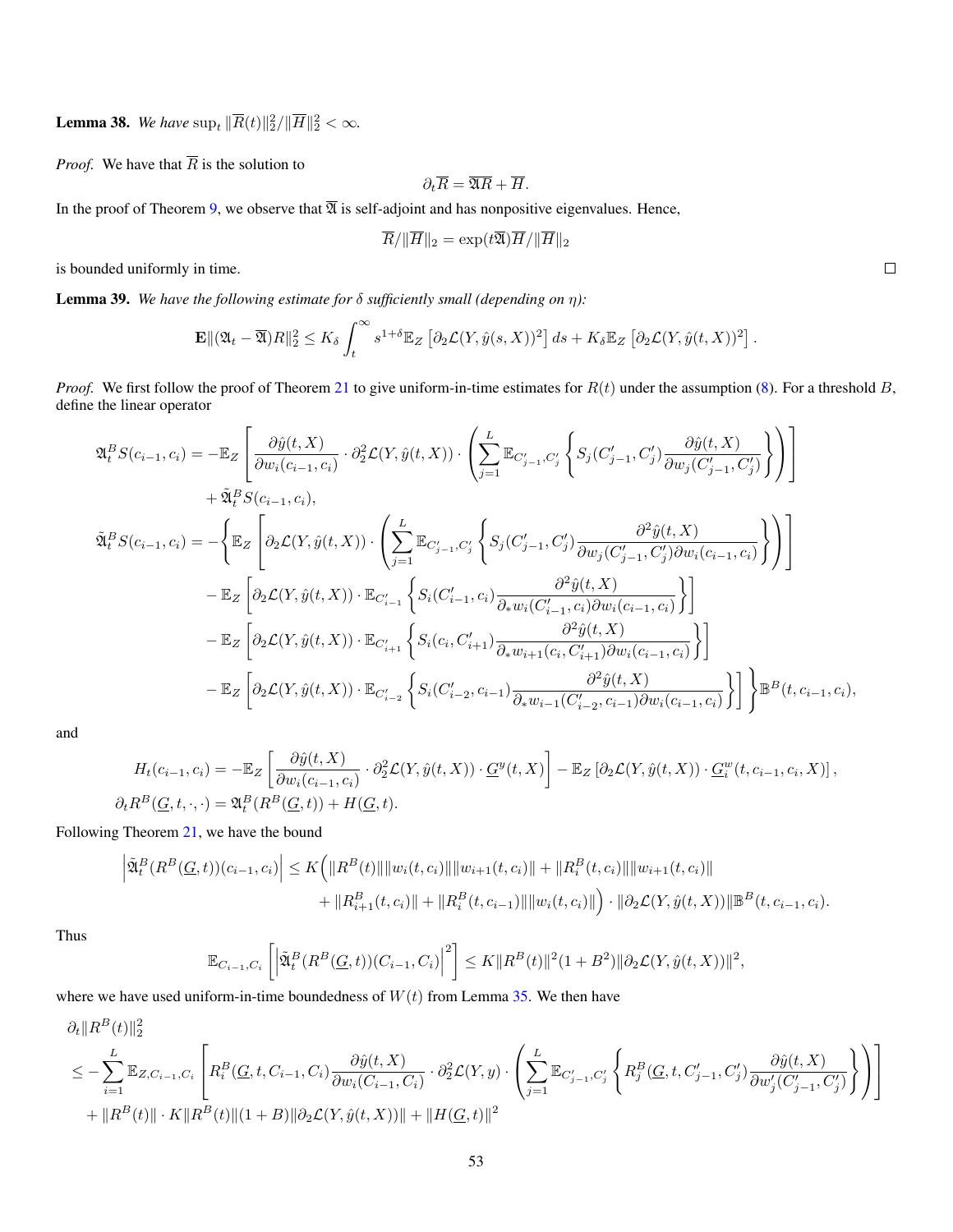**Lemma 38.** *We have* $\sup_t \|\overline{R}(t)\|_2^2/\|\overline{H}\|_2^2 < \infty$.

*Proof.* We have that $\overline{R}$ is the solution to

$$\partial_t \overline{R} = \overline{\mathfrak{A}}\overline{R} + \overline{H}.$$

In the proof of Theorem 9, we observe that $\overline{\mathfrak{A}}$ is self-adjoint and has nonpositive eigenvalues. Hence,

$$\overline{R}/\|\overline{H}\|_2 = \exp(t\overline{\mathfrak{A}})\overline{H}/\|\overline{H}\|_2$$

is bounded uniformly in time. $\square$

**Lemma 39.** *We have the following estimate for $\delta$ sufficiently small (depending on $\eta$):*

$$\mathbf{E}\|(\mathfrak{A}_t - \overline{\mathfrak{A}})R\|_2^2 \leq K_\delta \int_t^\infty s^{1+\delta} \mathbb{E}_Z \left[\partial_2 \mathcal{L}(Y, \hat{y}(s,X))^2\right] ds + K_\delta \mathbb{E}_Z \left[\partial_2 \mathcal{L}(Y, \hat{y}(t,X))^2\right].$$

*Proof.* We first follow the proof of Theorem 21 to give uniform-in-time estimates for $R(t)$ under the assumption (8). For a threshold $B$, define the linear operator

$$\begin{aligned}
\mathfrak{A}_t^B S(c_{i-1}, c_i) &= -\mathbb{E}_Z \left[ \frac{\partial \hat{y}(t,X)}{\partial w_i(c_{i-1}, c_i)} \cdot \partial_2^2 \mathcal{L}(Y, \hat{y}(t,X)) \cdot \left( \sum_{j=1}^L \mathbb{E}_{C'_{j-1}, C'_j} \left\{ S_j(C'_{j-1}, C'_j) \frac{\partial \hat{y}(t,X)}{\partial w_j(C'_{j-1}, C'_j)} \right\} \right) \right] \\
&\quad + \tilde{\mathfrak{A}}_t^B S(c_{i-1}, c_i), \\
\tilde{\mathfrak{A}}_t^B S(c_{i-1}, c_i) &= -\Bigg\{ \mathbb{E}_Z \left[ \partial_2 \mathcal{L}(Y, \hat{y}(t,X)) \cdot \left( \sum_{j=1}^L \mathbb{E}_{C'_{j-1}, C'_j} \left\{ S_j(C'_{j-1}, C'_j) \frac{\partial^2 \hat{y}(t,X)}{\partial w_j(C'_{j-1}, C'_j) \partial w_i(c_{i-1}, c_i)} \right\} \right) \right] \\
&\quad - \mathbb{E}_Z \left[ \partial_2 \mathcal{L}(Y, \hat{y}(t,X)) \cdot \mathbb{E}_{C'_{i-1}} \left\{ S_i(C'_{i-1}, c_i) \frac{\partial^2 \hat{y}(t,X)}{\partial_* w_i(C'_{i-1}, c_i) \partial w_i(c_{i-1}, c_i)} \right\} \right] \\
&\quad - \mathbb{E}_Z \left[ \partial_2 \mathcal{L}(Y, \hat{y}(t,X)) \cdot \mathbb{E}_{C'_{i+1}} \left\{ S_i(c_i, C'_{i+1}) \frac{\partial^2 \hat{y}(t,X)}{\partial_* w_{i+1}(c_i, C'_{i+1}) \partial w_i(c_{i-1}, c_i)} \right\} \right] \\
&\quad - \mathbb{E}_Z \left[ \partial_2 \mathcal{L}(Y, \hat{y}(t,X)) \cdot \mathbb{E}_{C'_{i-2}} \left\{ S_i(C'_{i-2}, c_{i-1}) \frac{\partial^2 \hat{y}(t,X)}{\partial_* w_{i-1}(C'_{i-2}, c_{i-1}) \partial w_i(c_{i-1}, c_i)} \right\} \right] \Bigg\} \mathbb{B}^B(t, c_{i-1}, c_i),
\end{aligned}$$

and

$$\begin{aligned}
H_t(c_{i-1}, c_i) &= -\mathbb{E}_Z \left[ \frac{\partial \hat{y}(t,X)}{\partial w_i(c_{i-1}, c_i)} \cdot \partial_2^2 \mathcal{L}(Y, \hat{y}(t,X)) \cdot \underline{G}^y(t,X) \right] - \mathbb{E}_Z \left[ \partial_2 \mathcal{L}(Y, \hat{y}(t,X)) \cdot \underline{G}_i^w(t, c_{i-1}, c_i, X) \right], \\
\partial_t R^B(\underline{G}, t, \cdot, \cdot) &= \mathfrak{A}_t^B(R^B(\underline{G}, t)) + H(\underline{G}, t).
\end{aligned}$$

Following Theorem 21, we have the bound

$$\begin{aligned}
\left| \tilde{\mathfrak{A}}_t^B (R^B(\underline{G}, t))(c_{i-1}, c_i) \right| &\leq K \Big( \|R^B(t)\| \|w_i(t, c_i)\| \|w_{i+1}(t, c_i)\| + \|R_i^B(t, c_i)\| \|w_{i+1}(t, c_i)\| \\
&\quad + \|R_{i+1}^B(t, c_i)\| + \|R_i^B(t, c_{i-1})\| \|w_i(t, c_i)\| \Big) \cdot \|\partial_2 \mathcal{L}(Y, \hat{y}(t,X))\| \mathbb{B}^B(t, c_{i-1}, c_i).
\end{aligned}$$

Thus

$$\mathbb{E}_{C_{i-1}, C_i} \left[ \left| \tilde{\mathfrak{A}}_t^B (R^B(\underline{G}, t))(C_{i-1}, C_i) \right|^2 \right] \leq K \|R^B(t)\|^2 (1 + B^2) \|\partial_2 \mathcal{L}(Y, \hat{y}(t,X))\|^2,$$

where we have used uniform-in-time boundedness of $W(t)$ from Lemma 35. We then have

$$\begin{aligned}
&\partial_t \|R^B(t)\|_2^2 \\
&\leq -\sum_{i=1}^L \mathbb{E}_{Z, C_{i-1}, C_i} \left[ R_i^B(\underline{G}, t, C_{i-1}, C_i) \frac{\partial \hat{y}(t,X)}{\partial w_i(C_{i-1}, C_i)} \cdot \partial_2^2 \mathcal{L}(Y, y) \cdot \left( \sum_{j=1}^L \mathbb{E}_{C'_{j-1}, C'_j} \left\{ R_j^B(\underline{G}, t, C'_{j-1}, C'_j) \frac{\partial \hat{y}(t,X)}{\partial w'_j(C'_{j-1}, C'_j)} \right\} \right) \right] \\
&\quad + \|R^B(t)\| \cdot K \|R^B(t)\| (1 + B) \|\partial_2 \mathcal{L}(Y, \hat{y}(t,X))\| + \|H(\underline{G}, t)\|^2
\end{aligned}$$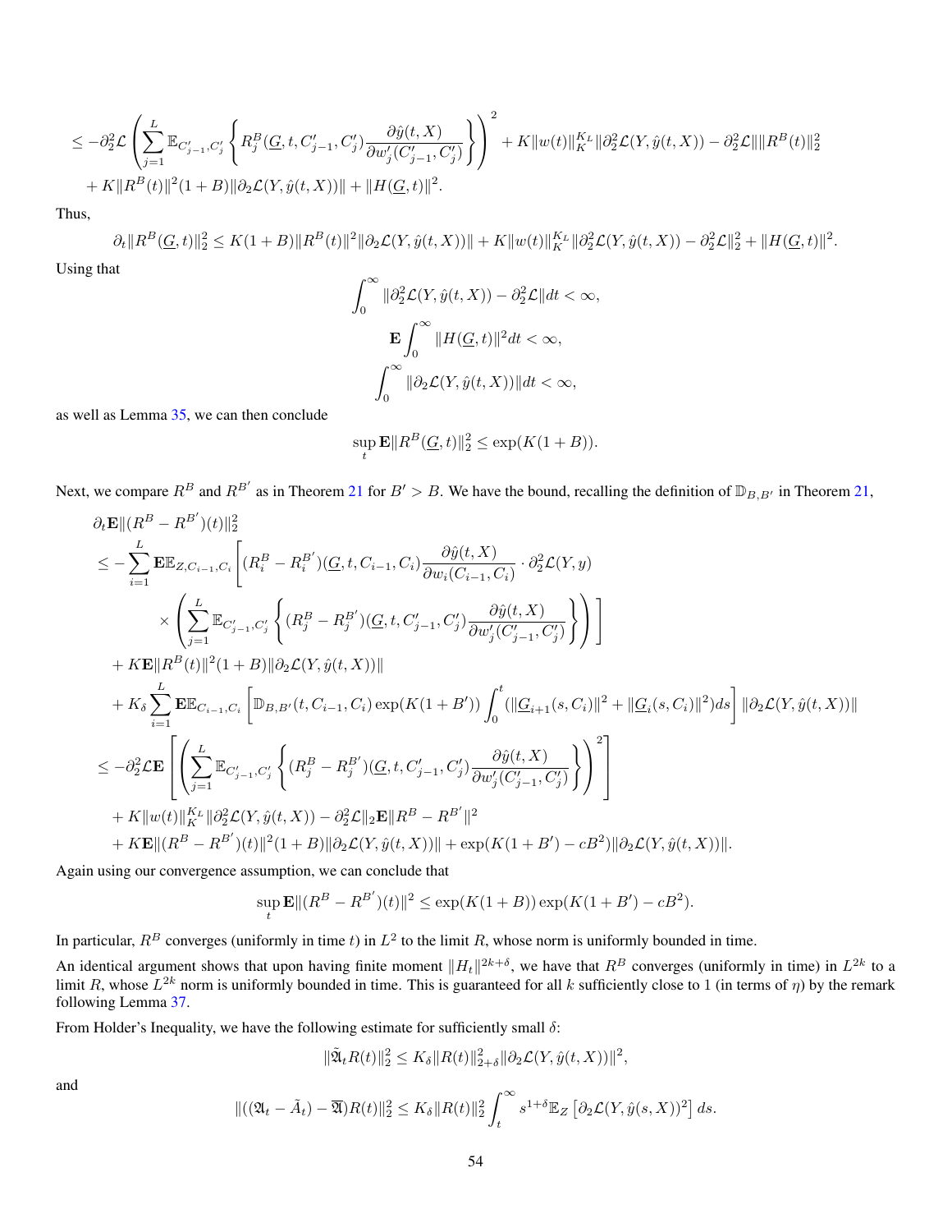$$
\leq -\partial_2^2 \mathcal{L} \left( \sum_{j=1}^{L} \mathbb{E}_{C'_{j-1},C'_j} \left\{ R_j^B(\underline{G}, t, C'_{j-1}, C'_j) \frac{\partial \hat{y}(t,X)}{\partial w'_j(C'_{j-1}, C'_j)} \right\} \right)^2 + K\|w(t)\|_K^{K_L} \|\partial_2^2 \mathcal{L}(Y, \hat{y}(t,X)) - \partial_2^2 \mathcal{L}\| \|R^B(t)\|_2^2
$$
$$
+ K\|R^B(t)\|^2(1+B)\|\partial_2 \mathcal{L}(Y, \hat{y}(t,X))\| + \|H(\underline{G}, t)\|^2.
$$

Thus,

$$
\partial_t \|R^B(\underline{G}, t)\|_2^2 \leq K(1+B)\|R^B(t)\|^2 \|\partial_2 \mathcal{L}(Y, \hat{y}(t,X))\| + K\|w(t)\|_K^{K_L} \|\partial_2^2 \mathcal{L}(Y, \hat{y}(t,X)) - \partial_2^2 \mathcal{L}\|_2^2 + \|H(\underline{G}, t)\|^2.
$$

Using that

$$
\int_0^\infty \|\partial_2^2 \mathcal{L}(Y, \hat{y}(t,X)) - \partial_2^2 \mathcal{L}\| dt < \infty,
$$
$$
\mathbf{E} \int_0^\infty \|H(\underline{G}, t)\|^2 dt < \infty,
$$
$$
\int_0^\infty \|\partial_2 \mathcal{L}(Y, \hat{y}(t,X))\| dt < \infty,
$$

as well as Lemma 35, we can then conclude

$$
\sup_t \mathbf{E}\|R^B(\underline{G}, t)\|_2^2 \leq \exp(K(1+B)).
$$

Next, we compare $R^B$ and $R^{B'}$ as in Theorem 21 for $B' > B$. We have the bound, recalling the definition of $\mathbb{D}_{B,B'}$ in Theorem 21,

$$
\begin{aligned}
&\partial_t \mathbf{E}\|(R^B - R^{B'})(t)\|_2^2 \\
&\leq -\sum_{i=1}^{L} \mathbf{E}\mathbb{E}_{Z,C_{i-1},C_i} \Bigg[ (R_i^B - R_i^{B'})(\underline{G}, t, C_{i-1}, C_i) \frac{\partial \hat{y}(t,X)}{\partial w_i(C_{i-1}, C_i)} \cdot \partial_2^2 \mathcal{L}(Y, y) \\
&\qquad \times \left( \sum_{j=1}^{L} \mathbb{E}_{C'_{j-1},C'_j} \left\{ (R_j^B - R_j^{B'})(\underline{G}, t, C'_{j-1}, C'_j) \frac{\partial \hat{y}(t,X)}{\partial w'_j(C'_{j-1}, C'_j)} \right\} \right) \Bigg] \\
&\quad + K\mathbf{E}\|R^B(t)\|^2(1+B)\|\partial_2 \mathcal{L}(Y, \hat{y}(t,X))\| \\
&\quad + K_\delta \sum_{i=1}^{L} \mathbf{E}\mathbb{E}_{C_{i-1},C_i} \left[ \mathbb{D}_{B,B'}(t, C_{i-1}, C_i) \exp(K(1+B')) \int_0^t (\|\underline{G}_{i+1}(s, C_i)\|^2 + \|\underline{G}_i(s, C_i)\|^2) ds \right] \|\partial_2 \mathcal{L}(Y, \hat{y}(t,X))\| \\
&\leq -\partial_2^2 \mathcal{L} \mathbf{E} \left[ \left( \sum_{j=1}^{L} \mathbb{E}_{C'_{j-1},C'_j} \left\{ (R_j^B - R_j^{B'})(\underline{G}, t, C'_{j-1}, C'_j) \frac{\partial \hat{y}(t,X)}{\partial w'_j(C'_{j-1}, C'_j)} \right\} \right)^2 \right] \\
&\quad + K\|w(t)\|_K^{K_L} \|\partial_2^2 \mathcal{L}(Y, \hat{y}(t,X)) - \partial_2^2 \mathcal{L}\|_2 \mathbf{E}\|R^B - R^{B'}\|^2 \\
&\quad + K\mathbf{E}\|(R^B - R^{B'})(t)\|^2(1+B)\|\partial_2 \mathcal{L}(Y, \hat{y}(t,X))\| + \exp(K(1+B') - cB^2)\|\partial_2 \mathcal{L}(Y, \hat{y}(t,X))\|.
\end{aligned}
$$

Again using our convergence assumption, we can conclude that

$$
\sup_t \mathbf{E}\|(R^B - R^{B'})(t)\|^2 \leq \exp(K(1+B)) \exp(K(1+B') - cB^2).
$$

In particular, $R^B$ converges (uniformly in time $t$) in $L^2$ to the limit $R$, whose norm is uniformly bounded in time.

An identical argument shows that upon having finite moment $\|H_t\|^{2k+\delta}$, we have that $R^B$ converges (uniformly in time) in $L^{2k}$ to a limit $R$, whose $L^{2k}$ norm is uniformly bounded in time. This is guaranteed for all $k$ sufficiently close to 1 (in terms of $\eta$) by the remark following Lemma 37.

From Holder's Inequality, we have the following estimate for sufficiently small $\delta$:

$$
\|\tilde{\mathfrak{A}}_t R(t)\|_2^2 \leq K_\delta \|R(t)\|_{2+\delta}^2 \|\partial_2 \mathcal{L}(Y, \hat{y}(t,X))\|^2,
$$

and

$$
\|((\mathfrak{A}_t - \tilde{A}_t) - \overline{\mathfrak{A}})R(t)\|_2^2 \leq K_\delta \|R(t)\|_2^2 \int_t^\infty s^{1+\delta} \mathbb{E}_Z \left[ \partial_2 \mathcal{L}(Y, \hat{y}(s,X))^2 \right] ds.
$$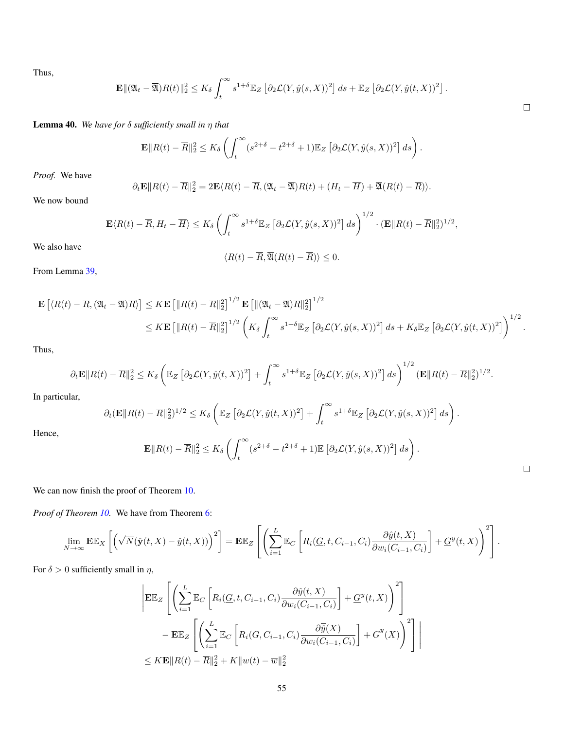Thus,

$$\mathbf{E}\|(\mathfrak{A}_t - \overline{\mathfrak{A}})R(t)\|_2^2 \leq K_\delta \int_t^\infty s^{1+\delta}\mathbb{E}_Z\left[\partial_2\mathcal{L}(Y,\hat{y}(s,X))^2\right] ds + \mathbb{E}_Z\left[\partial_2\mathcal{L}(Y,\hat{y}(t,X))^2\right].$$

□

**Lemma 40.** *We have for $\delta$ sufficiently small in $\eta$ that*

$$\mathbf{E}\|R(t) - \overline{R}\|_2^2 \leq K_\delta \left(\int_t^\infty (s^{2+\delta} - t^{2+\delta} + 1)\mathbb{E}_Z\left[\partial_2\mathcal{L}(Y,\hat{y}(s,X))^2\right] ds\right).$$

*Proof.* We have

$$\partial_t \mathbf{E}\|R(t) - \overline{R}\|_2^2 = 2\mathbf{E}\langle R(t) - \overline{R}, (\mathfrak{A}_t - \overline{\mathfrak{A}})R(t) + (H_t - \overline{H}) + \overline{\mathfrak{A}}(R(t) - \overline{R})\rangle.$$

We now bound

$$\mathbf{E}\langle R(t) - \overline{R}, H_t - \overline{H}\rangle \leq K_\delta \left(\int_t^\infty s^{1+\delta}\mathbb{E}_Z\left[\partial_2\mathcal{L}(Y,\hat{y}(s,X))^2\right] ds\right)^{1/2} \cdot (\mathbf{E}\|R(t) - \overline{R}\|_2^2)^{1/2},$$

We also have

$$\langle R(t) - \overline{R}, \overline{\mathfrak{A}}(R(t) - \overline{R})\rangle \leq 0.$$

From Lemma 39,

$$\begin{aligned}
\mathbf{E}\left[\langle R(t) - \overline{R}, (\mathfrak{A}_t - \overline{\mathfrak{A}})\overline{R}\rangle\right] &\leq K\mathbf{E}\left[\|R(t) - \overline{R}\|_2^2\right]^{1/2} \mathbf{E}\left[\|(\mathfrak{A}_t - \overline{\mathfrak{A}})\overline{R}\|_2^2\right]^{1/2} \\
&\leq K\mathbf{E}\left[\|R(t) - \overline{R}\|_2^2\right]^{1/2} \left(K_\delta \int_t^\infty s^{1+\delta}\mathbb{E}_Z\left[\partial_2\mathcal{L}(Y,\hat{y}(s,X))^2\right] ds + K_\delta\mathbb{E}_Z\left[\partial_2\mathcal{L}(Y,\hat{y}(t,X))^2\right]\right)^{1/2}.
\end{aligned}$$

Thus,

$$\partial_t \mathbf{E}\|R(t) - \overline{R}\|_2^2 \leq K_\delta \left(\mathbb{E}_Z\left[\partial_2\mathcal{L}(Y,\hat{y}(t,X))^2\right] + \int_t^\infty s^{1+\delta}\mathbb{E}_Z\left[\partial_2\mathcal{L}(Y,\hat{y}(s,X))^2\right] ds\right)^{1/2} (\mathbf{E}\|R(t) - \overline{R}\|_2^2)^{1/2}.$$

In particular,

$$\partial_t (\mathbf{E}\|R(t) - \overline{R}\|_2^2)^{1/2} \leq K_\delta \left(\mathbb{E}_Z\left[\partial_2\mathcal{L}(Y,\hat{y}(t,X))^2\right] + \int_t^\infty s^{1+\delta}\mathbb{E}_Z\left[\partial_2\mathcal{L}(Y,\hat{y}(s,X))^2\right] ds\right).$$

Hence,

$$\mathbf{E}\|R(t) - \overline{R}\|_2^2 \leq K_\delta \left(\int_t^\infty (s^{2+\delta} - t^{2+\delta} + 1)\mathbb{E}\left[\partial_2\mathcal{L}(Y,\hat{y}(s,X))^2\right] ds\right).$$

□

We can now finish the proof of Theorem 10.

*Proof of Theorem 10.* We have from Theorem 6:

$$\lim_{N\to\infty} \mathbf{E}\mathbb{E}_X\left[\left(\sqrt{N}(\hat{\mathbf{y}}(t,X) - \hat{y}(t,X))\right)^2\right] = \mathbf{E}\mathbb{E}_Z\left[\left(\sum_{i=1}^L \mathbb{E}_C\left[R_i(\underline{G},t,C_{i-1},C_i)\frac{\partial\hat{y}(t,X)}{\partial w_i(C_{i-1},C_i)}\right] + \underline{G}^y(t,X)\right)^2\right].$$

For $\delta > 0$ sufficiently small in $\eta$,

$$\begin{aligned}
&\Bigg|\mathbf{E}\mathbb{E}_Z\left[\left(\sum_{i=1}^L \mathbb{E}_C\left[R_i(\underline{G},t,C_{i-1},C_i)\frac{\partial\hat{y}(t,X)}{\partial w_i(C_{i-1},C_i)}\right] + \underline{G}^y(t,X)\right)^2\right] \\
&\qquad - \mathbf{E}\mathbb{E}_Z\left[\left(\sum_{i=1}^L \mathbb{E}_C\left[\overline{R}_i(\overline{G},C_{i-1},C_i)\frac{\partial\overline{\hat{y}}(X)}{\partial w_i(C_{i-1},C_i)}\right] + \overline{G}^y(X)\right)^2\right]\Bigg| \\
&\leq K\mathbf{E}\|R(t) - \overline{R}\|_2^2 + K\|w(t) - \overline{w}\|_2^2
\end{aligned}$$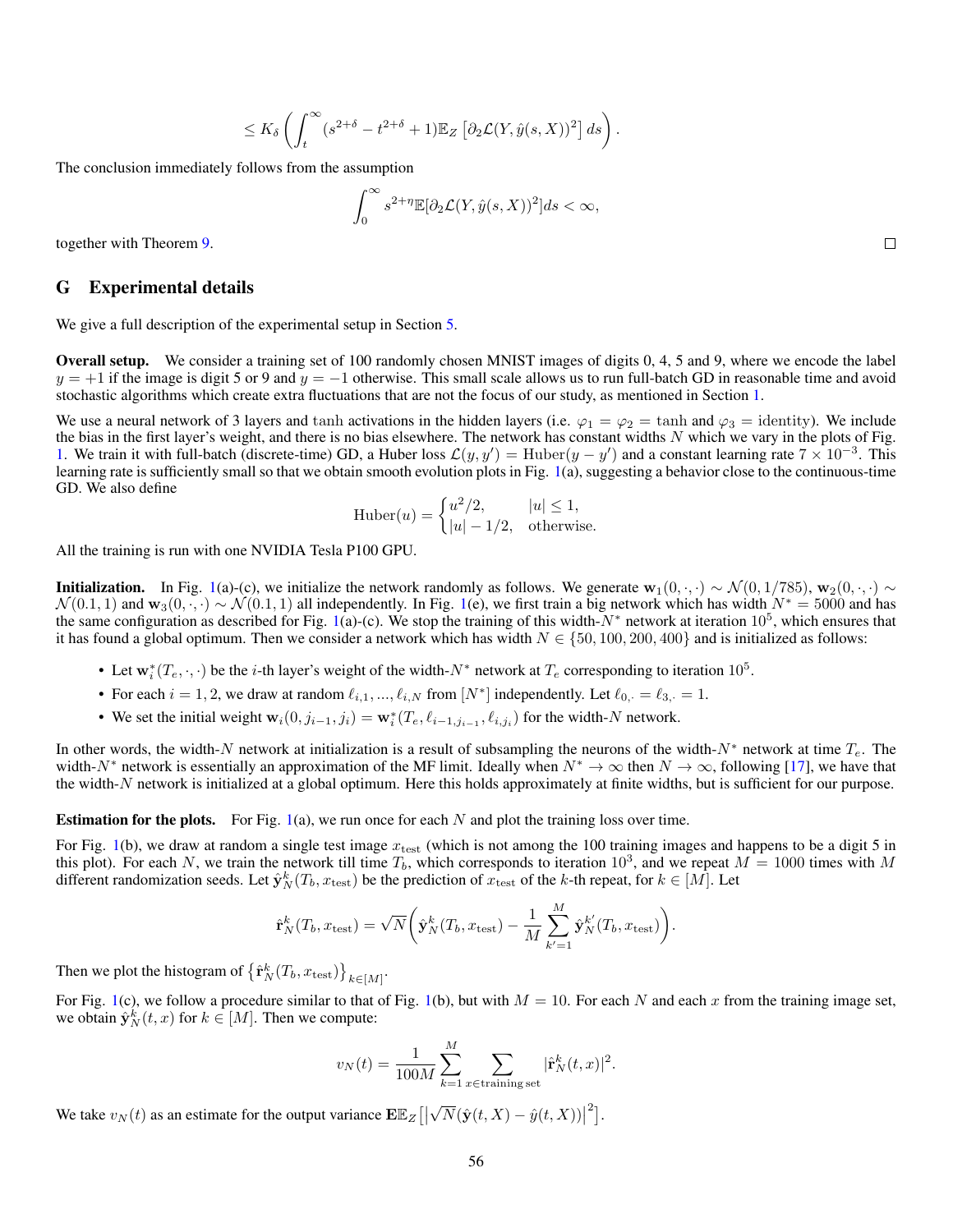$$\leq K_\delta \left( \int_t^\infty (s^{2+\delta} - t^{2+\delta} + 1) \mathbb{E}_Z \left[ \partial_2 \mathcal{L}(Y, \hat{y}(s, X))^2 \right] ds \right).$$

The conclusion immediately follows from the assumption

$$\int_0^\infty s^{2+\eta} \mathbb{E}[\partial_2 \mathcal{L}(Y, \hat{y}(s, X))^2] ds < \infty,$$

together with Theorem 9. $\square$

# G Experimental details

We give a full description of the experimental setup in Section 5.

**Overall setup.** We consider a training set of 100 randomly chosen MNIST images of digits 0, 4, 5 and 9, where we encode the label $y = +1$ if the image is digit 5 or 9 and $y = -1$ otherwise. This small scale allows us to run full-batch GD in reasonable time and avoid stochastic algorithms which create extra fluctuations that are not the focus of our study, as mentioned in Section 1.

We use a neural network of 3 layers and $\tanh$ activations in the hidden layers (i.e. $\varphi_1 = \varphi_2 = \tanh$ and $\varphi_3 = \text{identity}$). We include the bias in the first layer's weight, and there is no bias elsewhere. The network has constant widths $N$ which we vary in the plots of Fig. 1. We train it with full-batch (discrete-time) GD, a Huber loss $\mathcal{L}(y, y') = \text{Huber}(y - y')$ and a constant learning rate $7 \times 10^{-3}$. This learning rate is sufficiently small so that we obtain smooth evolution plots in Fig. 1(a), suggesting a behavior close to the continuous-time GD. We also define

$$\text{Huber}(u) = \begin{cases} u^2/2, & |u| \leq 1, \\ |u| - 1/2, & \text{otherwise.} \end{cases}$$

All the training is run with one NVIDIA Tesla P100 GPU.

**Initialization.** In Fig. 1(a)-(c), we initialize the network randomly as follows. We generate $\mathbf{w}_1(0, \cdot, \cdot) \sim \mathcal{N}(0, 1/785)$, $\mathbf{w}_2(0, \cdot, \cdot) \sim \mathcal{N}(0.1, 1)$ and $\mathbf{w}_3(0, \cdot, \cdot) \sim \mathcal{N}(0.1, 1)$ all independently. In Fig. 1(e), we first train a big network which has width $N^* = 5000$ and has the same configuration as described for Fig. 1(a)-(c). We stop the training of this width-$N^*$ network at iteration $10^5$, which ensures that it has found a global optimum. Then we consider a network which has width $N \in \{50, 100, 200, 400\}$ and is initialized as follows:

- Let $\mathbf{w}_i^*(T_e, \cdot, \cdot)$ be the $i$-th layer's weight of the width-$N^*$ network at $T_e$ corresponding to iteration $10^5$.
- For each $i = 1, 2$, we draw at random $\ell_{i,1}, ..., \ell_{i,N}$ from $[N^*]$ independently. Let $\ell_{0,\cdot} = \ell_{3,\cdot} = 1$.
- We set the initial weight $\mathbf{w}_i(0, j_{i-1}, j_i) = \mathbf{w}_i^*(T_e, \ell_{i-1, j_{i-1}}, \ell_{i, j_i})$ for the width-$N$ network.

In other words, the width-$N$ network at initialization is a result of subsampling the neurons of the width-$N^*$ network at time $T_e$. The width-$N^*$ network is essentially an approximation of the MF limit. Ideally when $N^* \to \infty$ then $N \to \infty$, following [17], we have that the width-$N$ network is initialized at a global optimum. Here this holds approximately at finite widths, but is sufficient for our purpose.

**Estimation for the plots.** For Fig. 1(a), we run once for each $N$ and plot the training loss over time.

For Fig. 1(b), we draw at random a single test image $x_{\text{test}}$ (which is not among the 100 training images and happens to be a digit 5 in this plot). For each $N$, we train the network till time $T_b$, which corresponds to iteration $10^3$, and we repeat $M = 1000$ times with $M$ different randomization seeds. Let $\hat{\mathbf{y}}_N^k(T_b, x_{\text{test}})$ be the prediction of $x_{\text{test}}$ of the $k$-th repeat, for $k \in [M]$. Let

$$\hat{\mathbf{r}}_N^k(T_b, x_{\text{test}}) = \sqrt{N} \bigg( \hat{\mathbf{y}}_N^k(T_b, x_{\text{test}}) - \frac{1}{M} \sum_{k'=1}^M \hat{\mathbf{y}}_N^{k'}(T_b, x_{\text{test}}) \bigg).$$

Then we plot the histogram of $\left\{ \hat{\mathbf{r}}_N^k(T_b, x_{\text{test}}) \right\}_{k \in [M]}$.

For Fig. 1(c), we follow a procedure similar to that of Fig. 1(b), but with $M = 10$. For each $N$ and each $x$ from the training image set, we obtain $\hat{\mathbf{y}}_N^k(t, x)$ for $k \in [M]$. Then we compute:

$$v_N(t) = \frac{1}{100M} \sum_{k=1}^M \sum_{x \in \text{training set}} |\hat{\mathbf{r}}_N^k(t, x)|^2.$$

We take $v_N(t)$ as an estimate for the output variance $\mathbf{E}\mathbb{E}_Z \left[ \left| \sqrt{N} (\hat{\mathbf{y}}(t, X) - \hat{y}(t, X)) \right|^2 \right]$.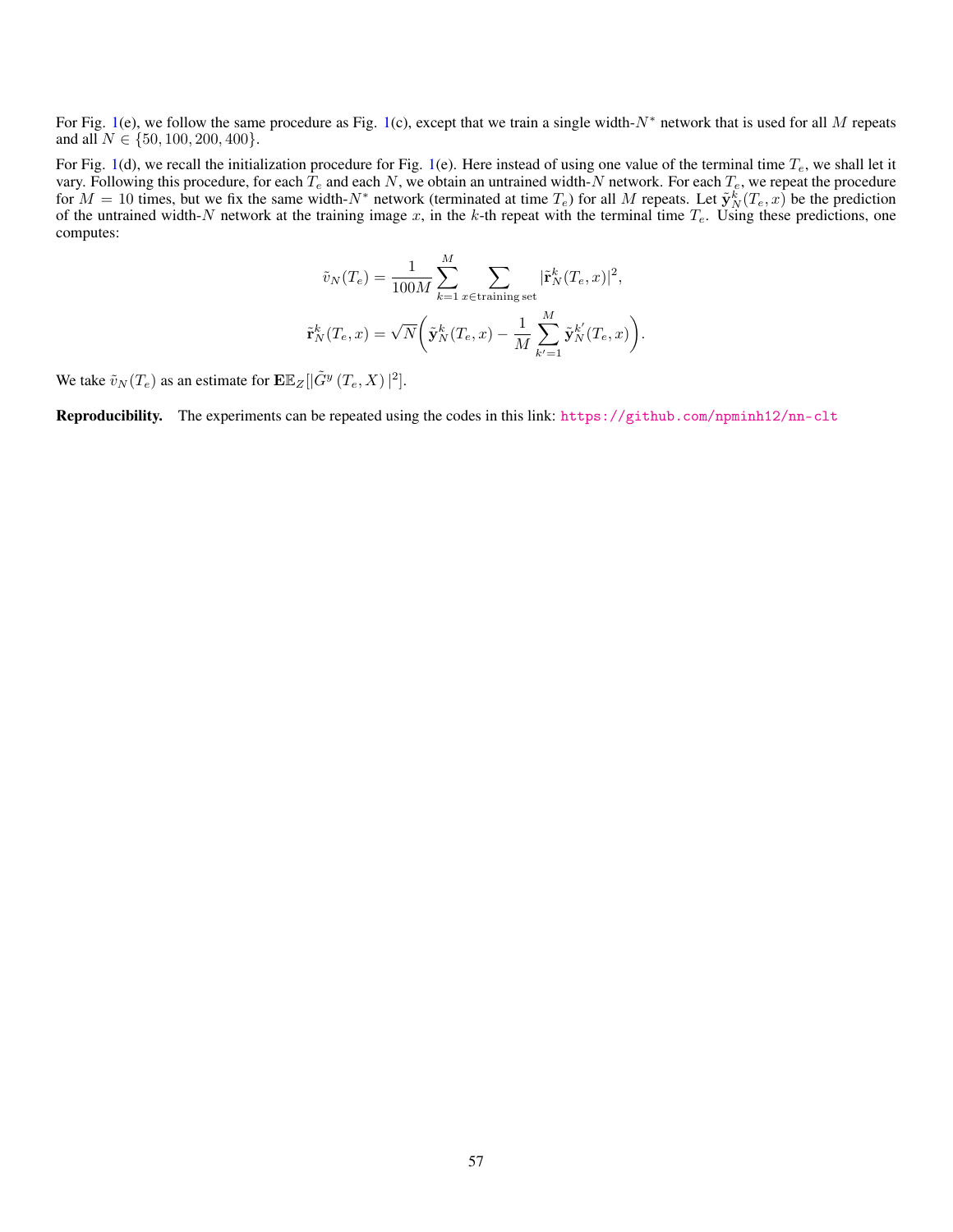For Fig. 1(e), we follow the same procedure as Fig. 1(c), except that we train a single width-$N^*$ network that is used for all $M$ repeats and all $N \in \{50, 100, 200, 400\}$.

For Fig. 1(d), we recall the initialization procedure for Fig. 1(e). Here instead of using one value of the terminal time $T_e$, we shall let it vary. Following this procedure, for each $T_e$ and each $N$, we obtain an untrained width-$N$ network. For each $T_e$, we repeat the procedure for $M = 10$ times, but we fix the same width-$N^*$ network (terminated at time $T_e$) for all $M$ repeats. Let $\tilde{\mathbf{y}}_N^k(T_e, x)$ be the prediction of the untrained width-$N$ network at the training image $x$, in the $k$-th repeat with the terminal time $T_e$. Using these predictions, one computes:

$$\tilde{v}_N(T_e) = \frac{1}{100M} \sum_{k=1}^{M} \sum_{x \in \text{training set}} |\tilde{\mathbf{r}}_N^k(T_e, x)|^2,$$

$$\tilde{\mathbf{r}}_N^k(T_e, x) = \sqrt{N}\bigg(\tilde{\mathbf{y}}_N^k(T_e, x) - \frac{1}{M}\sum_{k'=1}^{M} \tilde{\mathbf{y}}_N^{k'}(T_e, x)\bigg).$$

We take $\tilde{v}_N(T_e)$ as an estimate for $\mathbf{E}\mathbb{E}_Z[|\tilde{G}^y(T_e, X)|^2]$.

**Reproducibility.** The experiments can be repeated using the codes in this link: https://github.com/npminh12/nn-clt